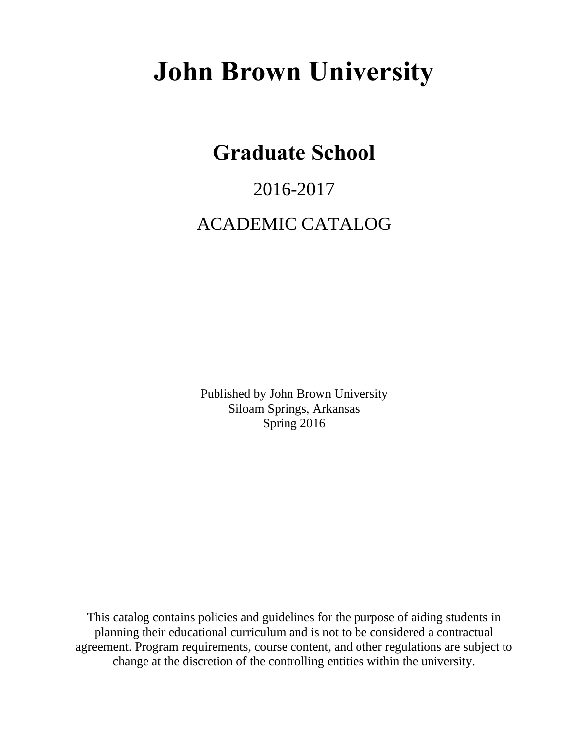# John Brown University

## Graduate School

2016-2017

ACADEMIC CATALOG

Published by John Brown University
Siloam Springs, Arkansas
Spring 2016

This catalog contains policies and guidelines for the purpose of aiding students in planning their educational curriculum and is not to be considered a contractual agreement. Program requirements, course content, and other regulations are subject to change at the discretion of the controlling entities within the university.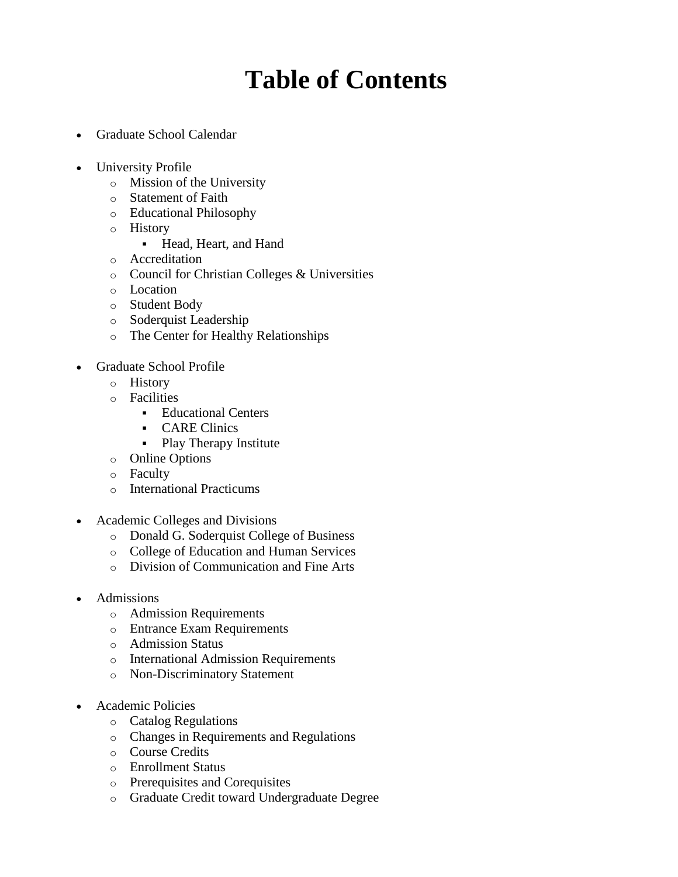# Table of Contents

- Graduate School Calendar

- University Profile
    - Mission of the University
    - Statement of Faith
    - Educational Philosophy
    - History
        - Head, Heart, and Hand
    - Accreditation
    - Council for Christian Colleges & Universities
    - Location
    - Student Body
    - Soderquist Leadership
    - The Center for Healthy Relationships

- Graduate School Profile
    - History
    - Facilities
        - Educational Centers
        - CARE Clinics
        - Play Therapy Institute
    - Online Options
    - Faculty
    - International Practicums

- Academic Colleges and Divisions
    - Donald G. Soderquist College of Business
    - College of Education and Human Services
    - Division of Communication and Fine Arts

- Admissions
    - Admission Requirements
    - Entrance Exam Requirements
    - Admission Status
    - International Admission Requirements
    - Non-Discriminatory Statement

- Academic Policies
    - Catalog Regulations
    - Changes in Requirements and Regulations
    - Course Credits
    - Enrollment Status
    - Prerequisites and Corequisites
    - Graduate Credit toward Undergraduate Degree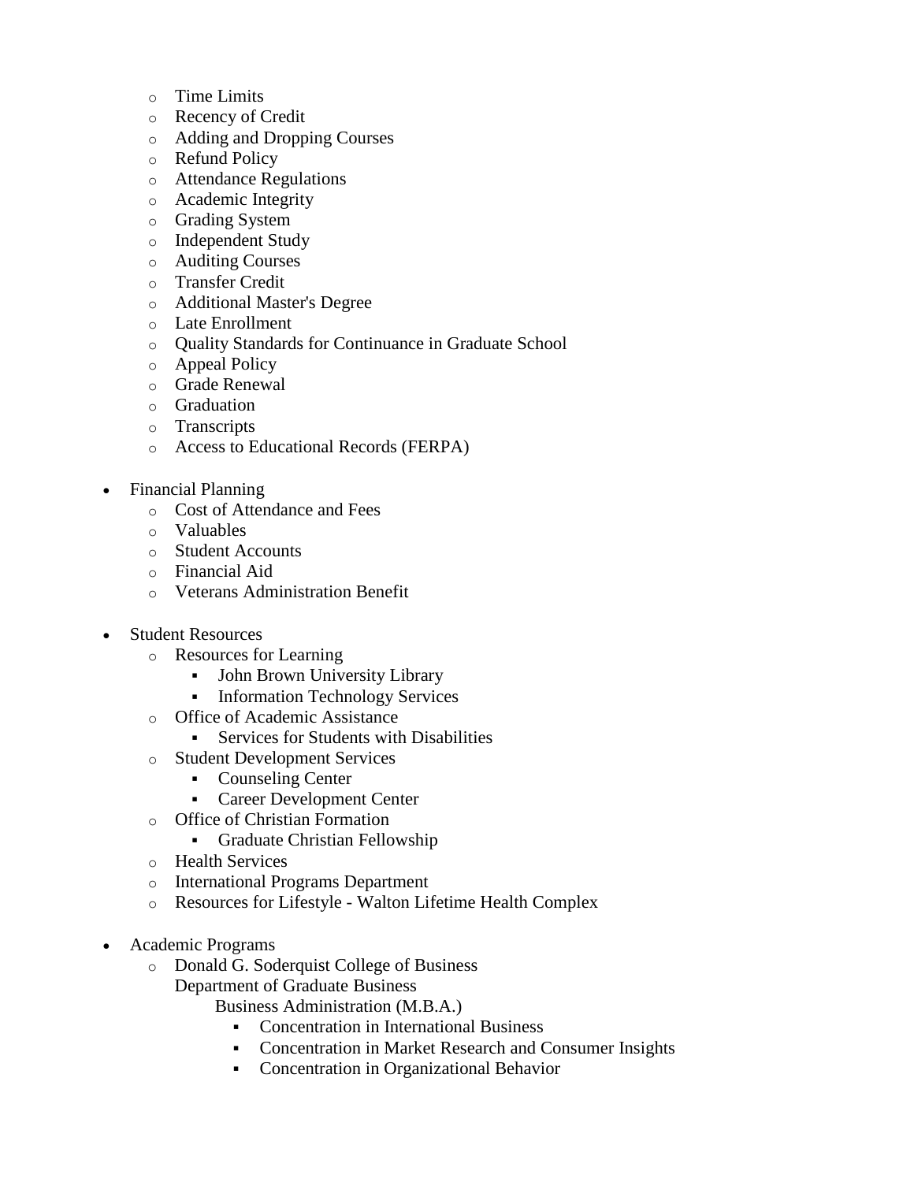- Time Limits
  - Recency of Credit
  - Adding and Dropping Courses
  - Refund Policy
  - Attendance Regulations
  - Academic Integrity
  - Grading System
  - Independent Study
  - Auditing Courses
  - Transfer Credit
  - Additional Master's Degree
  - Late Enrollment
  - Quality Standards for Continuance in Graduate School
  - Appeal Policy
  - Grade Renewal
  - Graduation
  - Transcripts
  - Access to Educational Records (FERPA)

- Financial Planning
  - Cost of Attendance and Fees
  - Valuables
  - Student Accounts
  - Financial Aid
  - Veterans Administration Benefit

- Student Resources
  - Resources for Learning
    - John Brown University Library
    - Information Technology Services
  - Office of Academic Assistance
    - Services for Students with Disabilities
  - Student Development Services
    - Counseling Center
    - Career Development Center
  - Office of Christian Formation
    - Graduate Christian Fellowship
  - Health Services
  - International Programs Department
  - Resources for Lifestyle - Walton Lifetime Health Complex

- Academic Programs
  - Donald G. Soderquist College of Business
    Department of Graduate Business
      Business Administration (M.B.A.)
      - Concentration in International Business
      - Concentration in Market Research and Consumer Insights
      - Concentration in Organizational Behavior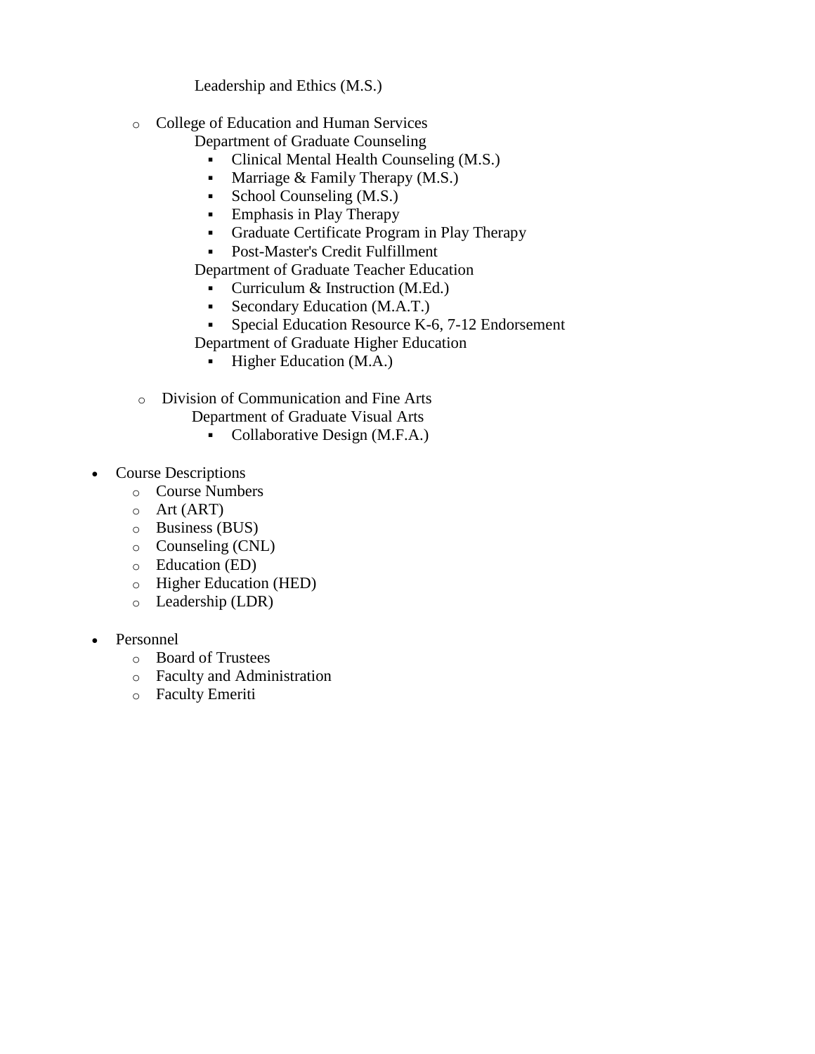- Leadership and Ethics (M.S.)

  - College of Education and Human Services
    - Department of Graduate Counseling
      - Clinical Mental Health Counseling (M.S.)
      - Marriage & Family Therapy (M.S.)
      - School Counseling (M.S.)
      - Emphasis in Play Therapy
      - Graduate Certificate Program in Play Therapy
      - Post-Master's Credit Fulfillment
    - Department of Graduate Teacher Education
      - Curriculum & Instruction (M.Ed.)
      - Secondary Education (M.A.T.)
      - Special Education Resource K-6, 7-12 Endorsement
    - Department of Graduate Higher Education
      - Higher Education (M.A.)

  - Division of Communication and Fine Arts
    - Department of Graduate Visual Arts
      - Collaborative Design (M.F.A.)

- Course Descriptions
  - Course Numbers
  - Art (ART)
  - Business (BUS)
  - Counseling (CNL)
  - Education (ED)
  - Higher Education (HED)
  - Leadership (LDR)

- Personnel
  - Board of Trustees
  - Faculty and Administration
  - Faculty Emeriti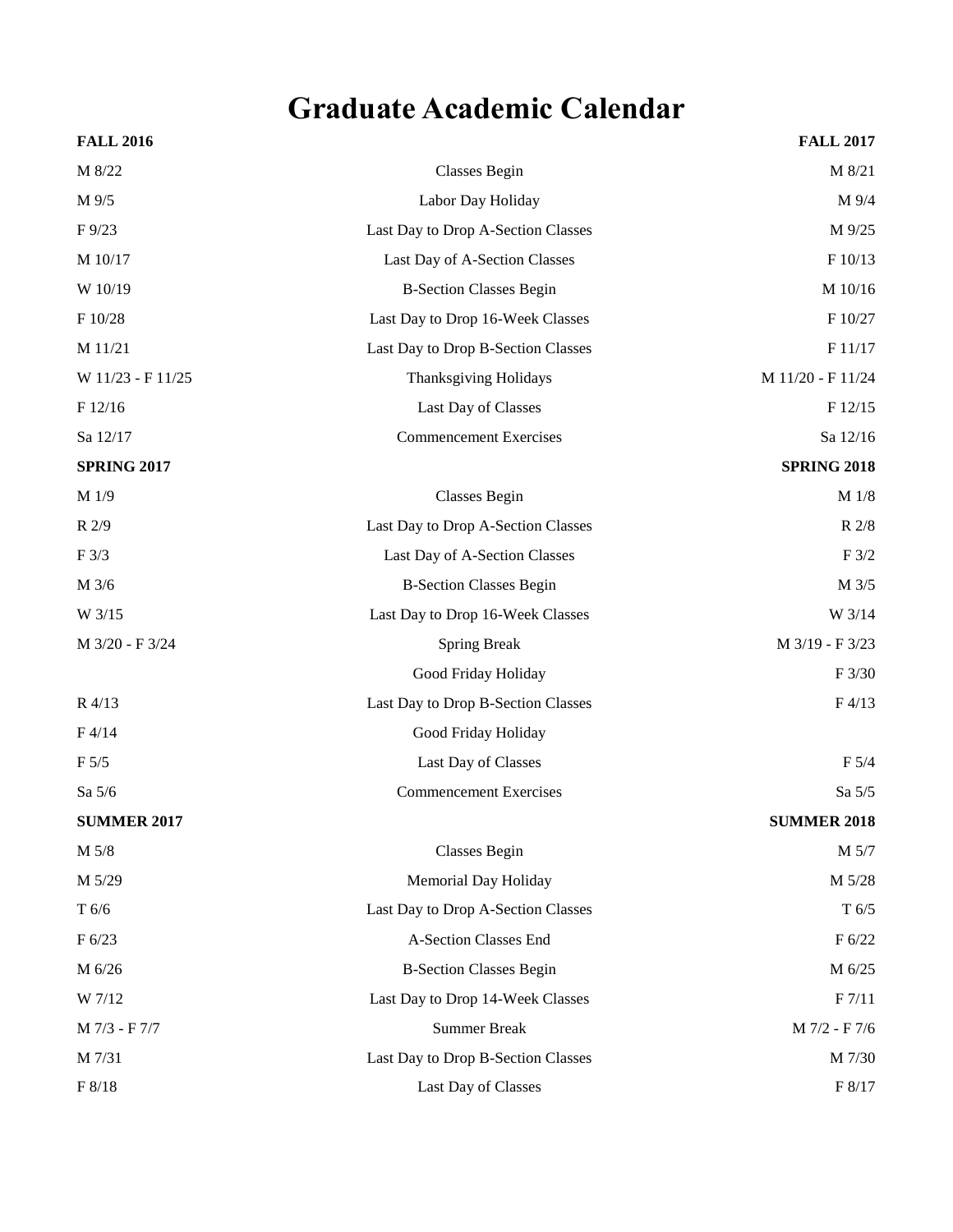# Graduate Academic Calendar

| FALL 2016 | | FALL 2017 |
|---|---|---|
| M 8/22 | Classes Begin | M 8/21 |
| M 9/5 | Labor Day Holiday | M 9/4 |
| F 9/23 | Last Day to Drop A-Section Classes | M 9/25 |
| M 10/17 | Last Day of A-Section Classes | F 10/13 |
| W 10/19 | B-Section Classes Begin | M 10/16 |
| F 10/28 | Last Day to Drop 16-Week Classes | F 10/27 |
| M 11/21 | Last Day to Drop B-Section Classes | F 11/17 |
| W 11/23 - F 11/25 | Thanksgiving Holidays | M 11/20 - F 11/24 |
| F 12/16 | Last Day of Classes | F 12/15 |
| Sa 12/17 | Commencement Exercises | Sa 12/16 |
| **SPRING 2017** | | **SPRING 2018** |
| M 1/9 | Classes Begin | M 1/8 |
| R 2/9 | Last Day to Drop A-Section Classes | R 2/8 |
| F 3/3 | Last Day of A-Section Classes | F 3/2 |
| M 3/6 | B-Section Classes Begin | M 3/5 |
| W 3/15 | Last Day to Drop 16-Week Classes | W 3/14 |
| M 3/20 - F 3/24 | Spring Break | M 3/19 - F 3/23 |
| | Good Friday Holiday | F 3/30 |
| R 4/13 | Last Day to Drop B-Section Classes | F 4/13 |
| F 4/14 | Good Friday Holiday | |
| F 5/5 | Last Day of Classes | F 5/4 |
| Sa 5/6 | Commencement Exercises | Sa 5/5 |
| **SUMMER 2017** | | **SUMMER 2018** |
| M 5/8 | Classes Begin | M 5/7 |
| M 5/29 | Memorial Day Holiday | M 5/28 |
| T 6/6 | Last Day to Drop A-Section Classes | T 6/5 |
| F 6/23 | A-Section Classes End | F 6/22 |
| M 6/26 | B-Section Classes Begin | M 6/25 |
| W 7/12 | Last Day to Drop 14-Week Classes | F 7/11 |
| M 7/3 - F 7/7 | Summer Break | M 7/2 - F 7/6 |
| M 7/31 | Last Day to Drop B-Section Classes | M 7/30 |
| F 8/18 | Last Day of Classes | F 8/17 |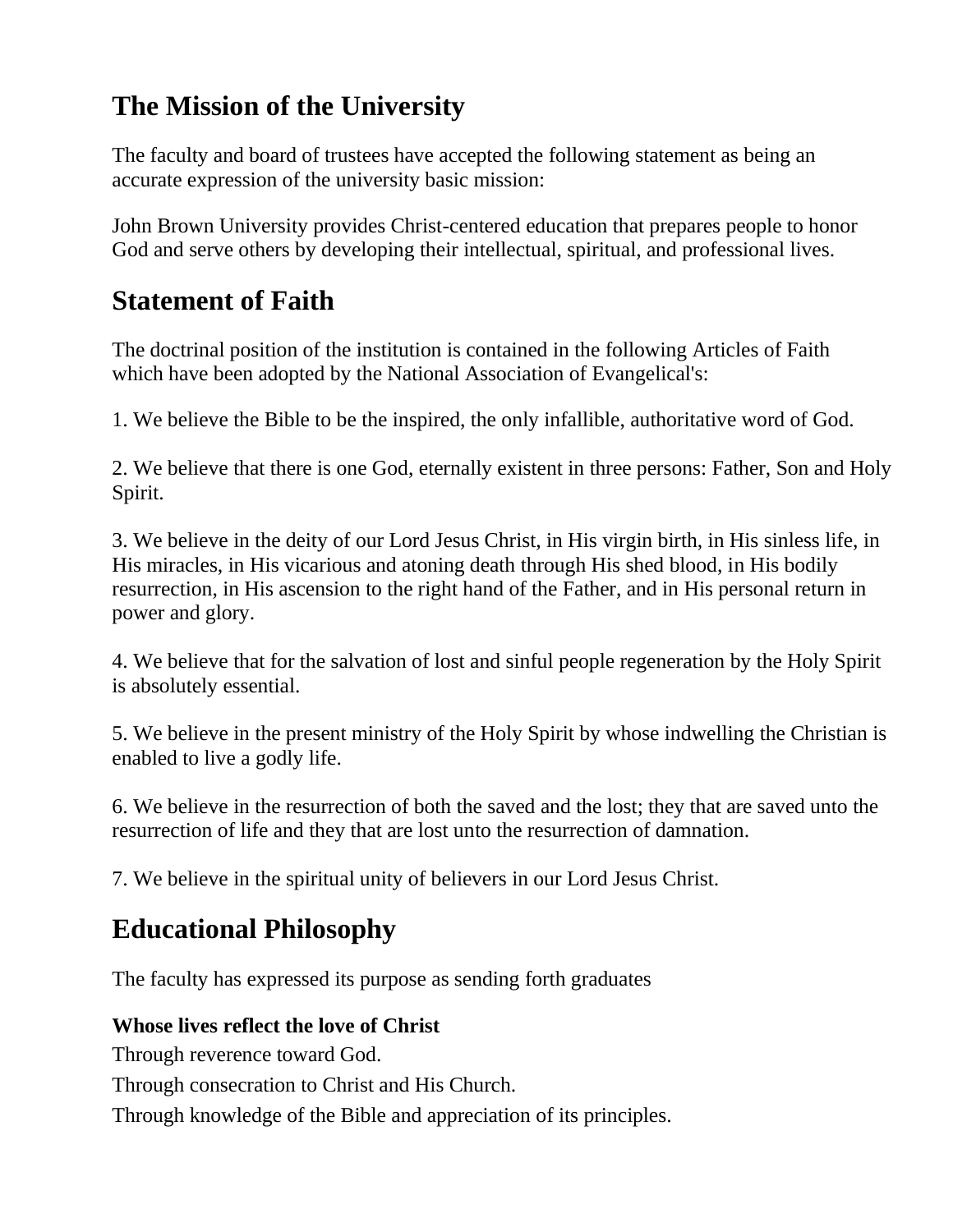## The Mission of the University

The faculty and board of trustees have accepted the following statement as being an accurate expression of the university basic mission:

John Brown University provides Christ-centered education that prepares people to honor God and serve others by developing their intellectual, spiritual, and professional lives.

## Statement of Faith

The doctrinal position of the institution is contained in the following Articles of Faith which have been adopted by the National Association of Evangelical's:

1. We believe the Bible to be the inspired, the only infallible, authoritative word of God.

2. We believe that there is one God, eternally existent in three persons: Father, Son and Holy Spirit.

3. We believe in the deity of our Lord Jesus Christ, in His virgin birth, in His sinless life, in His miracles, in His vicarious and atoning death through His shed blood, in His bodily resurrection, in His ascension to the right hand of the Father, and in His personal return in power and glory.

4. We believe that for the salvation of lost and sinful people regeneration by the Holy Spirit is absolutely essential.

5. We believe in the present ministry of the Holy Spirit by whose indwelling the Christian is enabled to live a godly life.

6. We believe in the resurrection of both the saved and the lost; they that are saved unto the resurrection of life and they that are lost unto the resurrection of damnation.

7. We believe in the spiritual unity of believers in our Lord Jesus Christ.

## Educational Philosophy

The faculty has expressed its purpose as sending forth graduates

**Whose lives reflect the love of Christ**

Through reverence toward God.

Through consecration to Christ and His Church.

Through knowledge of the Bible and appreciation of its principles.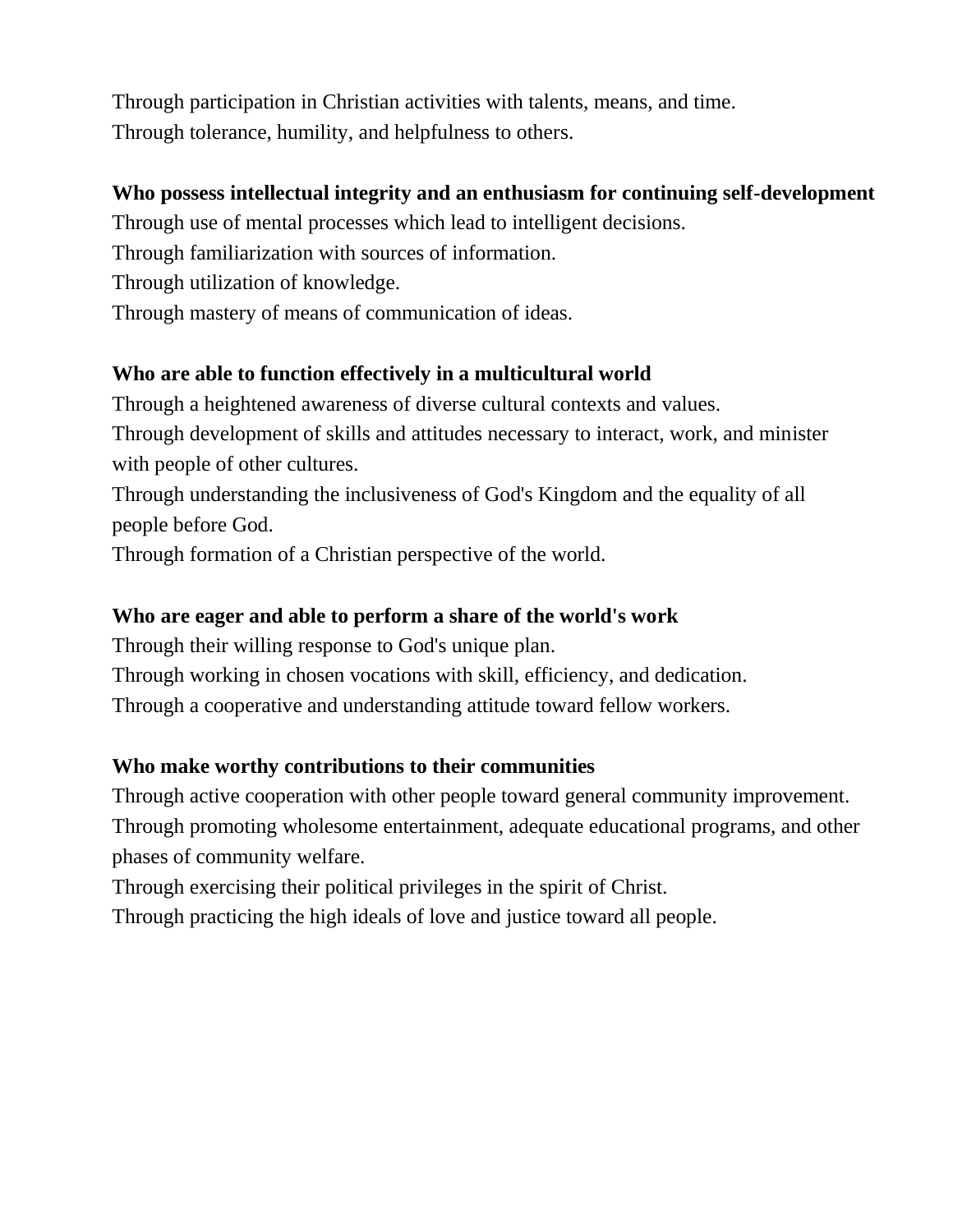Through participation in Christian activities with talents, means, and time.
Through tolerance, humility, and helpfulness to others.

**Who possess intellectual integrity and an enthusiasm for continuing self-development**

Through use of mental processes which lead to intelligent decisions.
Through familiarization with sources of information.
Through utilization of knowledge.
Through mastery of means of communication of ideas.

**Who are able to function effectively in a multicultural world**

Through a heightened awareness of diverse cultural contexts and values.
Through development of skills and attitudes necessary to interact, work, and minister with people of other cultures.
Through understanding the inclusiveness of God's Kingdom and the equality of all people before God.
Through formation of a Christian perspective of the world.

**Who are eager and able to perform a share of the world's work**

Through their willing response to God's unique plan.
Through working in chosen vocations with skill, efficiency, and dedication.
Through a cooperative and understanding attitude toward fellow workers.

**Who make worthy contributions to their communities**

Through active cooperation with other people toward general community improvement.
Through promoting wholesome entertainment, adequate educational programs, and other phases of community welfare.
Through exercising their political privileges in the spirit of Christ.
Through practicing the high ideals of love and justice toward all people.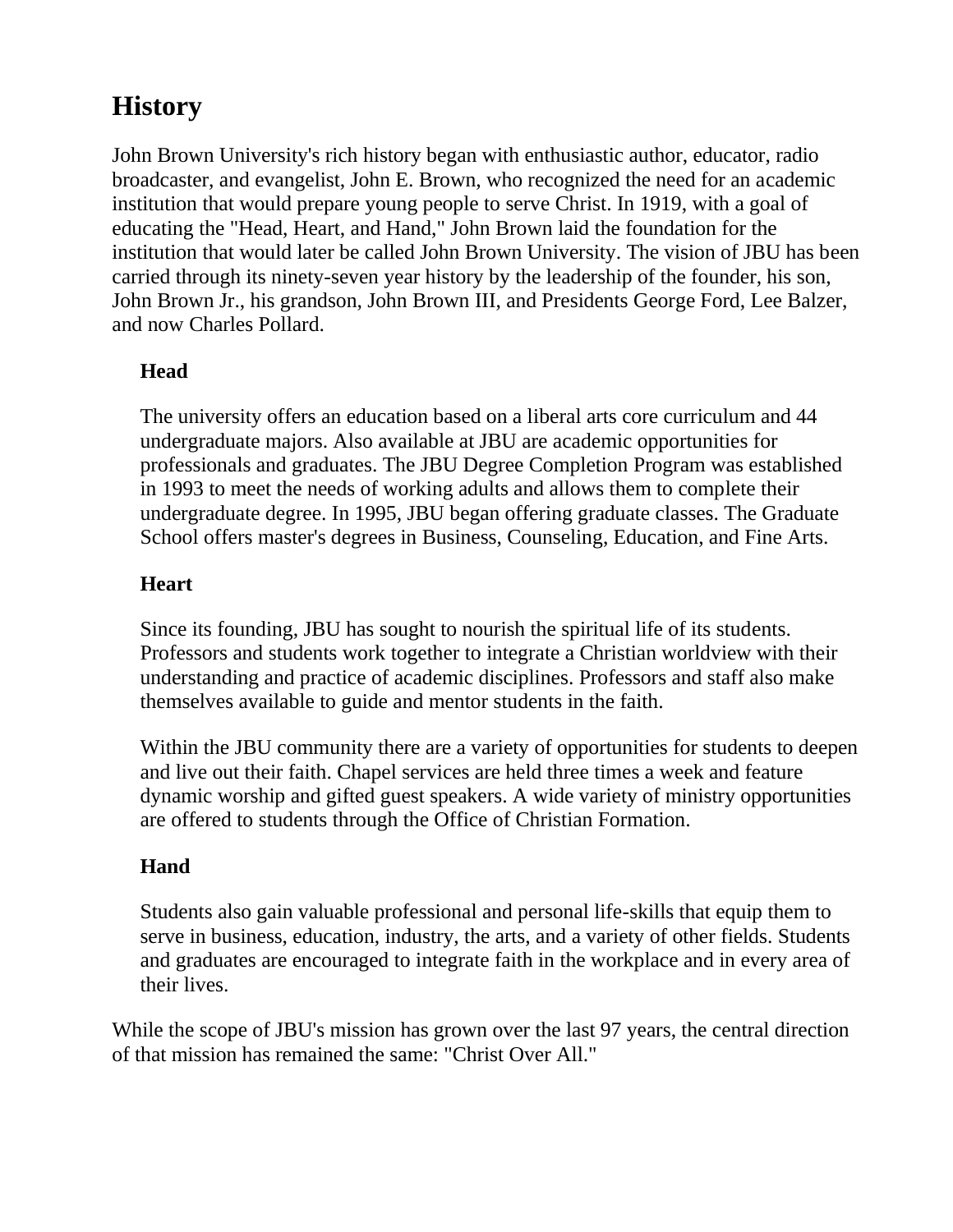# History

John Brown University's rich history began with enthusiastic author, educator, radio broadcaster, and evangelist, John E. Brown, who recognized the need for an academic institution that would prepare young people to serve Christ. In 1919, with a goal of educating the "Head, Heart, and Hand," John Brown laid the foundation for the institution that would later be called John Brown University. The vision of JBU has been carried through its ninety-seven year history by the leadership of the founder, his son, John Brown Jr., his grandson, John Brown III, and Presidents George Ford, Lee Balzer, and now Charles Pollard.

### Head

The university offers an education based on a liberal arts core curriculum and 44 undergraduate majors. Also available at JBU are academic opportunities for professionals and graduates. The JBU Degree Completion Program was established in 1993 to meet the needs of working adults and allows them to complete their undergraduate degree. In 1995, JBU began offering graduate classes. The Graduate School offers master's degrees in Business, Counseling, Education, and Fine Arts.

### Heart

Since its founding, JBU has sought to nourish the spiritual life of its students. Professors and students work together to integrate a Christian worldview with their understanding and practice of academic disciplines. Professors and staff also make themselves available to guide and mentor students in the faith.

Within the JBU community there are a variety of opportunities for students to deepen and live out their faith. Chapel services are held three times a week and feature dynamic worship and gifted guest speakers. A wide variety of ministry opportunities are offered to students through the Office of Christian Formation.

### Hand

Students also gain valuable professional and personal life-skills that equip them to serve in business, education, industry, the arts, and a variety of other fields. Students and graduates are encouraged to integrate faith in the workplace and in every area of their lives.

While the scope of JBU's mission has grown over the last 97 years, the central direction of that mission has remained the same: "Christ Over All."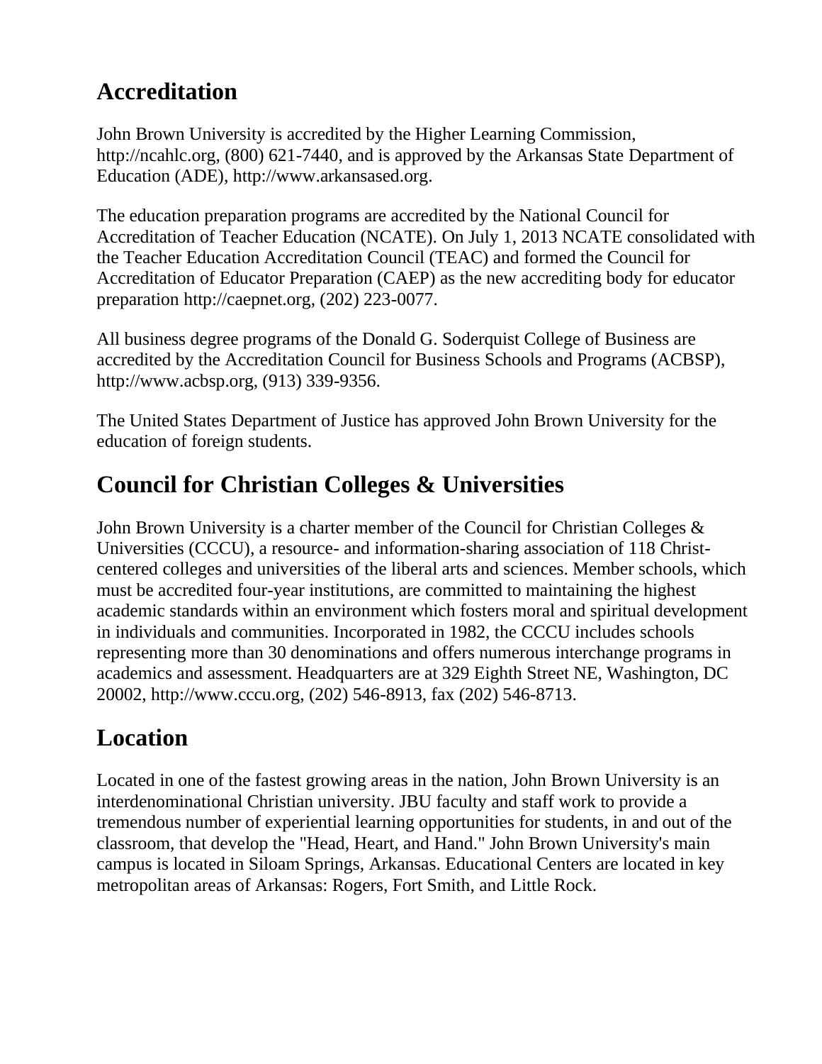## Accreditation

John Brown University is accredited by the Higher Learning Commission, http://ncahlc.org, (800) 621-7440, and is approved by the Arkansas State Department of Education (ADE), http://www.arkansased.org.

The education preparation programs are accredited by the National Council for Accreditation of Teacher Education (NCATE). On July 1, 2013 NCATE consolidated with the Teacher Education Accreditation Council (TEAC) and formed the Council for Accreditation of Educator Preparation (CAEP) as the new accrediting body for educator preparation http://caepnet.org, (202) 223-0077.

All business degree programs of the Donald G. Soderquist College of Business are accredited by the Accreditation Council for Business Schools and Programs (ACBSP), http://www.acbsp.org, (913) 339-9356.

The United States Department of Justice has approved John Brown University for the education of foreign students.

## Council for Christian Colleges & Universities

John Brown University is a charter member of the Council for Christian Colleges & Universities (CCCU), a resource- and information-sharing association of 118 Christ-centered colleges and universities of the liberal arts and sciences. Member schools, which must be accredited four-year institutions, are committed to maintaining the highest academic standards within an environment which fosters moral and spiritual development in individuals and communities. Incorporated in 1982, the CCCU includes schools representing more than 30 denominations and offers numerous interchange programs in academics and assessment. Headquarters are at 329 Eighth Street NE, Washington, DC 20002, http://www.cccu.org, (202) 546-8913, fax (202) 546-8713.

## Location

Located in one of the fastest growing areas in the nation, John Brown University is an interdenominational Christian university. JBU faculty and staff work to provide a tremendous number of experiential learning opportunities for students, in and out of the classroom, that develop the "Head, Heart, and Hand." John Brown University's main campus is located in Siloam Springs, Arkansas. Educational Centers are located in key metropolitan areas of Arkansas: Rogers, Fort Smith, and Little Rock.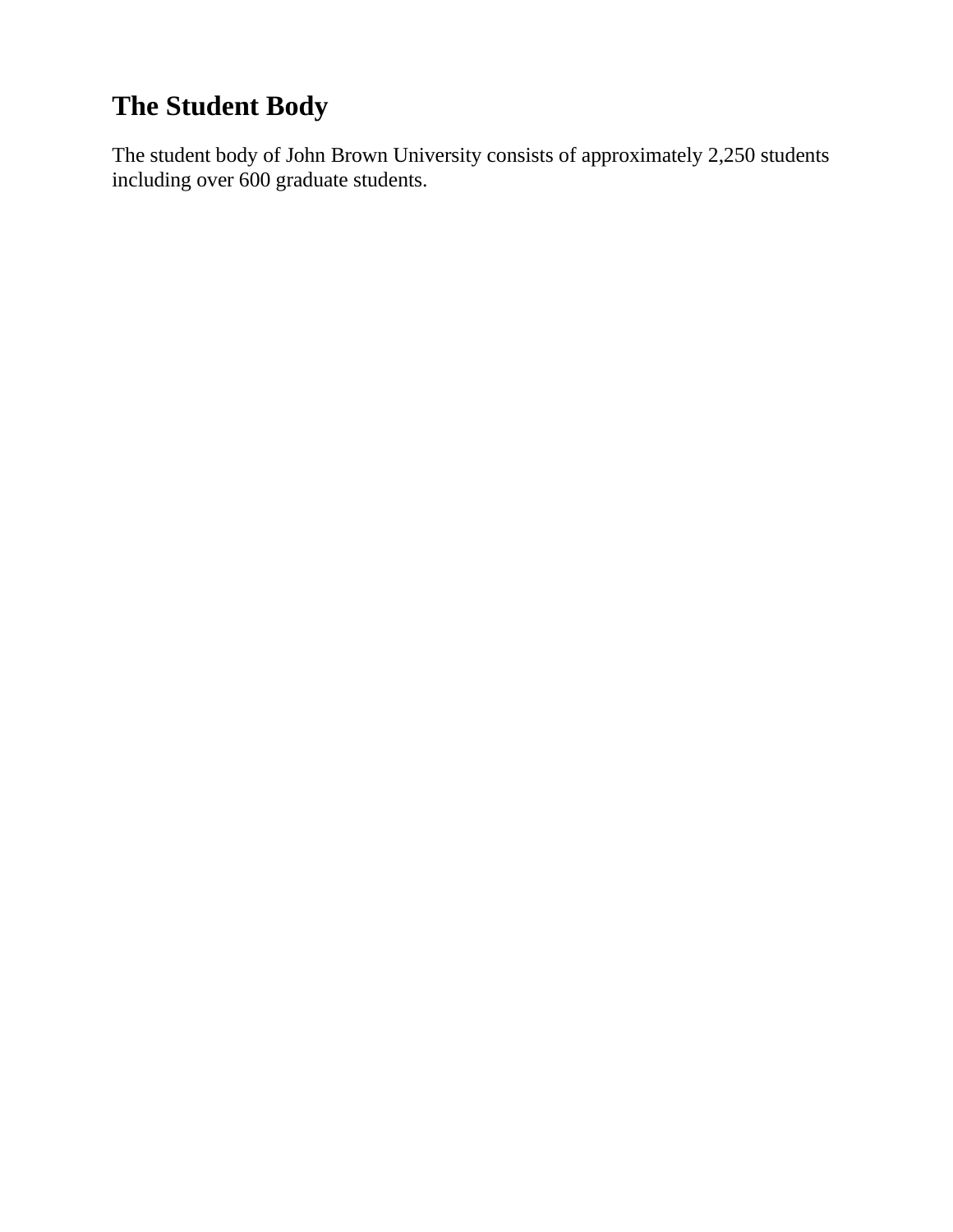## The Student Body

The student body of John Brown University consists of approximately 2,250 students including over 600 graduate students.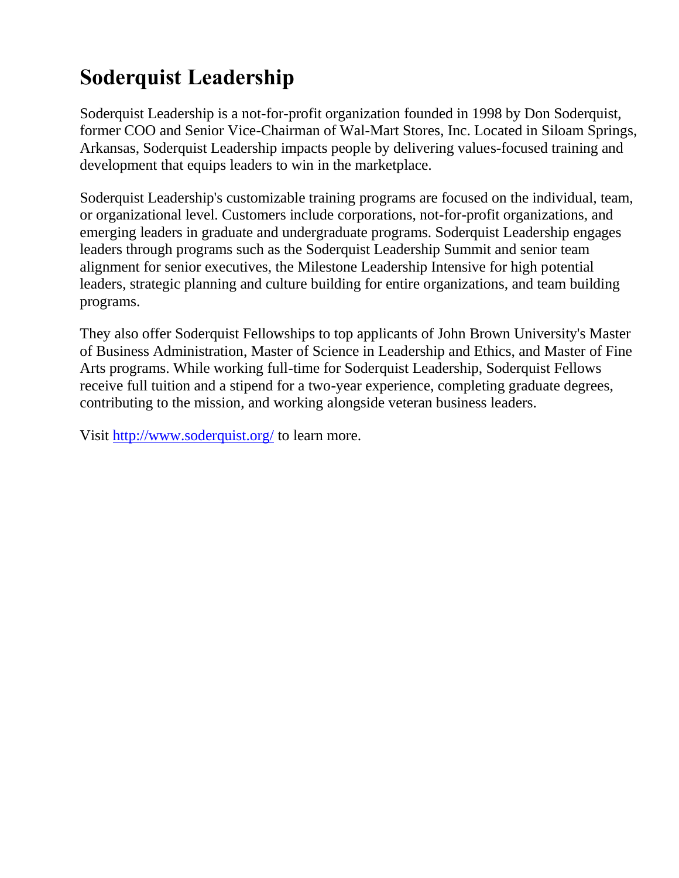# Soderquist Leadership

Soderquist Leadership is a not-for-profit organization founded in 1998 by Don Soderquist, former COO and Senior Vice-Chairman of Wal-Mart Stores, Inc. Located in Siloam Springs, Arkansas, Soderquist Leadership impacts people by delivering values-focused training and development that equips leaders to win in the marketplace.

Soderquist Leadership's customizable training programs are focused on the individual, team, or organizational level. Customers include corporations, not-for-profit organizations, and emerging leaders in graduate and undergraduate programs. Soderquist Leadership engages leaders through programs such as the Soderquist Leadership Summit and senior team alignment for senior executives, the Milestone Leadership Intensive for high potential leaders, strategic planning and culture building for entire organizations, and team building programs.

They also offer Soderquist Fellowships to top applicants of John Brown University's Master of Business Administration, Master of Science in Leadership and Ethics, and Master of Fine Arts programs. While working full-time for Soderquist Leadership, Soderquist Fellows receive full tuition and a stipend for a two-year experience, completing graduate degrees, contributing to the mission, and working alongside veteran business leaders.

Visit [http://www.soderquist.org/](http://www.soderquist.org/) to learn more.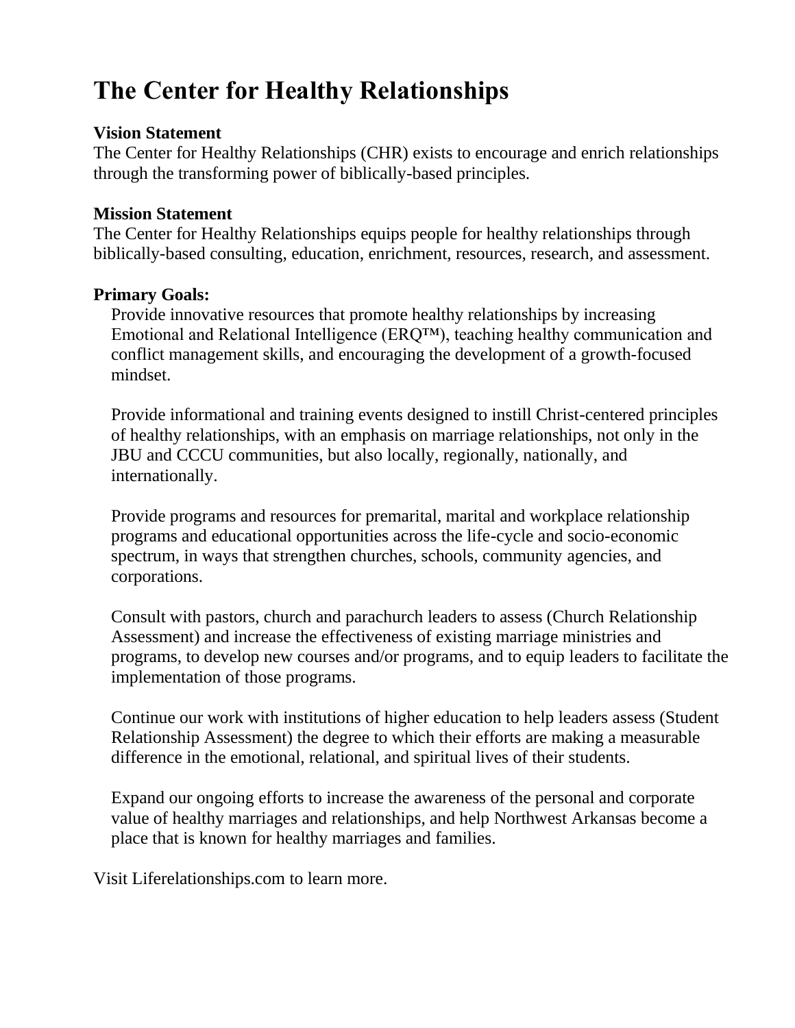# The Center for Healthy Relationships

**Vision Statement**
The Center for Healthy Relationships (CHR) exists to encourage and enrich relationships through the transforming power of biblically-based principles.

**Mission Statement**
The Center for Healthy Relationships equips people for healthy relationships through biblically-based consulting, education, enrichment, resources, research, and assessment.

**Primary Goals:**

Provide innovative resources that promote healthy relationships by increasing Emotional and Relational Intelligence (ERQ™), teaching healthy communication and conflict management skills, and encouraging the development of a growth-focused mindset.

Provide informational and training events designed to instill Christ-centered principles of healthy relationships, with an emphasis on marriage relationships, not only in the JBU and CCCU communities, but also locally, regionally, nationally, and internationally.

Provide programs and resources for premarital, marital and workplace relationship programs and educational opportunities across the life-cycle and socio-economic spectrum, in ways that strengthen churches, schools, community agencies, and corporations.

Consult with pastors, church and parachurch leaders to assess (Church Relationship Assessment) and increase the effectiveness of existing marriage ministries and programs, to develop new courses and/or programs, and to equip leaders to facilitate the implementation of those programs.

Continue our work with institutions of higher education to help leaders assess (Student Relationship Assessment) the degree to which their efforts are making a measurable difference in the emotional, relational, and spiritual lives of their students.

Expand our ongoing efforts to increase the awareness of the personal and corporate value of healthy marriages and relationships, and help Northwest Arkansas become a place that is known for healthy marriages and families.

Visit Liferelationships.com to learn more.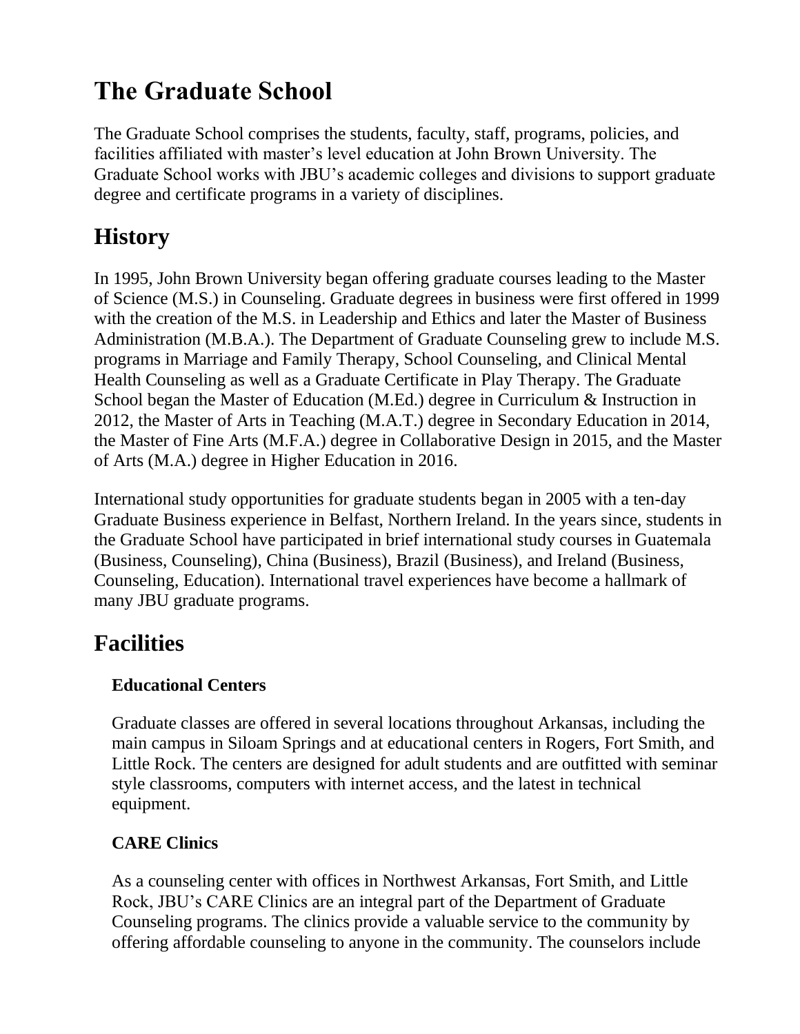# The Graduate School

The Graduate School comprises the students, faculty, staff, programs, policies, and facilities affiliated with master's level education at John Brown University. The Graduate School works with JBU's academic colleges and divisions to support graduate degree and certificate programs in a variety of disciplines.

## History

In 1995, John Brown University began offering graduate courses leading to the Master of Science (M.S.) in Counseling. Graduate degrees in business were first offered in 1999 with the creation of the M.S. in Leadership and Ethics and later the Master of Business Administration (M.B.A.). The Department of Graduate Counseling grew to include M.S. programs in Marriage and Family Therapy, School Counseling, and Clinical Mental Health Counseling as well as a Graduate Certificate in Play Therapy. The Graduate School began the Master of Education (M.Ed.) degree in Curriculum & Instruction in 2012, the Master of Arts in Teaching (M.A.T.) degree in Secondary Education in 2014, the Master of Fine Arts (M.F.A.) degree in Collaborative Design in 2015, and the Master of Arts (M.A.) degree in Higher Education in 2016.

International study opportunities for graduate students began in 2005 with a ten-day Graduate Business experience in Belfast, Northern Ireland. In the years since, students in the Graduate School have participated in brief international study courses in Guatemala (Business, Counseling), China (Business), Brazil (Business), and Ireland (Business, Counseling, Education). International travel experiences have become a hallmark of many JBU graduate programs.

## Facilities

### Educational Centers

Graduate classes are offered in several locations throughout Arkansas, including the main campus in Siloam Springs and at educational centers in Rogers, Fort Smith, and Little Rock. The centers are designed for adult students and are outfitted with seminar style classrooms, computers with internet access, and the latest in technical equipment.

### CARE Clinics

As a counseling center with offices in Northwest Arkansas, Fort Smith, and Little Rock, JBU's CARE Clinics are an integral part of the Department of Graduate Counseling programs. The clinics provide a valuable service to the community by offering affordable counseling to anyone in the community. The counselors include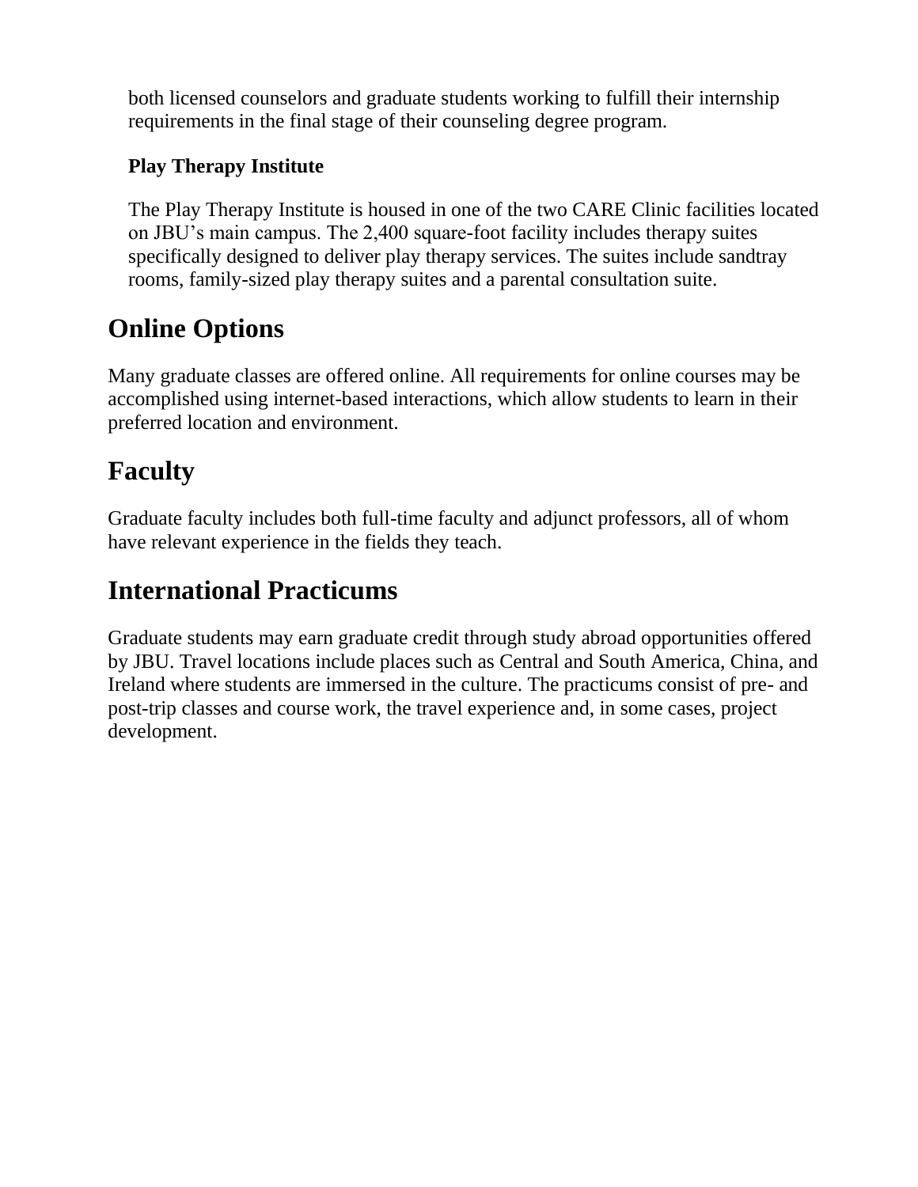both licensed counselors and graduate students working to fulfill their internship requirements in the final stage of their counseling degree program.

### Play Therapy Institute

The Play Therapy Institute is housed in one of the two CARE Clinic facilities located on JBU's main campus. The 2,400 square-foot facility includes therapy suites specifically designed to deliver play therapy services. The suites include sandtray rooms, family-sized play therapy suites and a parental consultation suite.

## Online Options

Many graduate classes are offered online. All requirements for online courses may be accomplished using internet-based interactions, which allow students to learn in their preferred location and environment.

## Faculty

Graduate faculty includes both full-time faculty and adjunct professors, all of whom have relevant experience in the fields they teach.

## International Practicums

Graduate students may earn graduate credit through study abroad opportunities offered by JBU. Travel locations include places such as Central and South America, China, and Ireland where students are immersed in the culture. The practicums consist of pre- and post-trip classes and course work, the travel experience and, in some cases, project development.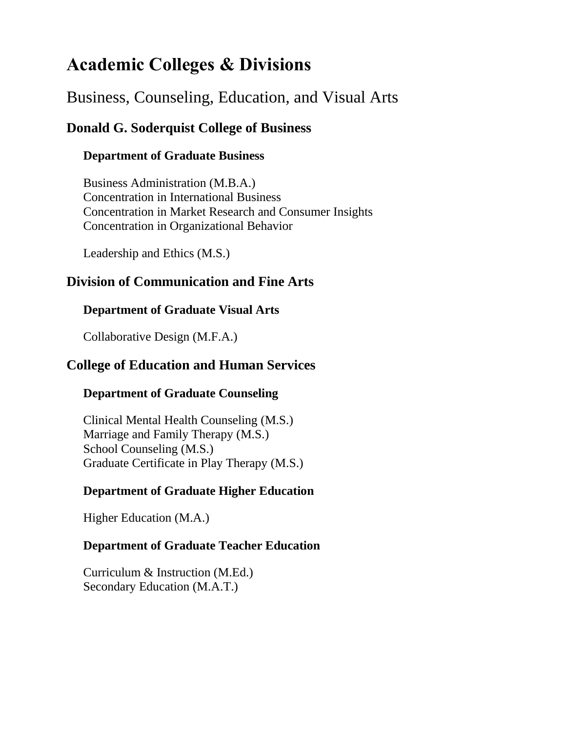# Academic Colleges & Divisions

## Business, Counseling, Education, and Visual Arts

### Donald G. Soderquist College of Business

#### Department of Graduate Business

Business Administration (M.B.A.)
Concentration in International Business
Concentration in Market Research and Consumer Insights
Concentration in Organizational Behavior

Leadership and Ethics (M.S.)

### Division of Communication and Fine Arts

#### Department of Graduate Visual Arts

Collaborative Design (M.F.A.)

### College of Education and Human Services

#### Department of Graduate Counseling

Clinical Mental Health Counseling (M.S.)
Marriage and Family Therapy (M.S.)
School Counseling (M.S.)
Graduate Certificate in Play Therapy (M.S.)

#### Department of Graduate Higher Education

Higher Education (M.A.)

#### Department of Graduate Teacher Education

Curriculum & Instruction (M.Ed.)
Secondary Education (M.A.T.)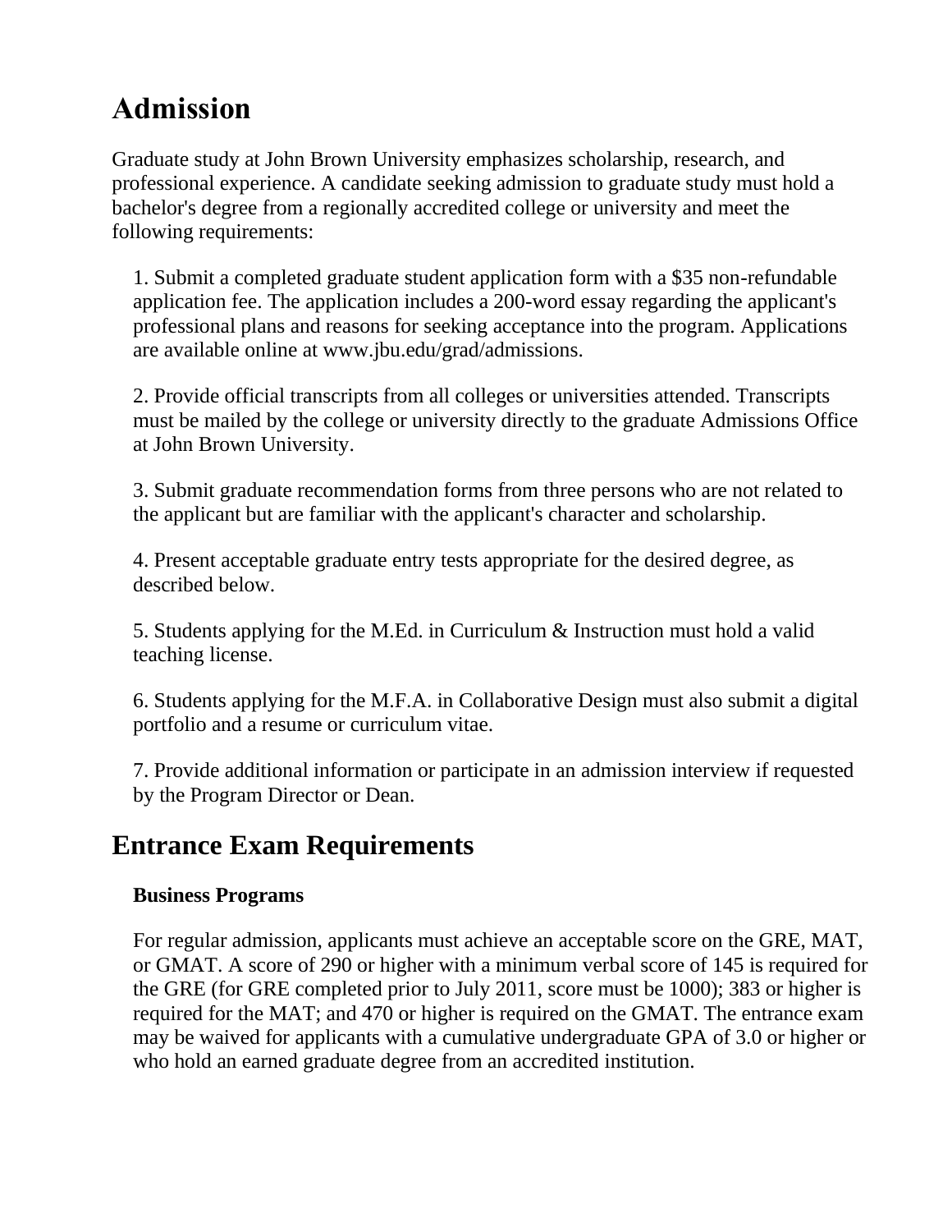# Admission

Graduate study at John Brown University emphasizes scholarship, research, and professional experience. A candidate seeking admission to graduate study must hold a bachelor's degree from a regionally accredited college or university and meet the following requirements:

1. Submit a completed graduate student application form with a $35 non-refundable application fee. The application includes a 200-word essay regarding the applicant's professional plans and reasons for seeking acceptance into the program. Applications are available online at www.jbu.edu/grad/admissions.

2. Provide official transcripts from all colleges or universities attended. Transcripts must be mailed by the college or university directly to the graduate Admissions Office at John Brown University.

3. Submit graduate recommendation forms from three persons who are not related to the applicant but are familiar with the applicant's character and scholarship.

4. Present acceptable graduate entry tests appropriate for the desired degree, as described below.

5. Students applying for the M.Ed. in Curriculum & Instruction must hold a valid teaching license.

6. Students applying for the M.F.A. in Collaborative Design must also submit a digital portfolio and a resume or curriculum vitae.

7. Provide additional information or participate in an admission interview if requested by the Program Director or Dean.

# Entrance Exam Requirements

**Business Programs**

For regular admission, applicants must achieve an acceptable score on the GRE, MAT, or GMAT. A score of 290 or higher with a minimum verbal score of 145 is required for the GRE (for GRE completed prior to July 2011, score must be 1000); 383 or higher is required for the MAT; and 470 or higher is required on the GMAT. The entrance exam may be waived for applicants with a cumulative undergraduate GPA of 3.0 or higher or who hold an earned graduate degree from an accredited institution.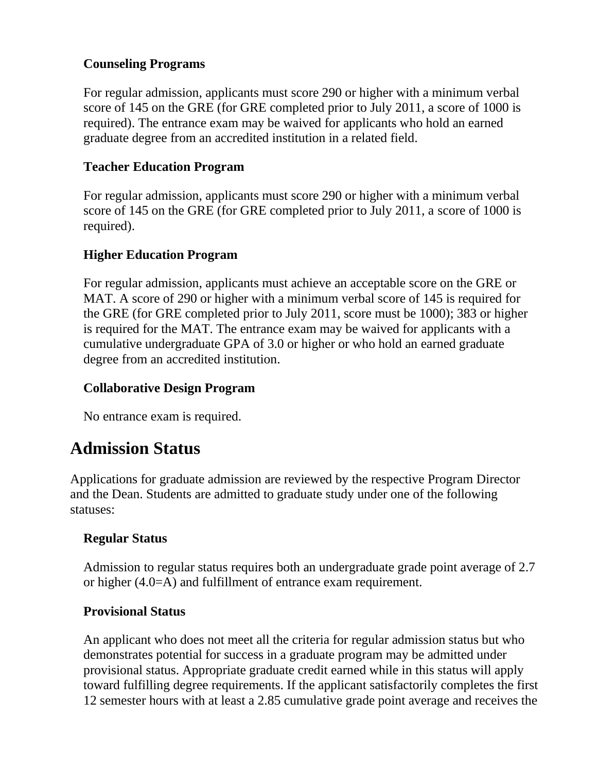### Counseling Programs

For regular admission, applicants must score 290 or higher with a minimum verbal score of 145 on the GRE (for GRE completed prior to July 2011, a score of 1000 is required). The entrance exam may be waived for applicants who hold an earned graduate degree from an accredited institution in a related field.

### Teacher Education Program

For regular admission, applicants must score 290 or higher with a minimum verbal score of 145 on the GRE (for GRE completed prior to July 2011, a score of 1000 is required).

### Higher Education Program

For regular admission, applicants must achieve an acceptable score on the GRE or MAT. A score of 290 or higher with a minimum verbal score of 145 is required for the GRE (for GRE completed prior to July 2011, score must be 1000); 383 or higher is required for the MAT. The entrance exam may be waived for applicants with a cumulative undergraduate GPA of 3.0 or higher or who hold an earned graduate degree from an accredited institution.

### Collaborative Design Program

No entrance exam is required.

## Admission Status

Applications for graduate admission are reviewed by the respective Program Director and the Dean. Students are admitted to graduate study under one of the following statuses:

### Regular Status

Admission to regular status requires both an undergraduate grade point average of 2.7 or higher (4.0=A) and fulfillment of entrance exam requirement.

### Provisional Status

An applicant who does not meet all the criteria for regular admission status but who demonstrates potential for success in a graduate program may be admitted under provisional status. Appropriate graduate credit earned while in this status will apply toward fulfilling degree requirements. If the applicant satisfactorily completes the first 12 semester hours with at least a 2.85 cumulative grade point average and receives the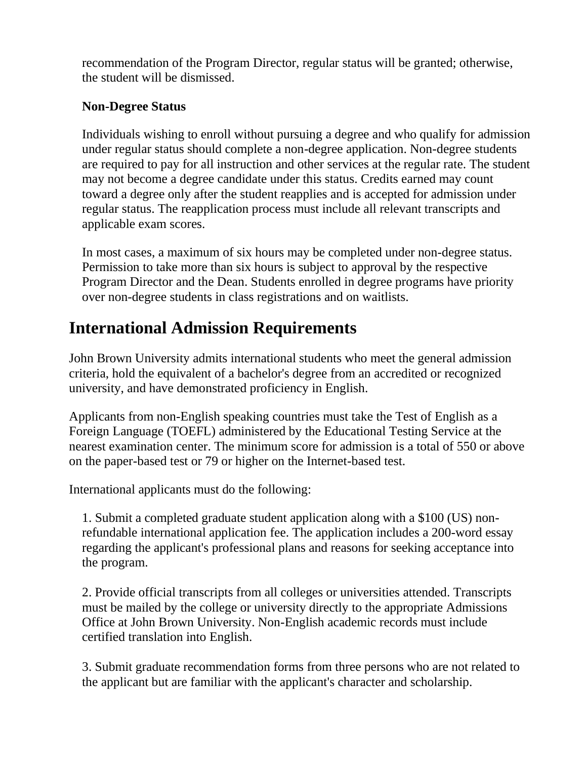recommendation of the Program Director, regular status will be granted; otherwise, the student will be dismissed.

**Non-Degree Status**

Individuals wishing to enroll without pursuing a degree and who qualify for admission under regular status should complete a non-degree application. Non-degree students are required to pay for all instruction and other services at the regular rate. The student may not become a degree candidate under this status. Credits earned may count toward a degree only after the student reapplies and is accepted for admission under regular status. The reapplication process must include all relevant transcripts and applicable exam scores.

In most cases, a maximum of six hours may be completed under non-degree status. Permission to take more than six hours is subject to approval by the respective Program Director and the Dean. Students enrolled in degree programs have priority over non-degree students in class registrations and on waitlists.

# International Admission Requirements

John Brown University admits international students who meet the general admission criteria, hold the equivalent of a bachelor's degree from an accredited or recognized university, and have demonstrated proficiency in English.

Applicants from non-English speaking countries must take the Test of English as a Foreign Language (TOEFL) administered by the Educational Testing Service at the nearest examination center. The minimum score for admission is a total of 550 or above on the paper-based test or 79 or higher on the Internet-based test.

International applicants must do the following:

1. Submit a completed graduate student application along with a $100 (US) non-refundable international application fee. The application includes a 200-word essay regarding the applicant's professional plans and reasons for seeking acceptance into the program.

2. Provide official transcripts from all colleges or universities attended. Transcripts must be mailed by the college or university directly to the appropriate Admissions Office at John Brown University. Non-English academic records must include certified translation into English.

3. Submit graduate recommendation forms from three persons who are not related to the applicant but are familiar with the applicant's character and scholarship.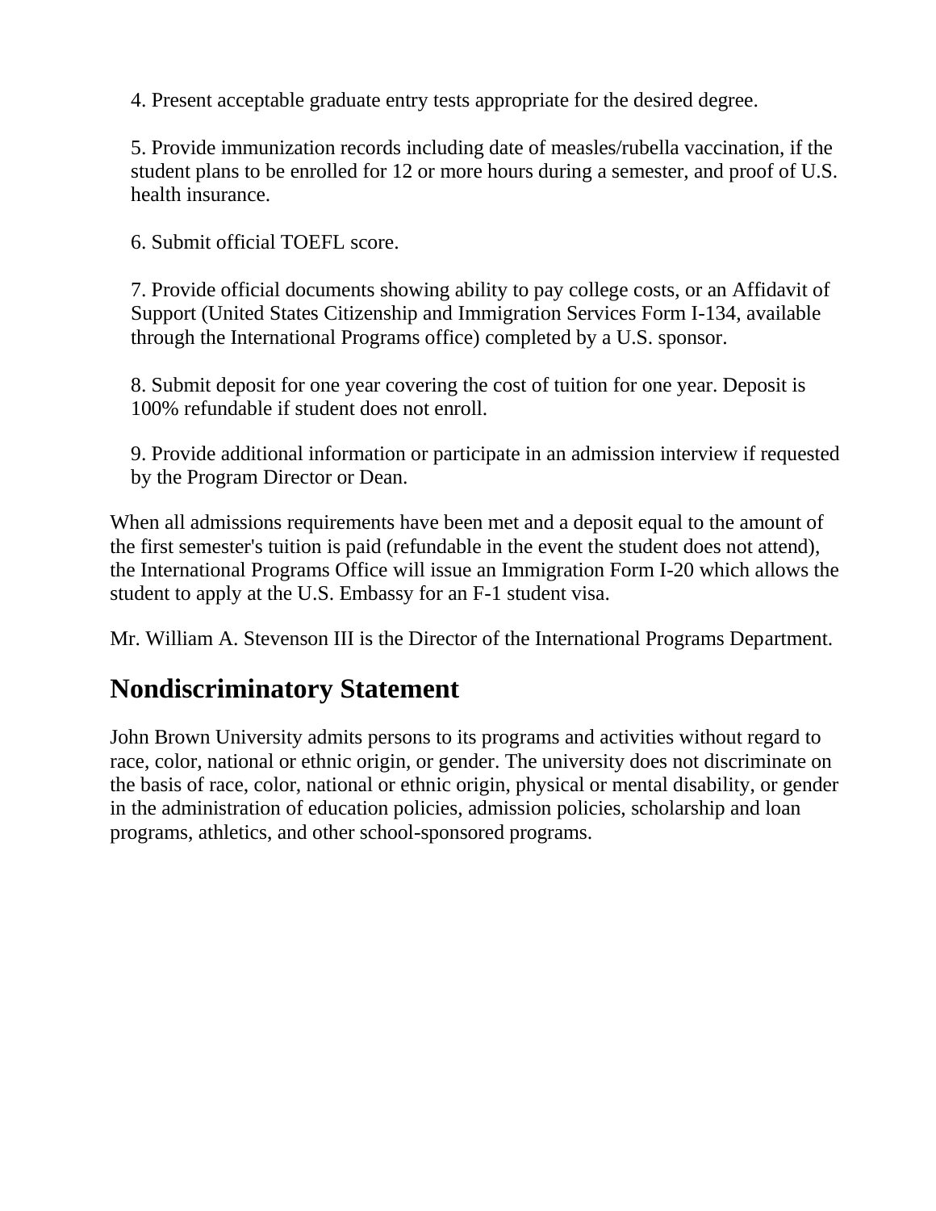4. Present acceptable graduate entry tests appropriate for the desired degree.

5. Provide immunization records including date of measles/rubella vaccination, if the student plans to be enrolled for 12 or more hours during a semester, and proof of U.S. health insurance.

6. Submit official TOEFL score.

7. Provide official documents showing ability to pay college costs, or an Affidavit of Support (United States Citizenship and Immigration Services Form I-134, available through the International Programs office) completed by a U.S. sponsor.

8. Submit deposit for one year covering the cost of tuition for one year. Deposit is 100% refundable if student does not enroll.

9. Provide additional information or participate in an admission interview if requested by the Program Director or Dean.

When all admissions requirements have been met and a deposit equal to the amount of the first semester's tuition is paid (refundable in the event the student does not attend), the International Programs Office will issue an Immigration Form I-20 which allows the student to apply at the U.S. Embassy for an F-1 student visa.

Mr. William A. Stevenson III is the Director of the International Programs Department.

## Nondiscriminatory Statement

John Brown University admits persons to its programs and activities without regard to race, color, national or ethnic origin, or gender. The university does not discriminate on the basis of race, color, national or ethnic origin, physical or mental disability, or gender in the administration of education policies, admission policies, scholarship and loan programs, athletics, and other school-sponsored programs.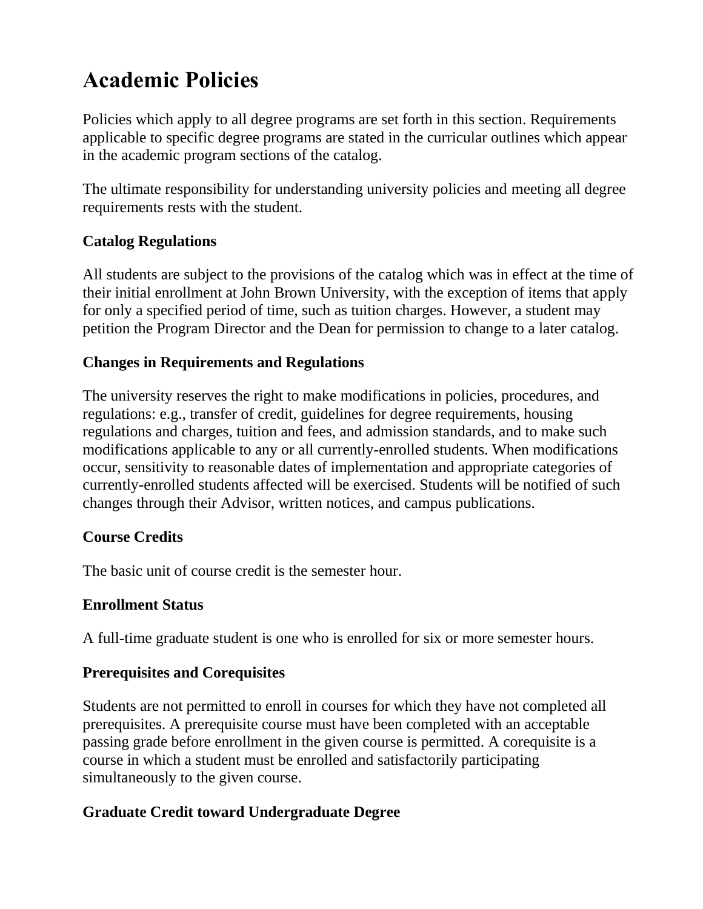# Academic Policies

Policies which apply to all degree programs are set forth in this section. Requirements applicable to specific degree programs are stated in the curricular outlines which appear in the academic program sections of the catalog.

The ultimate responsibility for understanding university policies and meeting all degree requirements rests with the student.

### Catalog Regulations

All students are subject to the provisions of the catalog which was in effect at the time of their initial enrollment at John Brown University, with the exception of items that apply for only a specified period of time, such as tuition charges. However, a student may petition the Program Director and the Dean for permission to change to a later catalog.

### Changes in Requirements and Regulations

The university reserves the right to make modifications in policies, procedures, and regulations: e.g., transfer of credit, guidelines for degree requirements, housing regulations and charges, tuition and fees, and admission standards, and to make such modifications applicable to any or all currently-enrolled students. When modifications occur, sensitivity to reasonable dates of implementation and appropriate categories of currently-enrolled students affected will be exercised. Students will be notified of such changes through their Advisor, written notices, and campus publications.

### Course Credits

The basic unit of course credit is the semester hour.

### Enrollment Status

A full-time graduate student is one who is enrolled for six or more semester hours.

### Prerequisites and Corequisites

Students are not permitted to enroll in courses for which they have not completed all prerequisites. A prerequisite course must have been completed with an acceptable passing grade before enrollment in the given course is permitted. A corequisite is a course in which a student must be enrolled and satisfactorily participating simultaneously to the given course.

### Graduate Credit toward Undergraduate Degree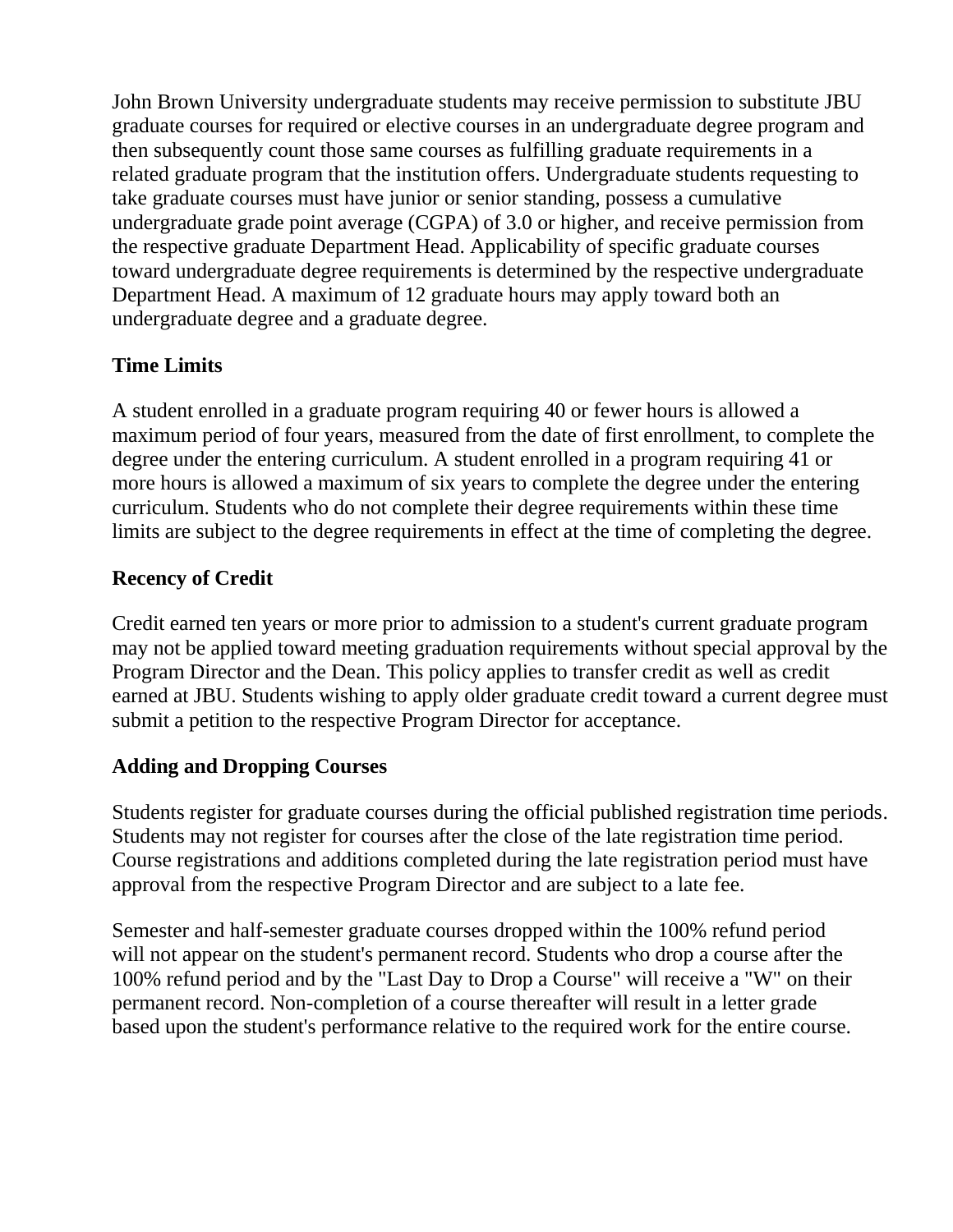John Brown University undergraduate students may receive permission to substitute JBU graduate courses for required or elective courses in an undergraduate degree program and then subsequently count those same courses as fulfilling graduate requirements in a related graduate program that the institution offers. Undergraduate students requesting to take graduate courses must have junior or senior standing, possess a cumulative undergraduate grade point average (CGPA) of 3.0 or higher, and receive permission from the respective graduate Department Head. Applicability of specific graduate courses toward undergraduate degree requirements is determined by the respective undergraduate Department Head. A maximum of 12 graduate hours may apply toward both an undergraduate degree and a graduate degree.

**Time Limits**

A student enrolled in a graduate program requiring 40 or fewer hours is allowed a maximum period of four years, measured from the date of first enrollment, to complete the degree under the entering curriculum. A student enrolled in a program requiring 41 or more hours is allowed a maximum of six years to complete the degree under the entering curriculum. Students who do not complete their degree requirements within these time limits are subject to the degree requirements in effect at the time of completing the degree.

**Recency of Credit**

Credit earned ten years or more prior to admission to a student's current graduate program may not be applied toward meeting graduation requirements without special approval by the Program Director and the Dean. This policy applies to transfer credit as well as credit earned at JBU. Students wishing to apply older graduate credit toward a current degree must submit a petition to the respective Program Director for acceptance.

**Adding and Dropping Courses**

Students register for graduate courses during the official published registration time periods. Students may not register for courses after the close of the late registration time period. Course registrations and additions completed during the late registration period must have approval from the respective Program Director and are subject to a late fee.

Semester and half-semester graduate courses dropped within the 100% refund period will not appear on the student's permanent record. Students who drop a course after the 100% refund period and by the "Last Day to Drop a Course" will receive a "W" on their permanent record. Non-completion of a course thereafter will result in a letter grade based upon the student's performance relative to the required work for the entire course.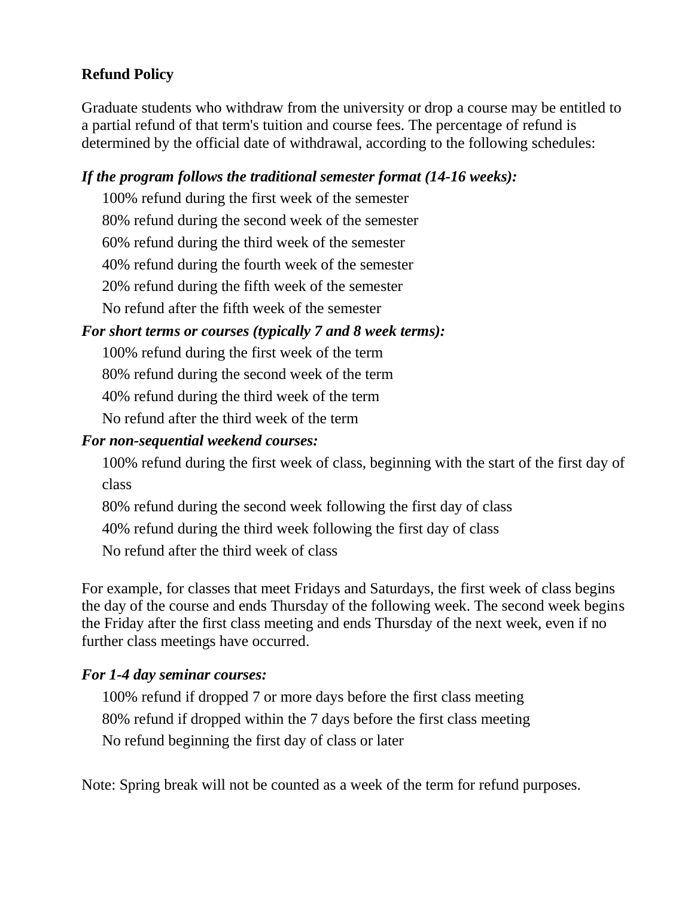**Refund Policy**

Graduate students who withdraw from the university or drop a course may be entitled to a partial refund of that term's tuition and course fees. The percentage of refund is determined by the official date of withdrawal, according to the following schedules:

***If the program follows the traditional semester format (14-16 weeks):***

100% refund during the first week of the semester

80% refund during the second week of the semester

60% refund during the third week of the semester

40% refund during the fourth week of the semester

20% refund during the fifth week of the semester

No refund after the fifth week of the semester

***For short terms or courses (typically 7 and 8 week terms):***

100% refund during the first week of the term

80% refund during the second week of the term

40% refund during the third week of the term

No refund after the third week of the term

***For non-sequential weekend courses:***

100% refund during the first week of class, beginning with the start of the first day of class

80% refund during the second week following the first day of class

40% refund during the third week following the first day of class

No refund after the third week of class

For example, for classes that meet Fridays and Saturdays, the first week of class begins the day of the course and ends Thursday of the following week. The second week begins the Friday after the first class meeting and ends Thursday of the next week, even if no further class meetings have occurred.

***For 1-4 day seminar courses:***

100% refund if dropped 7 or more days before the first class meeting

80% refund if dropped within the 7 days before the first class meeting

No refund beginning the first day of class or later

Note: Spring break will not be counted as a week of the term for refund purposes.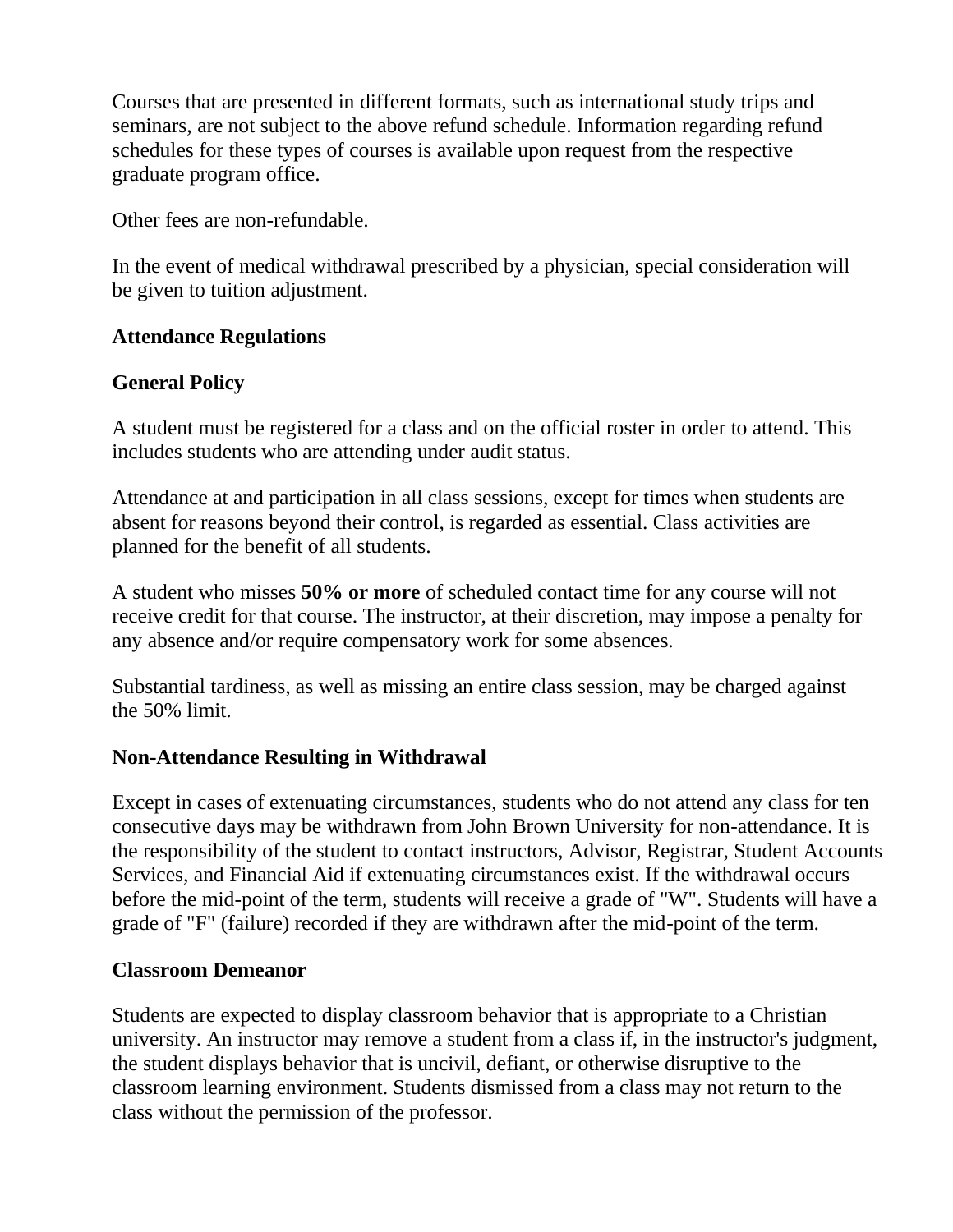Courses that are presented in different formats, such as international study trips and seminars, are not subject to the above refund schedule. Information regarding refund schedules for these types of courses is available upon request from the respective graduate program office.

Other fees are non-refundable.

In the event of medical withdrawal prescribed by a physician, special consideration will be given to tuition adjustment.

## Attendance Regulations

### General Policy

A student must be registered for a class and on the official roster in order to attend. This includes students who are attending under audit status.

Attendance at and participation in all class sessions, except for times when students are absent for reasons beyond their control, is regarded as essential. Class activities are planned for the benefit of all students.

A student who misses **50% or more** of scheduled contact time for any course will not receive credit for that course. The instructor, at their discretion, may impose a penalty for any absence and/or require compensatory work for some absences.

Substantial tardiness, as well as missing an entire class session, may be charged against the 50% limit.

### Non-Attendance Resulting in Withdrawal

Except in cases of extenuating circumstances, students who do not attend any class for ten consecutive days may be withdrawn from John Brown University for non-attendance. It is the responsibility of the student to contact instructors, Advisor, Registrar, Student Accounts Services, and Financial Aid if extenuating circumstances exist. If the withdrawal occurs before the mid-point of the term, students will receive a grade of "W". Students will have a grade of "F" (failure) recorded if they are withdrawn after the mid-point of the term.

### Classroom Demeanor

Students are expected to display classroom behavior that is appropriate to a Christian university. An instructor may remove a student from a class if, in the instructor's judgment, the student displays behavior that is uncivil, defiant, or otherwise disruptive to the classroom learning environment. Students dismissed from a class may not return to the class without the permission of the professor.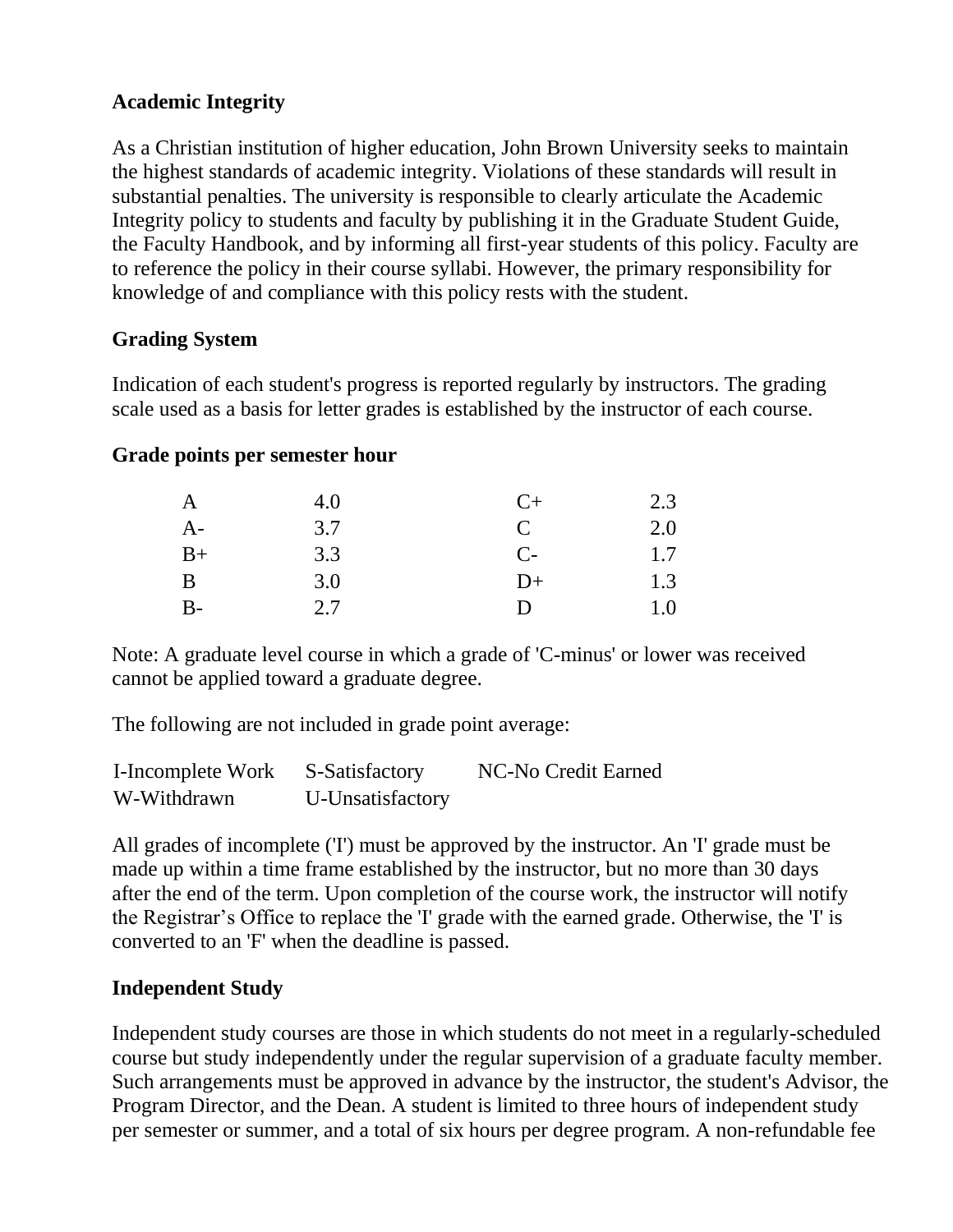**Academic Integrity**

As a Christian institution of higher education, John Brown University seeks to maintain the highest standards of academic integrity. Violations of these standards will result in substantial penalties. The university is responsible to clearly articulate the Academic Integrity policy to students and faculty by publishing it in the Graduate Student Guide, the Faculty Handbook, and by informing all first-year students of this policy. Faculty are to reference the policy in their course syllabi. However, the primary responsibility for knowledge of and compliance with this policy rests with the student.

**Grading System**

Indication of each student's progress is reported regularly by instructors. The grading scale used as a basis for letter grades is established by the instructor of each course.

**Grade points per semester hour**

| | | | |
|---|---|---|---|
| A | 4.0 | C+ | 2.3 |
| A- | 3.7 | C | 2.0 |
| B+ | 3.3 | C- | 1.7 |
| B | 3.0 | D+ | 1.3 |
| B- | 2.7 | D | 1.0 |

Note: A graduate level course in which a grade of 'C-minus' or lower was received cannot be applied toward a graduate degree.

The following are not included in grade point average:

| | | |
|---|---|---|
| I-Incomplete Work | S-Satisfactory | NC-No Credit Earned |
| W-Withdrawn | U-Unsatisfactory | |

All grades of incomplete ('I') must be approved by the instructor. An 'I' grade must be made up within a time frame established by the instructor, but no more than 30 days after the end of the term. Upon completion of the course work, the instructor will notify the Registrar's Office to replace the 'I' grade with the earned grade. Otherwise, the 'I' is converted to an 'F' when the deadline is passed.

**Independent Study**

Independent study courses are those in which students do not meet in a regularly-scheduled course but study independently under the regular supervision of a graduate faculty member. Such arrangements must be approved in advance by the instructor, the student's Advisor, the Program Director, and the Dean. A student is limited to three hours of independent study per semester or summer, and a total of six hours per degree program. A non-refundable fee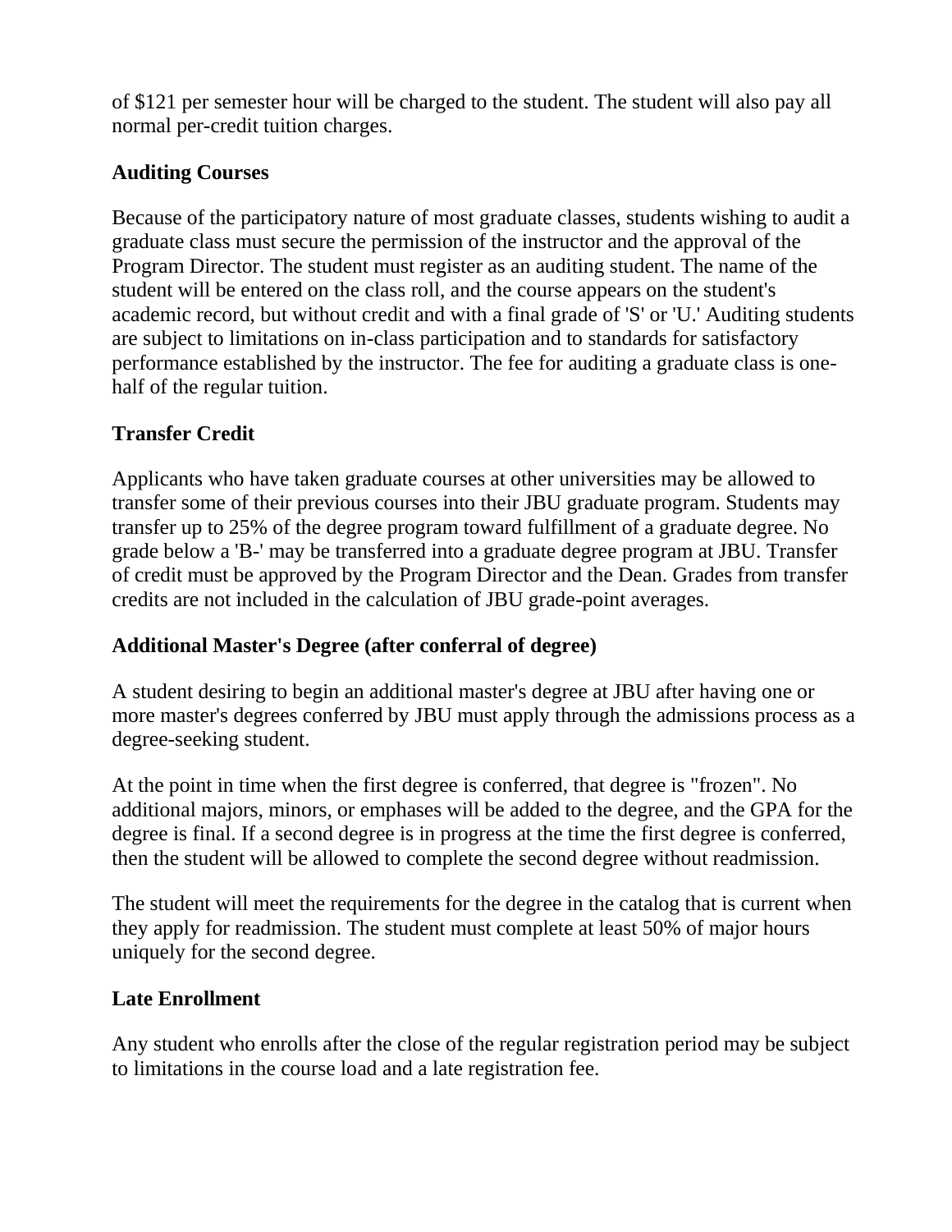of $121 per semester hour will be charged to the student. The student will also pay all normal per-credit tuition charges.

## Auditing Courses

Because of the participatory nature of most graduate classes, students wishing to audit a graduate class must secure the permission of the instructor and the approval of the Program Director. The student must register as an auditing student. The name of the student will be entered on the class roll, and the course appears on the student's academic record, but without credit and with a final grade of 'S' or 'U.' Auditing students are subject to limitations on in-class participation and to standards for satisfactory performance established by the instructor. The fee for auditing a graduate class is one-half of the regular tuition.

## Transfer Credit

Applicants who have taken graduate courses at other universities may be allowed to transfer some of their previous courses into their JBU graduate program. Students may transfer up to 25% of the degree program toward fulfillment of a graduate degree. No grade below a 'B-' may be transferred into a graduate degree program at JBU. Transfer of credit must be approved by the Program Director and the Dean. Grades from transfer credits are not included in the calculation of JBU grade-point averages.

## Additional Master's Degree (after conferral of degree)

A student desiring to begin an additional master's degree at JBU after having one or more master's degrees conferred by JBU must apply through the admissions process as a degree-seeking student.

At the point in time when the first degree is conferred, that degree is "frozen". No additional majors, minors, or emphases will be added to the degree, and the GPA for the degree is final. If a second degree is in progress at the time the first degree is conferred, then the student will be allowed to complete the second degree without readmission.

The student will meet the requirements for the degree in the catalog that is current when they apply for readmission. The student must complete at least 50% of major hours uniquely for the second degree.

## Late Enrollment

Any student who enrolls after the close of the regular registration period may be subject to limitations in the course load and a late registration fee.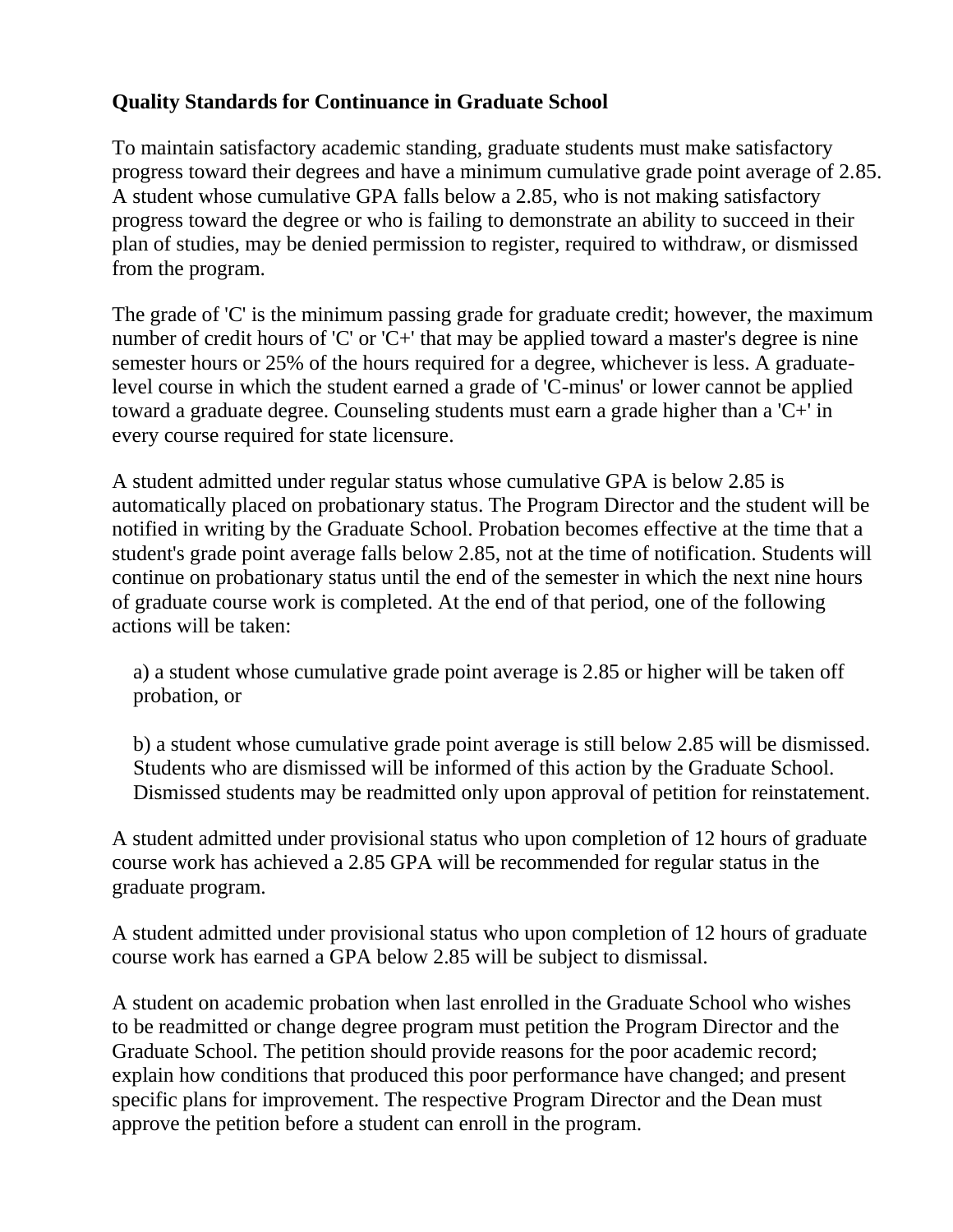## Quality Standards for Continuance in Graduate School

To maintain satisfactory academic standing, graduate students must make satisfactory progress toward their degrees and have a minimum cumulative grade point average of 2.85. A student whose cumulative GPA falls below a 2.85, who is not making satisfactory progress toward the degree or who is failing to demonstrate an ability to succeed in their plan of studies, may be denied permission to register, required to withdraw, or dismissed from the program.

The grade of 'C' is the minimum passing grade for graduate credit; however, the maximum number of credit hours of 'C' or 'C+' that may be applied toward a master's degree is nine semester hours or 25% of the hours required for a degree, whichever is less. A graduate-level course in which the student earned a grade of 'C-minus' or lower cannot be applied toward a graduate degree. Counseling students must earn a grade higher than a 'C+' in every course required for state licensure.

A student admitted under regular status whose cumulative GPA is below 2.85 is automatically placed on probationary status. The Program Director and the student will be notified in writing by the Graduate School. Probation becomes effective at the time that a student's grade point average falls below 2.85, not at the time of notification. Students will continue on probationary status until the end of the semester in which the next nine hours of graduate course work is completed. At the end of that period, one of the following actions will be taken:

a) a student whose cumulative grade point average is 2.85 or higher will be taken off probation, or

b) a student whose cumulative grade point average is still below 2.85 will be dismissed. Students who are dismissed will be informed of this action by the Graduate School. Dismissed students may be readmitted only upon approval of petition for reinstatement.

A student admitted under provisional status who upon completion of 12 hours of graduate course work has achieved a 2.85 GPA will be recommended for regular status in the graduate program.

A student admitted under provisional status who upon completion of 12 hours of graduate course work has earned a GPA below 2.85 will be subject to dismissal.

A student on academic probation when last enrolled in the Graduate School who wishes to be readmitted or change degree program must petition the Program Director and the Graduate School. The petition should provide reasons for the poor academic record; explain how conditions that produced this poor performance have changed; and present specific plans for improvement. The respective Program Director and the Dean must approve the petition before a student can enroll in the program.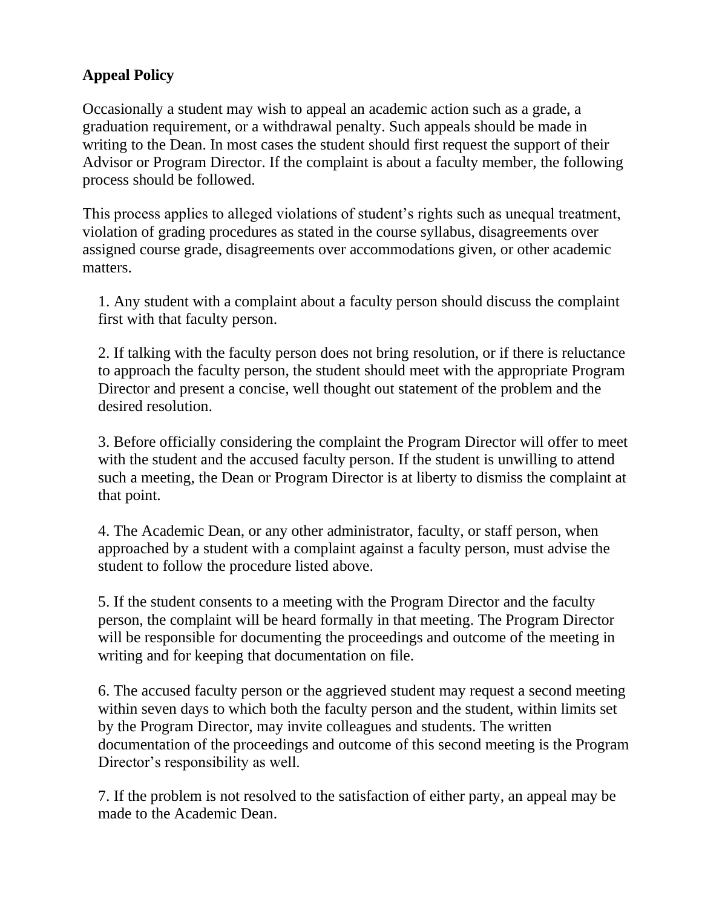**Appeal Policy**

Occasionally a student may wish to appeal an academic action such as a grade, a graduation requirement, or a withdrawal penalty. Such appeals should be made in writing to the Dean. In most cases the student should first request the support of their Advisor or Program Director. If the complaint is about a faculty member, the following process should be followed.

This process applies to alleged violations of student's rights such as unequal treatment, violation of grading procedures as stated in the course syllabus, disagreements over assigned course grade, disagreements over accommodations given, or other academic matters.

1. Any student with a complaint about a faculty person should discuss the complaint first with that faculty person.

2. If talking with the faculty person does not bring resolution, or if there is reluctance to approach the faculty person, the student should meet with the appropriate Program Director and present a concise, well thought out statement of the problem and the desired resolution.

3. Before officially considering the complaint the Program Director will offer to meet with the student and the accused faculty person. If the student is unwilling to attend such a meeting, the Dean or Program Director is at liberty to dismiss the complaint at that point.

4. The Academic Dean, or any other administrator, faculty, or staff person, when approached by a student with a complaint against a faculty person, must advise the student to follow the procedure listed above.

5. If the student consents to a meeting with the Program Director and the faculty person, the complaint will be heard formally in that meeting. The Program Director will be responsible for documenting the proceedings and outcome of the meeting in writing and for keeping that documentation on file.

6. The accused faculty person or the aggrieved student may request a second meeting within seven days to which both the faculty person and the student, within limits set by the Program Director, may invite colleagues and students. The written documentation of the proceedings and outcome of this second meeting is the Program Director's responsibility as well.

7. If the problem is not resolved to the satisfaction of either party, an appeal may be made to the Academic Dean.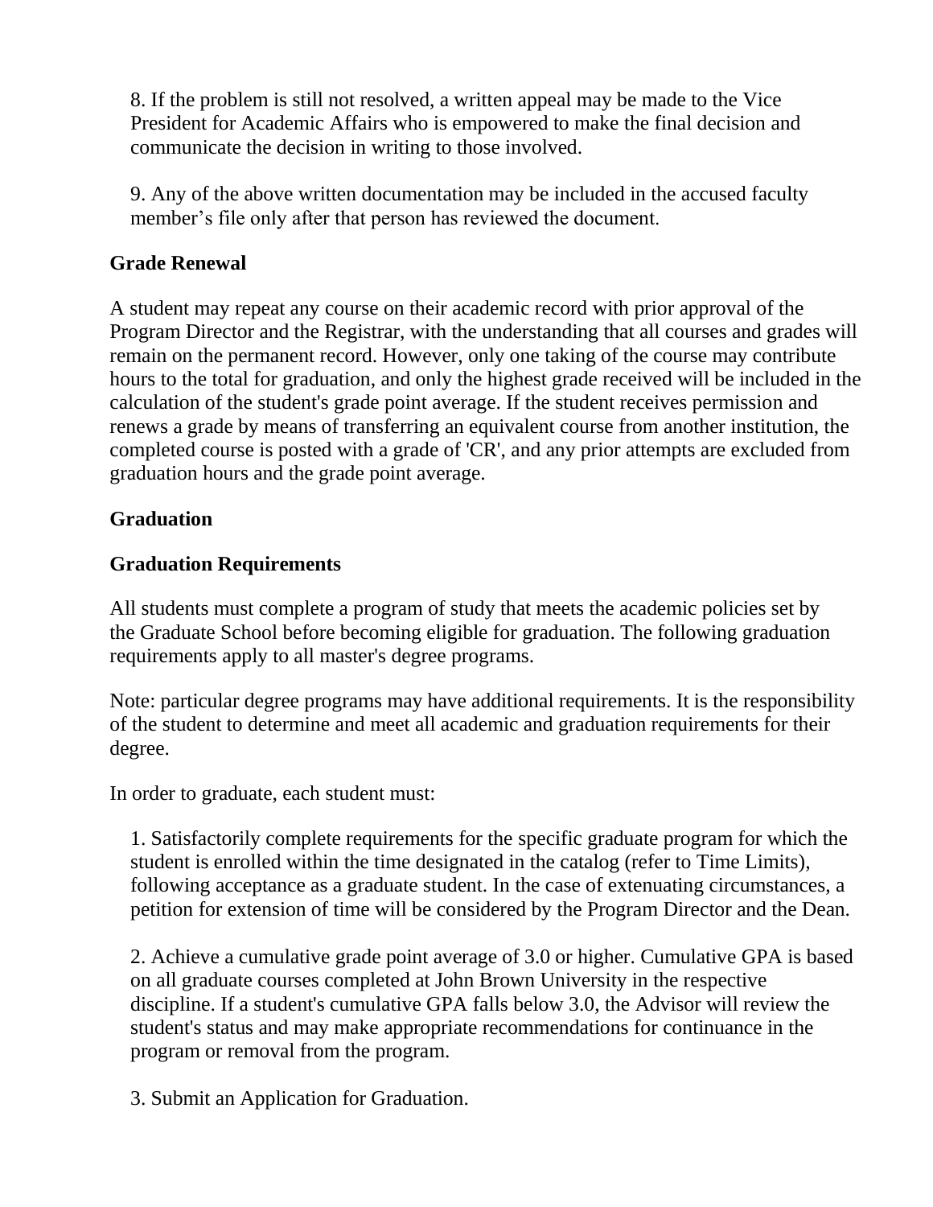8. If the problem is still not resolved, a written appeal may be made to the Vice President for Academic Affairs who is empowered to make the final decision and communicate the decision in writing to those involved.

9. Any of the above written documentation may be included in the accused faculty member's file only after that person has reviewed the document.

### Grade Renewal

A student may repeat any course on their academic record with prior approval of the Program Director and the Registrar, with the understanding that all courses and grades will remain on the permanent record. However, only one taking of the course may contribute hours to the total for graduation, and only the highest grade received will be included in the calculation of the student's grade point average. If the student receives permission and renews a grade by means of transferring an equivalent course from another institution, the completed course is posted with a grade of 'CR', and any prior attempts are excluded from graduation hours and the grade point average.

## Graduation

### Graduation Requirements

All students must complete a program of study that meets the academic policies set by the Graduate School before becoming eligible for graduation. The following graduation requirements apply to all master's degree programs.

Note: particular degree programs may have additional requirements. It is the responsibility of the student to determine and meet all academic and graduation requirements for their degree.

In order to graduate, each student must:

1. Satisfactorily complete requirements for the specific graduate program for which the student is enrolled within the time designated in the catalog (refer to Time Limits), following acceptance as a graduate student. In the case of extenuating circumstances, a petition for extension of time will be considered by the Program Director and the Dean.

2. Achieve a cumulative grade point average of 3.0 or higher. Cumulative GPA is based on all graduate courses completed at John Brown University in the respective discipline. If a student's cumulative GPA falls below 3.0, the Advisor will review the student's status and may make appropriate recommendations for continuance in the program or removal from the program.

3. Submit an Application for Graduation.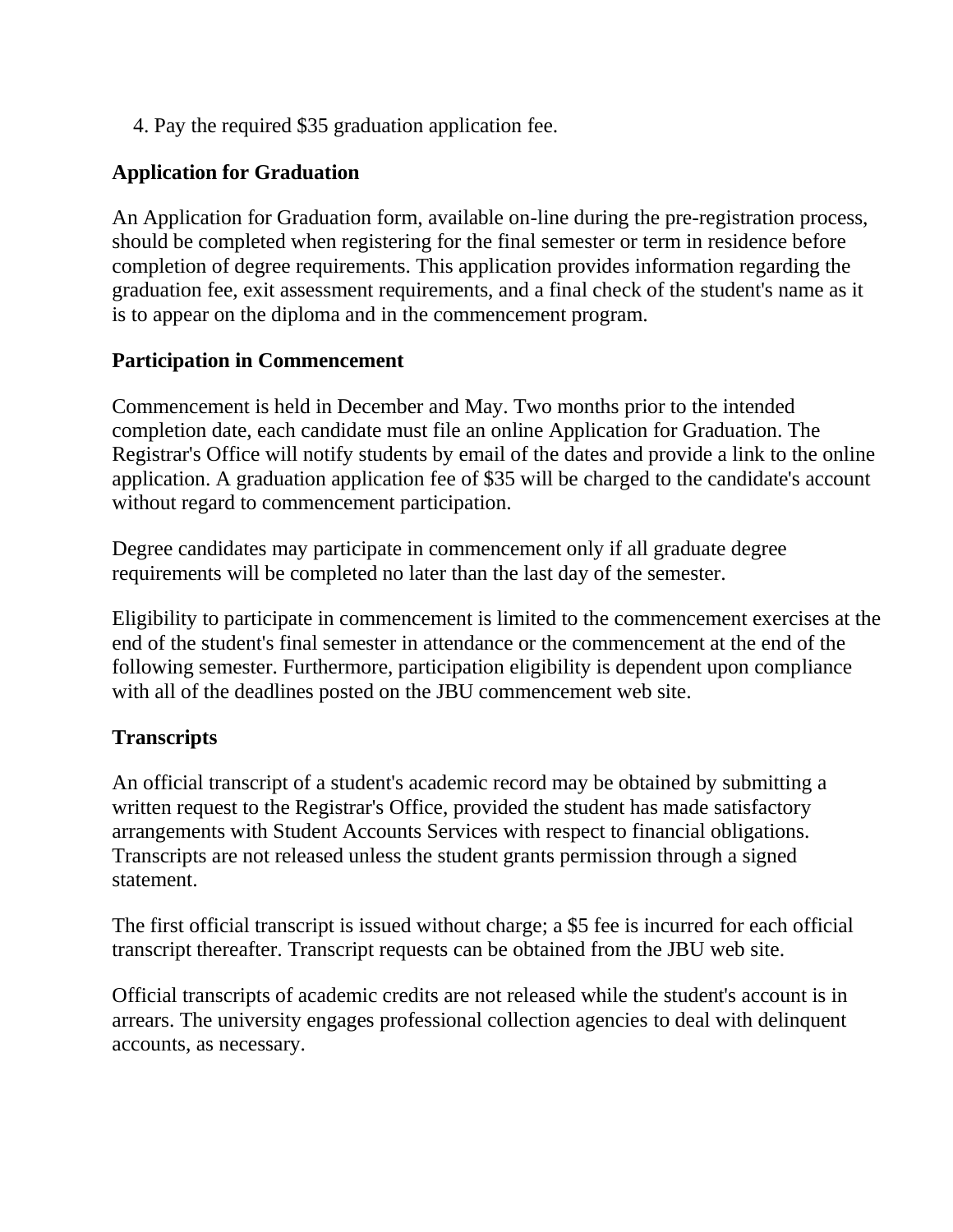4. Pay the required $35 graduation application fee.

### Application for Graduation

An Application for Graduation form, available on-line during the pre-registration process, should be completed when registering for the final semester or term in residence before completion of degree requirements. This application provides information regarding the graduation fee, exit assessment requirements, and a final check of the student's name as it is to appear on the diploma and in the commencement program.

### Participation in Commencement

Commencement is held in December and May. Two months prior to the intended completion date, each candidate must file an online Application for Graduation. The Registrar's Office will notify students by email of the dates and provide a link to the online application. A graduation application fee of $35 will be charged to the candidate's account without regard to commencement participation.

Degree candidates may participate in commencement only if all graduate degree requirements will be completed no later than the last day of the semester.

Eligibility to participate in commencement is limited to the commencement exercises at the end of the student's final semester in attendance or the commencement at the end of the following semester. Furthermore, participation eligibility is dependent upon compliance with all of the deadlines posted on the JBU commencement web site.

### Transcripts

An official transcript of a student's academic record may be obtained by submitting a written request to the Registrar's Office, provided the student has made satisfactory arrangements with Student Accounts Services with respect to financial obligations. Transcripts are not released unless the student grants permission through a signed statement.

The first official transcript is issued without charge; a $5 fee is incurred for each official transcript thereafter. Transcript requests can be obtained from the JBU web site.

Official transcripts of academic credits are not released while the student's account is in arrears. The university engages professional collection agencies to deal with delinquent accounts, as necessary.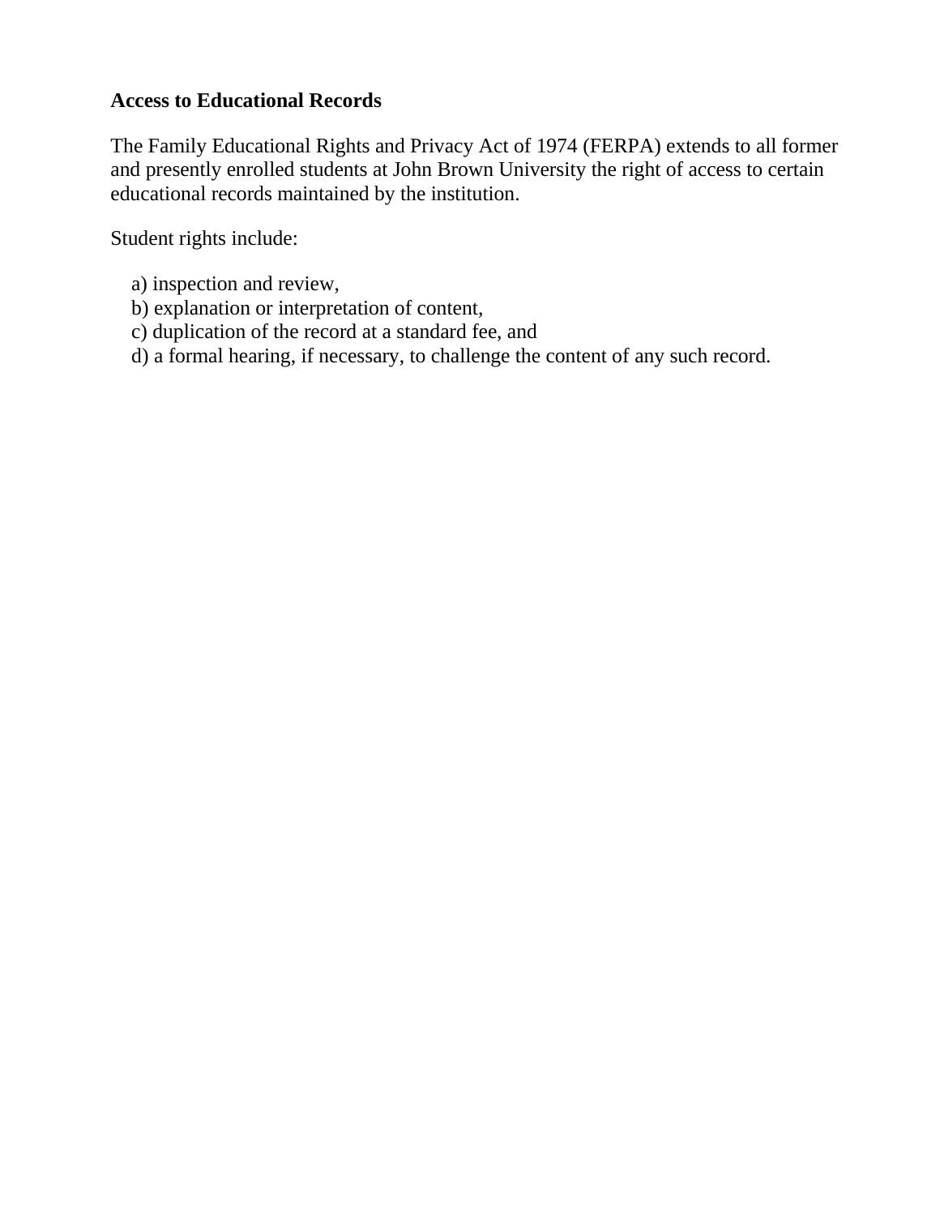**Access to Educational Records**

The Family Educational Rights and Privacy Act of 1974 (FERPA) extends to all former and presently enrolled students at John Brown University the right of access to certain educational records maintained by the institution.

Student rights include:

a) inspection and review,
b) explanation or interpretation of content,
c) duplication of the record at a standard fee, and
d) a formal hearing, if necessary, to challenge the content of any such record.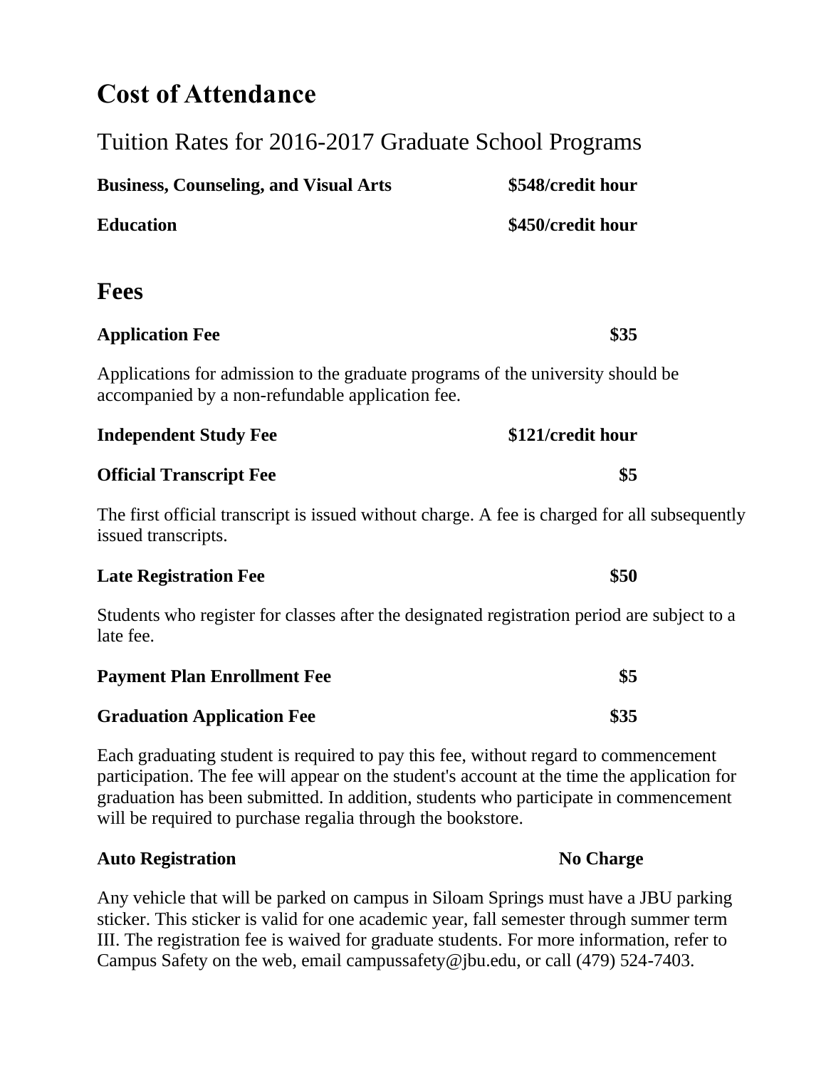# Cost of Attendance

## Tuition Rates for 2016-2017 Graduate School Programs

| | |
|---|---|
| **Business, Counseling, and Visual Arts** | **$548/credit hour** |
| **Education** | **$450/credit hour** |

# Fees

**Application Fee** **$35**

Applications for admission to the graduate programs of the university should be accompanied by a non-refundable application fee.

**Independent Study Fee** **$121/credit hour**

**Official Transcript Fee** **$5**

The first official transcript is issued without charge. A fee is charged for all subsequently issued transcripts.

**Late Registration Fee** **$50**

Students who register for classes after the designated registration period are subject to a late fee.

**Payment Plan Enrollment Fee** **$5**

**Graduation Application Fee** **$35**

Each graduating student is required to pay this fee, without regard to commencement participation. The fee will appear on the student's account at the time the application for graduation has been submitted. In addition, students who participate in commencement will be required to purchase regalia through the bookstore.

**Auto Registration** **No Charge**

Any vehicle that will be parked on campus in Siloam Springs must have a JBU parking sticker. This sticker is valid for one academic year, fall semester through summer term III. The registration fee is waived for graduate students. For more information, refer to Campus Safety on the web, email campussafety@jbu.edu, or call (479) 524-7403.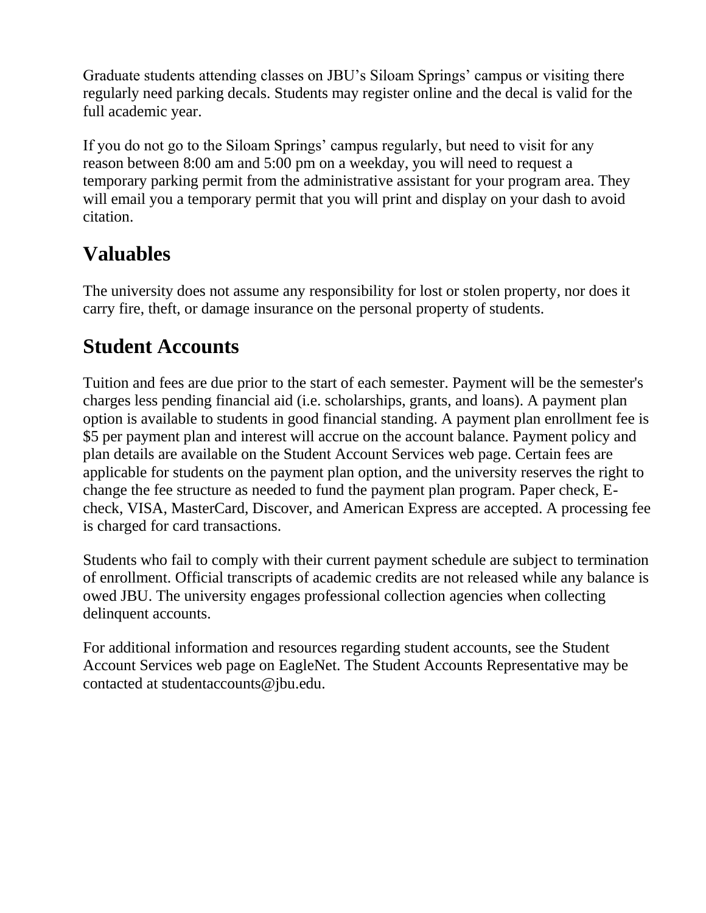Graduate students attending classes on JBU's Siloam Springs' campus or visiting there regularly need parking decals. Students may register online and the decal is valid for the full academic year.

If you do not go to the Siloam Springs' campus regularly, but need to visit for any reason between 8:00 am and 5:00 pm on a weekday, you will need to request a temporary parking permit from the administrative assistant for your program area. They will email you a temporary permit that you will print and display on your dash to avoid citation.

## Valuables

The university does not assume any responsibility for lost or stolen property, nor does it carry fire, theft, or damage insurance on the personal property of students.

## Student Accounts

Tuition and fees are due prior to the start of each semester. Payment will be the semester's charges less pending financial aid (i.e. scholarships, grants, and loans). A payment plan option is available to students in good financial standing. A payment plan enrollment fee is $5 per payment plan and interest will accrue on the account balance. Payment policy and plan details are available on the Student Account Services web page. Certain fees are applicable for students on the payment plan option, and the university reserves the right to change the fee structure as needed to fund the payment plan program. Paper check, E-check, VISA, MasterCard, Discover, and American Express are accepted. A processing fee is charged for card transactions.

Students who fail to comply with their current payment schedule are subject to termination of enrollment. Official transcripts of academic credits are not released while any balance is owed JBU. The university engages professional collection agencies when collecting delinquent accounts.

For additional information and resources regarding student accounts, see the Student Account Services web page on EagleNet. The Student Accounts Representative may be contacted at studentaccounts@jbu.edu.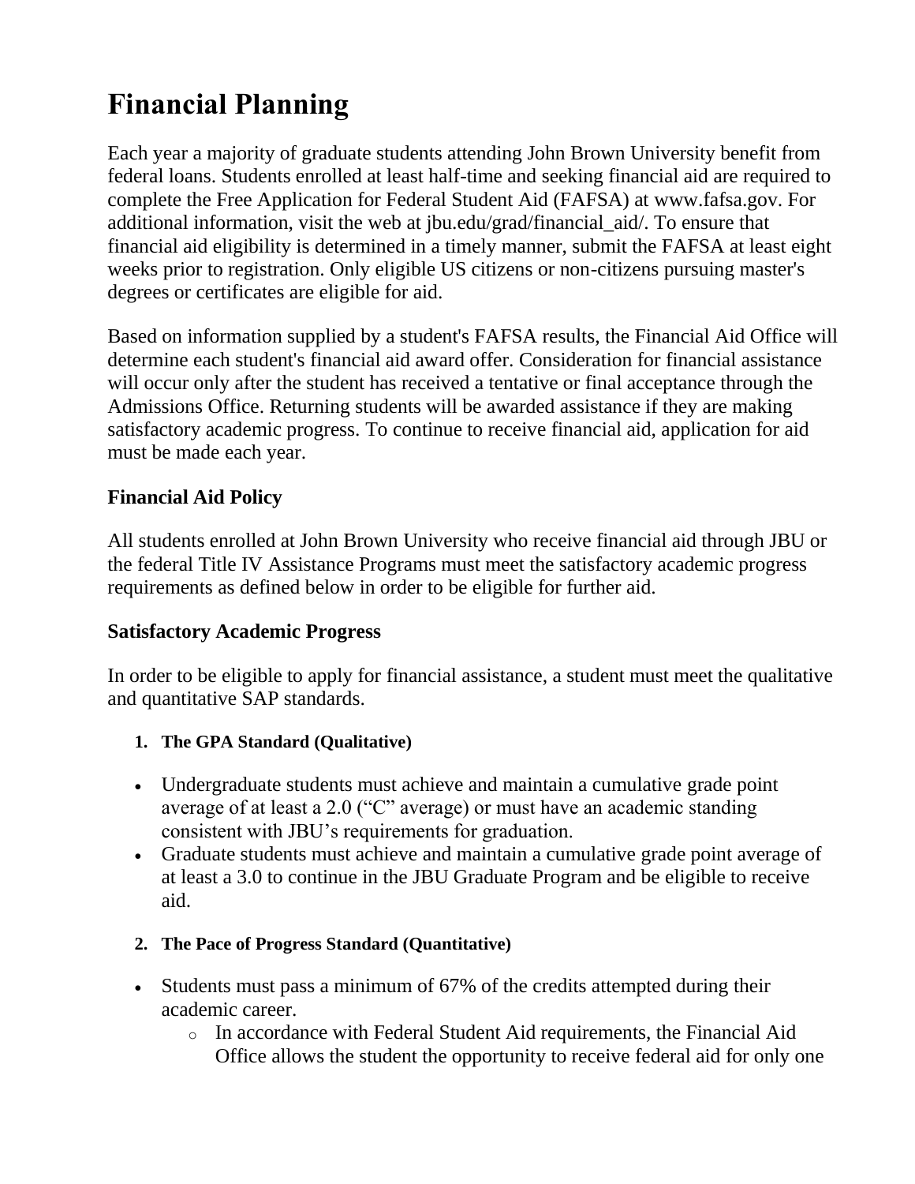# Financial Planning

Each year a majority of graduate students attending John Brown University benefit from federal loans. Students enrolled at least half-time and seeking financial aid are required to complete the Free Application for Federal Student Aid (FAFSA) at www.fafsa.gov. For additional information, visit the web at jbu.edu/grad/financial_aid/. To ensure that financial aid eligibility is determined in a timely manner, submit the FAFSA at least eight weeks prior to registration. Only eligible US citizens or non-citizens pursuing master's degrees or certificates are eligible for aid.

Based on information supplied by a student's FAFSA results, the Financial Aid Office will determine each student's financial aid award offer. Consideration for financial assistance will occur only after the student has received a tentative or final acceptance through the Admissions Office. Returning students will be awarded assistance if they are making satisfactory academic progress. To continue to receive financial aid, application for aid must be made each year.

### Financial Aid Policy

All students enrolled at John Brown University who receive financial aid through JBU or the federal Title IV Assistance Programs must meet the satisfactory academic progress requirements as defined below in order to be eligible for further aid.

### Satisfactory Academic Progress

In order to be eligible to apply for financial assistance, a student must meet the qualitative and quantitative SAP standards.

1. **The GPA Standard (Qualitative)**

- Undergraduate students must achieve and maintain a cumulative grade point average of at least a 2.0 ("C" average) or must have an academic standing consistent with JBU's requirements for graduation.
- Graduate students must achieve and maintain a cumulative grade point average of at least a 3.0 to continue in the JBU Graduate Program and be eligible to receive aid.

2. **The Pace of Progress Standard (Quantitative)**

- Students must pass a minimum of 67% of the credits attempted during their academic career.
  - In accordance with Federal Student Aid requirements, the Financial Aid Office allows the student the opportunity to receive federal aid for only one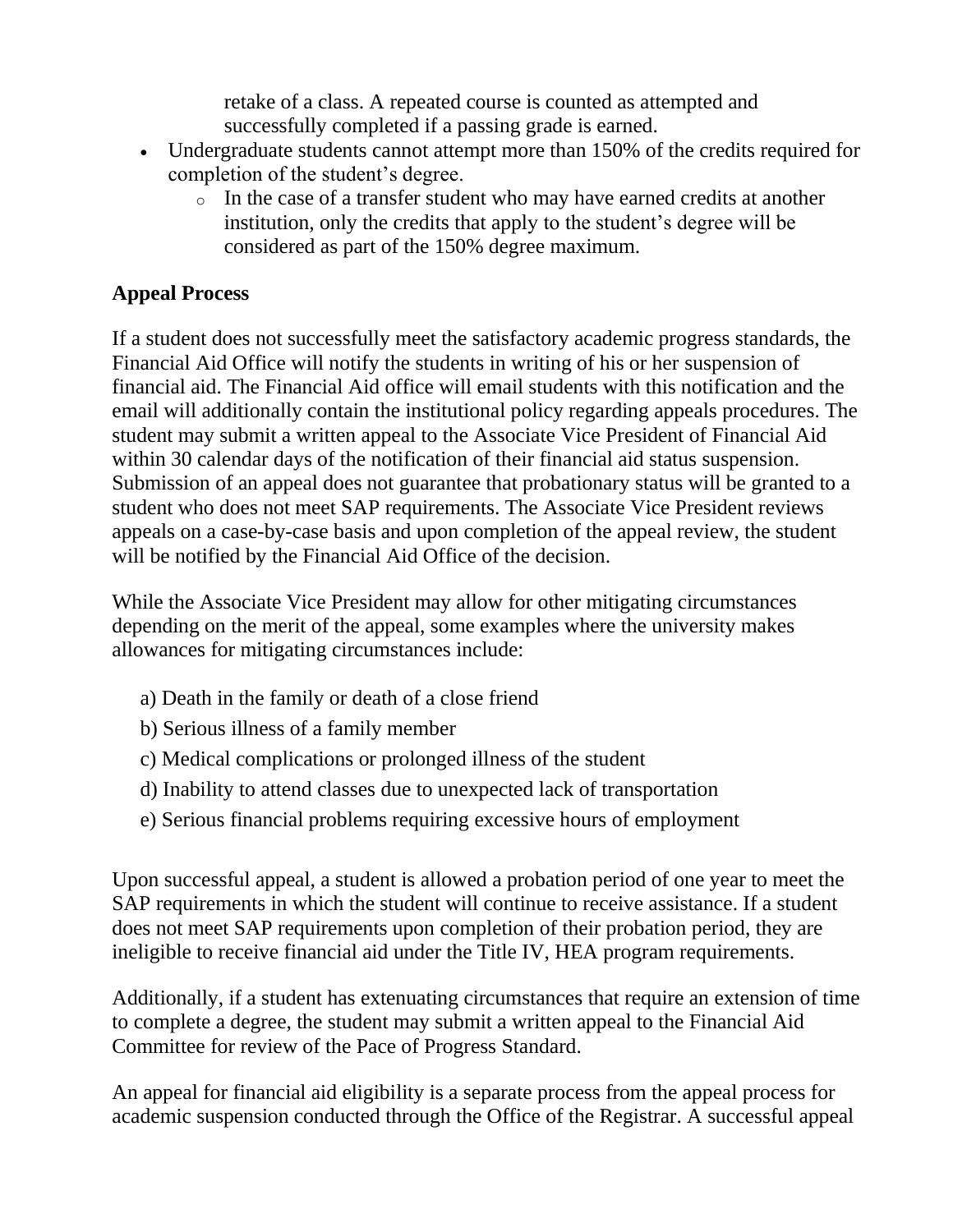retake of a class. A repeated course is counted as attempted and successfully completed if a passing grade is earned.

- Undergraduate students cannot attempt more than 150% of the credits required for completion of the student's degree.
    - In the case of a transfer student who may have earned credits at another institution, only the credits that apply to the student's degree will be considered as part of the 150% degree maximum.

**Appeal Process**

If a student does not successfully meet the satisfactory academic progress standards, the Financial Aid Office will notify the students in writing of his or her suspension of financial aid. The Financial Aid office will email students with this notification and the email will additionally contain the institutional policy regarding appeals procedures. The student may submit a written appeal to the Associate Vice President of Financial Aid within 30 calendar days of the notification of their financial aid status suspension. Submission of an appeal does not guarantee that probationary status will be granted to a student who does not meet SAP requirements. The Associate Vice President reviews appeals on a case-by-case basis and upon completion of the appeal review, the student will be notified by the Financial Aid Office of the decision.

While the Associate Vice President may allow for other mitigating circumstances depending on the merit of the appeal, some examples where the university makes allowances for mitigating circumstances include:

a) Death in the family or death of a close friend

b) Serious illness of a family member

c) Medical complications or prolonged illness of the student

d) Inability to attend classes due to unexpected lack of transportation

e) Serious financial problems requiring excessive hours of employment

Upon successful appeal, a student is allowed a probation period of one year to meet the SAP requirements in which the student will continue to receive assistance. If a student does not meet SAP requirements upon completion of their probation period, they are ineligible to receive financial aid under the Title IV, HEA program requirements.

Additionally, if a student has extenuating circumstances that require an extension of time to complete a degree, the student may submit a written appeal to the Financial Aid Committee for review of the Pace of Progress Standard.

An appeal for financial aid eligibility is a separate process from the appeal process for academic suspension conducted through the Office of the Registrar. A successful appeal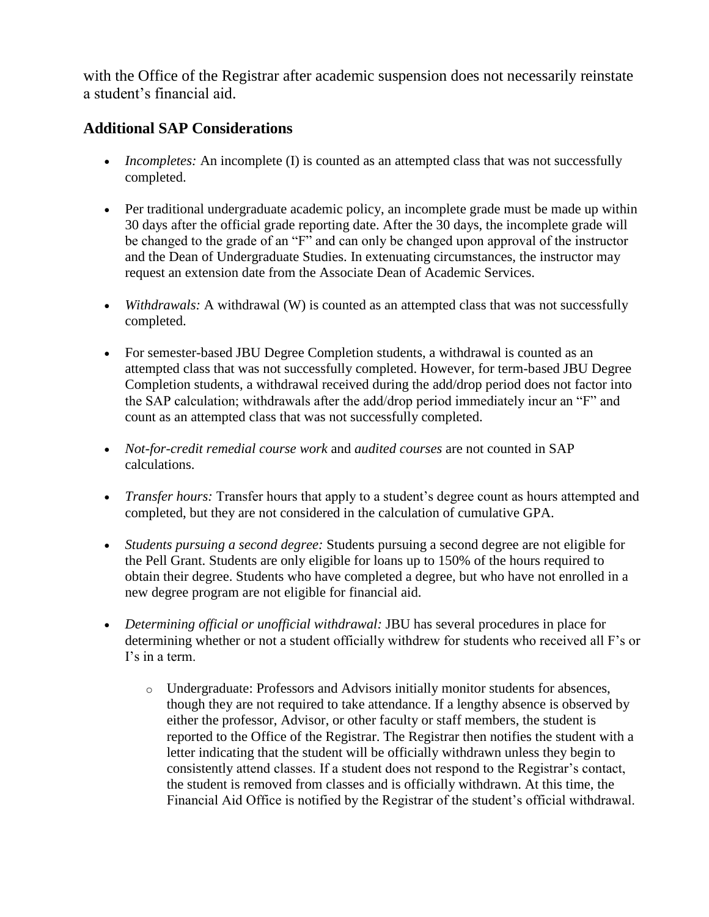with the Office of the Registrar after academic suspension does not necessarily reinstate a student's financial aid.

## Additional SAP Considerations

- *Incompletes:* An incomplete (I) is counted as an attempted class that was not successfully completed.
- Per traditional undergraduate academic policy, an incomplete grade must be made up within 30 days after the official grade reporting date. After the 30 days, the incomplete grade will be changed to the grade of an "F" and can only be changed upon approval of the instructor and the Dean of Undergraduate Studies. In extenuating circumstances, the instructor may request an extension date from the Associate Dean of Academic Services.
- *Withdrawals:* A withdrawal (W) is counted as an attempted class that was not successfully completed.
- For semester-based JBU Degree Completion students, a withdrawal is counted as an attempted class that was not successfully completed. However, for term-based JBU Degree Completion students, a withdrawal received during the add/drop period does not factor into the SAP calculation; withdrawals after the add/drop period immediately incur an "F" and count as an attempted class that was not successfully completed.
- *Not-for-credit remedial course work* and *audited courses* are not counted in SAP calculations.
- *Transfer hours:* Transfer hours that apply to a student's degree count as hours attempted and completed, but they are not considered in the calculation of cumulative GPA.
- *Students pursuing a second degree:* Students pursuing a second degree are not eligible for the Pell Grant. Students are only eligible for loans up to 150% of the hours required to obtain their degree. Students who have completed a degree, but who have not enrolled in a new degree program are not eligible for financial aid.
- *Determining official or unofficial withdrawal:* JBU has several procedures in place for determining whether or not a student officially withdrew for students who received all F's or I's in a term.
  - Undergraduate: Professors and Advisors initially monitor students for absences, though they are not required to take attendance. If a lengthy absence is observed by either the professor, Advisor, or other faculty or staff members, the student is reported to the Office of the Registrar. The Registrar then notifies the student with a letter indicating that the student will be officially withdrawn unless they begin to consistently attend classes. If a student does not respond to the Registrar's contact, the student is removed from classes and is officially withdrawn. At this time, the Financial Aid Office is notified by the Registrar of the student's official withdrawal.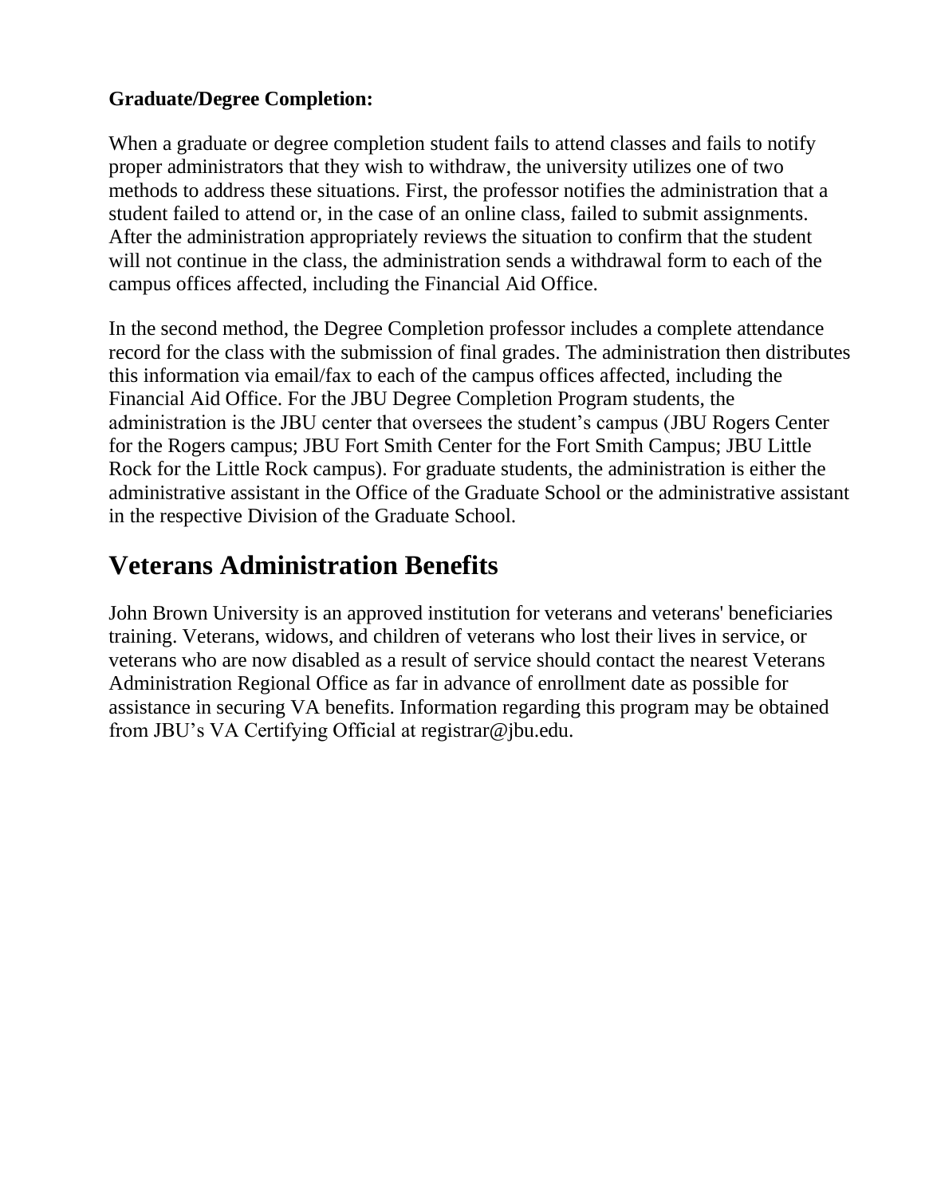**Graduate/Degree Completion:**

When a graduate or degree completion student fails to attend classes and fails to notify proper administrators that they wish to withdraw, the university utilizes one of two methods to address these situations. First, the professor notifies the administration that a student failed to attend or, in the case of an online class, failed to submit assignments. After the administration appropriately reviews the situation to confirm that the student will not continue in the class, the administration sends a withdrawal form to each of the campus offices affected, including the Financial Aid Office.

In the second method, the Degree Completion professor includes a complete attendance record for the class with the submission of final grades. The administration then distributes this information via email/fax to each of the campus offices affected, including the Financial Aid Office. For the JBU Degree Completion Program students, the administration is the JBU center that oversees the student's campus (JBU Rogers Center for the Rogers campus; JBU Fort Smith Center for the Fort Smith Campus; JBU Little Rock for the Little Rock campus). For graduate students, the administration is either the administrative assistant in the Office of the Graduate School or the administrative assistant in the respective Division of the Graduate School.

## Veterans Administration Benefits

John Brown University is an approved institution for veterans and veterans' beneficiaries training. Veterans, widows, and children of veterans who lost their lives in service, or veterans who are now disabled as a result of service should contact the nearest Veterans Administration Regional Office as far in advance of enrollment date as possible for assistance in securing VA benefits. Information regarding this program may be obtained from JBU's VA Certifying Official at registrar@jbu.edu.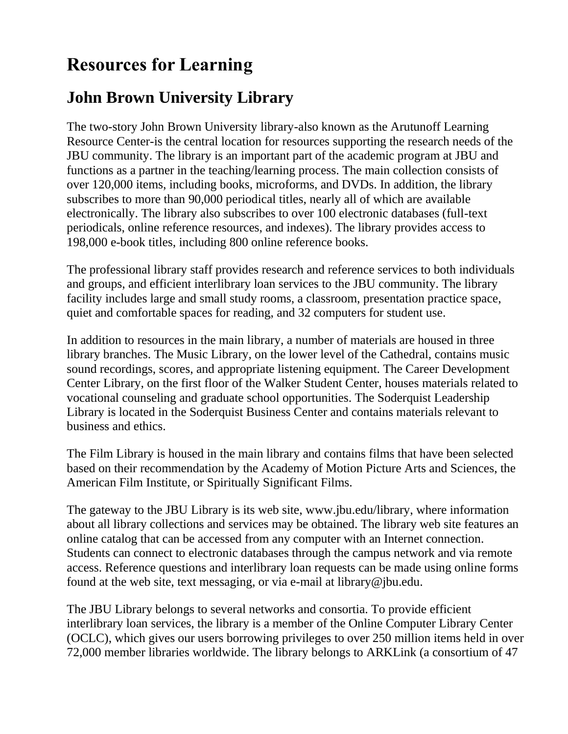# Resources for Learning

## John Brown University Library

The two-story John Brown University library-also known as the Arutunoff Learning Resource Center-is the central location for resources supporting the research needs of the JBU community. The library is an important part of the academic program at JBU and functions as a partner in the teaching/learning process. The main collection consists of over 120,000 items, including books, microforms, and DVDs. In addition, the library subscribes to more than 90,000 periodical titles, nearly all of which are available electronically. The library also subscribes to over 100 electronic databases (full-text periodicals, online reference resources, and indexes). The library provides access to 198,000 e-book titles, including 800 online reference books.

The professional library staff provides research and reference services to both individuals and groups, and efficient interlibrary loan services to the JBU community. The library facility includes large and small study rooms, a classroom, presentation practice space, quiet and comfortable spaces for reading, and 32 computers for student use.

In addition to resources in the main library, a number of materials are housed in three library branches. The Music Library, on the lower level of the Cathedral, contains music sound recordings, scores, and appropriate listening equipment. The Career Development Center Library, on the first floor of the Walker Student Center, houses materials related to vocational counseling and graduate school opportunities. The Soderquist Leadership Library is located in the Soderquist Business Center and contains materials relevant to business and ethics.

The Film Library is housed in the main library and contains films that have been selected based on their recommendation by the Academy of Motion Picture Arts and Sciences, the American Film Institute, or Spiritually Significant Films.

The gateway to the JBU Library is its web site, www.jbu.edu/library, where information about all library collections and services may be obtained. The library web site features an online catalog that can be accessed from any computer with an Internet connection. Students can connect to electronic databases through the campus network and via remote access. Reference questions and interlibrary loan requests can be made using online forms found at the web site, text messaging, or via e-mail at library@jbu.edu.

The JBU Library belongs to several networks and consortia. To provide efficient interlibrary loan services, the library is a member of the Online Computer Library Center (OCLC), which gives our users borrowing privileges to over 250 million items held in over 72,000 member libraries worldwide. The library belongs to ARKLink (a consortium of 47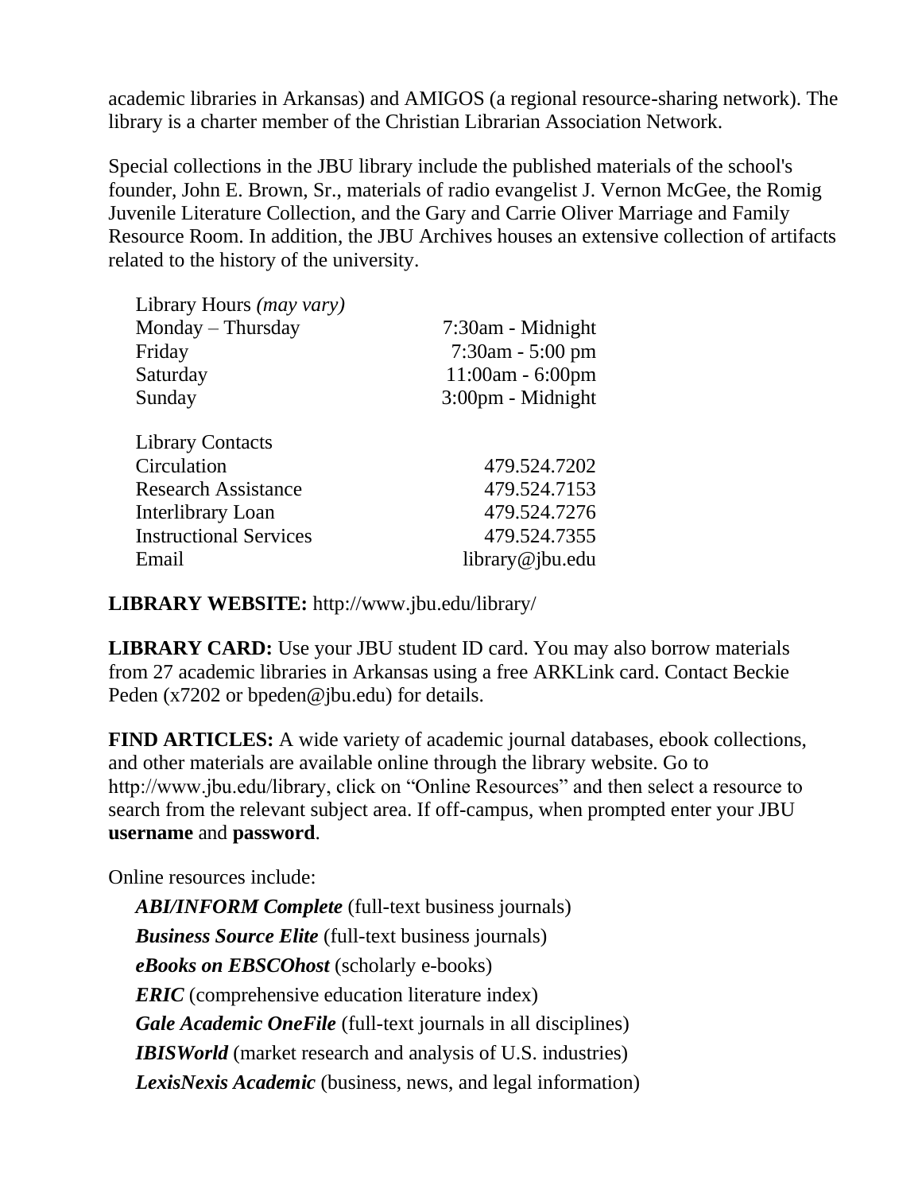academic libraries in Arkansas) and AMIGOS (a regional resource-sharing network). The library is a charter member of the Christian Librarian Association Network.

Special collections in the JBU library include the published materials of the school's founder, John E. Brown, Sr., materials of radio evangelist J. Vernon McGee, the Romig Juvenile Literature Collection, and the Gary and Carrie Oliver Marriage and Family Resource Room. In addition, the JBU Archives houses an extensive collection of artifacts related to the history of the university.

| Library Hours *(may vary)* | |
|---|---|
| Monday – Thursday | 7:30am - Midnight |
| Friday | 7:30am - 5:00 pm |
| Saturday | 11:00am - 6:00pm |
| Sunday | 3:00pm - Midnight |

| Library Contacts | |
|---|---|
| Circulation | 479.524.7202 |
| Research Assistance | 479.524.7153 |
| Interlibrary Loan | 479.524.7276 |
| Instructional Services | 479.524.7355 |
| Email | library@jbu.edu |

**LIBRARY WEBSITE:** http://www.jbu.edu/library/

**LIBRARY CARD:** Use your JBU student ID card. You may also borrow materials from 27 academic libraries in Arkansas using a free ARKLink card. Contact Beckie Peden (x7202 or bpeden@jbu.edu) for details.

**FIND ARTICLES:** A wide variety of academic journal databases, ebook collections, and other materials are available online through the library website. Go to http://www.jbu.edu/library, click on "Online Resources" and then select a resource to search from the relevant subject area. If off-campus, when prompted enter your JBU **username** and **password**.

Online resources include:

- ***ABI/INFORM Complete*** (full-text business journals)
- ***Business Source Elite*** (full-text business journals)
- ***eBooks on EBSCOhost*** (scholarly e-books)
- ***ERIC*** (comprehensive education literature index)
- ***Gale Academic OneFile*** (full-text journals in all disciplines)
- ***IBISWorld*** (market research and analysis of U.S. industries)
- ***LexisNexis Academic*** (business, news, and legal information)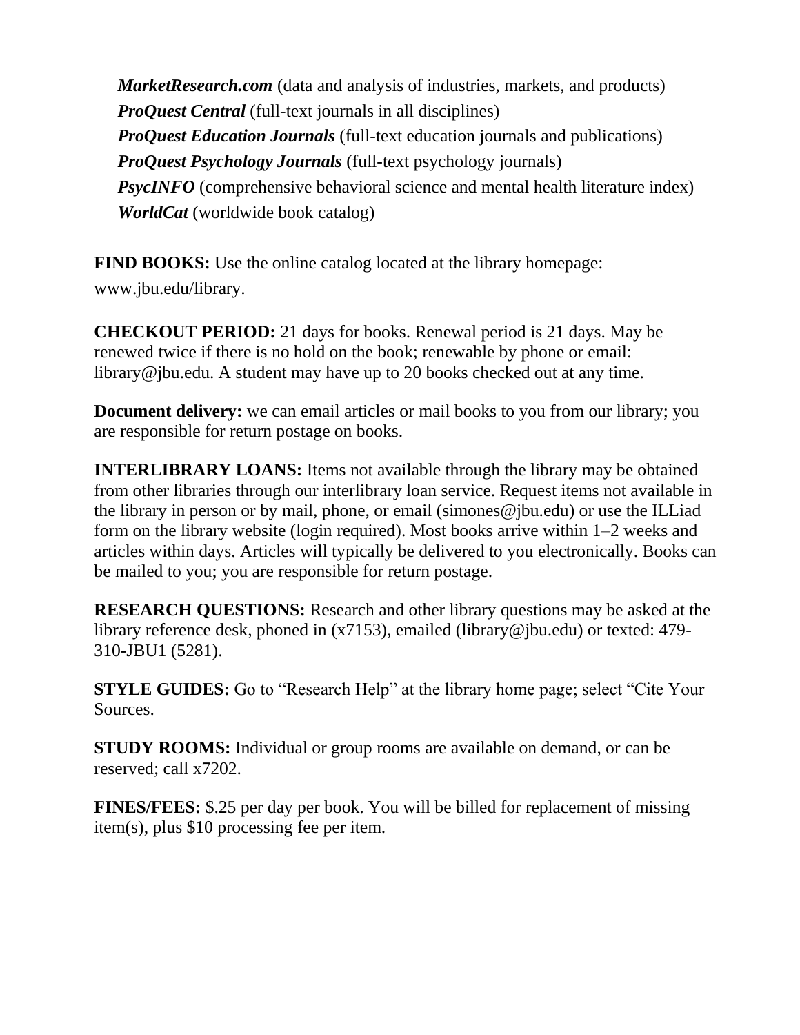***MarketResearch.com*** (data and analysis of industries, markets, and products)
***ProQuest Central*** (full-text journals in all disciplines)
***ProQuest Education Journals*** (full-text education journals and publications)
***ProQuest Psychology Journals*** (full-text psychology journals)
***PsycINFO*** (comprehensive behavioral science and mental health literature index)
***WorldCat*** (worldwide book catalog)

**FIND BOOKS:** Use the online catalog located at the library homepage: www.jbu.edu/library.

**CHECKOUT PERIOD:** 21 days for books. Renewal period is 21 days. May be renewed twice if there is no hold on the book; renewable by phone or email: library@jbu.edu. A student may have up to 20 books checked out at any time.

**Document delivery:** we can email articles or mail books to you from our library; you are responsible for return postage on books.

**INTERLIBRARY LOANS:** Items not available through the library may be obtained from other libraries through our interlibrary loan service. Request items not available in the library in person or by mail, phone, or email (simones@jbu.edu) or use the ILLiad form on the library website (login required). Most books arrive within 1–2 weeks and articles within days. Articles will typically be delivered to you electronically. Books can be mailed to you; you are responsible for return postage.

**RESEARCH QUESTIONS:** Research and other library questions may be asked at the library reference desk, phoned in (x7153), emailed (library@jbu.edu) or texted: 479-310-JBU1 (5281).

**STYLE GUIDES:** Go to "Research Help" at the library home page; select "Cite Your Sources.

**STUDY ROOMS:** Individual or group rooms are available on demand, or can be reserved; call x7202.

**FINES/FEES:** $.25 per day per book. You will be billed for replacement of missing item(s), plus $10 processing fee per item.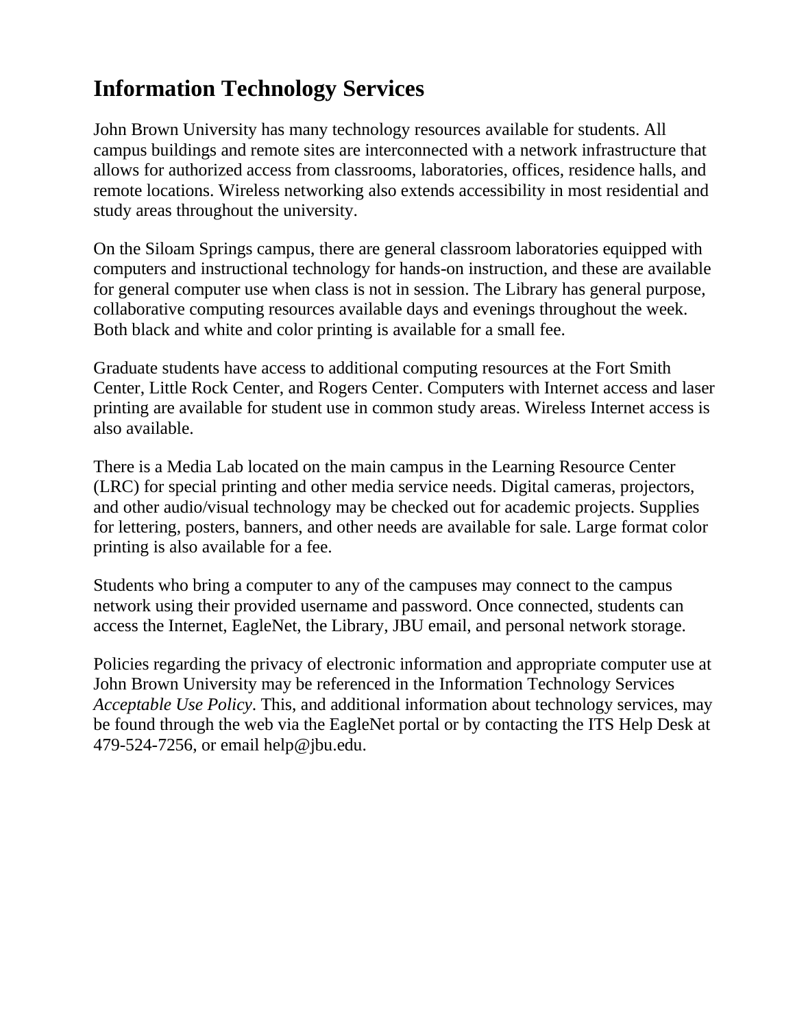# Information Technology Services

John Brown University has many technology resources available for students. All campus buildings and remote sites are interconnected with a network infrastructure that allows for authorized access from classrooms, laboratories, offices, residence halls, and remote locations. Wireless networking also extends accessibility in most residential and study areas throughout the university.

On the Siloam Springs campus, there are general classroom laboratories equipped with computers and instructional technology for hands-on instruction, and these are available for general computer use when class is not in session. The Library has general purpose, collaborative computing resources available days and evenings throughout the week. Both black and white and color printing is available for a small fee.

Graduate students have access to additional computing resources at the Fort Smith Center, Little Rock Center, and Rogers Center. Computers with Internet access and laser printing are available for student use in common study areas. Wireless Internet access is also available.

There is a Media Lab located on the main campus in the Learning Resource Center (LRC) for special printing and other media service needs. Digital cameras, projectors, and other audio/visual technology may be checked out for academic projects. Supplies for lettering, posters, banners, and other needs are available for sale. Large format color printing is also available for a fee.

Students who bring a computer to any of the campuses may connect to the campus network using their provided username and password. Once connected, students can access the Internet, EagleNet, the Library, JBU email, and personal network storage.

Policies regarding the privacy of electronic information and appropriate computer use at John Brown University may be referenced in the Information Technology Services *Acceptable Use Policy*. This, and additional information about technology services, may be found through the web via the EagleNet portal or by contacting the ITS Help Desk at 479-524-7256, or email help@jbu.edu.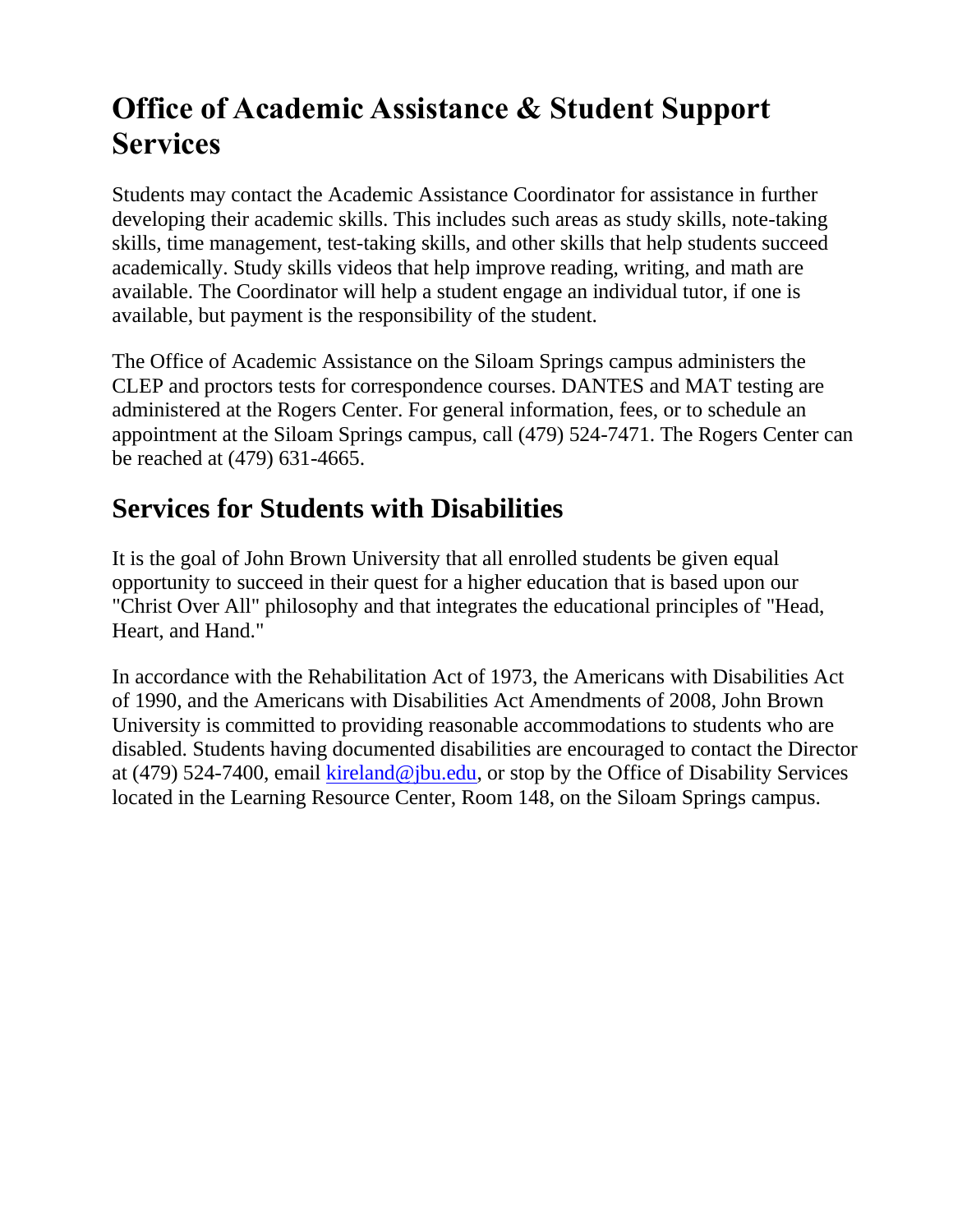## Office of Academic Assistance & Student Support Services

Students may contact the Academic Assistance Coordinator for assistance in further developing their academic skills. This includes such areas as study skills, note-taking skills, time management, test-taking skills, and other skills that help students succeed academically. Study skills videos that help improve reading, writing, and math are available. The Coordinator will help a student engage an individual tutor, if one is available, but payment is the responsibility of the student.

The Office of Academic Assistance on the Siloam Springs campus administers the CLEP and proctors tests for correspondence courses. DANTES and MAT testing are administered at the Rogers Center. For general information, fees, or to schedule an appointment at the Siloam Springs campus, call (479) 524-7471. The Rogers Center can be reached at (479) 631-4665.

### Services for Students with Disabilities

It is the goal of John Brown University that all enrolled students be given equal opportunity to succeed in their quest for a higher education that is based upon our "Christ Over All" philosophy and that integrates the educational principles of "Head, Heart, and Hand."

In accordance with the Rehabilitation Act of 1973, the Americans with Disabilities Act of 1990, and the Americans with Disabilities Act Amendments of 2008, John Brown University is committed to providing reasonable accommodations to students who are disabled. Students having documented disabilities are encouraged to contact the Director at (479) 524-7400, email [kireland@jbu.edu](mailto:kireland@jbu.edu), or stop by the Office of Disability Services located in the Learning Resource Center, Room 148, on the Siloam Springs campus.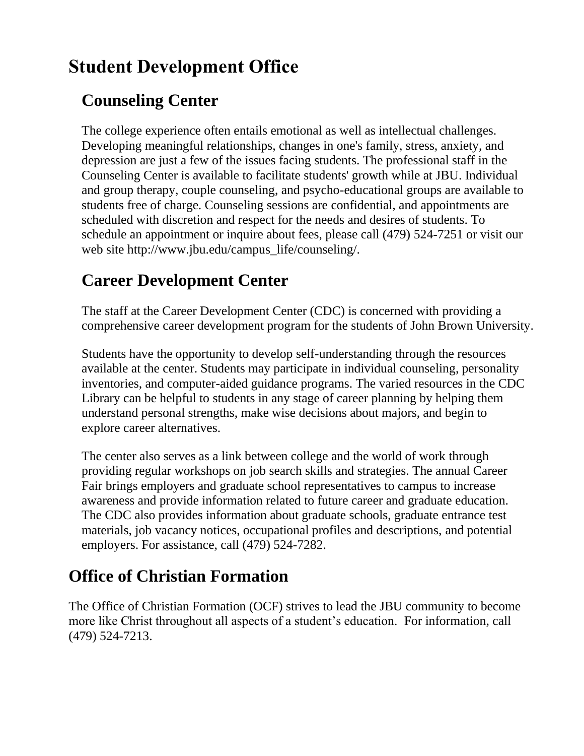# Student Development Office

## Counseling Center

The college experience often entails emotional as well as intellectual challenges. Developing meaningful relationships, changes in one's family, stress, anxiety, and depression are just a few of the issues facing students. The professional staff in the Counseling Center is available to facilitate students' growth while at JBU. Individual and group therapy, couple counseling, and psycho-educational groups are available to students free of charge. Counseling sessions are confidential, and appointments are scheduled with discretion and respect for the needs and desires of students. To schedule an appointment or inquire about fees, please call (479) 524-7251 or visit our web site http://www.jbu.edu/campus_life/counseling/.

## Career Development Center

The staff at the Career Development Center (CDC) is concerned with providing a comprehensive career development program for the students of John Brown University.

Students have the opportunity to develop self-understanding through the resources available at the center. Students may participate in individual counseling, personality inventories, and computer-aided guidance programs. The varied resources in the CDC Library can be helpful to students in any stage of career planning by helping them understand personal strengths, make wise decisions about majors, and begin to explore career alternatives.

The center also serves as a link between college and the world of work through providing regular workshops on job search skills and strategies. The annual Career Fair brings employers and graduate school representatives to campus to increase awareness and provide information related to future career and graduate education. The CDC also provides information about graduate schools, graduate entrance test materials, job vacancy notices, occupational profiles and descriptions, and potential employers. For assistance, call (479) 524-7282.

# Office of Christian Formation

The Office of Christian Formation (OCF) strives to lead the JBU community to become more like Christ throughout all aspects of a student's education. For information, call (479) 524-7213.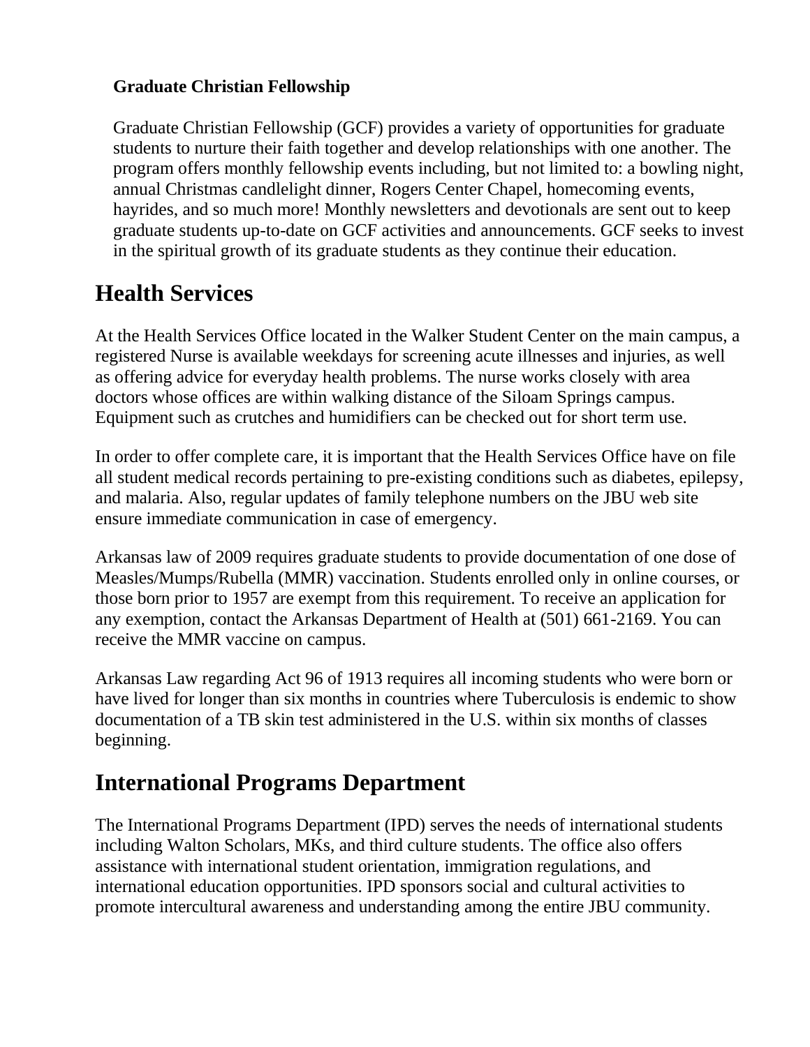### Graduate Christian Fellowship

Graduate Christian Fellowship (GCF) provides a variety of opportunities for graduate students to nurture their faith together and develop relationships with one another. The program offers monthly fellowship events including, but not limited to: a bowling night, annual Christmas candlelight dinner, Rogers Center Chapel, homecoming events, hayrides, and so much more! Monthly newsletters and devotionals are sent out to keep graduate students up-to-date on GCF activities and announcements. GCF seeks to invest in the spiritual growth of its graduate students as they continue their education.

## Health Services

At the Health Services Office located in the Walker Student Center on the main campus, a registered Nurse is available weekdays for screening acute illnesses and injuries, as well as offering advice for everyday health problems. The nurse works closely with area doctors whose offices are within walking distance of the Siloam Springs campus. Equipment such as crutches and humidifiers can be checked out for short term use.

In order to offer complete care, it is important that the Health Services Office have on file all student medical records pertaining to pre-existing conditions such as diabetes, epilepsy, and malaria. Also, regular updates of family telephone numbers on the JBU web site ensure immediate communication in case of emergency.

Arkansas law of 2009 requires graduate students to provide documentation of one dose of Measles/Mumps/Rubella (MMR) vaccination. Students enrolled only in online courses, or those born prior to 1957 are exempt from this requirement. To receive an application for any exemption, contact the Arkansas Department of Health at (501) 661-2169. You can receive the MMR vaccine on campus.

Arkansas Law regarding Act 96 of 1913 requires all incoming students who were born or have lived for longer than six months in countries where Tuberculosis is endemic to show documentation of a TB skin test administered in the U.S. within six months of classes beginning.

## International Programs Department

The International Programs Department (IPD) serves the needs of international students including Walton Scholars, MKs, and third culture students. The office also offers assistance with international student orientation, immigration regulations, and international education opportunities. IPD sponsors social and cultural activities to promote intercultural awareness and understanding among the entire JBU community.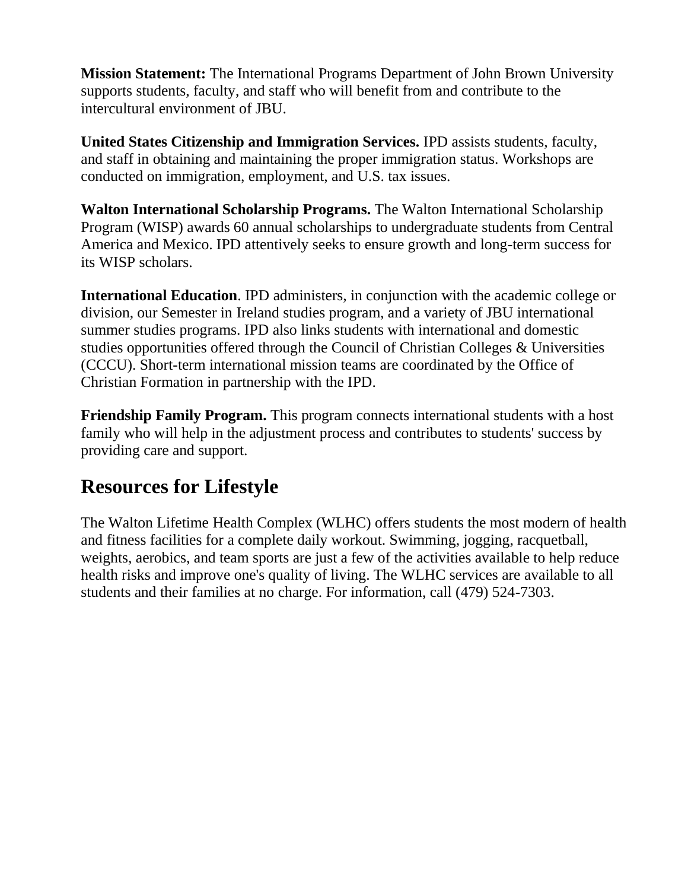**Mission Statement:** The International Programs Department of John Brown University supports students, faculty, and staff who will benefit from and contribute to the intercultural environment of JBU.

**United States Citizenship and Immigration Services.** IPD assists students, faculty, and staff in obtaining and maintaining the proper immigration status. Workshops are conducted on immigration, employment, and U.S. tax issues.

**Walton International Scholarship Programs.** The Walton International Scholarship Program (WISP) awards 60 annual scholarships to undergraduate students from Central America and Mexico. IPD attentively seeks to ensure growth and long-term success for its WISP scholars.

**International Education**. IPD administers, in conjunction with the academic college or division, our Semester in Ireland studies program, and a variety of JBU international summer studies programs. IPD also links students with international and domestic studies opportunities offered through the Council of Christian Colleges & Universities (CCCU). Short-term international mission teams are coordinated by the Office of Christian Formation in partnership with the IPD.

**Friendship Family Program.** This program connects international students with a host family who will help in the adjustment process and contributes to students' success by providing care and support.

## Resources for Lifestyle

The Walton Lifetime Health Complex (WLHC) offers students the most modern of health and fitness facilities for a complete daily workout. Swimming, jogging, racquetball, weights, aerobics, and team sports are just a few of the activities available to help reduce health risks and improve one's quality of living. The WLHC services are available to all students and their families at no charge. For information, call (479) 524-7303.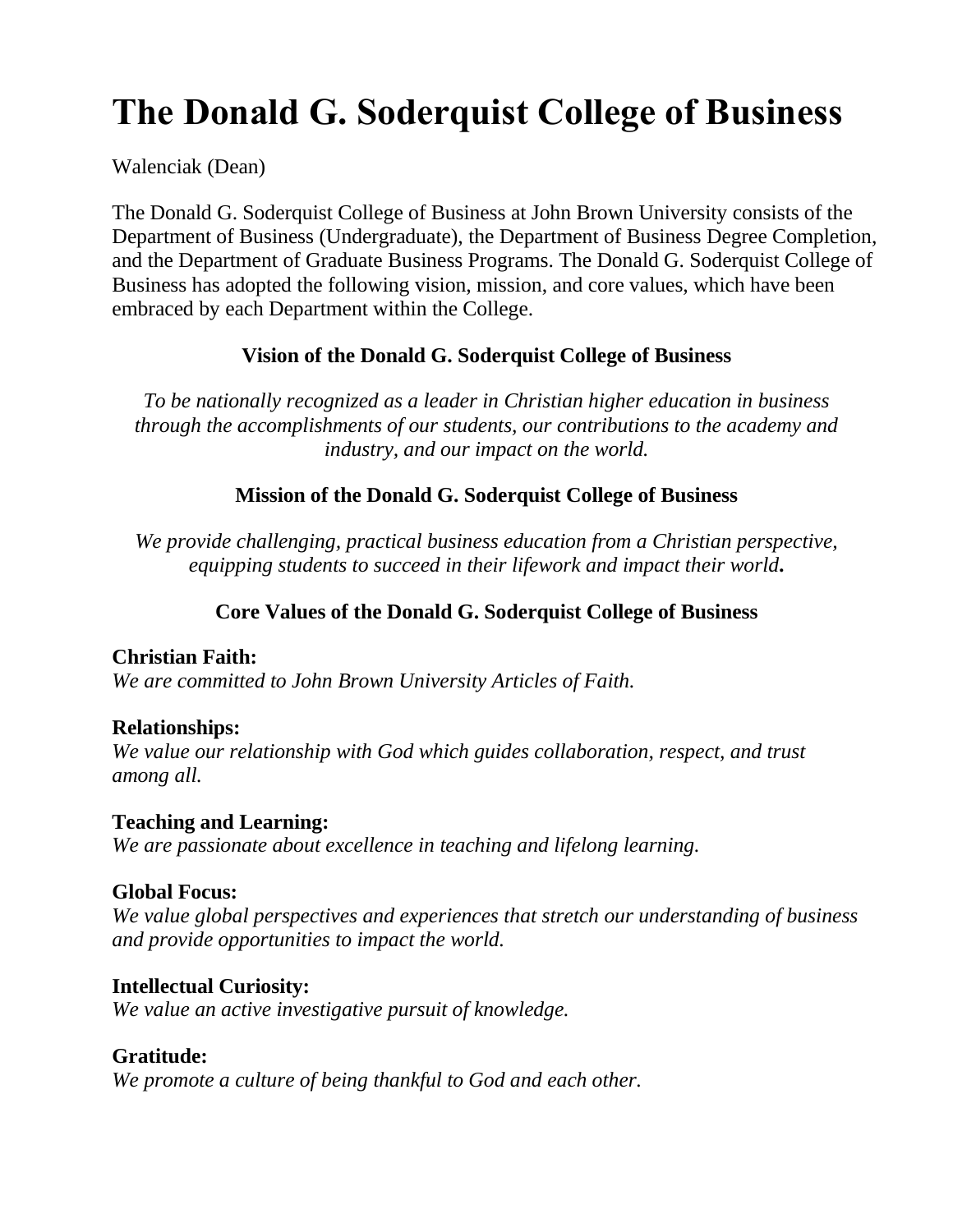# The Donald G. Soderquist College of Business

Walenciak (Dean)

The Donald G. Soderquist College of Business at John Brown University consists of the Department of Business (Undergraduate), the Department of Business Degree Completion, and the Department of Graduate Business Programs. The Donald G. Soderquist College of Business has adopted the following vision, mission, and core values, which have been embraced by each Department within the College.

### Vision of the Donald G. Soderquist College of Business

*To be nationally recognized as a leader in Christian higher education in business through the accomplishments of our students, our contributions to the academy and industry, and our impact on the world.*

### Mission of the Donald G. Soderquist College of Business

*We provide challenging, practical business education from a Christian perspective, equipping students to succeed in their lifework and impact their world.*

### Core Values of the Donald G. Soderquist College of Business

**Christian Faith:**
*We are committed to John Brown University Articles of Faith.*

**Relationships:**
*We value our relationship with God which guides collaboration, respect, and trust among all.*

**Teaching and Learning:**
*We are passionate about excellence in teaching and lifelong learning.*

**Global Focus:**
*We value global perspectives and experiences that stretch our understanding of business and provide opportunities to impact the world.*

**Intellectual Curiosity:**
*We value an active investigative pursuit of knowledge.*

**Gratitude:**
*We promote a culture of being thankful to God and each other.*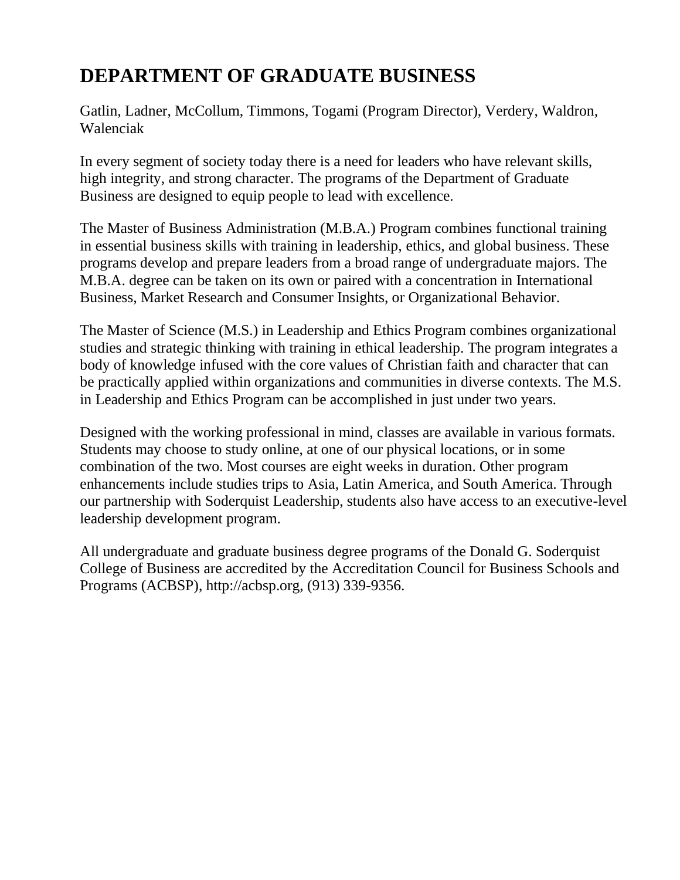# DEPARTMENT OF GRADUATE BUSINESS

Gatlin, Ladner, McCollum, Timmons, Togami (Program Director), Verdery, Waldron, Walenciak

In every segment of society today there is a need for leaders who have relevant skills, high integrity, and strong character. The programs of the Department of Graduate Business are designed to equip people to lead with excellence.

The Master of Business Administration (M.B.A.) Program combines functional training in essential business skills with training in leadership, ethics, and global business. These programs develop and prepare leaders from a broad range of undergraduate majors. The M.B.A. degree can be taken on its own or paired with a concentration in International Business, Market Research and Consumer Insights, or Organizational Behavior.

The Master of Science (M.S.) in Leadership and Ethics Program combines organizational studies and strategic thinking with training in ethical leadership. The program integrates a body of knowledge infused with the core values of Christian faith and character that can be practically applied within organizations and communities in diverse contexts. The M.S. in Leadership and Ethics Program can be accomplished in just under two years.

Designed with the working professional in mind, classes are available in various formats. Students may choose to study online, at one of our physical locations, or in some combination of the two. Most courses are eight weeks in duration. Other program enhancements include studies trips to Asia, Latin America, and South America. Through our partnership with Soderquist Leadership, students also have access to an executive-level leadership development program.

All undergraduate and graduate business degree programs of the Donald G. Soderquist College of Business are accredited by the Accreditation Council for Business Schools and Programs (ACBSP), http://acbsp.org, (913) 339-9356.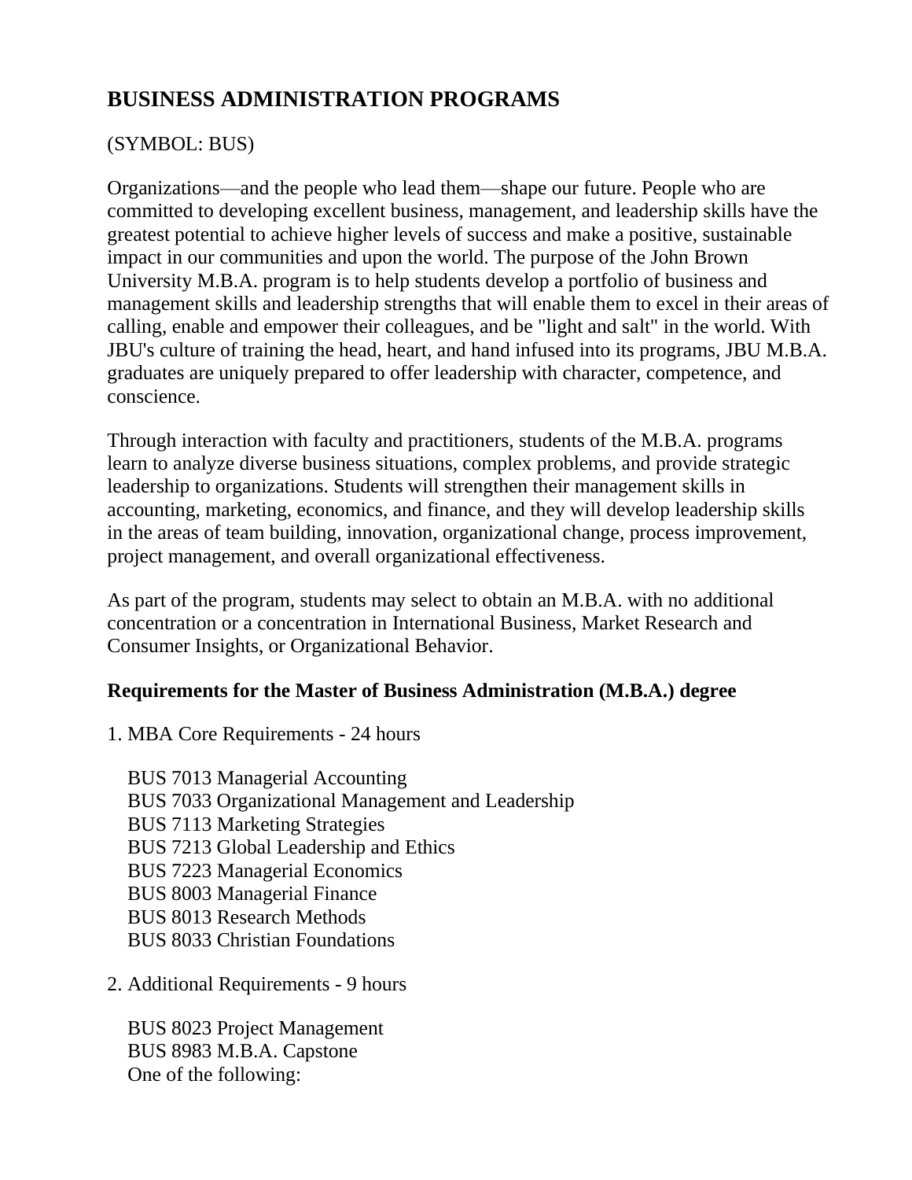## BUSINESS ADMINISTRATION PROGRAMS

(SYMBOL: BUS)

Organizations—and the people who lead them—shape our future. People who are committed to developing excellent business, management, and leadership skills have the greatest potential to achieve higher levels of success and make a positive, sustainable impact in our communities and upon the world. The purpose of the John Brown University M.B.A. program is to help students develop a portfolio of business and management skills and leadership strengths that will enable them to excel in their areas of calling, enable and empower their colleagues, and be "light and salt" in the world. With JBU's culture of training the head, heart, and hand infused into its programs, JBU M.B.A. graduates are uniquely prepared to offer leadership with character, competence, and conscience.

Through interaction with faculty and practitioners, students of the M.B.A. programs learn to analyze diverse business situations, complex problems, and provide strategic leadership to organizations. Students will strengthen their management skills in accounting, marketing, economics, and finance, and they will develop leadership skills in the areas of team building, innovation, organizational change, process improvement, project management, and overall organizational effectiveness.

As part of the program, students may select to obtain an M.B.A. with no additional concentration or a concentration in International Business, Market Research and Consumer Insights, or Organizational Behavior.

### Requirements for the Master of Business Administration (M.B.A.) degree

1. MBA Core Requirements - 24 hours

   BUS 7013 Managerial Accounting
   BUS 7033 Organizational Management and Leadership
   BUS 7113 Marketing Strategies
   BUS 7213 Global Leadership and Ethics
   BUS 7223 Managerial Economics
   BUS 8003 Managerial Finance
   BUS 8013 Research Methods
   BUS 8033 Christian Foundations

2. Additional Requirements - 9 hours

   BUS 8023 Project Management
   BUS 8983 M.B.A. Capstone
   One of the following: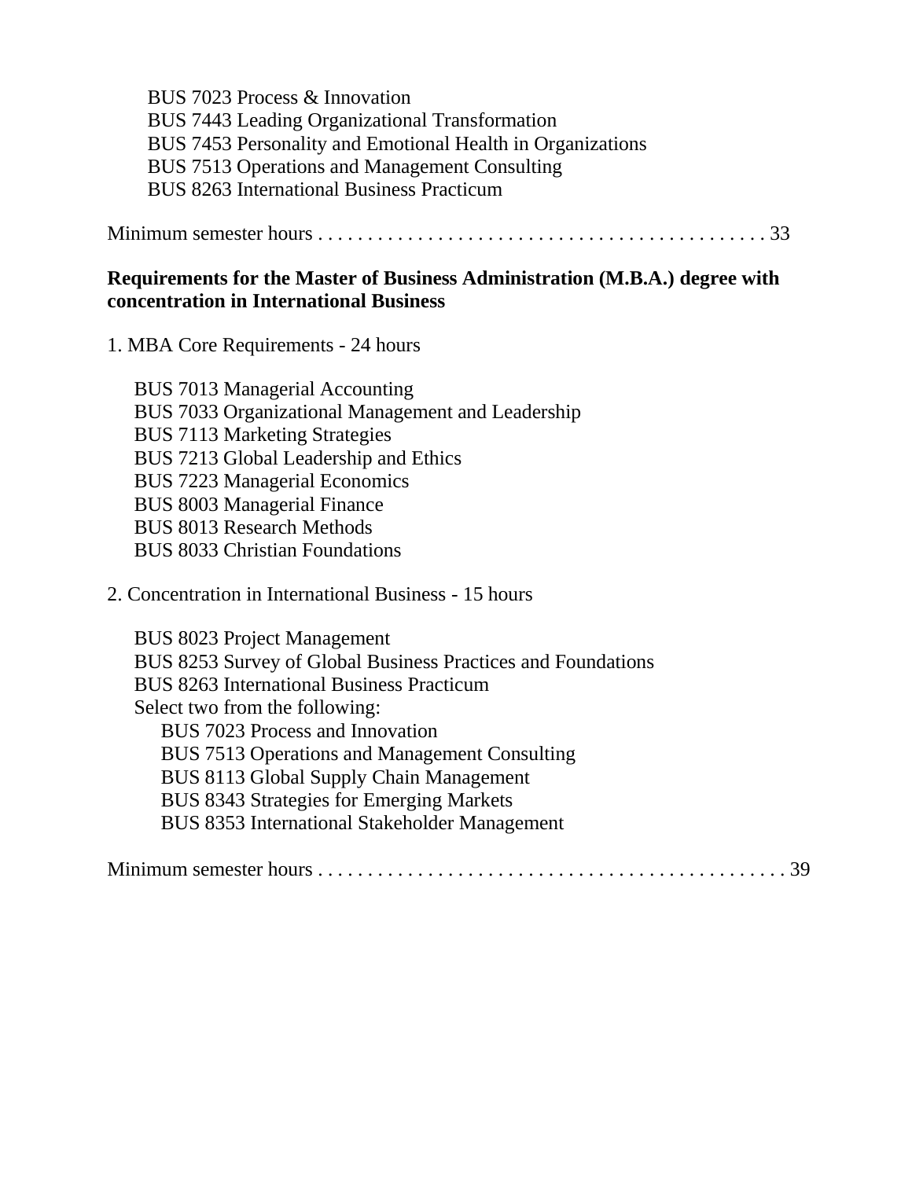BUS 7023 Process & Innovation
BUS 7443 Leading Organizational Transformation
BUS 7453 Personality and Emotional Health in Organizations
BUS 7513 Operations and Management Consulting
BUS 8263 International Business Practicum

Minimum semester hours . . . . . . . . . . . . . . . . . . . . . . . . . . . . . . . . . . . . . . . . . . . . 33

**Requirements for the Master of Business Administration (M.B.A.) degree with concentration in International Business**

1. MBA Core Requirements - 24 hours

    BUS 7013 Managerial Accounting
    BUS 7033 Organizational Management and Leadership
    BUS 7113 Marketing Strategies
    BUS 7213 Global Leadership and Ethics
    BUS 7223 Managerial Economics
    BUS 8003 Managerial Finance
    BUS 8013 Research Methods
    BUS 8033 Christian Foundations

2. Concentration in International Business - 15 hours

    BUS 8023 Project Management
    BUS 8253 Survey of Global Business Practices and Foundations
    BUS 8263 International Business Practicum
    Select two from the following:
        BUS 7023 Process and Innovation
        BUS 7513 Operations and Management Consulting
        BUS 8113 Global Supply Chain Management
        BUS 8343 Strategies for Emerging Markets
        BUS 8353 International Stakeholder Management

Minimum semester hours . . . . . . . . . . . . . . . . . . . . . . . . . . . . . . . . . . . . . . . . . . . . . . 39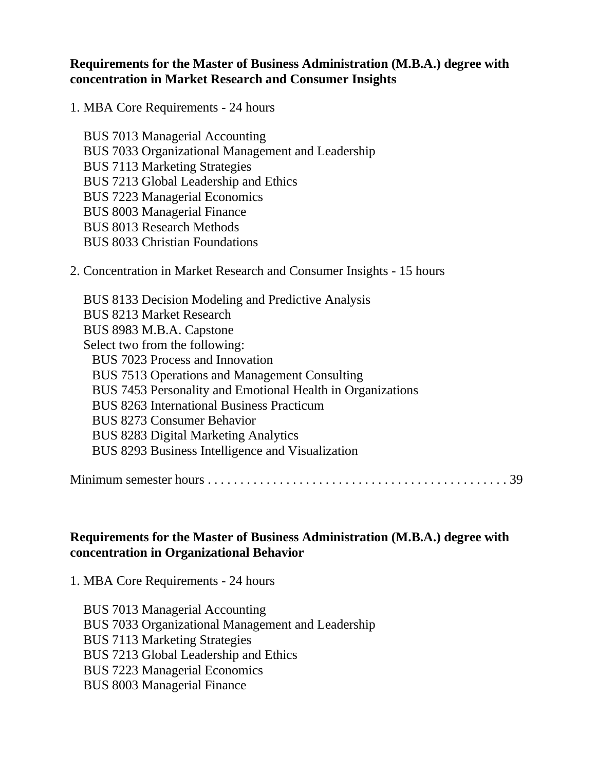**Requirements for the Master of Business Administration (M.B.A.) degree with concentration in Market Research and Consumer Insights**

1. MBA Core Requirements - 24 hours

   BUS 7013 Managerial Accounting
   BUS 7033 Organizational Management and Leadership
   BUS 7113 Marketing Strategies
   BUS 7213 Global Leadership and Ethics
   BUS 7223 Managerial Economics
   BUS 8003 Managerial Finance
   BUS 8013 Research Methods
   BUS 8033 Christian Foundations

2. Concentration in Market Research and Consumer Insights - 15 hours

   BUS 8133 Decision Modeling and Predictive Analysis
   BUS 8213 Market Research
   BUS 8983 M.B.A. Capstone
   Select two from the following:
     BUS 7023 Process and Innovation
     BUS 7513 Operations and Management Consulting
     BUS 7453 Personality and Emotional Health in Organizations
     BUS 8263 International Business Practicum
     BUS 8273 Consumer Behavior
     BUS 8283 Digital Marketing Analytics
     BUS 8293 Business Intelligence and Visualization

Minimum semester hours . . . . . . . . . . . . . . . . . . . . . . . . . . . . . . . . . . . . . . . . . . . . . 39

**Requirements for the Master of Business Administration (M.B.A.) degree with concentration in Organizational Behavior**

1. MBA Core Requirements - 24 hours

   BUS 7013 Managerial Accounting
   BUS 7033 Organizational Management and Leadership
   BUS 7113 Marketing Strategies
   BUS 7213 Global Leadership and Ethics
   BUS 7223 Managerial Economics
   BUS 8003 Managerial Finance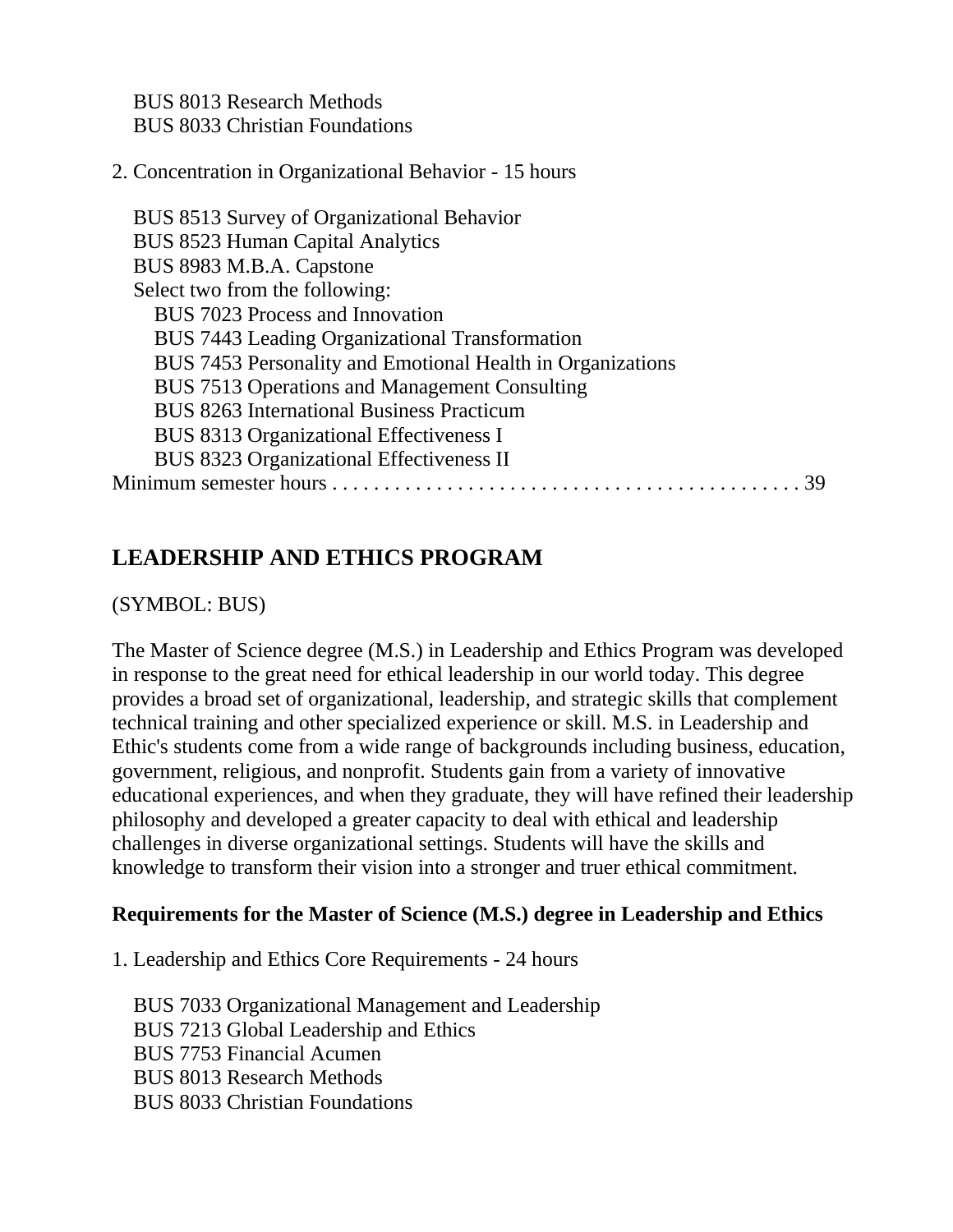BUS 8013 Research Methods
BUS 8033 Christian Foundations

2. Concentration in Organizational Behavior - 15 hours

BUS 8513 Survey of Organizational Behavior
BUS 8523 Human Capital Analytics
BUS 8983 M.B.A. Capstone
Select two from the following:
BUS 7023 Process and Innovation
BUS 7443 Leading Organizational Transformation
BUS 7453 Personality and Emotional Health in Organizations
BUS 7513 Operations and Management Consulting
BUS 8263 International Business Practicum
BUS 8313 Organizational Effectiveness I
BUS 8323 Organizational Effectiveness II

Minimum semester hours . . . . . . . . . . . . . . . . . . . . . . . . . . . . . . . . . . . . . . . . . . . . 39

## LEADERSHIP AND ETHICS PROGRAM

(SYMBOL: BUS)

The Master of Science degree (M.S.) in Leadership and Ethics Program was developed in response to the great need for ethical leadership in our world today. This degree provides a broad set of organizational, leadership, and strategic skills that complement technical training and other specialized experience or skill. M.S. in Leadership and Ethic's students come from a wide range of backgrounds including business, education, government, religious, and nonprofit. Students gain from a variety of innovative educational experiences, and when they graduate, they will have refined their leadership philosophy and developed a greater capacity to deal with ethical and leadership challenges in diverse organizational settings. Students will have the skills and knowledge to transform their vision into a stronger and truer ethical commitment.

**Requirements for the Master of Science (M.S.) degree in Leadership and Ethics**

1. Leadership and Ethics Core Requirements - 24 hours

BUS 7033 Organizational Management and Leadership
BUS 7213 Global Leadership and Ethics
BUS 7753 Financial Acumen
BUS 8013 Research Methods
BUS 8033 Christian Foundations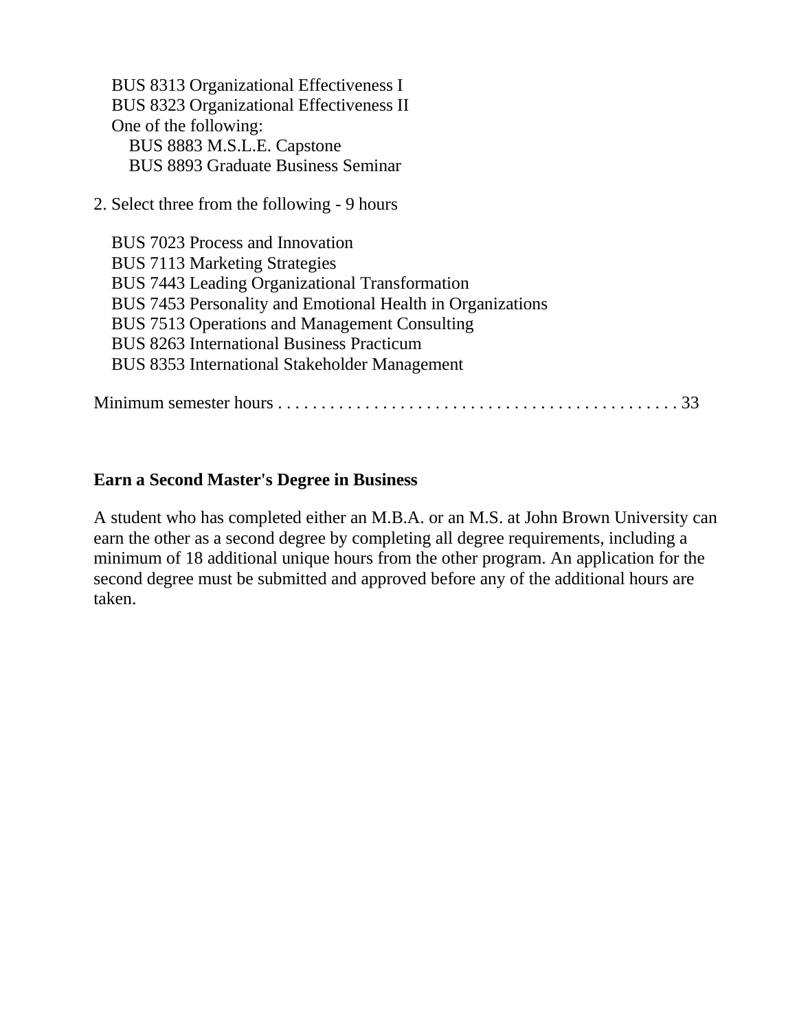- BUS 8313 Organizational Effectiveness I
- BUS 8323 Organizational Effectiveness II
- One of the following:
  - BUS 8883 M.S.L.E. Capstone
  - BUS 8893 Graduate Business Seminar

2. Select three from the following - 9 hours

- BUS 7023 Process and Innovation
- BUS 7113 Marketing Strategies
- BUS 7443 Leading Organizational Transformation
- BUS 7453 Personality and Emotional Health in Organizations
- BUS 7513 Operations and Management Consulting
- BUS 8263 International Business Practicum
- BUS 8353 International Stakeholder Management

Minimum semester hours . . . . . . . . . . . . . . . . . . . . . . . . . . . . . . . . . . . . . . . . . . . . . 33

**Earn a Second Master's Degree in Business**

A student who has completed either an M.B.A. or an M.S. at John Brown University can earn the other as a second degree by completing all degree requirements, including a minimum of 18 additional unique hours from the other program. An application for the second degree must be submitted and approved before any of the additional hours are taken.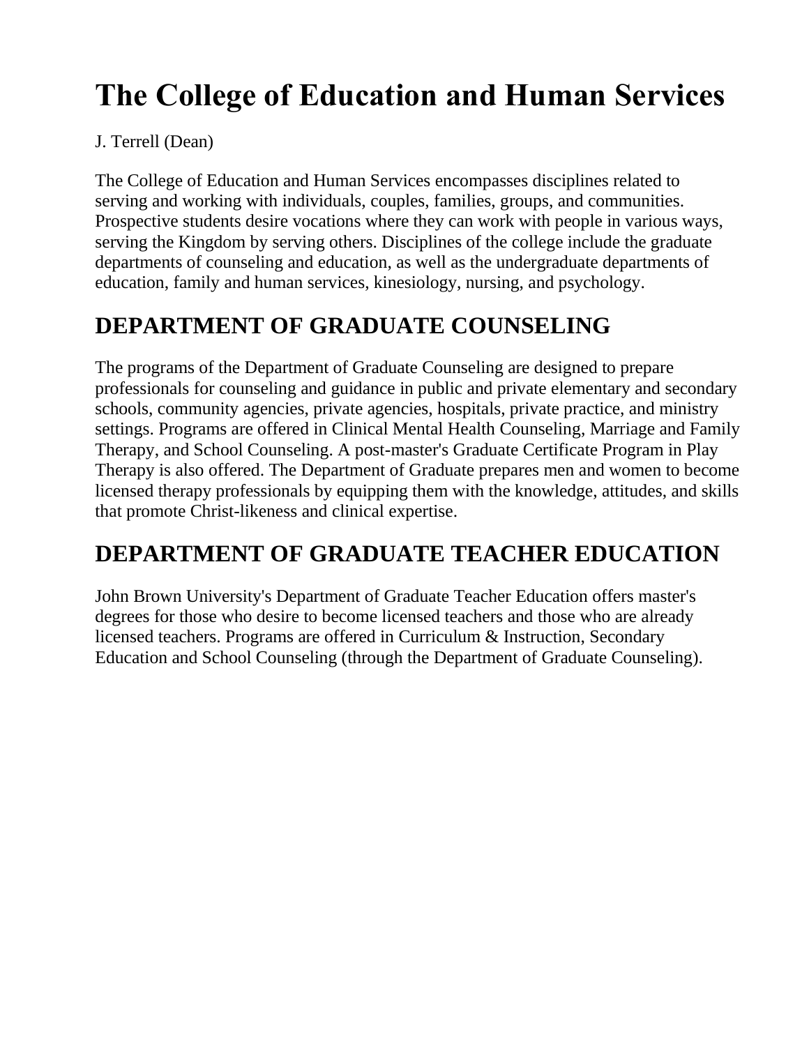# The College of Education and Human Services

J. Terrell (Dean)

The College of Education and Human Services encompasses disciplines related to serving and working with individuals, couples, families, groups, and communities. Prospective students desire vocations where they can work with people in various ways, serving the Kingdom by serving others. Disciplines of the college include the graduate departments of counseling and education, as well as the undergraduate departments of education, family and human services, kinesiology, nursing, and psychology.

## DEPARTMENT OF GRADUATE COUNSELING

The programs of the Department of Graduate Counseling are designed to prepare professionals for counseling and guidance in public and private elementary and secondary schools, community agencies, private agencies, hospitals, private practice, and ministry settings. Programs are offered in Clinical Mental Health Counseling, Marriage and Family Therapy, and School Counseling. A post-master's Graduate Certificate Program in Play Therapy is also offered. The Department of Graduate prepares men and women to become licensed therapy professionals by equipping them with the knowledge, attitudes, and skills that promote Christ-likeness and clinical expertise.

## DEPARTMENT OF GRADUATE TEACHER EDUCATION

John Brown University's Department of Graduate Teacher Education offers master's degrees for those who desire to become licensed teachers and those who are already licensed teachers. Programs are offered in Curriculum & Instruction, Secondary Education and School Counseling (through the Department of Graduate Counseling).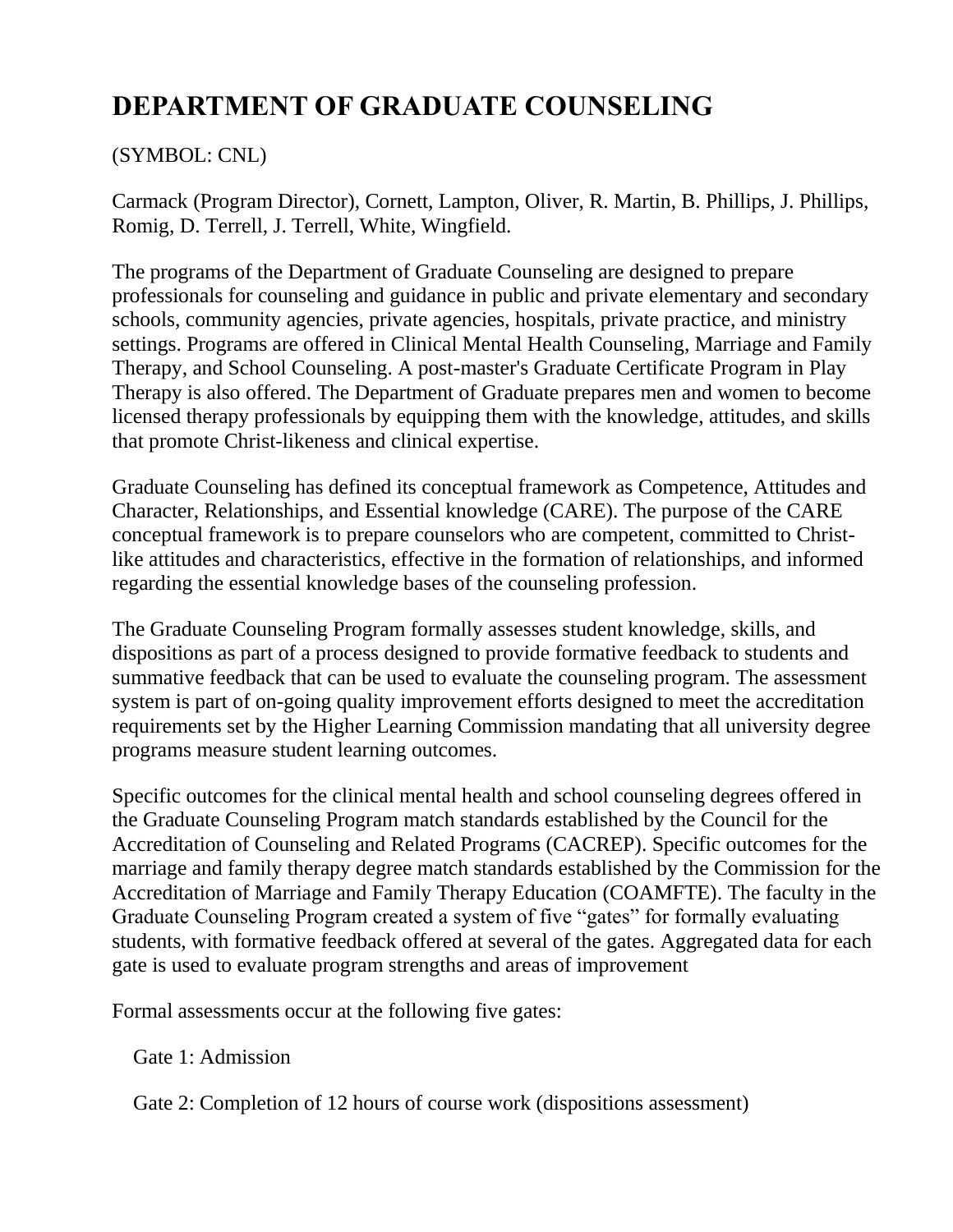# DEPARTMENT OF GRADUATE COUNSELING

(SYMBOL: CNL)

Carmack (Program Director), Cornett, Lampton, Oliver, R. Martin, B. Phillips, J. Phillips, Romig, D. Terrell, J. Terrell, White, Wingfield.

The programs of the Department of Graduate Counseling are designed to prepare professionals for counseling and guidance in public and private elementary and secondary schools, community agencies, private agencies, hospitals, private practice, and ministry settings. Programs are offered in Clinical Mental Health Counseling, Marriage and Family Therapy, and School Counseling. A post-master's Graduate Certificate Program in Play Therapy is also offered. The Department of Graduate prepares men and women to become licensed therapy professionals by equipping them with the knowledge, attitudes, and skills that promote Christ-likeness and clinical expertise.

Graduate Counseling has defined its conceptual framework as Competence, Attitudes and Character, Relationships, and Essential knowledge (CARE). The purpose of the CARE conceptual framework is to prepare counselors who are competent, committed to Christ-like attitudes and characteristics, effective in the formation of relationships, and informed regarding the essential knowledge bases of the counseling profession.

The Graduate Counseling Program formally assesses student knowledge, skills, and dispositions as part of a process designed to provide formative feedback to students and summative feedback that can be used to evaluate the counseling program. The assessment system is part of on-going quality improvement efforts designed to meet the accreditation requirements set by the Higher Learning Commission mandating that all university degree programs measure student learning outcomes.

Specific outcomes for the clinical mental health and school counseling degrees offered in the Graduate Counseling Program match standards established by the Council for the Accreditation of Counseling and Related Programs (CACREP). Specific outcomes for the marriage and family therapy degree match standards established by the Commission for the Accreditation of Marriage and Family Therapy Education (COAMFTE). The faculty in the Graduate Counseling Program created a system of five "gates" for formally evaluating students, with formative feedback offered at several of the gates. Aggregated data for each gate is used to evaluate program strengths and areas of improvement

Formal assessments occur at the following five gates:

Gate 1: Admission

Gate 2: Completion of 12 hours of course work (dispositions assessment)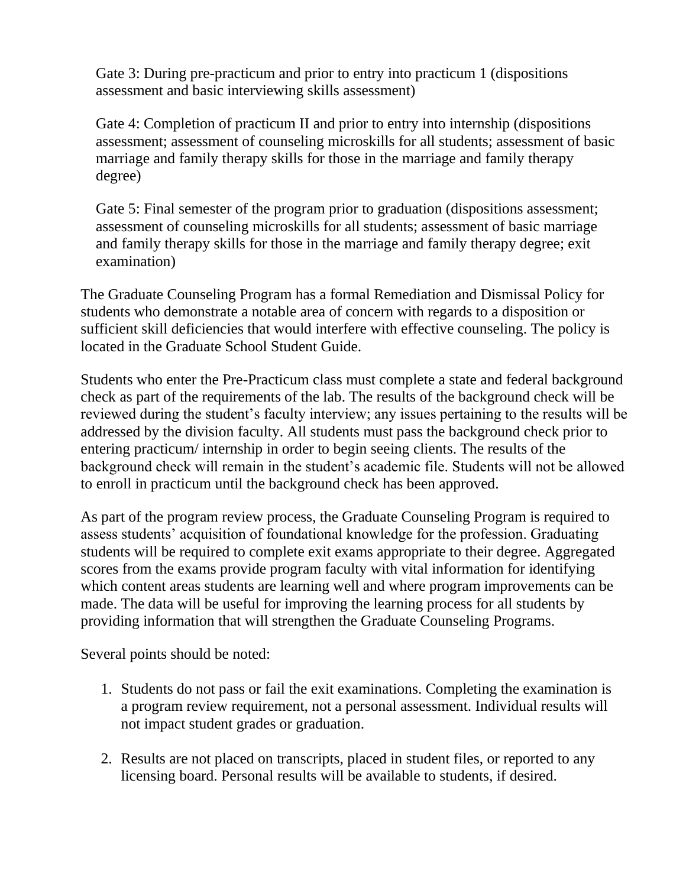Gate 3: During pre-practicum and prior to entry into practicum 1 (dispositions assessment and basic interviewing skills assessment)

Gate 4: Completion of practicum II and prior to entry into internship (dispositions assessment; assessment of counseling microskills for all students; assessment of basic marriage and family therapy skills for those in the marriage and family therapy degree)

Gate 5: Final semester of the program prior to graduation (dispositions assessment; assessment of counseling microskills for all students; assessment of basic marriage and family therapy skills for those in the marriage and family therapy degree; exit examination)

The Graduate Counseling Program has a formal Remediation and Dismissal Policy for students who demonstrate a notable area of concern with regards to a disposition or sufficient skill deficiencies that would interfere with effective counseling. The policy is located in the Graduate School Student Guide.

Students who enter the Pre-Practicum class must complete a state and federal background check as part of the requirements of the lab. The results of the background check will be reviewed during the student's faculty interview; any issues pertaining to the results will be addressed by the division faculty. All students must pass the background check prior to entering practicum/ internship in order to begin seeing clients. The results of the background check will remain in the student's academic file. Students will not be allowed to enroll in practicum until the background check has been approved.

As part of the program review process, the Graduate Counseling Program is required to assess students' acquisition of foundational knowledge for the profession. Graduating students will be required to complete exit exams appropriate to their degree. Aggregated scores from the exams provide program faculty with vital information for identifying which content areas students are learning well and where program improvements can be made. The data will be useful for improving the learning process for all students by providing information that will strengthen the Graduate Counseling Programs.

Several points should be noted:

1. Students do not pass or fail the exit examinations. Completing the examination is a program review requirement, not a personal assessment. Individual results will not impact student grades or graduation.

2. Results are not placed on transcripts, placed in student files, or reported to any licensing board. Personal results will be available to students, if desired.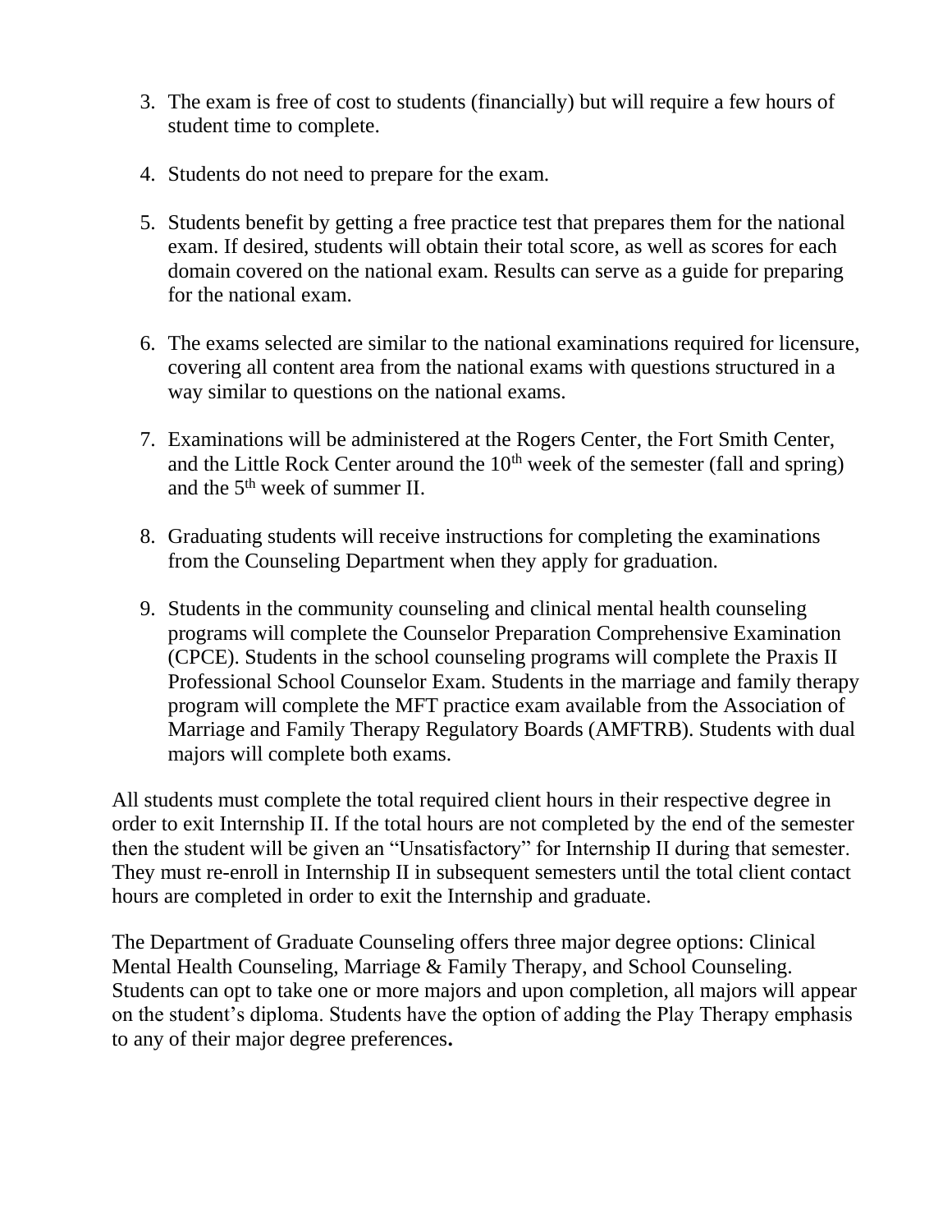3. The exam is free of cost to students (financially) but will require a few hours of student time to complete.

4. Students do not need to prepare for the exam.

5. Students benefit by getting a free practice test that prepares them for the national exam. If desired, students will obtain their total score, as well as scores for each domain covered on the national exam. Results can serve as a guide for preparing for the national exam.

6. The exams selected are similar to the national examinations required for licensure, covering all content area from the national exams with questions structured in a way similar to questions on the national exams.

7. Examinations will be administered at the Rogers Center, the Fort Smith Center, and the Little Rock Center around the 10th week of the semester (fall and spring) and the 5th week of summer II.

8. Graduating students will receive instructions for completing the examinations from the Counseling Department when they apply for graduation.

9. Students in the community counseling and clinical mental health counseling programs will complete the Counselor Preparation Comprehensive Examination (CPCE). Students in the school counseling programs will complete the Praxis II Professional School Counselor Exam. Students in the marriage and family therapy program will complete the MFT practice exam available from the Association of Marriage and Family Therapy Regulatory Boards (AMFTRB). Students with dual majors will complete both exams.

All students must complete the total required client hours in their respective degree in order to exit Internship II. If the total hours are not completed by the end of the semester then the student will be given an "Unsatisfactory" for Internship II during that semester. They must re-enroll in Internship II in subsequent semesters until the total client contact hours are completed in order to exit the Internship and graduate.

The Department of Graduate Counseling offers three major degree options: Clinical Mental Health Counseling, Marriage & Family Therapy, and School Counseling. Students can opt to take one or more majors and upon completion, all majors will appear on the student's diploma. Students have the option of adding the Play Therapy emphasis to any of their major degree preferences.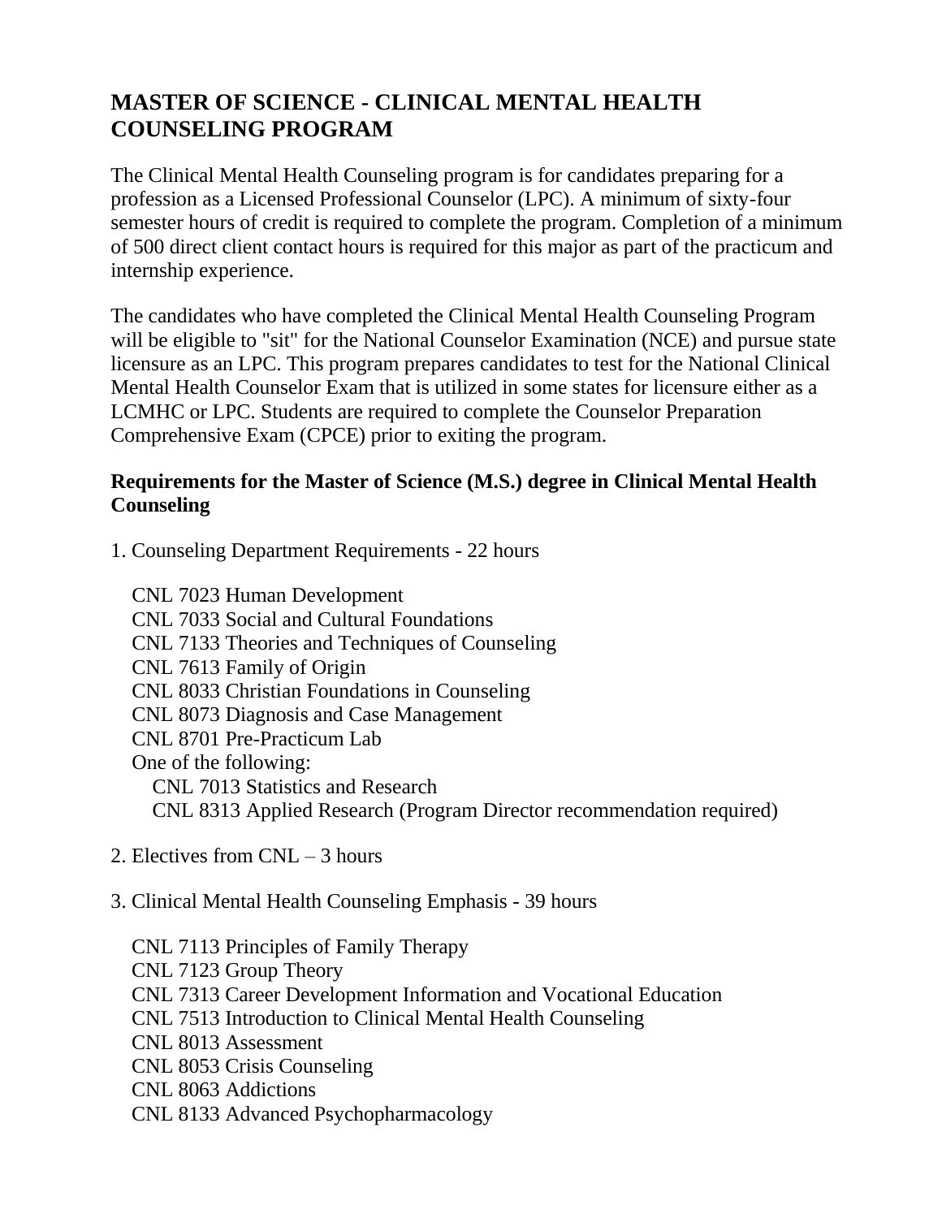# MASTER OF SCIENCE - CLINICAL MENTAL HEALTH COUNSELING PROGRAM

The Clinical Mental Health Counseling program is for candidates preparing for a profession as a Licensed Professional Counselor (LPC). A minimum of sixty-four semester hours of credit is required to complete the program. Completion of a minimum of 500 direct client contact hours is required for this major as part of the practicum and internship experience.

The candidates who have completed the Clinical Mental Health Counseling Program will be eligible to "sit" for the National Counselor Examination (NCE) and pursue state licensure as an LPC. This program prepares candidates to test for the National Clinical Mental Health Counselor Exam that is utilized in some states for licensure either as a LCMHC or LPC. Students are required to complete the Counselor Preparation Comprehensive Exam (CPCE) prior to exiting the program.

### Requirements for the Master of Science (M.S.) degree in Clinical Mental Health Counseling

1. Counseling Department Requirements - 22 hours

   CNL 7023 Human Development
   CNL 7033 Social and Cultural Foundations
   CNL 7133 Theories and Techniques of Counseling
   CNL 7613 Family of Origin
   CNL 8033 Christian Foundations in Counseling
   CNL 8073 Diagnosis and Case Management
   CNL 8701 Pre-Practicum Lab
   One of the following:
   - CNL 7013 Statistics and Research
   - CNL 8313 Applied Research (Program Director recommendation required)

2. Electives from CNL – 3 hours

3. Clinical Mental Health Counseling Emphasis - 39 hours

   CNL 7113 Principles of Family Therapy
   CNL 7123 Group Theory
   CNL 7313 Career Development Information and Vocational Education
   CNL 7513 Introduction to Clinical Mental Health Counseling
   CNL 8013 Assessment
   CNL 8053 Crisis Counseling
   CNL 8063 Addictions
   CNL 8133 Advanced Psychopharmacology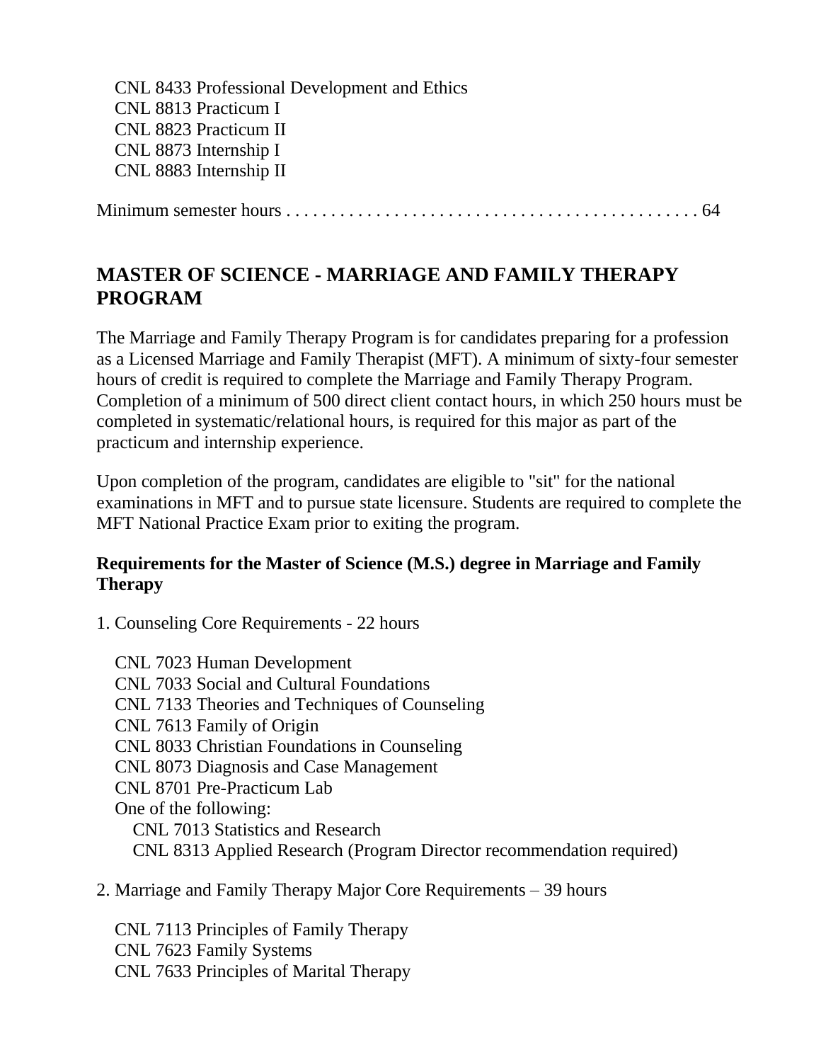CNL 8433 Professional Development and Ethics
CNL 8813 Practicum I
CNL 8823 Practicum II
CNL 8873 Internship I
CNL 8883 Internship II

Minimum semester hours . . . . . . . . . . . . . . . . . . . . . . . . . . . . . . . . . . . . . . . . . . . . . 64

## MASTER OF SCIENCE - MARRIAGE AND FAMILY THERAPY PROGRAM

The Marriage and Family Therapy Program is for candidates preparing for a profession as a Licensed Marriage and Family Therapist (MFT). A minimum of sixty-four semester hours of credit is required to complete the Marriage and Family Therapy Program. Completion of a minimum of 500 direct client contact hours, in which 250 hours must be completed in systematic/relational hours, is required for this major as part of the practicum and internship experience.

Upon completion of the program, candidates are eligible to "sit" for the national examinations in MFT and to pursue state licensure. Students are required to complete the MFT National Practice Exam prior to exiting the program.

### Requirements for the Master of Science (M.S.) degree in Marriage and Family Therapy

1. Counseling Core Requirements - 22 hours

   CNL 7023 Human Development
   CNL 7033 Social and Cultural Foundations
   CNL 7133 Theories and Techniques of Counseling
   CNL 7613 Family of Origin
   CNL 8033 Christian Foundations in Counseling
   CNL 8073 Diagnosis and Case Management
   CNL 8701 Pre-Practicum Lab
   One of the following:
      CNL 7013 Statistics and Research
      CNL 8313 Applied Research (Program Director recommendation required)

2. Marriage and Family Therapy Major Core Requirements – 39 hours

   CNL 7113 Principles of Family Therapy
   CNL 7623 Family Systems
   CNL 7633 Principles of Marital Therapy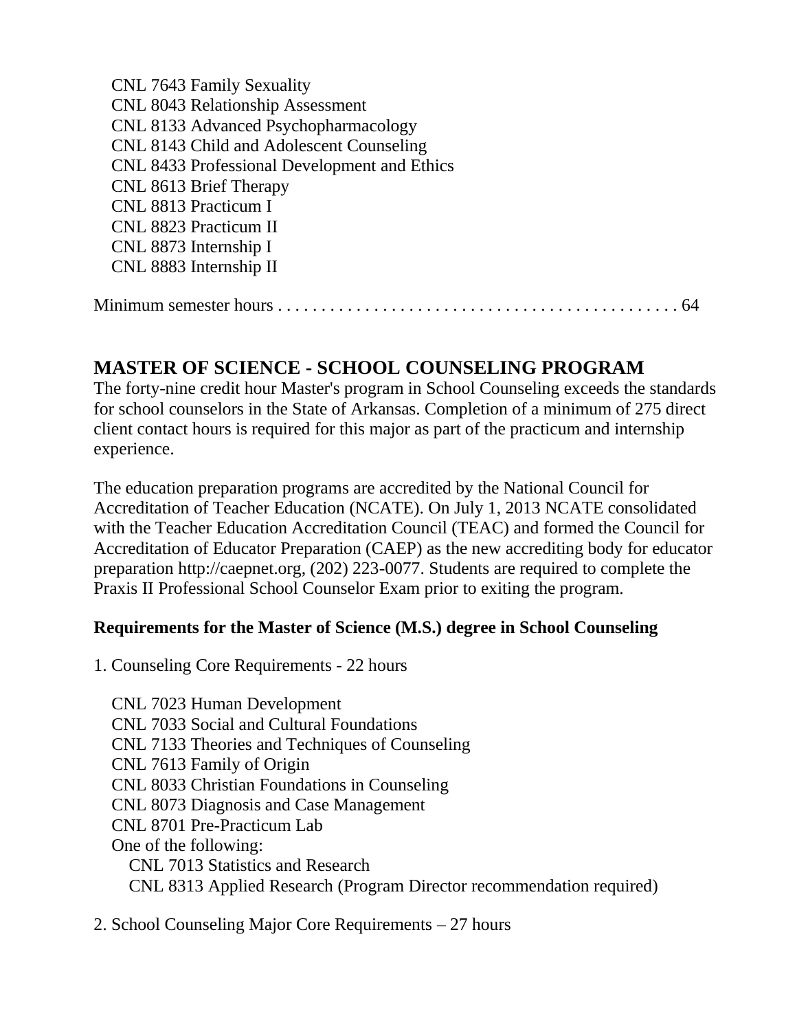CNL 7643 Family Sexuality
CNL 8043 Relationship Assessment
CNL 8133 Advanced Psychopharmacology
CNL 8143 Child and Adolescent Counseling
CNL 8433 Professional Development and Ethics
CNL 8613 Brief Therapy
CNL 8813 Practicum I
CNL 8823 Practicum II
CNL 8873 Internship I
CNL 8883 Internship II

Minimum semester hours . . . . . . . . . . . . . . . . . . . . . . . . . . . . . . . . . . . . . . . . . . . . . 64

## MASTER OF SCIENCE - SCHOOL COUNSELING PROGRAM

The forty-nine credit hour Master's program in School Counseling exceeds the standards for school counselors in the State of Arkansas. Completion of a minimum of 275 direct client contact hours is required for this major as part of the practicum and internship experience.

The education preparation programs are accredited by the National Council for Accreditation of Teacher Education (NCATE). On July 1, 2013 NCATE consolidated with the Teacher Education Accreditation Council (TEAC) and formed the Council for Accreditation of Educator Preparation (CAEP) as the new accrediting body for educator preparation http://caepnet.org, (202) 223-0077. Students are required to complete the Praxis II Professional School Counselor Exam prior to exiting the program.

**Requirements for the Master of Science (M.S.) degree in School Counseling**

1. Counseling Core Requirements - 22 hours

   CNL 7023 Human Development
   CNL 7033 Social and Cultural Foundations
   CNL 7133 Theories and Techniques of Counseling
   CNL 7613 Family of Origin
   CNL 8033 Christian Foundations in Counseling
   CNL 8073 Diagnosis and Case Management
   CNL 8701 Pre-Practicum Lab
   One of the following:
      CNL 7013 Statistics and Research
      CNL 8313 Applied Research (Program Director recommendation required)

2. School Counseling Major Core Requirements – 27 hours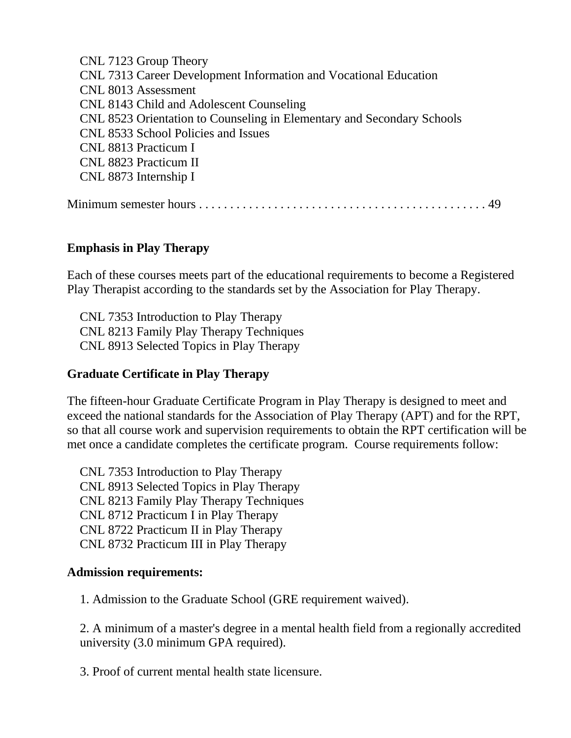CNL 7123 Group Theory  
CNL 7313 Career Development Information and Vocational Education  
CNL 8013 Assessment  
CNL 8143 Child and Adolescent Counseling  
CNL 8523 Orientation to Counseling in Elementary and Secondary Schools  
CNL 8533 School Policies and Issues  
CNL 8813 Practicum I  
CNL 8823 Practicum II  
CNL 8873 Internship I

Minimum semester hours . . . . . . . . . . . . . . . . . . . . . . . . . . . . . . . . . . . . . . . . . . . . . 49

**Emphasis in Play Therapy**

Each of these courses meets part of the educational requirements to become a Registered Play Therapist according to the standards set by the Association for Play Therapy.

CNL 7353 Introduction to Play Therapy  
CNL 8213 Family Play Therapy Techniques  
CNL 8913 Selected Topics in Play Therapy

**Graduate Certificate in Play Therapy**

The fifteen-hour Graduate Certificate Program in Play Therapy is designed to meet and exceed the national standards for the Association of Play Therapy (APT) and for the RPT, so that all course work and supervision requirements to obtain the RPT certification will be met once a candidate completes the certificate program. Course requirements follow:

CNL 7353 Introduction to Play Therapy  
CNL 8913 Selected Topics in Play Therapy  
CNL 8213 Family Play Therapy Techniques  
CNL 8712 Practicum I in Play Therapy  
CNL 8722 Practicum II in Play Therapy  
CNL 8732 Practicum III in Play Therapy

**Admission requirements:**

1. Admission to the Graduate School (GRE requirement waived).

2. A minimum of a master's degree in a mental health field from a regionally accredited university (3.0 minimum GPA required).

3. Proof of current mental health state licensure.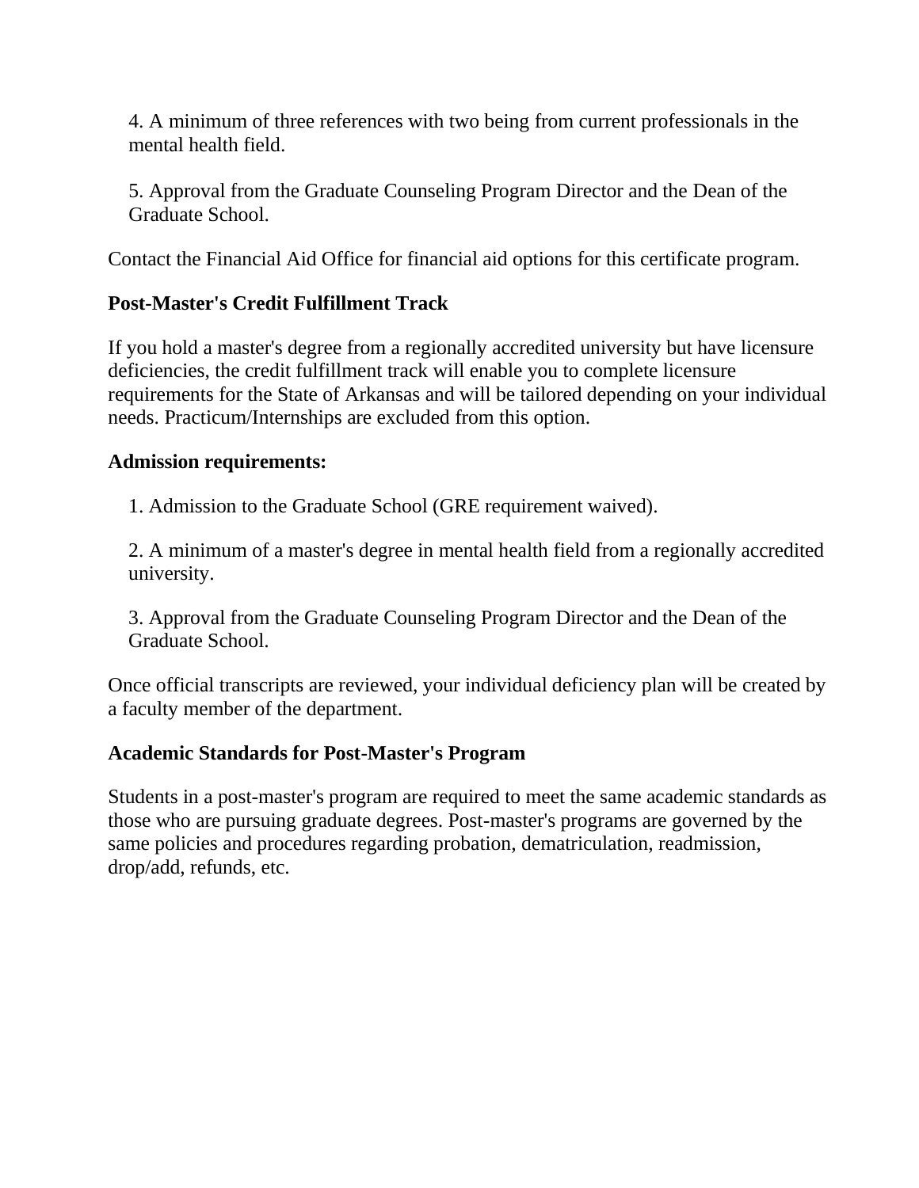4. A minimum of three references with two being from current professionals in the mental health field.

5. Approval from the Graduate Counseling Program Director and the Dean of the Graduate School.

Contact the Financial Aid Office for financial aid options for this certificate program.

**Post-Master's Credit Fulfillment Track**

If you hold a master's degree from a regionally accredited university but have licensure deficiencies, the credit fulfillment track will enable you to complete licensure requirements for the State of Arkansas and will be tailored depending on your individual needs. Practicum/Internships are excluded from this option.

**Admission requirements:**

1. Admission to the Graduate School (GRE requirement waived).

2. A minimum of a master's degree in mental health field from a regionally accredited university.

3. Approval from the Graduate Counseling Program Director and the Dean of the Graduate School.

Once official transcripts are reviewed, your individual deficiency plan will be created by a faculty member of the department.

**Academic Standards for Post-Master's Program**

Students in a post-master's program are required to meet the same academic standards as those who are pursuing graduate degrees. Post-master's programs are governed by the same policies and procedures regarding probation, dematriculation, readmission, drop/add, refunds, etc.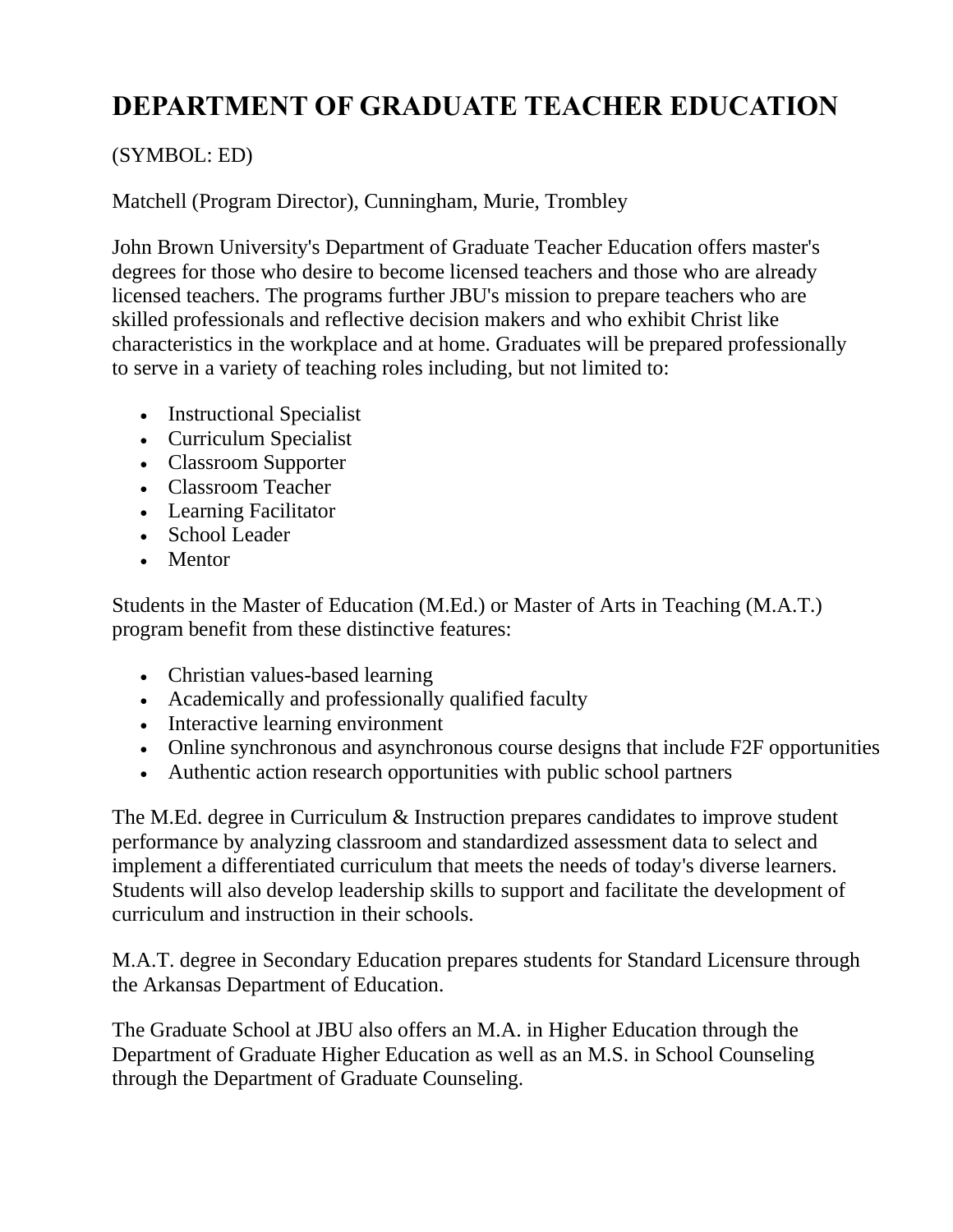# DEPARTMENT OF GRADUATE TEACHER EDUCATION

(SYMBOL: ED)

Matchell (Program Director), Cunningham, Murie, Trombley

John Brown University's Department of Graduate Teacher Education offers master's degrees for those who desire to become licensed teachers and those who are already licensed teachers. The programs further JBU's mission to prepare teachers who are skilled professionals and reflective decision makers and who exhibit Christ like characteristics in the workplace and at home. Graduates will be prepared professionally to serve in a variety of teaching roles including, but not limited to:

- Instructional Specialist
- Curriculum Specialist
- Classroom Supporter
- Classroom Teacher
- Learning Facilitator
- School Leader
- Mentor

Students in the Master of Education (M.Ed.) or Master of Arts in Teaching (M.A.T.) program benefit from these distinctive features:

- Christian values-based learning
- Academically and professionally qualified faculty
- Interactive learning environment
- Online synchronous and asynchronous course designs that include F2F opportunities
- Authentic action research opportunities with public school partners

The M.Ed. degree in Curriculum & Instruction prepares candidates to improve student performance by analyzing classroom and standardized assessment data to select and implement a differentiated curriculum that meets the needs of today's diverse learners. Students will also develop leadership skills to support and facilitate the development of curriculum and instruction in their schools.

M.A.T. degree in Secondary Education prepares students for Standard Licensure through the Arkansas Department of Education.

The Graduate School at JBU also offers an M.A. in Higher Education through the Department of Graduate Higher Education as well as an M.S. in School Counseling through the Department of Graduate Counseling.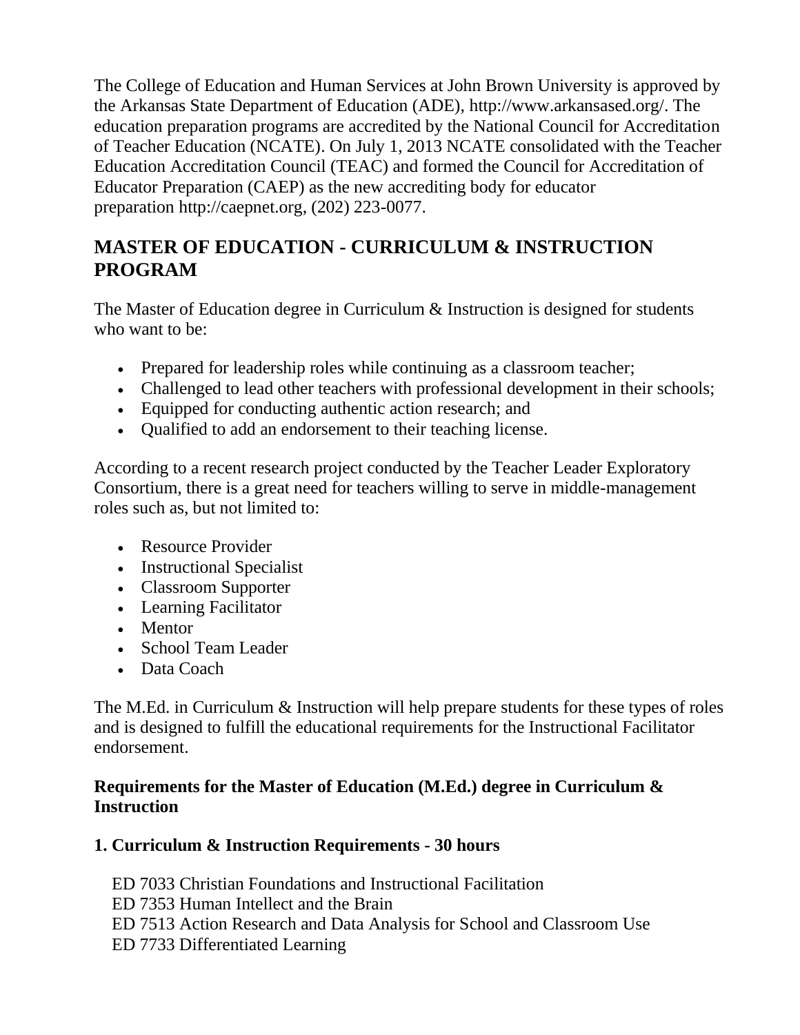The College of Education and Human Services at John Brown University is approved by the Arkansas State Department of Education (ADE), http://www.arkansased.org/. The education preparation programs are accredited by the National Council for Accreditation of Teacher Education (NCATE). On July 1, 2013 NCATE consolidated with the Teacher Education Accreditation Council (TEAC) and formed the Council for Accreditation of Educator Preparation (CAEP) as the new accrediting body for educator preparation http://caepnet.org, (202) 223-0077.

## MASTER OF EDUCATION - CURRICULUM & INSTRUCTION PROGRAM

The Master of Education degree in Curriculum & Instruction is designed for students who want to be:

- Prepared for leadership roles while continuing as a classroom teacher;
- Challenged to lead other teachers with professional development in their schools;
- Equipped for conducting authentic action research; and
- Qualified to add an endorsement to their teaching license.

According to a recent research project conducted by the Teacher Leader Exploratory Consortium, there is a great need for teachers willing to serve in middle-management roles such as, but not limited to:

- Resource Provider
- Instructional Specialist
- Classroom Supporter
- Learning Facilitator
- Mentor
- School Team Leader
- Data Coach

The M.Ed. in Curriculum & Instruction will help prepare students for these types of roles and is designed to fulfill the educational requirements for the Instructional Facilitator endorsement.

### Requirements for the Master of Education (M.Ed.) degree in Curriculum & Instruction

### 1. Curriculum & Instruction Requirements - 30 hours

ED 7033 Christian Foundations and Instructional Facilitation
ED 7353 Human Intellect and the Brain
ED 7513 Action Research and Data Analysis for School and Classroom Use
ED 7733 Differentiated Learning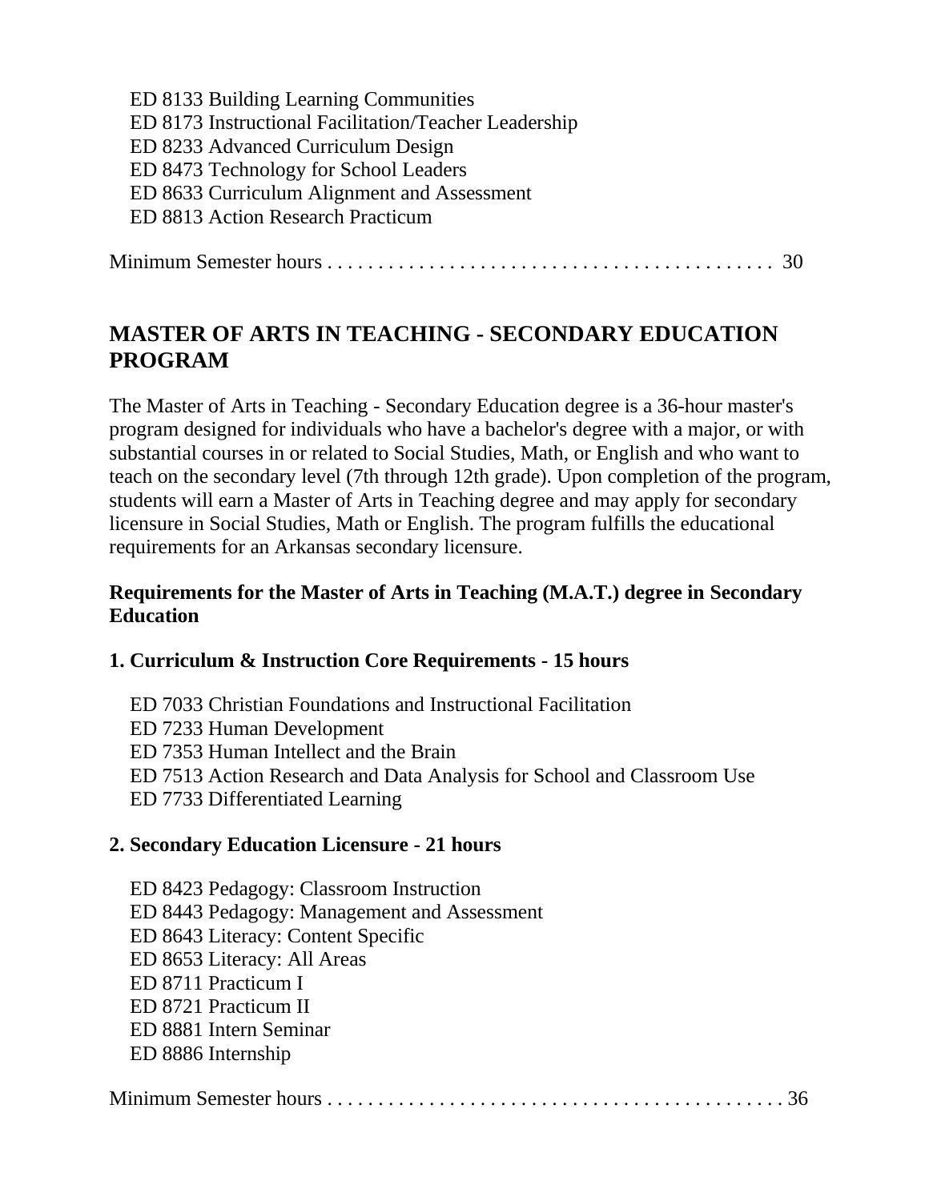ED 8133 Building Learning Communities
ED 8173 Instructional Facilitation/Teacher Leadership
ED 8233 Advanced Curriculum Design
ED 8473 Technology for School Leaders
ED 8633 Curriculum Alignment and Assessment
ED 8813 Action Research Practicum

Minimum Semester hours . . . . . . . . . . . . . . . . . . . . . . . . . . . . . . . . . . . . . . . . . . . . 30

## MASTER OF ARTS IN TEACHING - SECONDARY EDUCATION PROGRAM

The Master of Arts in Teaching - Secondary Education degree is a 36-hour master's program designed for individuals who have a bachelor's degree with a major, or with substantial courses in or related to Social Studies, Math, or English and who want to teach on the secondary level (7th through 12th grade). Upon completion of the program, students will earn a Master of Arts in Teaching degree and may apply for secondary licensure in Social Studies, Math or English. The program fulfills the educational requirements for an Arkansas secondary licensure.

**Requirements for the Master of Arts in Teaching (M.A.T.) degree in Secondary Education**

**1. Curriculum & Instruction Core Requirements - 15 hours**

ED 7033 Christian Foundations and Instructional Facilitation
ED 7233 Human Development
ED 7353 Human Intellect and the Brain
ED 7513 Action Research and Data Analysis for School and Classroom Use
ED 7733 Differentiated Learning

**2. Secondary Education Licensure - 21 hours**

ED 8423 Pedagogy: Classroom Instruction
ED 8443 Pedagogy: Management and Assessment
ED 8643 Literacy: Content Specific
ED 8653 Literacy: All Areas
ED 8711 Practicum I
ED 8721 Practicum II
ED 8881 Intern Seminar
ED 8886 Internship

Minimum Semester hours . . . . . . . . . . . . . . . . . . . . . . . . . . . . . . . . . . . . . . . . . . . . 36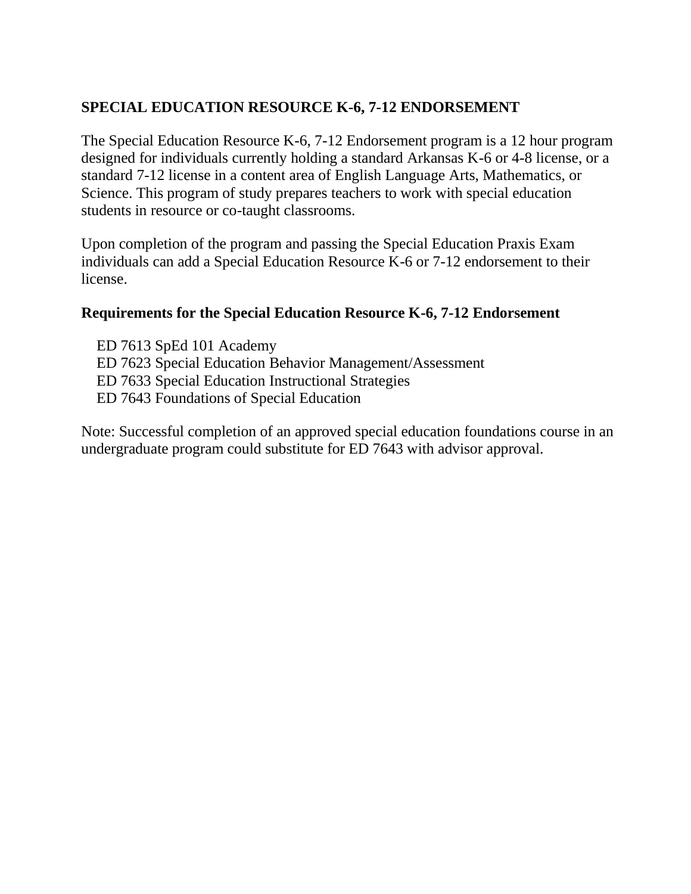## SPECIAL EDUCATION RESOURCE K-6, 7-12 ENDORSEMENT

The Special Education Resource K-6, 7-12 Endorsement program is a 12 hour program designed for individuals currently holding a standard Arkansas K-6 or 4-8 license, or a standard 7-12 license in a content area of English Language Arts, Mathematics, or Science. This program of study prepares teachers to work with special education students in resource or co-taught classrooms.

Upon completion of the program and passing the Special Education Praxis Exam individuals can add a Special Education Resource K-6 or 7-12 endorsement to their license.

### Requirements for the Special Education Resource K-6, 7-12 Endorsement

- ED 7613 SpEd 101 Academy
- ED 7623 Special Education Behavior Management/Assessment
- ED 7633 Special Education Instructional Strategies
- ED 7643 Foundations of Special Education

Note: Successful completion of an approved special education foundations course in an undergraduate program could substitute for ED 7643 with advisor approval.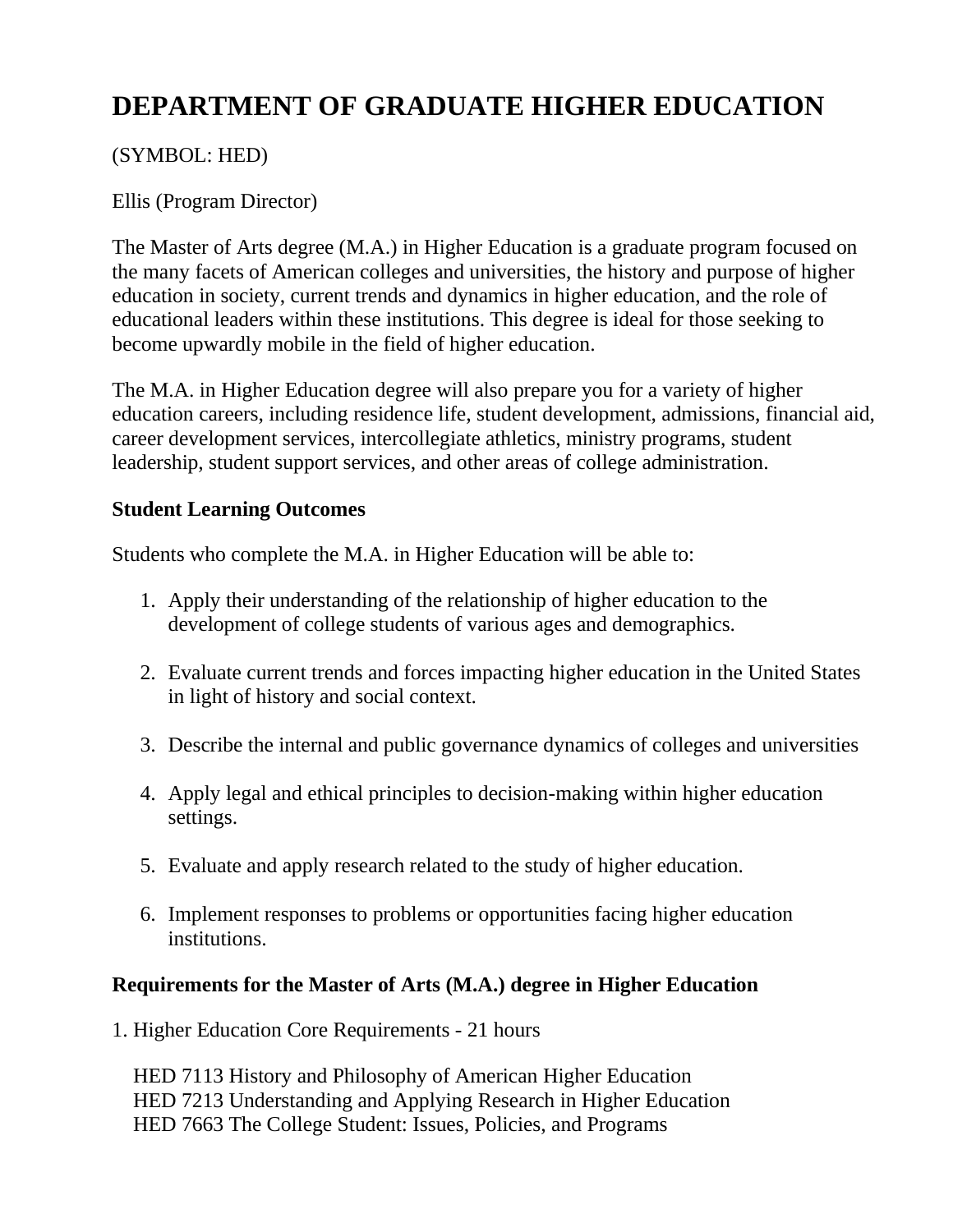# DEPARTMENT OF GRADUATE HIGHER EDUCATION

(SYMBOL: HED)

Ellis (Program Director)

The Master of Arts degree (M.A.) in Higher Education is a graduate program focused on the many facets of American colleges and universities, the history and purpose of higher education in society, current trends and dynamics in higher education, and the role of educational leaders within these institutions. This degree is ideal for those seeking to become upwardly mobile in the field of higher education.

The M.A. in Higher Education degree will also prepare you for a variety of higher education careers, including residence life, student development, admissions, financial aid, career development services, intercollegiate athletics, ministry programs, student leadership, student support services, and other areas of college administration.

**Student Learning Outcomes**

Students who complete the M.A. in Higher Education will be able to:

1. Apply their understanding of the relationship of higher education to the development of college students of various ages and demographics.

2. Evaluate current trends and forces impacting higher education in the United States in light of history and social context.

3. Describe the internal and public governance dynamics of colleges and universities

4. Apply legal and ethical principles to decision-making within higher education settings.

5. Evaluate and apply research related to the study of higher education.

6. Implement responses to problems or opportunities facing higher education institutions.

**Requirements for the Master of Arts (M.A.) degree in Higher Education**

1. Higher Education Core Requirements - 21 hours

HED 7113 History and Philosophy of American Higher Education
HED 7213 Understanding and Applying Research in Higher Education
HED 7663 The College Student: Issues, Policies, and Programs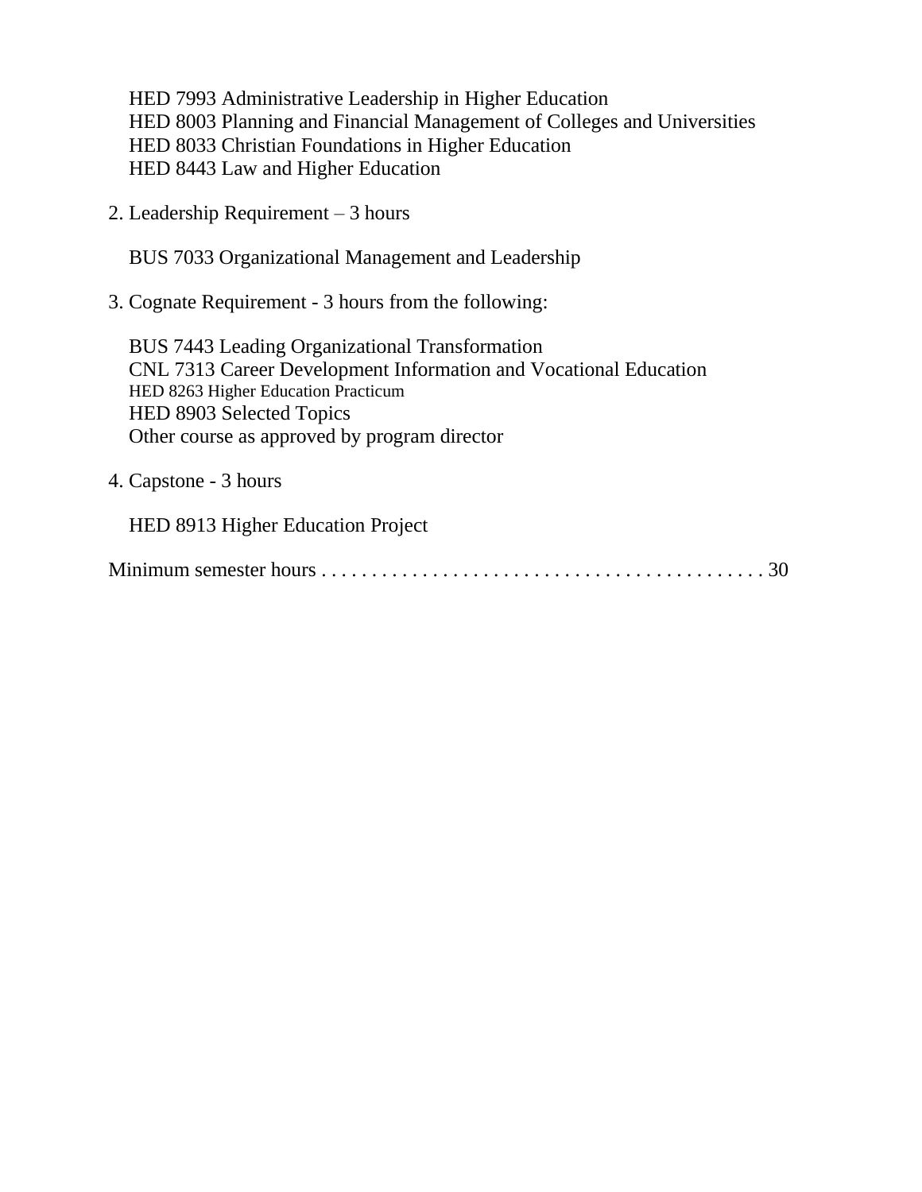HED 7993 Administrative Leadership in Higher Education
HED 8003 Planning and Financial Management of Colleges and Universities
HED 8033 Christian Foundations in Higher Education
HED 8443 Law and Higher Education

2. Leadership Requirement – 3 hours

BUS 7033 Organizational Management and Leadership

3. Cognate Requirement - 3 hours from the following:

BUS 7443 Leading Organizational Transformation
CNL 7313 Career Development Information and Vocational Education
HED 8263 Higher Education Practicum
HED 8903 Selected Topics
Other course as approved by program director

4. Capstone - 3 hours

HED 8913 Higher Education Project

Minimum semester hours . . . . . . . . . . . . . . . . . . . . . . . . . . . . . . . . . . . . . . . . . . . . 30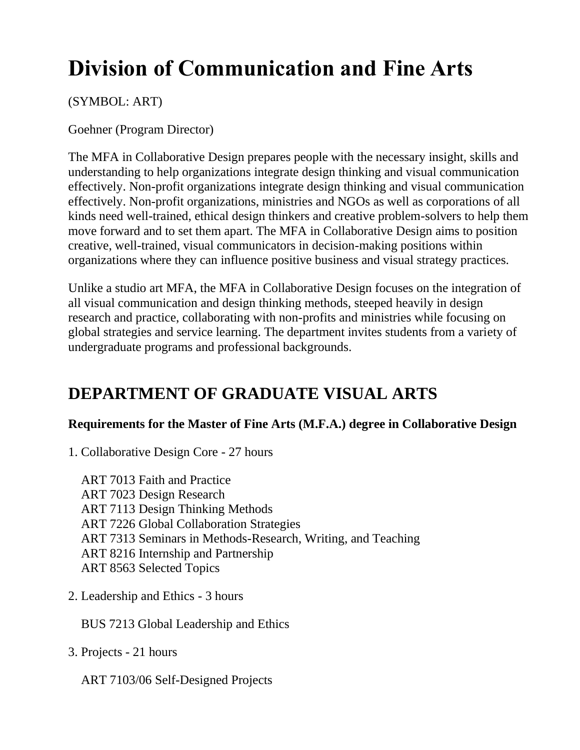# Division of Communication and Fine Arts

(SYMBOL: ART)

Goehner (Program Director)

The MFA in Collaborative Design prepares people with the necessary insight, skills and understanding to help organizations integrate design thinking and visual communication effectively. Non-profit organizations integrate design thinking and visual communication effectively. Non-profit organizations, ministries and NGOs as well as corporations of all kinds need well-trained, ethical design thinkers and creative problem-solvers to help them move forward and to set them apart. The MFA in Collaborative Design aims to position creative, well-trained, visual communicators in decision-making positions within organizations where they can influence positive business and visual strategy practices.

Unlike a studio art MFA, the MFA in Collaborative Design focuses on the integration of all visual communication and design thinking methods, steeped heavily in design research and practice, collaborating with non-profits and ministries while focusing on global strategies and service learning. The department invites students from a variety of undergraduate programs and professional backgrounds.

## DEPARTMENT OF GRADUATE VISUAL ARTS

**Requirements for the Master of Fine Arts (M.F.A.) degree in Collaborative Design**

1. Collaborative Design Core - 27 hours

   ART 7013 Faith and Practice
   ART 7023 Design Research
   ART 7113 Design Thinking Methods
   ART 7226 Global Collaboration Strategies
   ART 7313 Seminars in Methods-Research, Writing, and Teaching
   ART 8216 Internship and Partnership
   ART 8563 Selected Topics

2. Leadership and Ethics - 3 hours

   BUS 7213 Global Leadership and Ethics

3. Projects - 21 hours

   ART 7103/06 Self-Designed Projects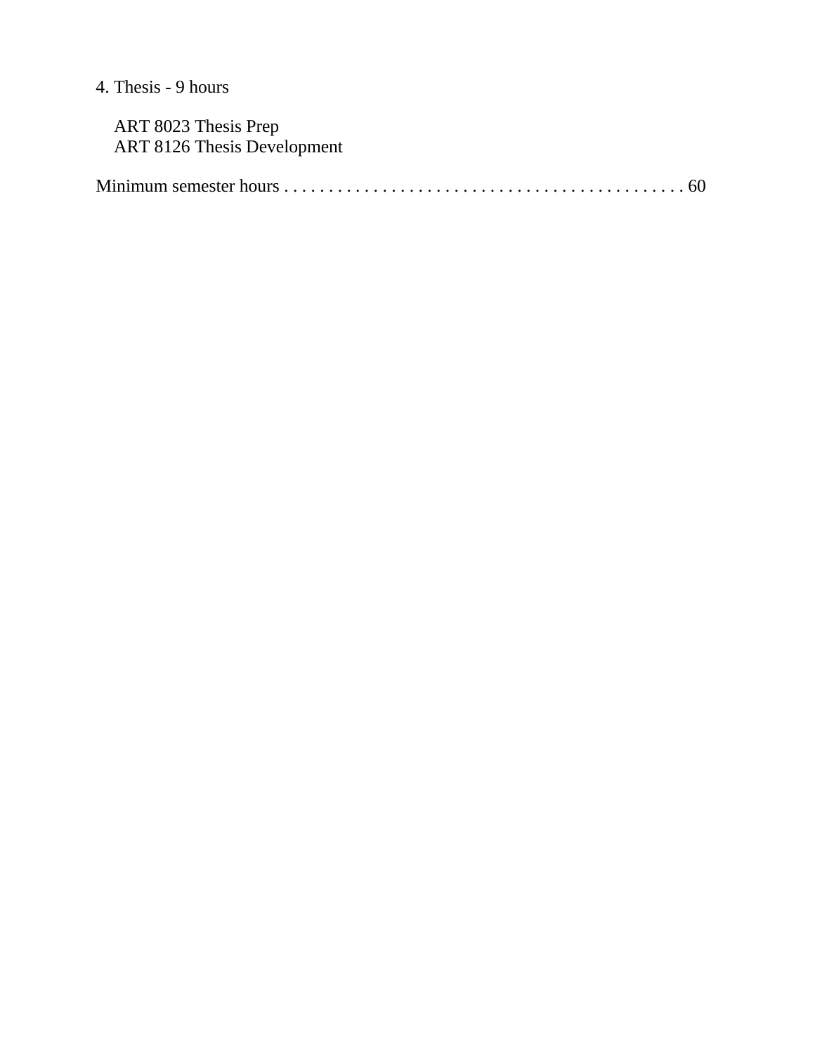4. Thesis - 9 hours

ART 8023 Thesis Prep
ART 8126 Thesis Development

Minimum semester hours . . . . . . . . . . . . . . . . . . . . . . . . . . . . . . . . . . . . . . . . . . . . . 60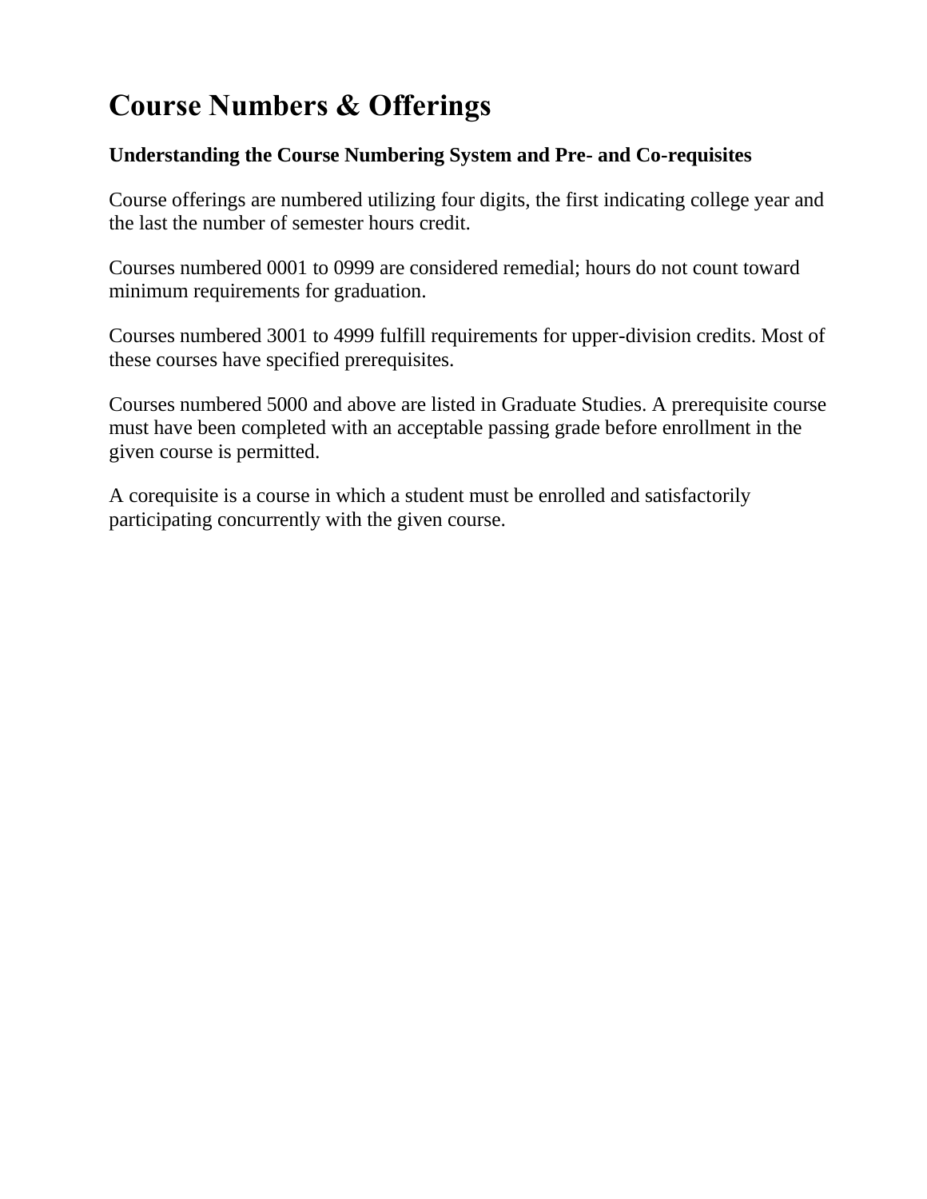# Course Numbers & Offerings

**Understanding the Course Numbering System and Pre- and Co-requisites**

Course offerings are numbered utilizing four digits, the first indicating college year and the last the number of semester hours credit.

Courses numbered 0001 to 0999 are considered remedial; hours do not count toward minimum requirements for graduation.

Courses numbered 3001 to 4999 fulfill requirements for upper-division credits. Most of these courses have specified prerequisites.

Courses numbered 5000 and above are listed in Graduate Studies. A prerequisite course must have been completed with an acceptable passing grade before enrollment in the given course is permitted.

A corequisite is a course in which a student must be enrolled and satisfactorily participating concurrently with the given course.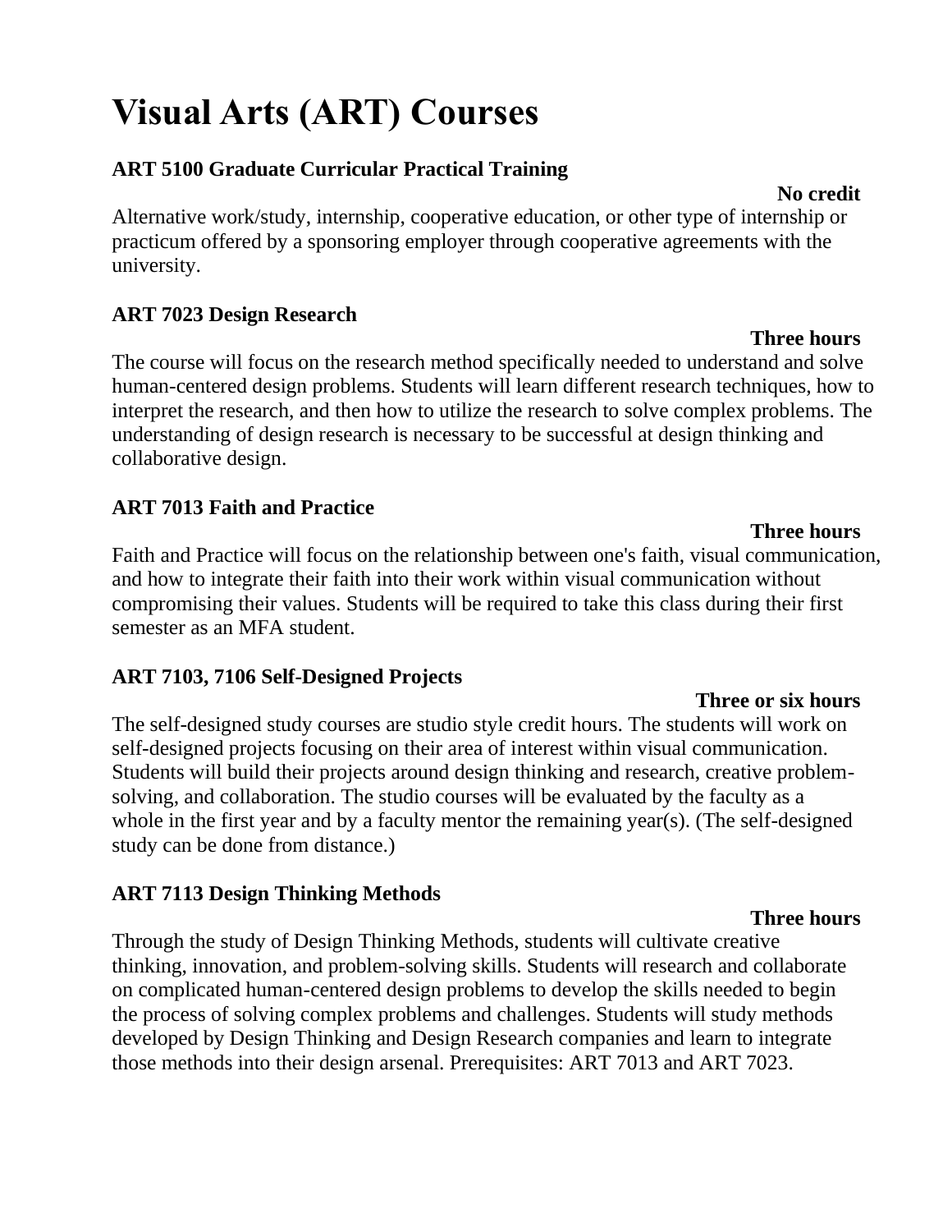# Visual Arts (ART) Courses

### ART 5100 Graduate Curricular Practical Training

**No credit**

Alternative work/study, internship, cooperative education, or other type of internship or practicum offered by a sponsoring employer through cooperative agreements with the university.

### ART 7023 Design Research

**Three hours**

The course will focus on the research method specifically needed to understand and solve human-centered design problems. Students will learn different research techniques, how to interpret the research, and then how to utilize the research to solve complex problems. The understanding of design research is necessary to be successful at design thinking and collaborative design.

### ART 7013 Faith and Practice

**Three hours**

Faith and Practice will focus on the relationship between one's faith, visual communication, and how to integrate their faith into their work within visual communication without compromising their values. Students will be required to take this class during their first semester as an MFA student.

### ART 7103, 7106 Self-Designed Projects

**Three or six hours**

The self-designed study courses are studio style credit hours. The students will work on self-designed projects focusing on their area of interest within visual communication. Students will build their projects around design thinking and research, creative problem-solving, and collaboration. The studio courses will be evaluated by the faculty as a whole in the first year and by a faculty mentor the remaining year(s). (The self-designed study can be done from distance.)

### ART 7113 Design Thinking Methods

**Three hours**

Through the study of Design Thinking Methods, students will cultivate creative thinking, innovation, and problem-solving skills. Students will research and collaborate on complicated human-centered design problems to develop the skills needed to begin the process of solving complex problems and challenges. Students will study methods developed by Design Thinking and Design Research companies and learn to integrate those methods into their design arsenal. Prerequisites: ART 7013 and ART 7023.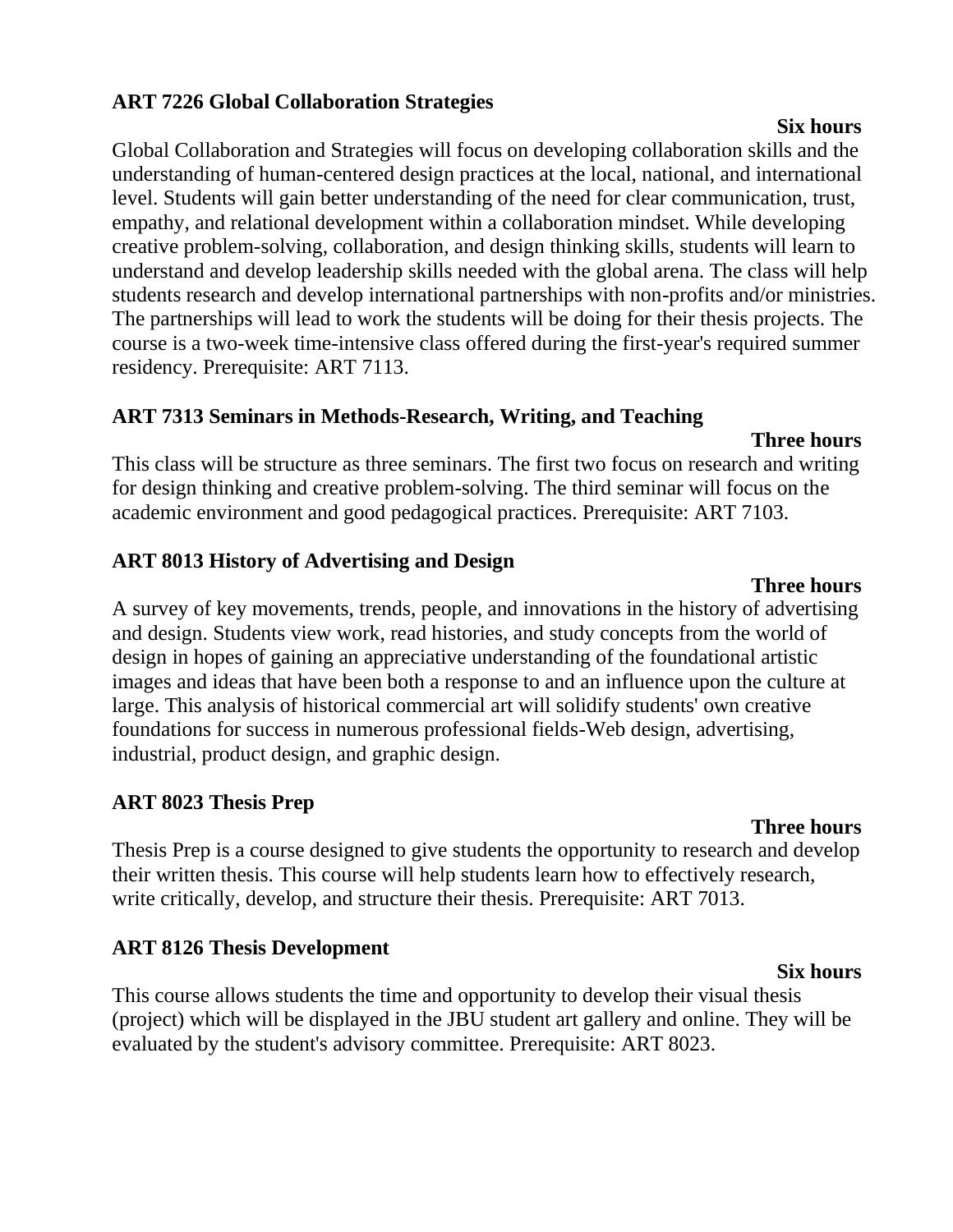**ART 7226 Global Collaboration Strategies**

**Six hours**

Global Collaboration and Strategies will focus on developing collaboration skills and the understanding of human-centered design practices at the local, national, and international level. Students will gain better understanding of the need for clear communication, trust, empathy, and relational development within a collaboration mindset. While developing creative problem-solving, collaboration, and design thinking skills, students will learn to understand and develop leadership skills needed with the global arena. The class will help students research and develop international partnerships with non-profits and/or ministries. The partnerships will lead to work the students will be doing for their thesis projects. The course is a two-week time-intensive class offered during the first-year's required summer residency. Prerequisite: ART 7113.

**ART 7313 Seminars in Methods-Research, Writing, and Teaching**

**Three hours**

This class will be structure as three seminars. The first two focus on research and writing for design thinking and creative problem-solving. The third seminar will focus on the academic environment and good pedagogical practices. Prerequisite: ART 7103.

**ART 8013 History of Advertising and Design**

**Three hours**

A survey of key movements, trends, people, and innovations in the history of advertising and design. Students view work, read histories, and study concepts from the world of design in hopes of gaining an appreciative understanding of the foundational artistic images and ideas that have been both a response to and an influence upon the culture at large. This analysis of historical commercial art will solidify students' own creative foundations for success in numerous professional fields-Web design, advertising, industrial, product design, and graphic design.

**ART 8023 Thesis Prep**

**Three hours**

Thesis Prep is a course designed to give students the opportunity to research and develop their written thesis. This course will help students learn how to effectively research, write critically, develop, and structure their thesis. Prerequisite: ART 7013.

**ART 8126 Thesis Development**

**Six hours**

This course allows students the time and opportunity to develop their visual thesis (project) which will be displayed in the JBU student art gallery and online. They will be evaluated by the student's advisory committee. Prerequisite: ART 8023.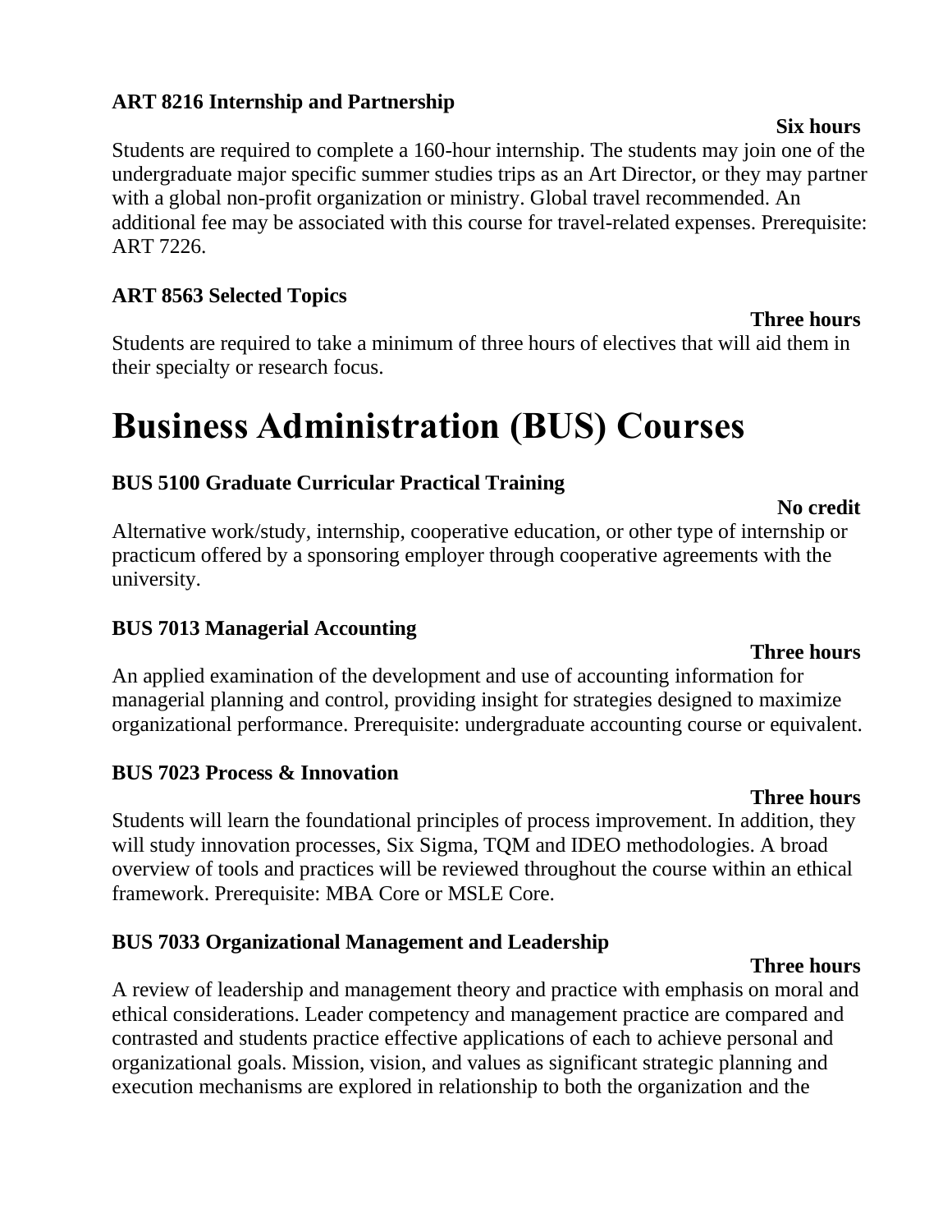### ART 8216 Internship and Partnership

**Six hours**

Students are required to complete a 160-hour internship. The students may join one of the undergraduate major specific summer studies trips as an Art Director, or they may partner with a global non-profit organization or ministry. Global travel recommended. An additional fee may be associated with this course for travel-related expenses. Prerequisite: ART 7226.

### ART 8563 Selected Topics

**Three hours**

Students are required to take a minimum of three hours of electives that will aid them in their specialty or research focus.

# Business Administration (BUS) Courses

### BUS 5100 Graduate Curricular Practical Training

**No credit**

Alternative work/study, internship, cooperative education, or other type of internship or practicum offered by a sponsoring employer through cooperative agreements with the university.

### BUS 7013 Managerial Accounting

**Three hours**

An applied examination of the development and use of accounting information for managerial planning and control, providing insight for strategies designed to maximize organizational performance. Prerequisite: undergraduate accounting course or equivalent.

### BUS 7023 Process & Innovation

**Three hours**

Students will learn the foundational principles of process improvement. In addition, they will study innovation processes, Six Sigma, TQM and IDEO methodologies. A broad overview of tools and practices will be reviewed throughout the course within an ethical framework. Prerequisite: MBA Core or MSLE Core.

### BUS 7033 Organizational Management and Leadership

**Three hours**

A review of leadership and management theory and practice with emphasis on moral and ethical considerations. Leader competency and management practice are compared and contrasted and students practice effective applications of each to achieve personal and organizational goals. Mission, vision, and values as significant strategic planning and execution mechanisms are explored in relationship to both the organization and the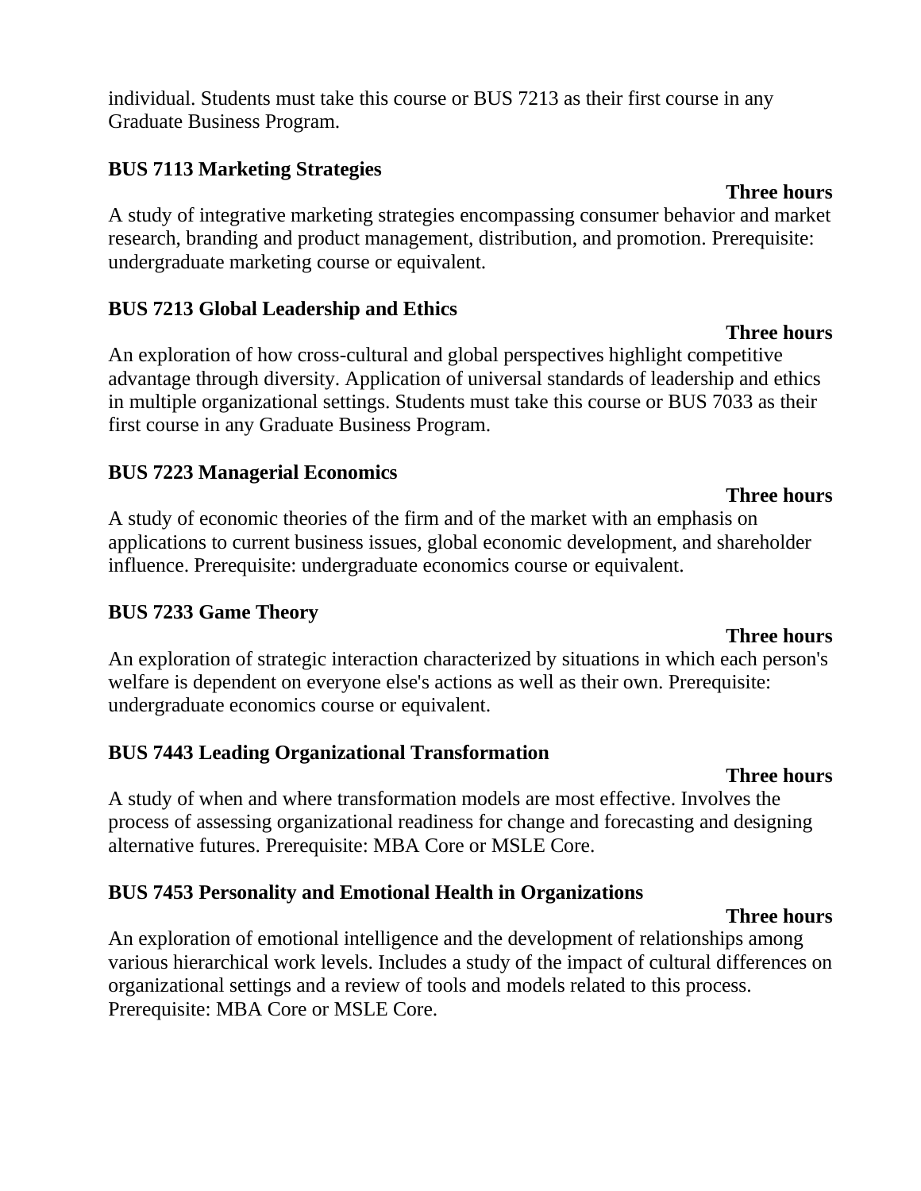individual. Students must take this course or BUS 7213 as their first course in any Graduate Business Program.

**BUS 7113 Marketing Strategies**

**Three hours**

A study of integrative marketing strategies encompassing consumer behavior and market research, branding and product management, distribution, and promotion. Prerequisite: undergraduate marketing course or equivalent.

**BUS 7213 Global Leadership and Ethics**

**Three hours**

An exploration of how cross-cultural and global perspectives highlight competitive advantage through diversity. Application of universal standards of leadership and ethics in multiple organizational settings. Students must take this course or BUS 7033 as their first course in any Graduate Business Program.

**BUS 7223 Managerial Economics**

**Three hours**

A study of economic theories of the firm and of the market with an emphasis on applications to current business issues, global economic development, and shareholder influence. Prerequisite: undergraduate economics course or equivalent.

**BUS 7233 Game Theory**

**Three hours**

An exploration of strategic interaction characterized by situations in which each person's welfare is dependent on everyone else's actions as well as their own. Prerequisite: undergraduate economics course or equivalent.

**BUS 7443 Leading Organizational Transformation**

**Three hours**

A study of when and where transformation models are most effective. Involves the process of assessing organizational readiness for change and forecasting and designing alternative futures. Prerequisite: MBA Core or MSLE Core.

**BUS 7453 Personality and Emotional Health in Organizations**

**Three hours**

An exploration of emotional intelligence and the development of relationships among various hierarchical work levels. Includes a study of the impact of cultural differences on organizational settings and a review of tools and models related to this process. Prerequisite: MBA Core or MSLE Core.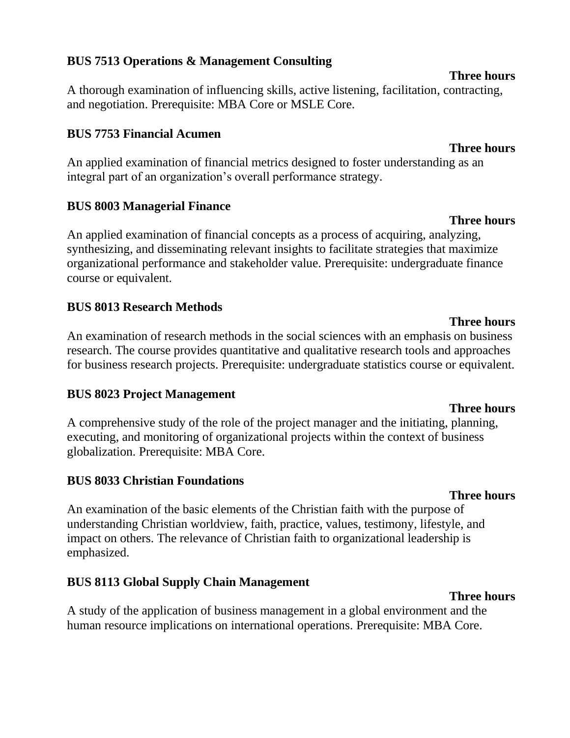**BUS 7513 Operations & Management Consulting**

**Three hours**

A thorough examination of influencing skills, active listening, facilitation, contracting, and negotiation. Prerequisite: MBA Core or MSLE Core.

**BUS 7753 Financial Acumen**

**Three hours**

An applied examination of financial metrics designed to foster understanding as an integral part of an organization's overall performance strategy.

**BUS 8003 Managerial Finance**

**Three hours**

An applied examination of financial concepts as a process of acquiring, analyzing, synthesizing, and disseminating relevant insights to facilitate strategies that maximize organizational performance and stakeholder value. Prerequisite: undergraduate finance course or equivalent.

**BUS 8013 Research Methods**

**Three hours**

An examination of research methods in the social sciences with an emphasis on business research. The course provides quantitative and qualitative research tools and approaches for business research projects. Prerequisite: undergraduate statistics course or equivalent.

**BUS 8023 Project Management**

**Three hours**

A comprehensive study of the role of the project manager and the initiating, planning, executing, and monitoring of organizational projects within the context of business globalization. Prerequisite: MBA Core.

**BUS 8033 Christian Foundations**

**Three hours**

An examination of the basic elements of the Christian faith with the purpose of understanding Christian worldview, faith, practice, values, testimony, lifestyle, and impact on others. The relevance of Christian faith to organizational leadership is emphasized.

**BUS 8113 Global Supply Chain Management**

**Three hours**

A study of the application of business management in a global environment and the human resource implications on international operations. Prerequisite: MBA Core.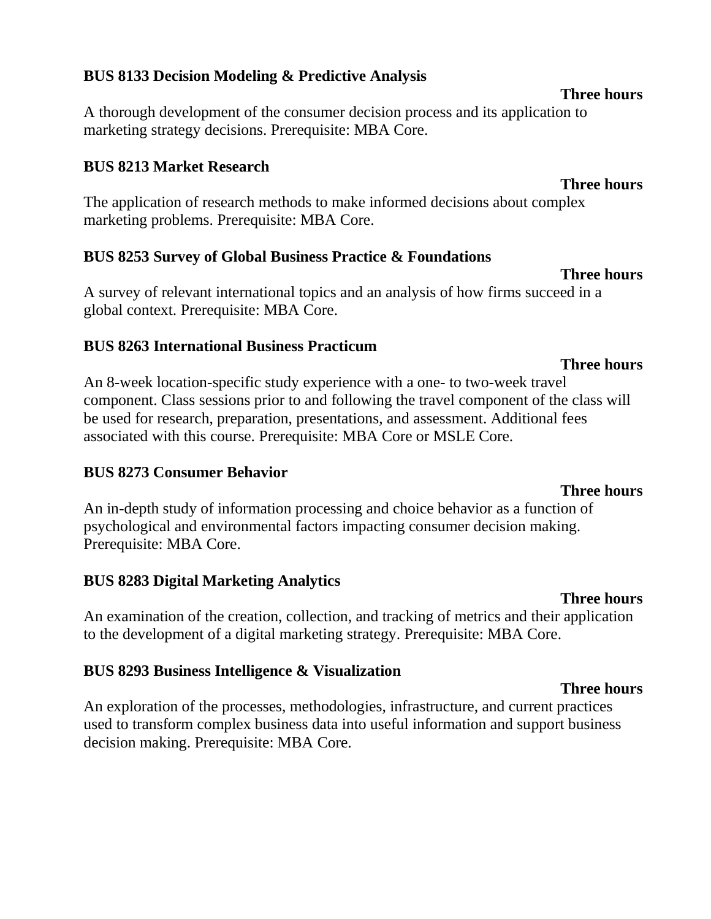**BUS 8133 Decision Modeling & Predictive Analysis**

**Three hours**

A thorough development of the consumer decision process and its application to marketing strategy decisions. Prerequisite: MBA Core.

**BUS 8213 Market Research**

**Three hours**

The application of research methods to make informed decisions about complex marketing problems. Prerequisite: MBA Core.

**BUS 8253 Survey of Global Business Practice & Foundations**

**Three hours**

A survey of relevant international topics and an analysis of how firms succeed in a global context. Prerequisite: MBA Core.

**BUS 8263 International Business Practicum**

**Three hours**

An 8-week location-specific study experience with a one- to two-week travel component. Class sessions prior to and following the travel component of the class will be used for research, preparation, presentations, and assessment. Additional fees associated with this course. Prerequisite: MBA Core or MSLE Core.

**BUS 8273 Consumer Behavior**

**Three hours**

An in-depth study of information processing and choice behavior as a function of psychological and environmental factors impacting consumer decision making. Prerequisite: MBA Core.

**BUS 8283 Digital Marketing Analytics**

**Three hours**

An examination of the creation, collection, and tracking of metrics and their application to the development of a digital marketing strategy. Prerequisite: MBA Core.

**BUS 8293 Business Intelligence & Visualization**

**Three hours**

An exploration of the processes, methodologies, infrastructure, and current practices used to transform complex business data into useful information and support business decision making. Prerequisite: MBA Core.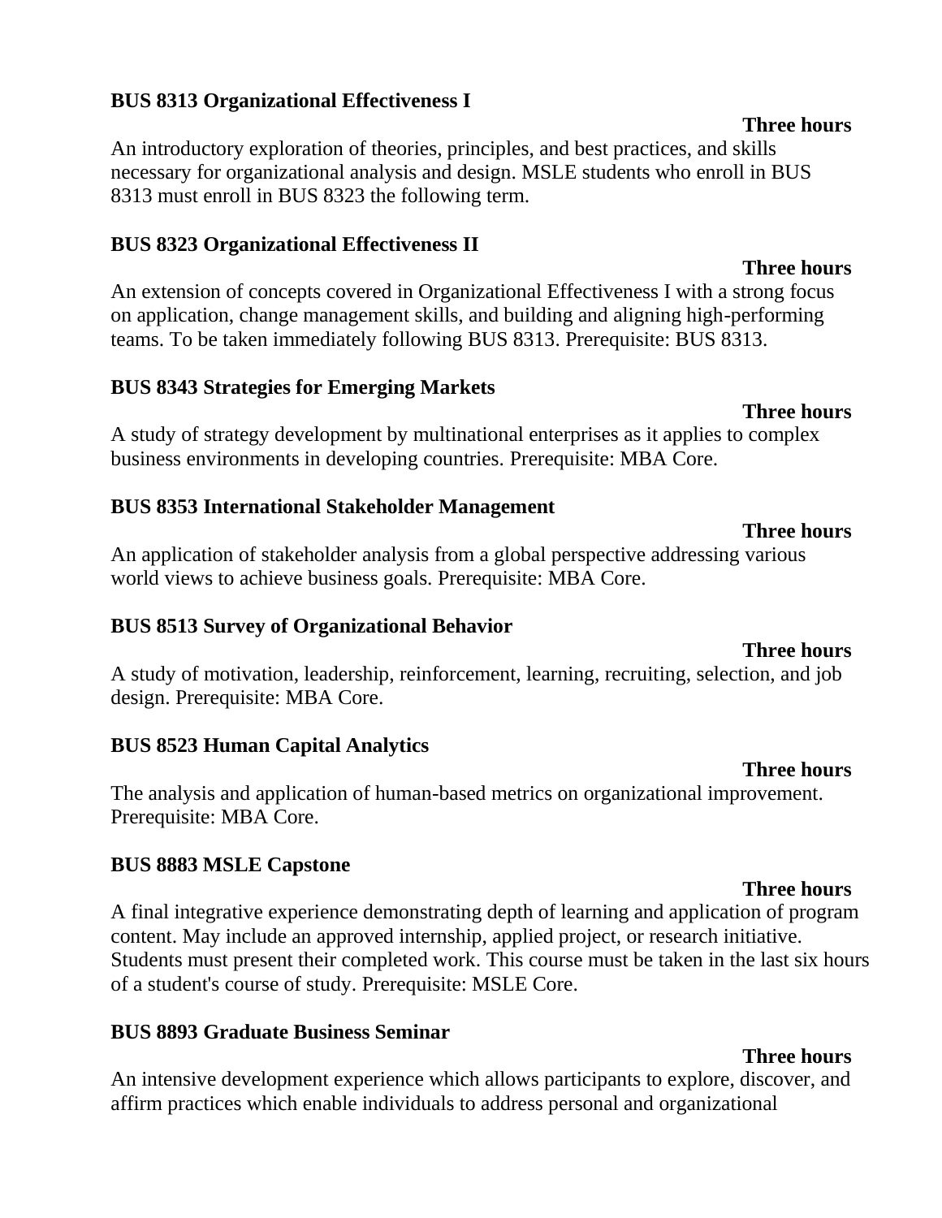**BUS 8313 Organizational Effectiveness I**

**Three hours**

An introductory exploration of theories, principles, and best practices, and skills necessary for organizational analysis and design. MSLE students who enroll in BUS 8313 must enroll in BUS 8323 the following term.

**BUS 8323 Organizational Effectiveness II**

**Three hours**

An extension of concepts covered in Organizational Effectiveness I with a strong focus on application, change management skills, and building and aligning high-performing teams. To be taken immediately following BUS 8313. Prerequisite: BUS 8313.

**BUS 8343 Strategies for Emerging Markets**

**Three hours**

A study of strategy development by multinational enterprises as it applies to complex business environments in developing countries. Prerequisite: MBA Core.

**BUS 8353 International Stakeholder Management**

**Three hours**

An application of stakeholder analysis from a global perspective addressing various world views to achieve business goals. Prerequisite: MBA Core.

**BUS 8513 Survey of Organizational Behavior**

**Three hours**

A study of motivation, leadership, reinforcement, learning, recruiting, selection, and job design. Prerequisite: MBA Core.

**BUS 8523 Human Capital Analytics**

**Three hours**

The analysis and application of human-based metrics on organizational improvement. Prerequisite: MBA Core.

**BUS 8883 MSLE Capstone**

**Three hours**

A final integrative experience demonstrating depth of learning and application of program content. May include an approved internship, applied project, or research initiative. Students must present their completed work. This course must be taken in the last six hours of a student's course of study. Prerequisite: MSLE Core.

**BUS 8893 Graduate Business Seminar**

**Three hours**

An intensive development experience which allows participants to explore, discover, and affirm practices which enable individuals to address personal and organizational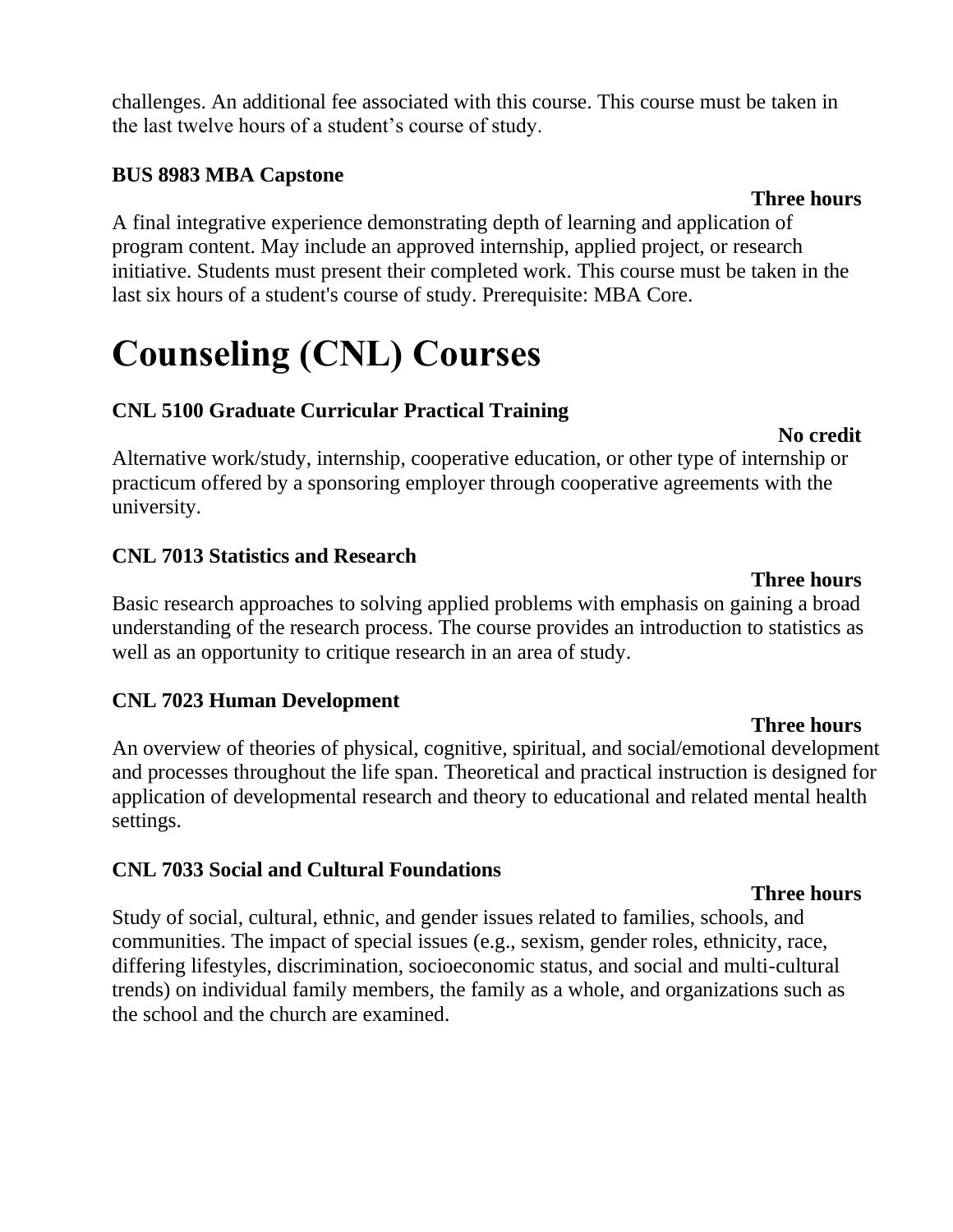challenges. An additional fee associated with this course. This course must be taken in the last twelve hours of a student's course of study.

**BUS 8983 MBA Capstone**

**Three hours**

A final integrative experience demonstrating depth of learning and application of program content. May include an approved internship, applied project, or research initiative. Students must present their completed work. This course must be taken in the last six hours of a student's course of study. Prerequisite: MBA Core.

# Counseling (CNL) Courses

**CNL 5100 Graduate Curricular Practical Training**

**No credit**

Alternative work/study, internship, cooperative education, or other type of internship or practicum offered by a sponsoring employer through cooperative agreements with the university.

**CNL 7013 Statistics and Research**

**Three hours**

Basic research approaches to solving applied problems with emphasis on gaining a broad understanding of the research process. The course provides an introduction to statistics as well as an opportunity to critique research in an area of study.

**CNL 7023 Human Development**

**Three hours**

An overview of theories of physical, cognitive, spiritual, and social/emotional development and processes throughout the life span. Theoretical and practical instruction is designed for application of developmental research and theory to educational and related mental health settings.

**CNL 7033 Social and Cultural Foundations**

**Three hours**

Study of social, cultural, ethnic, and gender issues related to families, schools, and communities. The impact of special issues (e.g., sexism, gender roles, ethnicity, race, differing lifestyles, discrimination, socioeconomic status, and social and multi-cultural trends) on individual family members, the family as a whole, and organizations such as the school and the church are examined.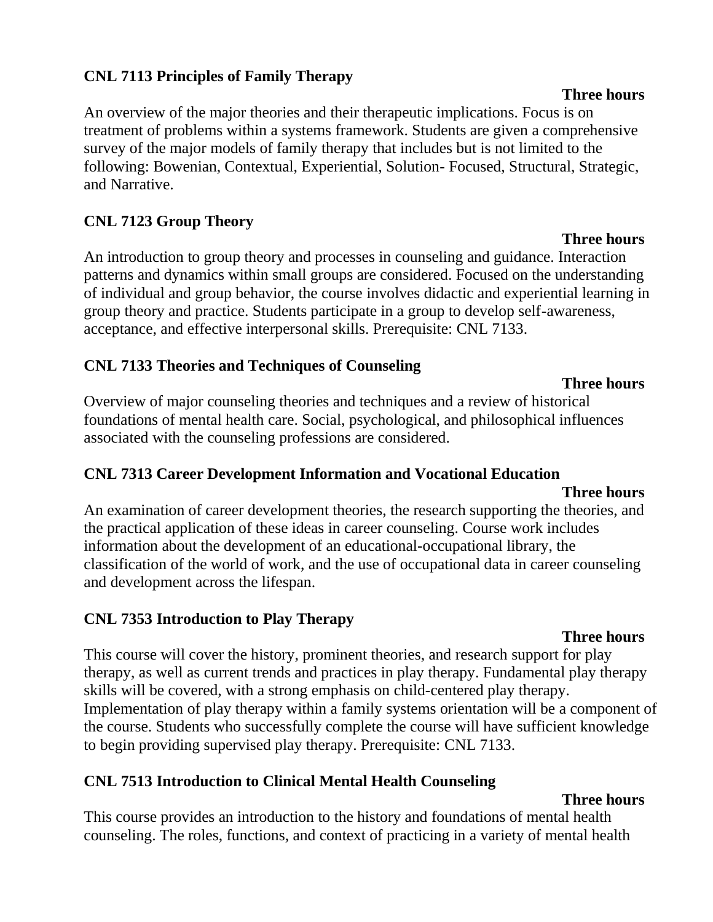**CNL 7113 Principles of Family Therapy**

**Three hours**

An overview of the major theories and their therapeutic implications. Focus is on treatment of problems within a systems framework. Students are given a comprehensive survey of the major models of family therapy that includes but is not limited to the following: Bowenian, Contextual, Experiential, Solution- Focused, Structural, Strategic, and Narrative.

**CNL 7123 Group Theory**

**Three hours**

An introduction to group theory and processes in counseling and guidance. Interaction patterns and dynamics within small groups are considered. Focused on the understanding of individual and group behavior, the course involves didactic and experiential learning in group theory and practice. Students participate in a group to develop self-awareness, acceptance, and effective interpersonal skills. Prerequisite: CNL 7133.

**CNL 7133 Theories and Techniques of Counseling**

**Three hours**

Overview of major counseling theories and techniques and a review of historical foundations of mental health care. Social, psychological, and philosophical influences associated with the counseling professions are considered.

**CNL 7313 Career Development Information and Vocational Education**

**Three hours**

An examination of career development theories, the research supporting the theories, and the practical application of these ideas in career counseling. Course work includes information about the development of an educational-occupational library, the classification of the world of work, and the use of occupational data in career counseling and development across the lifespan.

**CNL 7353 Introduction to Play Therapy**

**Three hours**

This course will cover the history, prominent theories, and research support for play therapy, as well as current trends and practices in play therapy. Fundamental play therapy skills will be covered, with a strong emphasis on child-centered play therapy. Implementation of play therapy within a family systems orientation will be a component of the course. Students who successfully complete the course will have sufficient knowledge to begin providing supervised play therapy. Prerequisite: CNL 7133.

**CNL 7513 Introduction to Clinical Mental Health Counseling**

**Three hours**

This course provides an introduction to the history and foundations of mental health counseling. The roles, functions, and context of practicing in a variety of mental health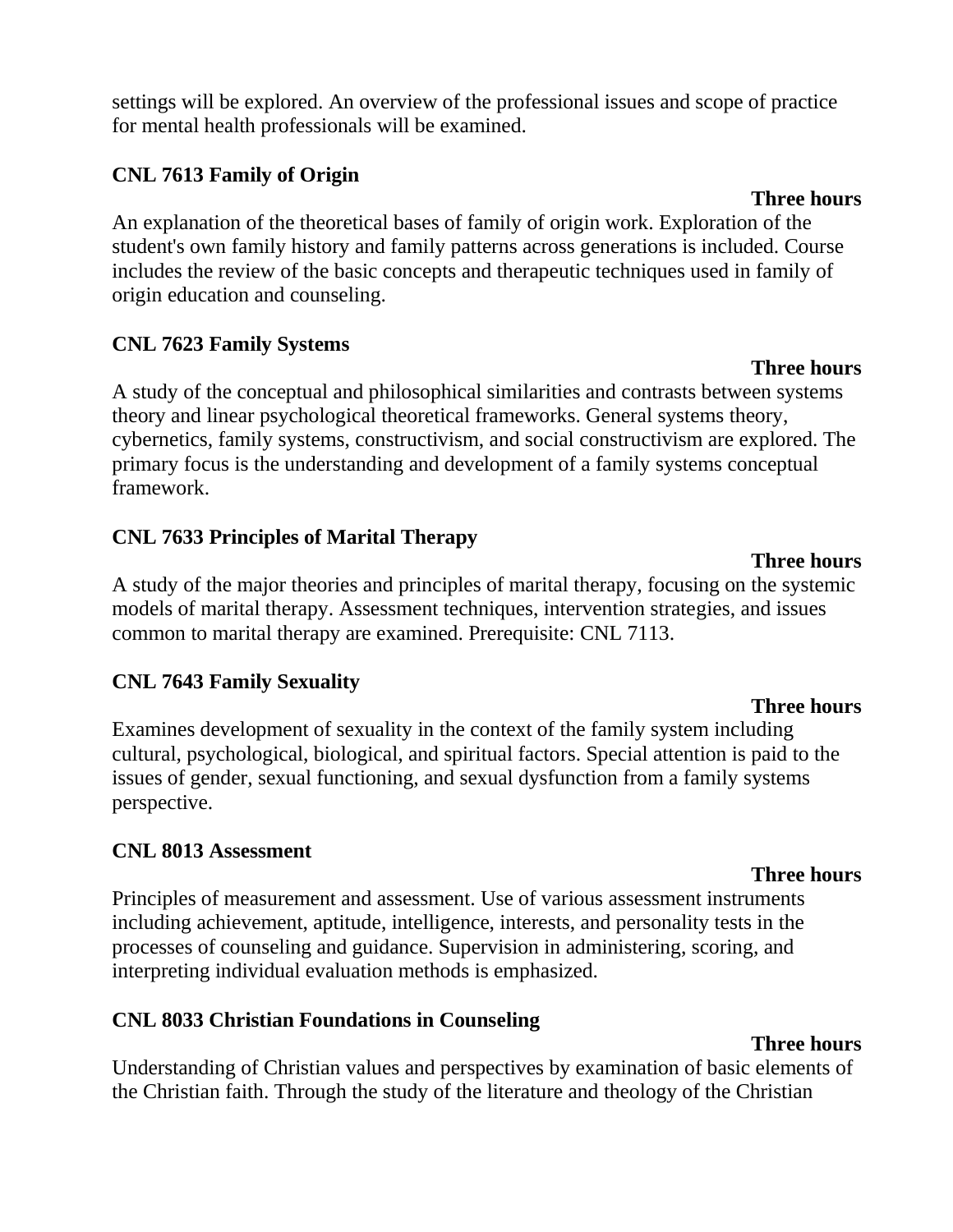settings will be explored. An overview of the professional issues and scope of practice for mental health professionals will be examined.

**CNL 7613 Family of Origin**

**Three hours**

An explanation of the theoretical bases of family of origin work. Exploration of the student's own family history and family patterns across generations is included. Course includes the review of the basic concepts and therapeutic techniques used in family of origin education and counseling.

**CNL 7623 Family Systems**

**Three hours**

A study of the conceptual and philosophical similarities and contrasts between systems theory and linear psychological theoretical frameworks. General systems theory, cybernetics, family systems, constructivism, and social constructivism are explored. The primary focus is the understanding and development of a family systems conceptual framework.

**CNL 7633 Principles of Marital Therapy**

**Three hours**

A study of the major theories and principles of marital therapy, focusing on the systemic models of marital therapy. Assessment techniques, intervention strategies, and issues common to marital therapy are examined. Prerequisite: CNL 7113.

**CNL 7643 Family Sexuality**

**Three hours**

Examines development of sexuality in the context of the family system including cultural, psychological, biological, and spiritual factors. Special attention is paid to the issues of gender, sexual functioning, and sexual dysfunction from a family systems perspective.

**CNL 8013 Assessment**

**Three hours**

Principles of measurement and assessment. Use of various assessment instruments including achievement, aptitude, intelligence, interests, and personality tests in the processes of counseling and guidance. Supervision in administering, scoring, and interpreting individual evaluation methods is emphasized.

**CNL 8033 Christian Foundations in Counseling**

**Three hours**

Understanding of Christian values and perspectives by examination of basic elements of the Christian faith. Through the study of the literature and theology of the Christian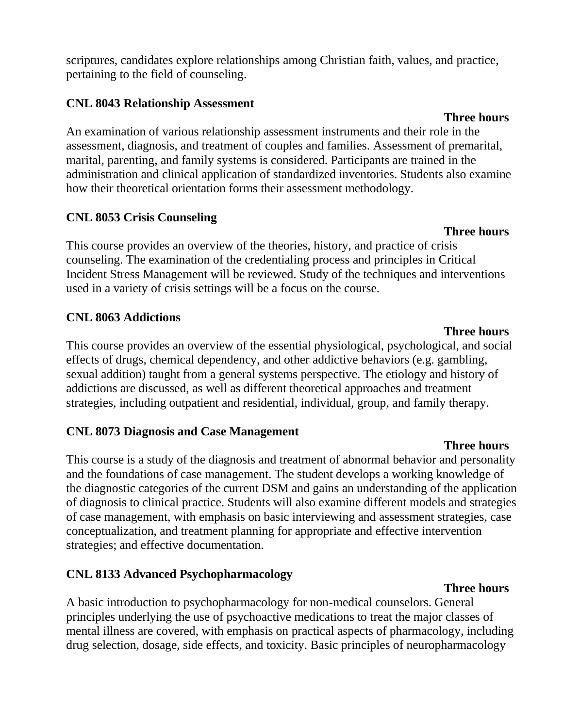scriptures, candidates explore relationships among Christian faith, values, and practice, pertaining to the field of counseling.

**CNL 8043 Relationship Assessment**

**Three hours**

An examination of various relationship assessment instruments and their role in the assessment, diagnosis, and treatment of couples and families. Assessment of premarital, marital, parenting, and family systems is considered. Participants are trained in the administration and clinical application of standardized inventories. Students also examine how their theoretical orientation forms their assessment methodology.

**CNL 8053 Crisis Counseling**

**Three hours**

This course provides an overview of the theories, history, and practice of crisis counseling. The examination of the credentialing process and principles in Critical Incident Stress Management will be reviewed. Study of the techniques and interventions used in a variety of crisis settings will be a focus on the course.

**CNL 8063 Addictions**

**Three hours**

This course provides an overview of the essential physiological, psychological, and social effects of drugs, chemical dependency, and other addictive behaviors (e.g. gambling, sexual addition) taught from a general systems perspective. The etiology and history of addictions are discussed, as well as different theoretical approaches and treatment strategies, including outpatient and residential, individual, group, and family therapy.

**CNL 8073 Diagnosis and Case Management**

**Three hours**

This course is a study of the diagnosis and treatment of abnormal behavior and personality and the foundations of case management. The student develops a working knowledge of the diagnostic categories of the current DSM and gains an understanding of the application of diagnosis to clinical practice. Students will also examine different models and strategies of case management, with emphasis on basic interviewing and assessment strategies, case conceptualization, and treatment planning for appropriate and effective intervention strategies; and effective documentation.

**CNL 8133 Advanced Psychopharmacology**

**Three hours**

A basic introduction to psychopharmacology for non-medical counselors. General principles underlying the use of psychoactive medications to treat the major classes of mental illness are covered, with emphasis on practical aspects of pharmacology, including drug selection, dosage, side effects, and toxicity. Basic principles of neuropharmacology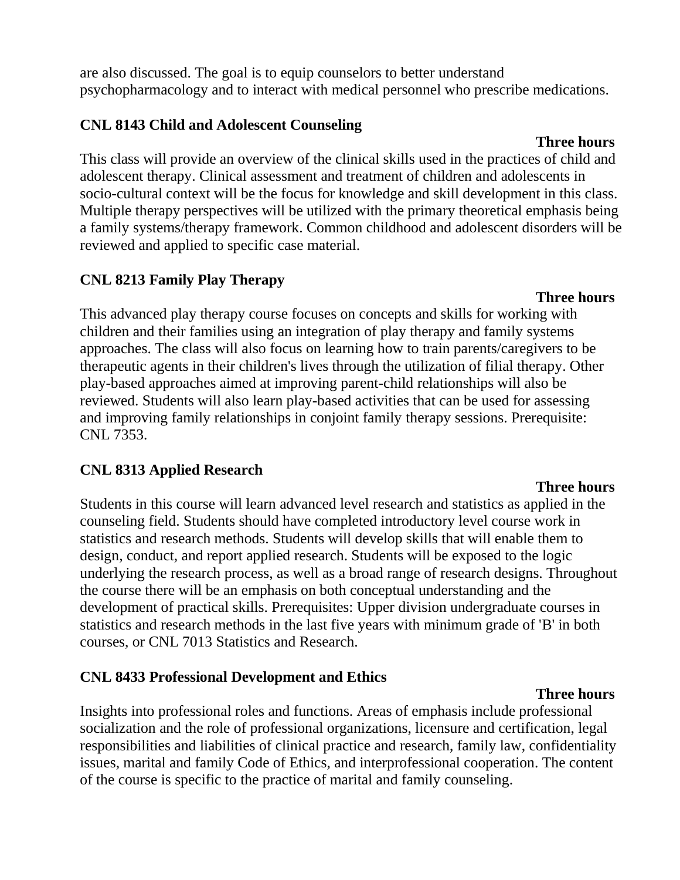are also discussed. The goal is to equip counselors to better understand psychopharmacology and to interact with medical personnel who prescribe medications.

**CNL 8143 Child and Adolescent Counseling**

**Three hours**

This class will provide an overview of the clinical skills used in the practices of child and adolescent therapy. Clinical assessment and treatment of children and adolescents in socio-cultural context will be the focus for knowledge and skill development in this class. Multiple therapy perspectives will be utilized with the primary theoretical emphasis being a family systems/therapy framework. Common childhood and adolescent disorders will be reviewed and applied to specific case material.

**CNL 8213 Family Play Therapy**

**Three hours**

This advanced play therapy course focuses on concepts and skills for working with children and their families using an integration of play therapy and family systems approaches. The class will also focus on learning how to train parents/caregivers to be therapeutic agents in their children's lives through the utilization of filial therapy. Other play-based approaches aimed at improving parent-child relationships will also be reviewed. Students will also learn play-based activities that can be used for assessing and improving family relationships in conjoint family therapy sessions. Prerequisite: CNL 7353.

**CNL 8313 Applied Research**

**Three hours**

Students in this course will learn advanced level research and statistics as applied in the counseling field. Students should have completed introductory level course work in statistics and research methods. Students will develop skills that will enable them to design, conduct, and report applied research. Students will be exposed to the logic underlying the research process, as well as a broad range of research designs. Throughout the course there will be an emphasis on both conceptual understanding and the development of practical skills. Prerequisites: Upper division undergraduate courses in statistics and research methods in the last five years with minimum grade of 'B' in both courses, or CNL 7013 Statistics and Research.

**CNL 8433 Professional Development and Ethics**

**Three hours**

Insights into professional roles and functions. Areas of emphasis include professional socialization and the role of professional organizations, licensure and certification, legal responsibilities and liabilities of clinical practice and research, family law, confidentiality issues, marital and family Code of Ethics, and interprofessional cooperation. The content of the course is specific to the practice of marital and family counseling.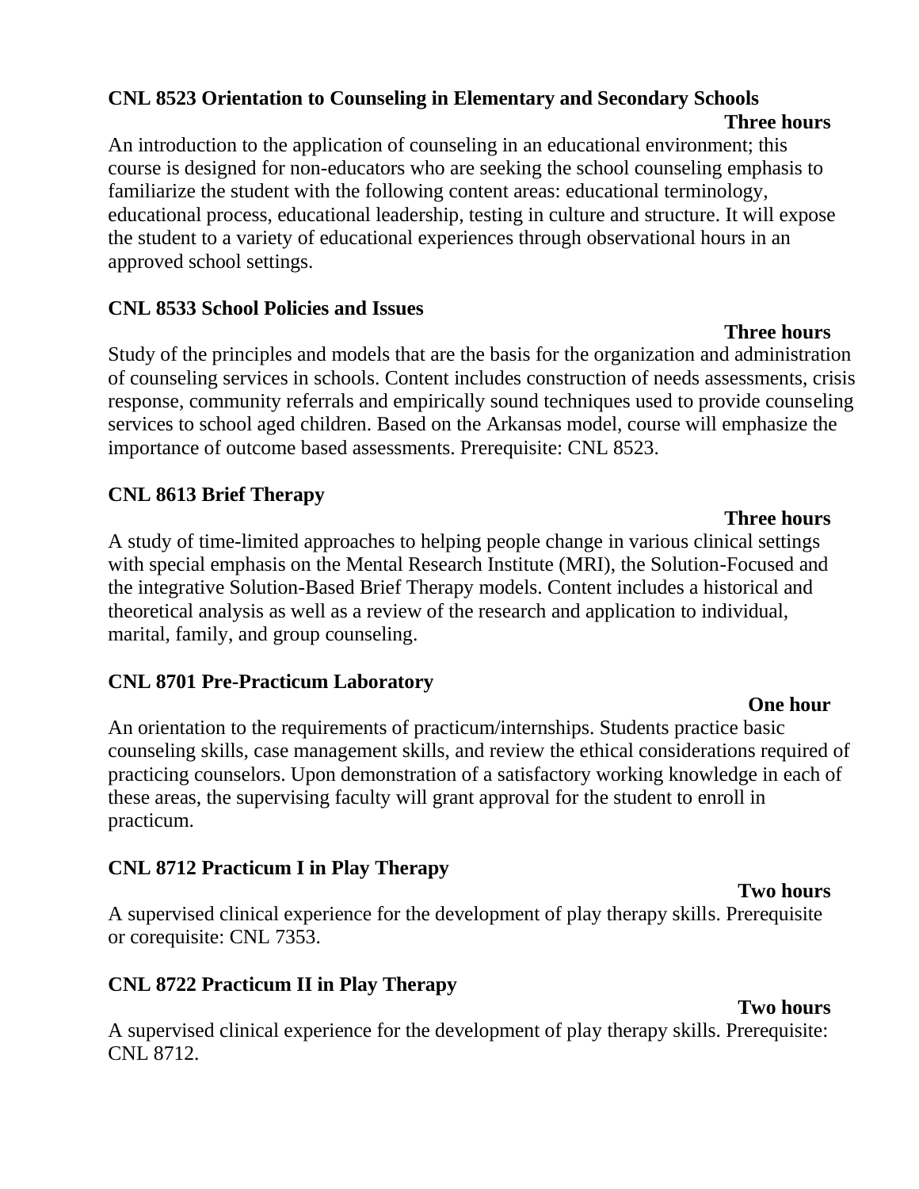**CNL 8523 Orientation to Counseling in Elementary and Secondary Schools**

**Three hours**

An introduction to the application of counseling in an educational environment; this course is designed for non-educators who are seeking the school counseling emphasis to familiarize the student with the following content areas: educational terminology, educational process, educational leadership, testing in culture and structure. It will expose the student to a variety of educational experiences through observational hours in an approved school settings.

**CNL 8533 School Policies and Issues**

**Three hours**

Study of the principles and models that are the basis for the organization and administration of counseling services in schools. Content includes construction of needs assessments, crisis response, community referrals and empirically sound techniques used to provide counseling services to school aged children. Based on the Arkansas model, course will emphasize the importance of outcome based assessments. Prerequisite: CNL 8523.

**CNL 8613 Brief Therapy**

**Three hours**

A study of time-limited approaches to helping people change in various clinical settings with special emphasis on the Mental Research Institute (MRI), the Solution-Focused and the integrative Solution-Based Brief Therapy models. Content includes a historical and theoretical analysis as well as a review of the research and application to individual, marital, family, and group counseling.

**CNL 8701 Pre-Practicum Laboratory**

**One hour**

An orientation to the requirements of practicum/internships. Students practice basic counseling skills, case management skills, and review the ethical considerations required of practicing counselors. Upon demonstration of a satisfactory working knowledge in each of these areas, the supervising faculty will grant approval for the student to enroll in practicum.

**CNL 8712 Practicum I in Play Therapy**

**Two hours**

A supervised clinical experience for the development of play therapy skills. Prerequisite or corequisite: CNL 7353.

**CNL 8722 Practicum II in Play Therapy**

**Two hours**

A supervised clinical experience for the development of play therapy skills. Prerequisite: CNL 8712.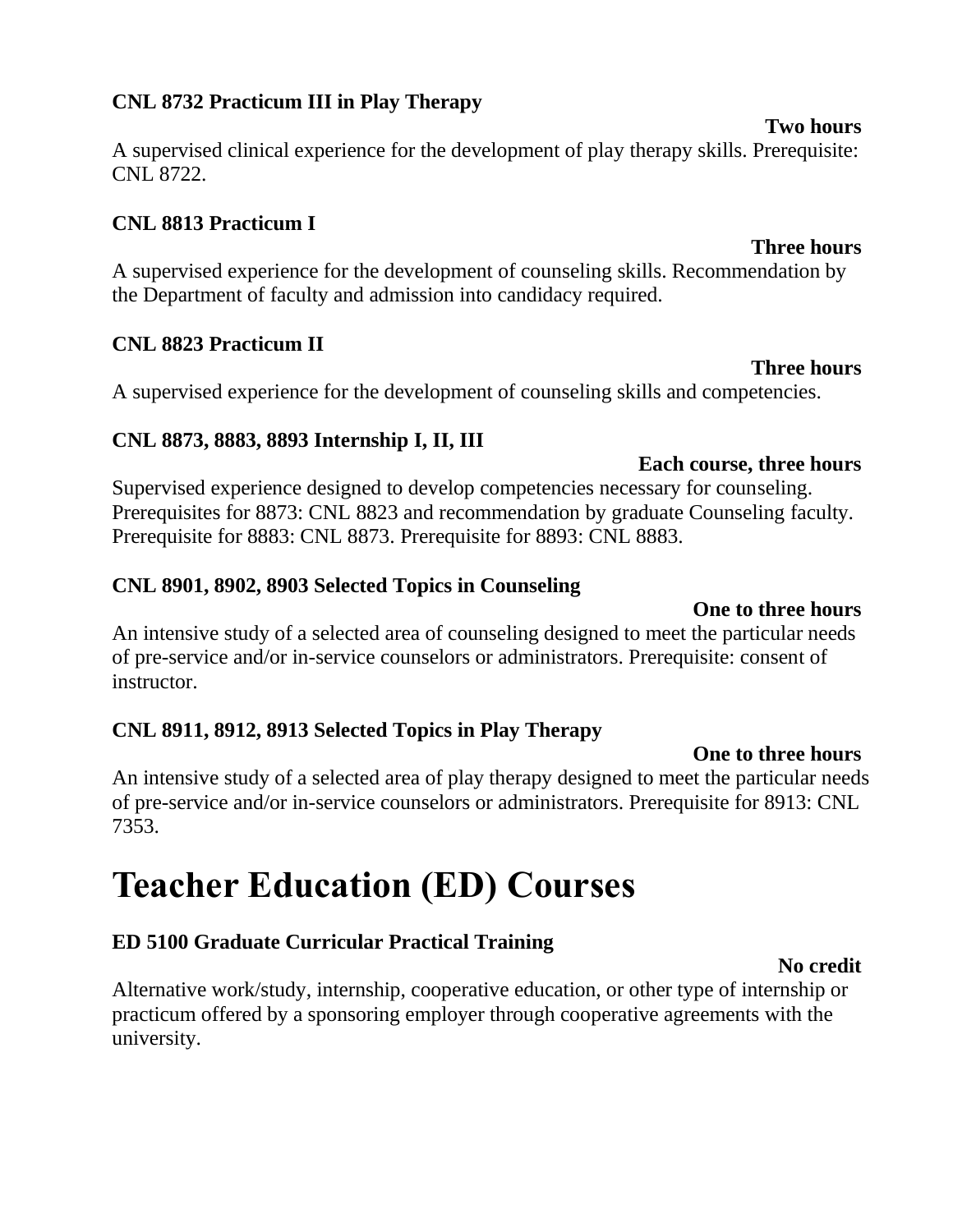**CNL 8732 Practicum III in Play Therapy**

**Two hours**

A supervised clinical experience for the development of play therapy skills. Prerequisite: CNL 8722.

**CNL 8813 Practicum I**

**Three hours**

A supervised experience for the development of counseling skills. Recommendation by the Department of faculty and admission into candidacy required.

**CNL 8823 Practicum II**

**Three hours**

A supervised experience for the development of counseling skills and competencies.

**CNL 8873, 8883, 8893 Internship I, II, III**

**Each course, three hours**

Supervised experience designed to develop competencies necessary for counseling. Prerequisites for 8873: CNL 8823 and recommendation by graduate Counseling faculty. Prerequisite for 8883: CNL 8873. Prerequisite for 8893: CNL 8883.

**CNL 8901, 8902, 8903 Selected Topics in Counseling**

**One to three hours**

An intensive study of a selected area of counseling designed to meet the particular needs of pre-service and/or in-service counselors or administrators. Prerequisite: consent of instructor.

**CNL 8911, 8912, 8913 Selected Topics in Play Therapy**

**One to three hours**

An intensive study of a selected area of play therapy designed to meet the particular needs of pre-service and/or in-service counselors or administrators. Prerequisite for 8913: CNL 7353.

# Teacher Education (ED) Courses

**ED 5100 Graduate Curricular Practical Training**

**No credit**

Alternative work/study, internship, cooperative education, or other type of internship or practicum offered by a sponsoring employer through cooperative agreements with the university.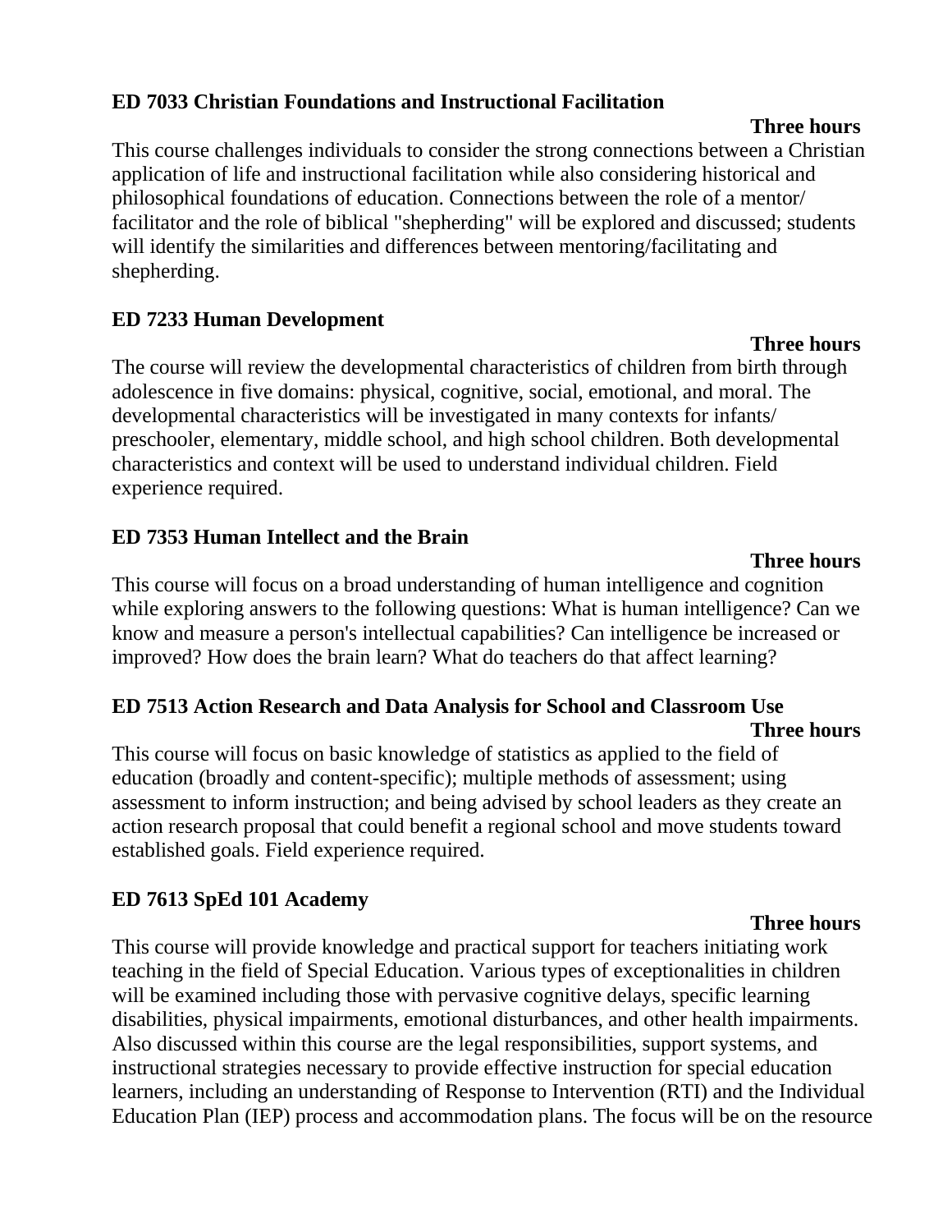**ED 7033 Christian Foundations and Instructional Facilitation**

**Three hours**

This course challenges individuals to consider the strong connections between a Christian application of life and instructional facilitation while also considering historical and philosophical foundations of education. Connections between the role of a mentor/ facilitator and the role of biblical "shepherding" will be explored and discussed; students will identify the similarities and differences between mentoring/facilitating and shepherding.

**ED 7233 Human Development**

**Three hours**

The course will review the developmental characteristics of children from birth through adolescence in five domains: physical, cognitive, social, emotional, and moral. The developmental characteristics will be investigated in many contexts for infants/ preschooler, elementary, middle school, and high school children. Both developmental characteristics and context will be used to understand individual children. Field experience required.

**ED 7353 Human Intellect and the Brain**

**Three hours**

This course will focus on a broad understanding of human intelligence and cognition while exploring answers to the following questions: What is human intelligence? Can we know and measure a person's intellectual capabilities? Can intelligence be increased or improved? How does the brain learn? What do teachers do that affect learning?

**ED 7513 Action Research and Data Analysis for School and Classroom Use**

**Three hours**

This course will focus on basic knowledge of statistics as applied to the field of education (broadly and content-specific); multiple methods of assessment; using assessment to inform instruction; and being advised by school leaders as they create an action research proposal that could benefit a regional school and move students toward established goals. Field experience required.

**ED 7613 SpEd 101 Academy**

**Three hours**

This course will provide knowledge and practical support for teachers initiating work teaching in the field of Special Education. Various types of exceptionalities in children will be examined including those with pervasive cognitive delays, specific learning disabilities, physical impairments, emotional disturbances, and other health impairments. Also discussed within this course are the legal responsibilities, support systems, and instructional strategies necessary to provide effective instruction for special education learners, including an understanding of Response to Intervention (RTI) and the Individual Education Plan (IEP) process and accommodation plans. The focus will be on the resource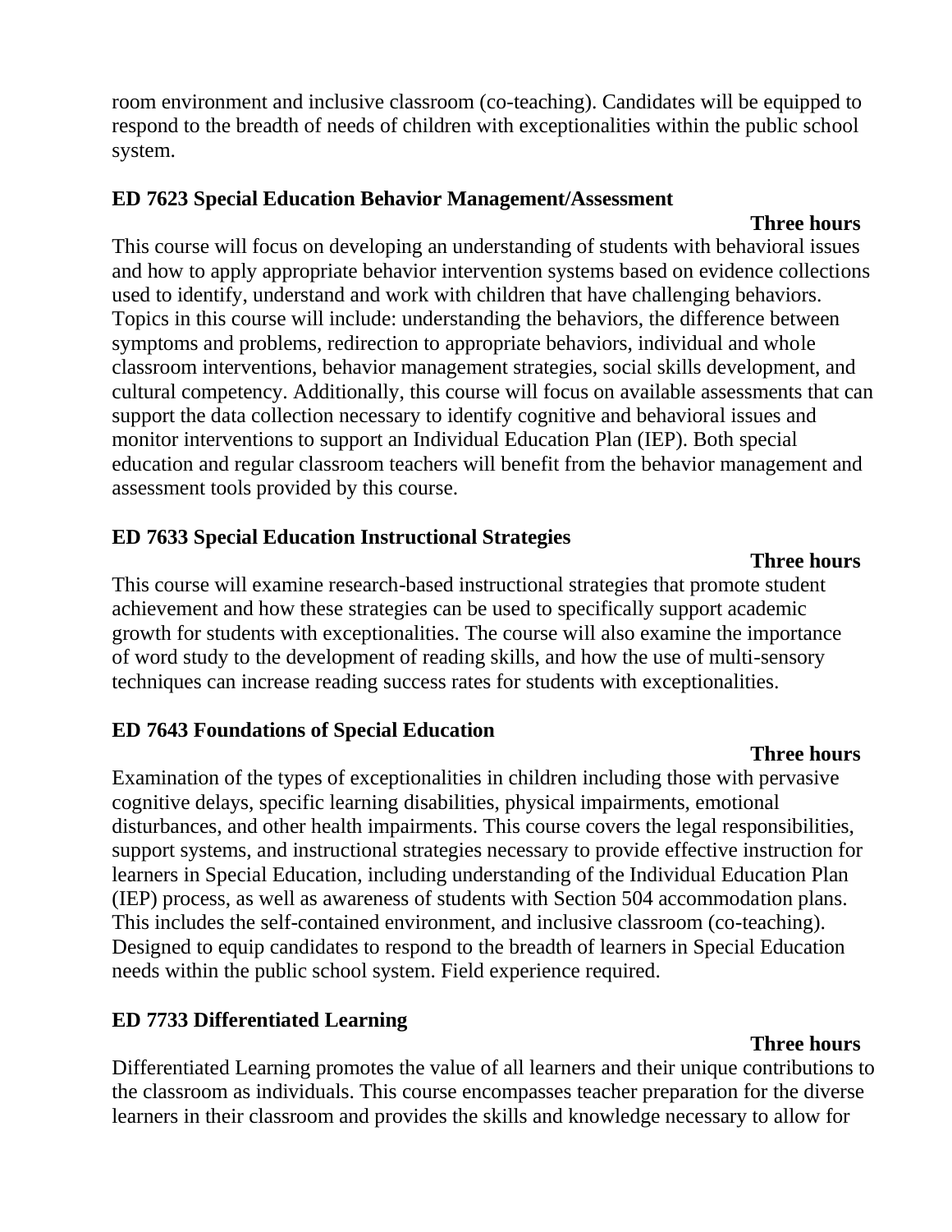room environment and inclusive classroom (co-teaching). Candidates will be equipped to respond to the breadth of needs of children with exceptionalities within the public school system.

**ED 7623 Special Education Behavior Management/Assessment**

**Three hours**

This course will focus on developing an understanding of students with behavioral issues and how to apply appropriate behavior intervention systems based on evidence collections used to identify, understand and work with children that have challenging behaviors. Topics in this course will include: understanding the behaviors, the difference between symptoms and problems, redirection to appropriate behaviors, individual and whole classroom interventions, behavior management strategies, social skills development, and cultural competency. Additionally, this course will focus on available assessments that can support the data collection necessary to identify cognitive and behavioral issues and monitor interventions to support an Individual Education Plan (IEP). Both special education and regular classroom teachers will benefit from the behavior management and assessment tools provided by this course.

**ED 7633 Special Education Instructional Strategies**

**Three hours**

This course will examine research-based instructional strategies that promote student achievement and how these strategies can be used to specifically support academic growth for students with exceptionalities. The course will also examine the importance of word study to the development of reading skills, and how the use of multi-sensory techniques can increase reading success rates for students with exceptionalities.

**ED 7643 Foundations of Special Education**

**Three hours**

Examination of the types of exceptionalities in children including those with pervasive cognitive delays, specific learning disabilities, physical impairments, emotional disturbances, and other health impairments. This course covers the legal responsibilities, support systems, and instructional strategies necessary to provide effective instruction for learners in Special Education, including understanding of the Individual Education Plan (IEP) process, as well as awareness of students with Section 504 accommodation plans. This includes the self-contained environment, and inclusive classroom (co-teaching). Designed to equip candidates to respond to the breadth of learners in Special Education needs within the public school system. Field experience required.

**ED 7733 Differentiated Learning**

**Three hours**

Differentiated Learning promotes the value of all learners and their unique contributions to the classroom as individuals. This course encompasses teacher preparation for the diverse learners in their classroom and provides the skills and knowledge necessary to allow for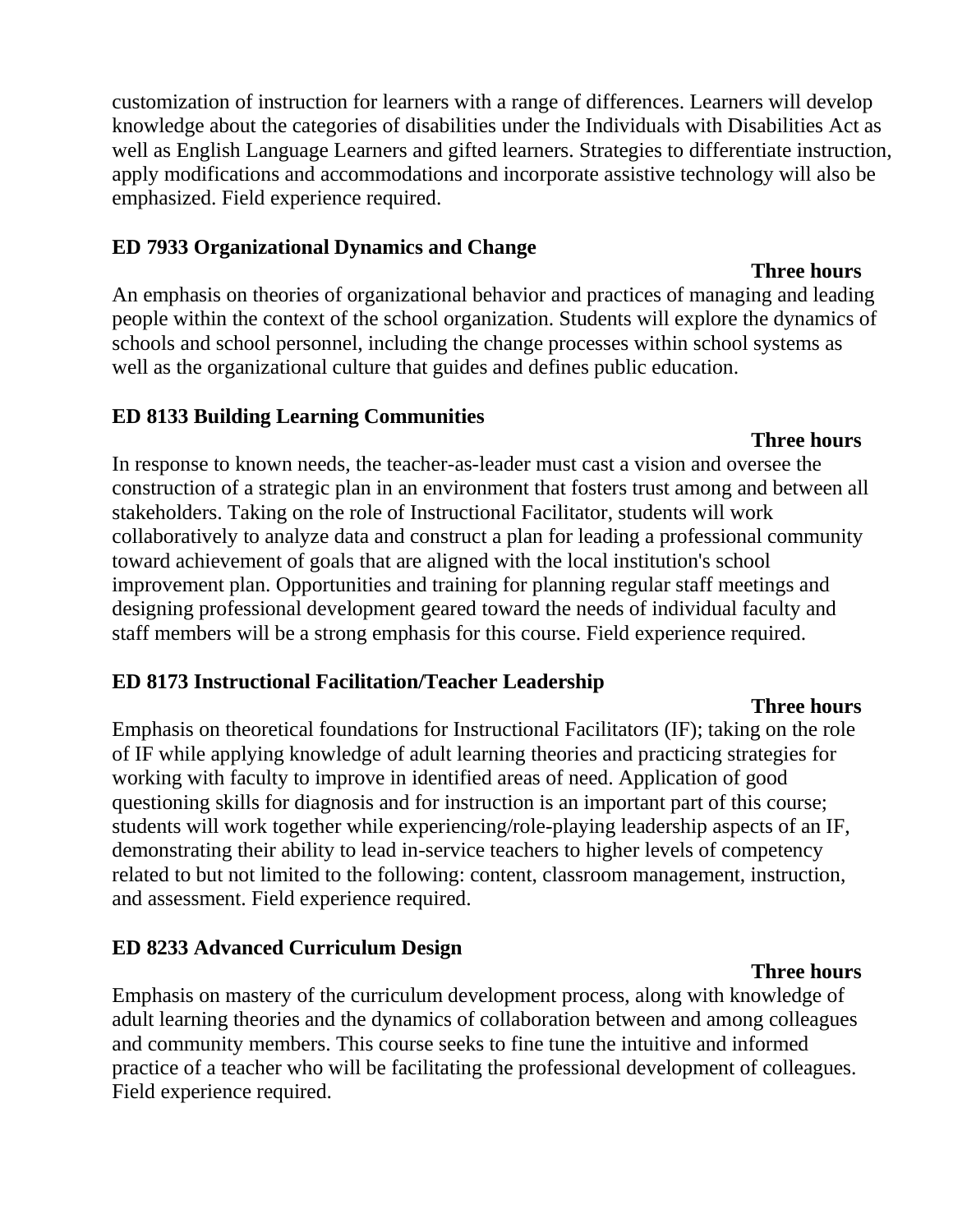customization of instruction for learners with a range of differences. Learners will develop knowledge about the categories of disabilities under the Individuals with Disabilities Act as well as English Language Learners and gifted learners. Strategies to differentiate instruction, apply modifications and accommodations and incorporate assistive technology will also be emphasized. Field experience required.

**ED 7933 Organizational Dynamics and Change**

**Three hours**

An emphasis on theories of organizational behavior and practices of managing and leading people within the context of the school organization. Students will explore the dynamics of schools and school personnel, including the change processes within school systems as well as the organizational culture that guides and defines public education.

**ED 8133 Building Learning Communities**

**Three hours**

In response to known needs, the teacher-as-leader must cast a vision and oversee the construction of a strategic plan in an environment that fosters trust among and between all stakeholders. Taking on the role of Instructional Facilitator, students will work collaboratively to analyze data and construct a plan for leading a professional community toward achievement of goals that are aligned with the local institution's school improvement plan. Opportunities and training for planning regular staff meetings and designing professional development geared toward the needs of individual faculty and staff members will be a strong emphasis for this course. Field experience required.

**ED 8173 Instructional Facilitation/Teacher Leadership**

**Three hours**

Emphasis on theoretical foundations for Instructional Facilitators (IF); taking on the role of IF while applying knowledge of adult learning theories and practicing strategies for working with faculty to improve in identified areas of need. Application of good questioning skills for diagnosis and for instruction is an important part of this course; students will work together while experiencing/role-playing leadership aspects of an IF, demonstrating their ability to lead in-service teachers to higher levels of competency related to but not limited to the following: content, classroom management, instruction, and assessment. Field experience required.

**ED 8233 Advanced Curriculum Design**

**Three hours**

Emphasis on mastery of the curriculum development process, along with knowledge of adult learning theories and the dynamics of collaboration between and among colleagues and community members. This course seeks to fine tune the intuitive and informed practice of a teacher who will be facilitating the professional development of colleagues. Field experience required.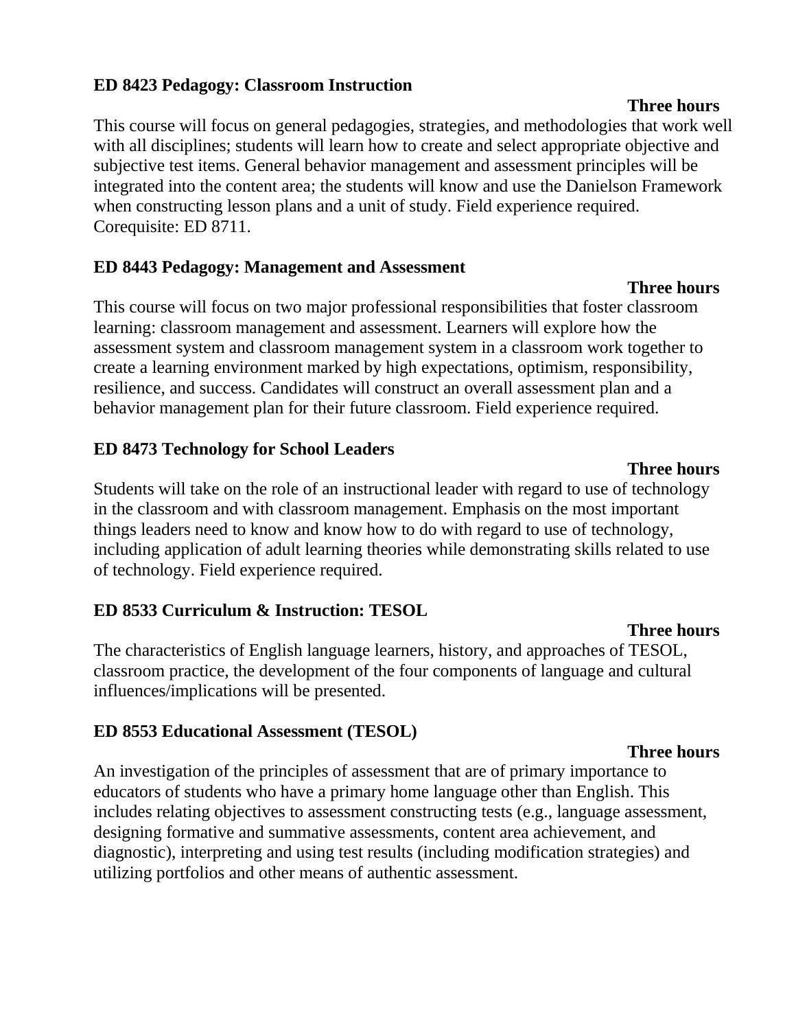**ED 8423 Pedagogy: Classroom Instruction**

**Three hours**

This course will focus on general pedagogies, strategies, and methodologies that work well with all disciplines; students will learn how to create and select appropriate objective and subjective test items. General behavior management and assessment principles will be integrated into the content area; the students will know and use the Danielson Framework when constructing lesson plans and a unit of study. Field experience required. Corequisite: ED 8711.

**ED 8443 Pedagogy: Management and Assessment**

**Three hours**

This course will focus on two major professional responsibilities that foster classroom learning: classroom management and assessment. Learners will explore how the assessment system and classroom management system in a classroom work together to create a learning environment marked by high expectations, optimism, responsibility, resilience, and success. Candidates will construct an overall assessment plan and a behavior management plan for their future classroom. Field experience required.

**ED 8473 Technology for School Leaders**

**Three hours**

Students will take on the role of an instructional leader with regard to use of technology in the classroom and with classroom management. Emphasis on the most important things leaders need to know and know how to do with regard to use of technology, including application of adult learning theories while demonstrating skills related to use of technology. Field experience required.

**ED 8533 Curriculum & Instruction: TESOL**

**Three hours**

The characteristics of English language learners, history, and approaches of TESOL, classroom practice, the development of the four components of language and cultural influences/implications will be presented.

**ED 8553 Educational Assessment (TESOL)**

**Three hours**

An investigation of the principles of assessment that are of primary importance to educators of students who have a primary home language other than English. This includes relating objectives to assessment constructing tests (e.g., language assessment, designing formative and summative assessments, content area achievement, and diagnostic), interpreting and using test results (including modification strategies) and utilizing portfolios and other means of authentic assessment.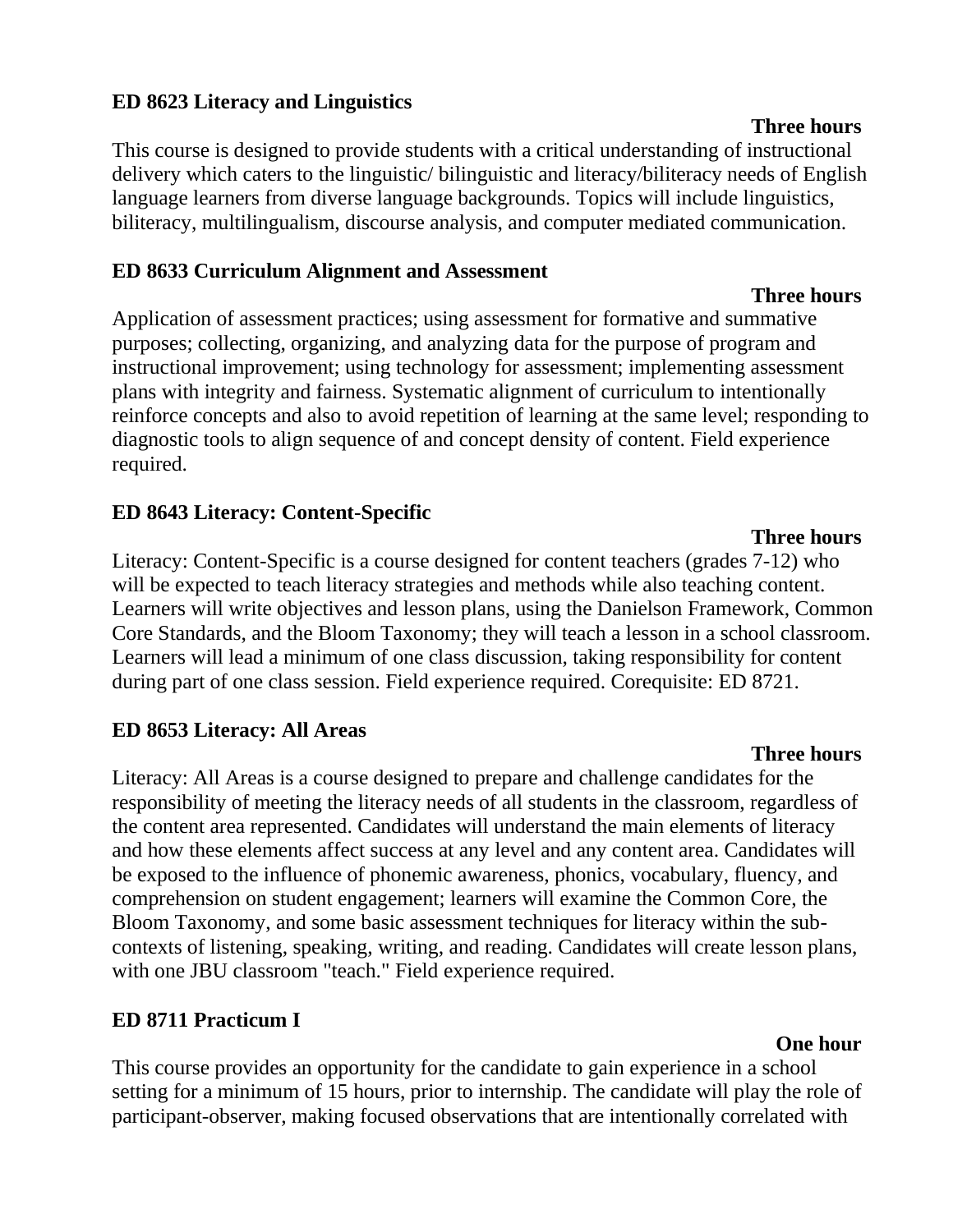**ED 8623 Literacy and Linguistics**

**Three hours**

This course is designed to provide students with a critical understanding of instructional delivery which caters to the linguistic/ bilinguistic and literacy/biliteracy needs of English language learners from diverse language backgrounds. Topics will include linguistics, biliteracy, multilingualism, discourse analysis, and computer mediated communication.

**ED 8633 Curriculum Alignment and Assessment**

**Three hours**

Application of assessment practices; using assessment for formative and summative purposes; collecting, organizing, and analyzing data for the purpose of program and instructional improvement; using technology for assessment; implementing assessment plans with integrity and fairness. Systematic alignment of curriculum to intentionally reinforce concepts and also to avoid repetition of learning at the same level; responding to diagnostic tools to align sequence of and concept density of content. Field experience required.

**ED 8643 Literacy: Content-Specific**

**Three hours**

Literacy: Content-Specific is a course designed for content teachers (grades 7-12) who will be expected to teach literacy strategies and methods while also teaching content. Learners will write objectives and lesson plans, using the Danielson Framework, Common Core Standards, and the Bloom Taxonomy; they will teach a lesson in a school classroom. Learners will lead a minimum of one class discussion, taking responsibility for content during part of one class session. Field experience required. Corequisite: ED 8721.

**ED 8653 Literacy: All Areas**

**Three hours**

Literacy: All Areas is a course designed to prepare and challenge candidates for the responsibility of meeting the literacy needs of all students in the classroom, regardless of the content area represented. Candidates will understand the main elements of literacy and how these elements affect success at any level and any content area. Candidates will be exposed to the influence of phonemic awareness, phonics, vocabulary, fluency, and comprehension on student engagement; learners will examine the Common Core, the Bloom Taxonomy, and some basic assessment techniques for literacy within the sub-contexts of listening, speaking, writing, and reading. Candidates will create lesson plans, with one JBU classroom "teach." Field experience required.

**ED 8711 Practicum I**

**One hour**

This course provides an opportunity for the candidate to gain experience in a school setting for a minimum of 15 hours, prior to internship. The candidate will play the role of participant-observer, making focused observations that are intentionally correlated with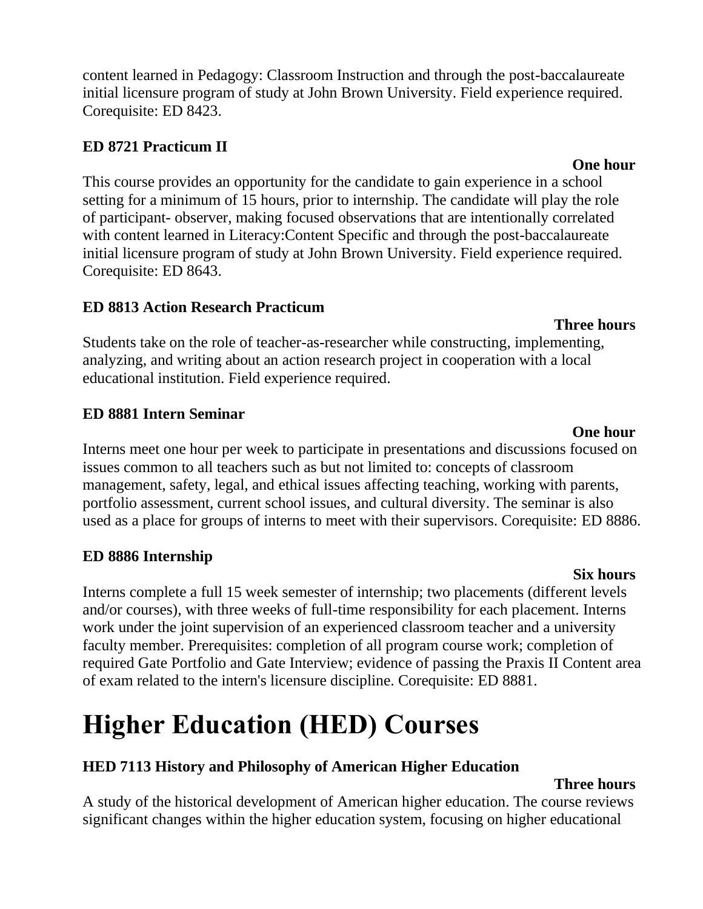content learned in Pedagogy: Classroom Instruction and through the post-baccalaureate initial licensure program of study at John Brown University. Field experience required. Corequisite: ED 8423.

### ED 8721 Practicum II

**One hour**

This course provides an opportunity for the candidate to gain experience in a school setting for a minimum of 15 hours, prior to internship. The candidate will play the role of participant- observer, making focused observations that are intentionally correlated with content learned in Literacy:Content Specific and through the post-baccalaureate initial licensure program of study at John Brown University. Field experience required. Corequisite: ED 8643.

### ED 8813 Action Research Practicum

**Three hours**

Students take on the role of teacher-as-researcher while constructing, implementing, analyzing, and writing about an action research project in cooperation with a local educational institution. Field experience required.

### ED 8881 Intern Seminar

**One hour**

Interns meet one hour per week to participate in presentations and discussions focused on issues common to all teachers such as but not limited to: concepts of classroom management, safety, legal, and ethical issues affecting teaching, working with parents, portfolio assessment, current school issues, and cultural diversity. The seminar is also used as a place for groups of interns to meet with their supervisors. Corequisite: ED 8886.

### ED 8886 Internship

**Six hours**

Interns complete a full 15 week semester of internship; two placements (different levels and/or courses), with three weeks of full-time responsibility for each placement. Interns work under the joint supervision of an experienced classroom teacher and a university faculty member. Prerequisites: completion of all program course work; completion of required Gate Portfolio and Gate Interview; evidence of passing the Praxis II Content area of exam related to the intern's licensure discipline. Corequisite: ED 8881.

# Higher Education (HED) Courses

### HED 7113 History and Philosophy of American Higher Education

**Three hours**

A study of the historical development of American higher education. The course reviews significant changes within the higher education system, focusing on higher educational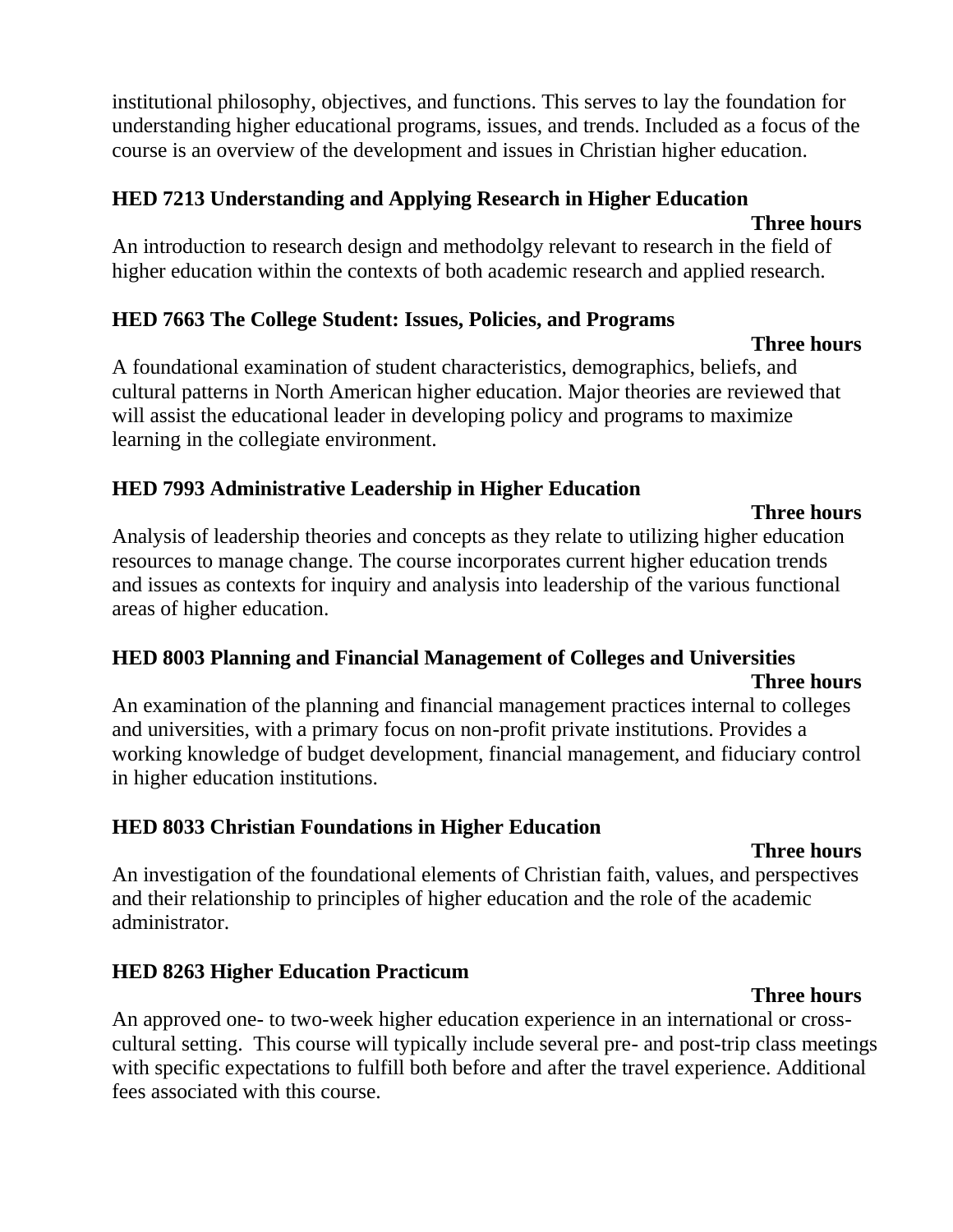institutional philosophy, objectives, and functions. This serves to lay the foundation for understanding higher educational programs, issues, and trends. Included as a focus of the course is an overview of the development and issues in Christian higher education.

**HED 7213 Understanding and Applying Research in Higher Education**

**Three hours**

An introduction to research design and methodolgy relevant to research in the field of higher education within the contexts of both academic research and applied research.

**HED 7663 The College Student: Issues, Policies, and Programs**

**Three hours**

A foundational examination of student characteristics, demographics, beliefs, and cultural patterns in North American higher education. Major theories are reviewed that will assist the educational leader in developing policy and programs to maximize learning in the collegiate environment.

**HED 7993 Administrative Leadership in Higher Education**

**Three hours**

Analysis of leadership theories and concepts as they relate to utilizing higher education resources to manage change. The course incorporates current higher education trends and issues as contexts for inquiry and analysis into leadership of the various functional areas of higher education.

**HED 8003 Planning and Financial Management of Colleges and Universities**

**Three hours**

An examination of the planning and financial management practices internal to colleges and universities, with a primary focus on non-profit private institutions. Provides a working knowledge of budget development, financial management, and fiduciary control in higher education institutions.

**HED 8033 Christian Foundations in Higher Education**

**Three hours**

An investigation of the foundational elements of Christian faith, values, and perspectives and their relationship to principles of higher education and the role of the academic administrator.

**HED 8263 Higher Education Practicum**

**Three hours**

An approved one- to two-week higher education experience in an international or cross-cultural setting. This course will typically include several pre- and post-trip class meetings with specific expectations to fulfill both before and after the travel experience. Additional fees associated with this course.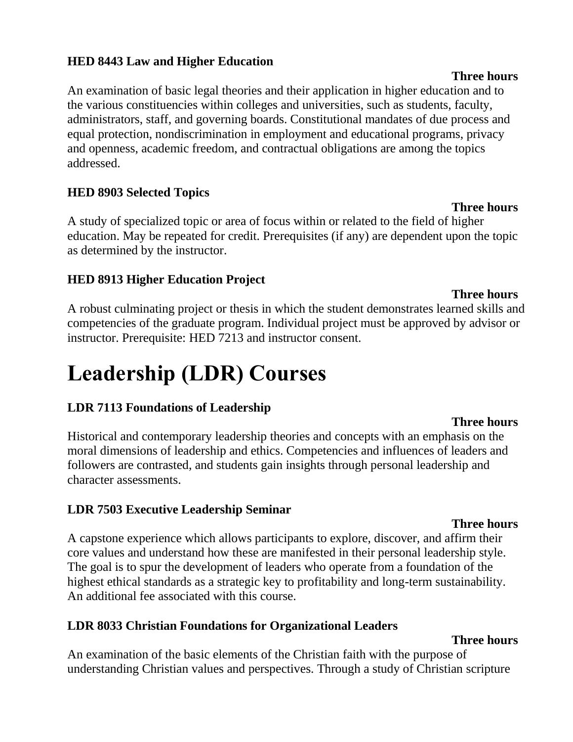### HED 8443 Law and Higher Education

**Three hours**

An examination of basic legal theories and their application in higher education and to the various constituencies within colleges and universities, such as students, faculty, administrators, staff, and governing boards. Constitutional mandates of due process and equal protection, nondiscrimination in employment and educational programs, privacy and openness, academic freedom, and contractual obligations are among the topics addressed.

### HED 8903 Selected Topics

**Three hours**

A study of specialized topic or area of focus within or related to the field of higher education. May be repeated for credit. Prerequisites (if any) are dependent upon the topic as determined by the instructor.

### HED 8913 Higher Education Project

**Three hours**

A robust culminating project or thesis in which the student demonstrates learned skills and competencies of the graduate program. Individual project must be approved by advisor or instructor. Prerequisite: HED 7213 and instructor consent.

# Leadership (LDR) Courses

### LDR 7113 Foundations of Leadership

**Three hours**

Historical and contemporary leadership theories and concepts with an emphasis on the moral dimensions of leadership and ethics. Competencies and influences of leaders and followers are contrasted, and students gain insights through personal leadership and character assessments.

### LDR 7503 Executive Leadership Seminar

**Three hours**

A capstone experience which allows participants to explore, discover, and affirm their core values and understand how these are manifested in their personal leadership style. The goal is to spur the development of leaders who operate from a foundation of the highest ethical standards as a strategic key to profitability and long-term sustainability. An additional fee associated with this course.

### LDR 8033 Christian Foundations for Organizational Leaders

**Three hours**

An examination of the basic elements of the Christian faith with the purpose of understanding Christian values and perspectives. Through a study of Christian scripture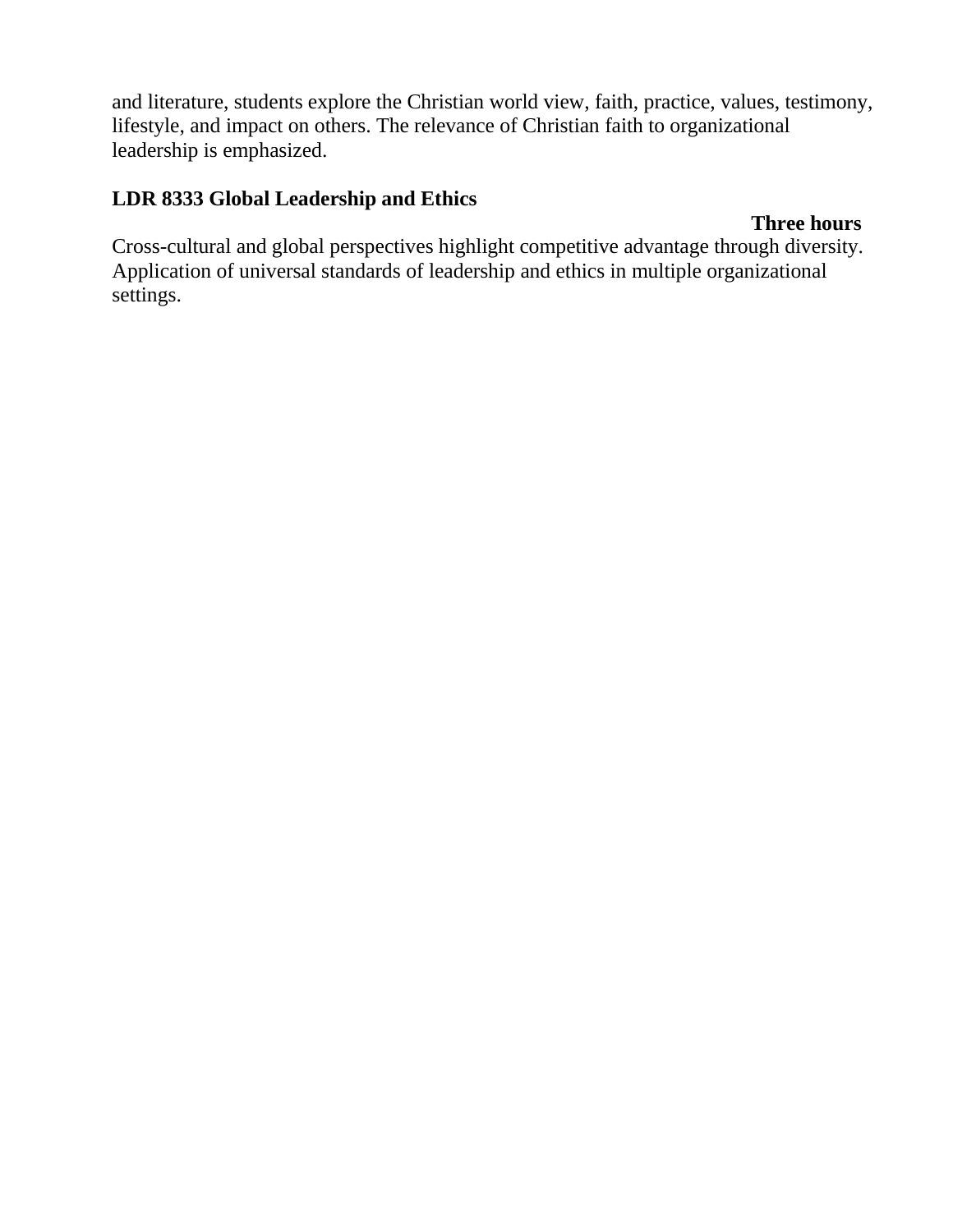and literature, students explore the Christian world view, faith, practice, values, testimony, lifestyle, and impact on others. The relevance of Christian faith to organizational leadership is emphasized.

**LDR 8333 Global Leadership and Ethics**

**Three hours**

Cross-cultural and global perspectives highlight competitive advantage through diversity. Application of universal standards of leadership and ethics in multiple organizational settings.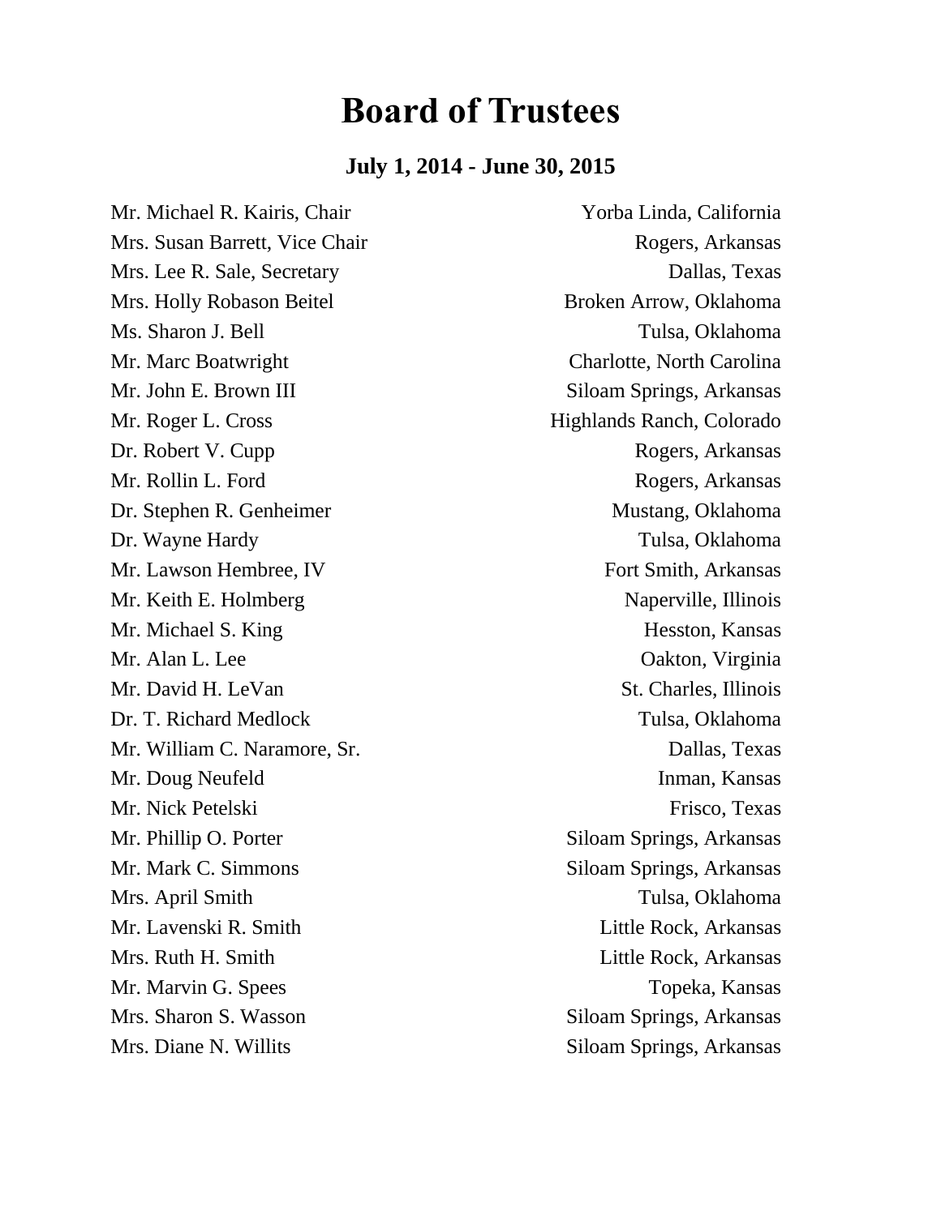# Board of Trustees

### July 1, 2014 - June 30, 2015

| | |
|---|---|
| Mr. Michael R. Kairis, Chair | Yorba Linda, California |
| Mrs. Susan Barrett, Vice Chair | Rogers, Arkansas |
| Mrs. Lee R. Sale, Secretary | Dallas, Texas |
| Mrs. Holly Robason Beitel | Broken Arrow, Oklahoma |
| Ms. Sharon J. Bell | Tulsa, Oklahoma |
| Mr. Marc Boatwright | Charlotte, North Carolina |
| Mr. John E. Brown III | Siloam Springs, Arkansas |
| Mr. Roger L. Cross | Highlands Ranch, Colorado |
| Dr. Robert V. Cupp | Rogers, Arkansas |
| Mr. Rollin L. Ford | Rogers, Arkansas |
| Dr. Stephen R. Genheimer | Mustang, Oklahoma |
| Dr. Wayne Hardy | Tulsa, Oklahoma |
| Mr. Lawson Hembree, IV | Fort Smith, Arkansas |
| Mr. Keith E. Holmberg | Naperville, Illinois |
| Mr. Michael S. King | Hesston, Kansas |
| Mr. Alan L. Lee | Oakton, Virginia |
| Mr. David H. LeVan | St. Charles, Illinois |
| Dr. T. Richard Medlock | Tulsa, Oklahoma |
| Mr. William C. Naramore, Sr. | Dallas, Texas |
| Mr. Doug Neufeld | Inman, Kansas |
| Mr. Nick Petelski | Frisco, Texas |
| Mr. Phillip O. Porter | Siloam Springs, Arkansas |
| Mr. Mark C. Simmons | Siloam Springs, Arkansas |
| Mrs. April Smith | Tulsa, Oklahoma |
| Mr. Lavenski R. Smith | Little Rock, Arkansas |
| Mrs. Ruth H. Smith | Little Rock, Arkansas |
| Mr. Marvin G. Spees | Topeka, Kansas |
| Mrs. Sharon S. Wasson | Siloam Springs, Arkansas |
| Mrs. Diane N. Willits | Siloam Springs, Arkansas |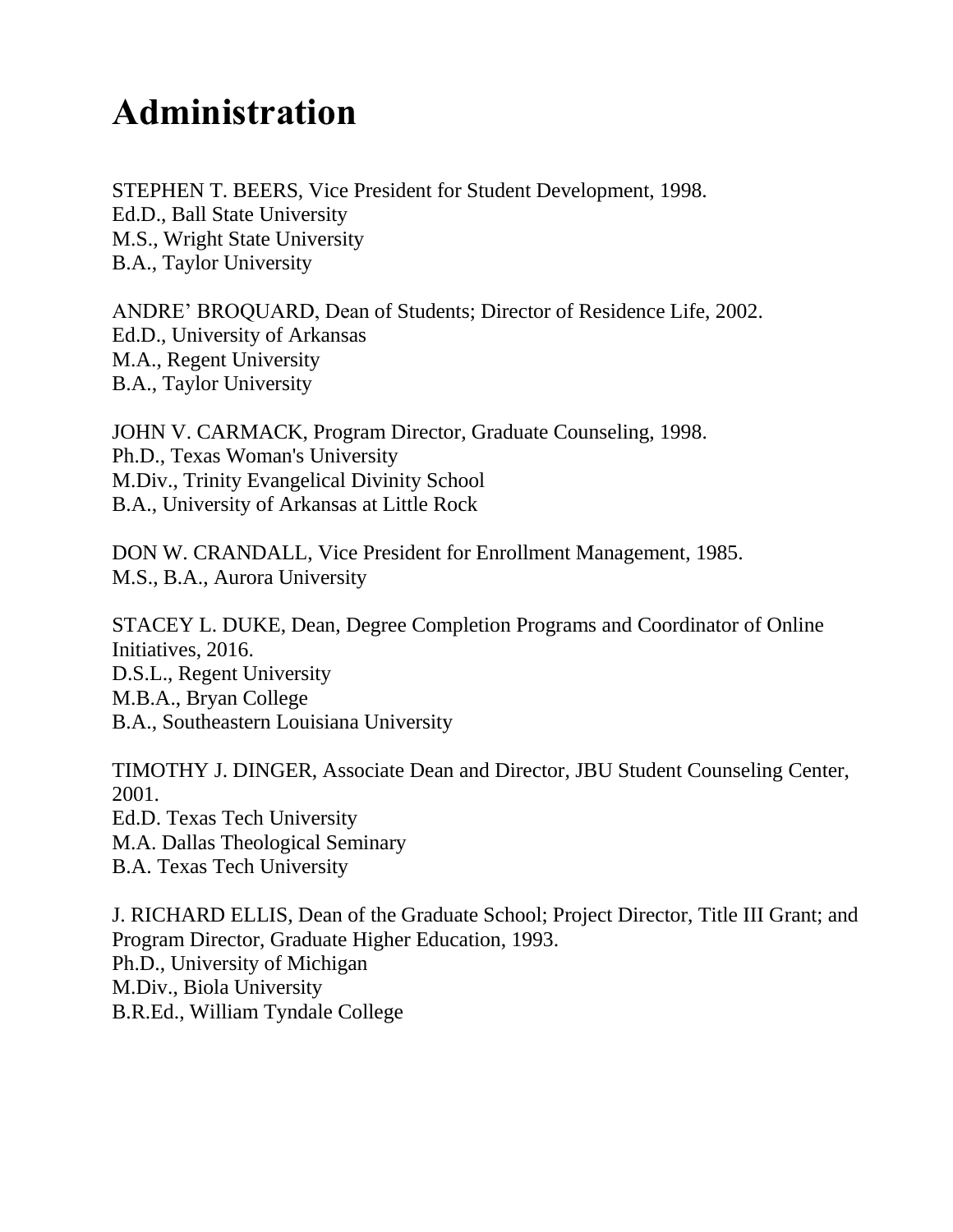# Administration

STEPHEN T. BEERS, Vice President for Student Development, 1998.
Ed.D., Ball State University
M.S., Wright State University
B.A., Taylor University

ANDRE' BROQUARD, Dean of Students; Director of Residence Life, 2002.
Ed.D., University of Arkansas
M.A., Regent University
B.A., Taylor University

JOHN V. CARMACK, Program Director, Graduate Counseling, 1998.
Ph.D., Texas Woman's University
M.Div., Trinity Evangelical Divinity School
B.A., University of Arkansas at Little Rock

DON W. CRANDALL, Vice President for Enrollment Management, 1985.
M.S., B.A., Aurora University

STACEY L. DUKE, Dean, Degree Completion Programs and Coordinator of Online Initiatives, 2016.
D.S.L., Regent University
M.B.A., Bryan College
B.A., Southeastern Louisiana University

TIMOTHY J. DINGER, Associate Dean and Director, JBU Student Counseling Center, 2001.
Ed.D. Texas Tech University
M.A. Dallas Theological Seminary
B.A. Texas Tech University

J. RICHARD ELLIS, Dean of the Graduate School; Project Director, Title III Grant; and Program Director, Graduate Higher Education, 1993.
Ph.D., University of Michigan
M.Div., Biola University
B.R.Ed., William Tyndale College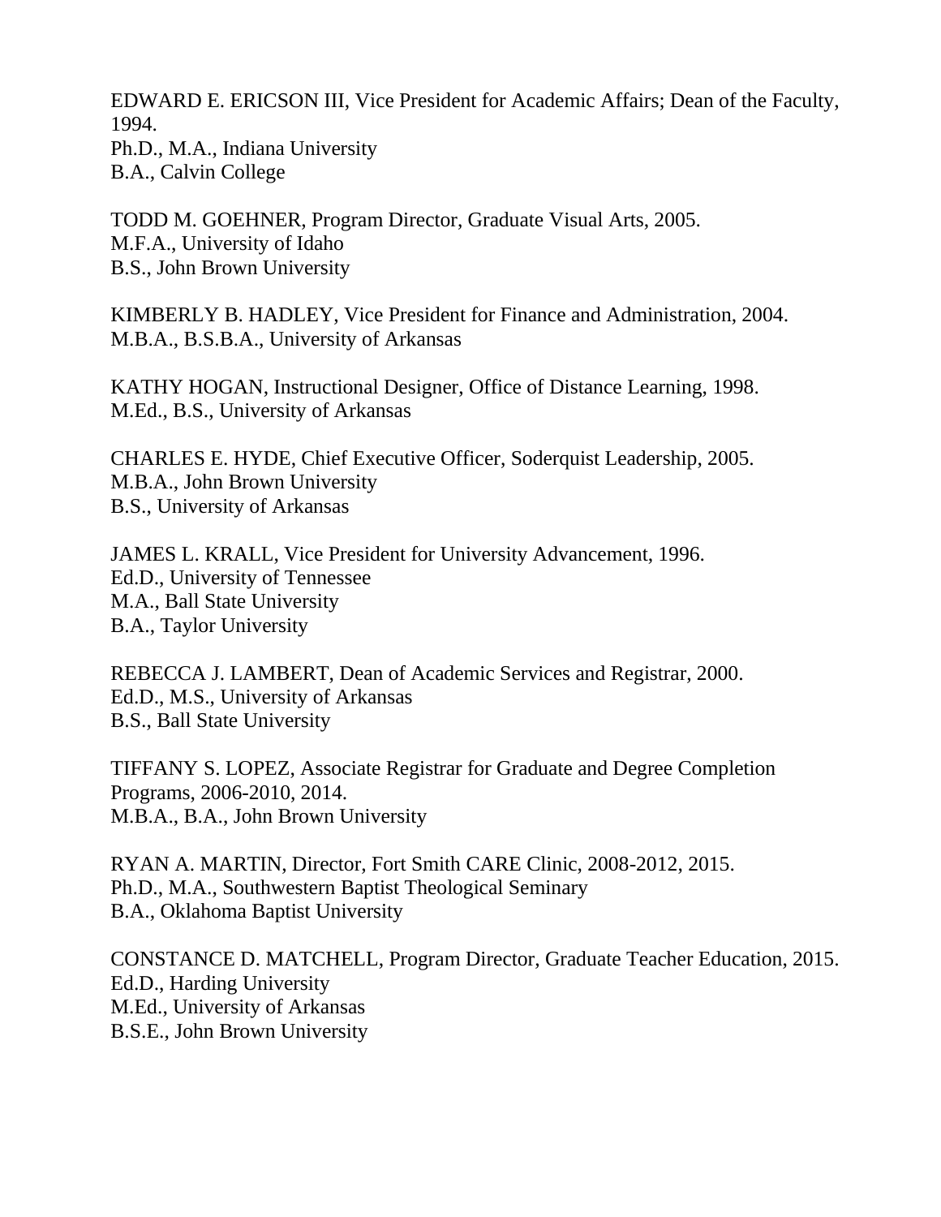EDWARD E. ERICSON III, Vice President for Academic Affairs; Dean of the Faculty, 1994.
Ph.D., M.A., Indiana University
B.A., Calvin College

TODD M. GOEHNER, Program Director, Graduate Visual Arts, 2005.
M.F.A., University of Idaho
B.S., John Brown University

KIMBERLY B. HADLEY, Vice President for Finance and Administration, 2004.
M.B.A., B.S.B.A., University of Arkansas

KATHY HOGAN, Instructional Designer, Office of Distance Learning, 1998.
M.Ed., B.S., University of Arkansas

CHARLES E. HYDE, Chief Executive Officer, Soderquist Leadership, 2005.
M.B.A., John Brown University
B.S., University of Arkansas

JAMES L. KRALL, Vice President for University Advancement, 1996.
Ed.D., University of Tennessee
M.A., Ball State University
B.A., Taylor University

REBECCA J. LAMBERT, Dean of Academic Services and Registrar, 2000.
Ed.D., M.S., University of Arkansas
B.S., Ball State University

TIFFANY S. LOPEZ, Associate Registrar for Graduate and Degree Completion Programs, 2006-2010, 2014.
M.B.A., B.A., John Brown University

RYAN A. MARTIN, Director, Fort Smith CARE Clinic, 2008-2012, 2015.
Ph.D., M.A., Southwestern Baptist Theological Seminary
B.A., Oklahoma Baptist University

CONSTANCE D. MATCHELL, Program Director, Graduate Teacher Education, 2015.
Ed.D., Harding University
M.Ed., University of Arkansas
B.S.E., John Brown University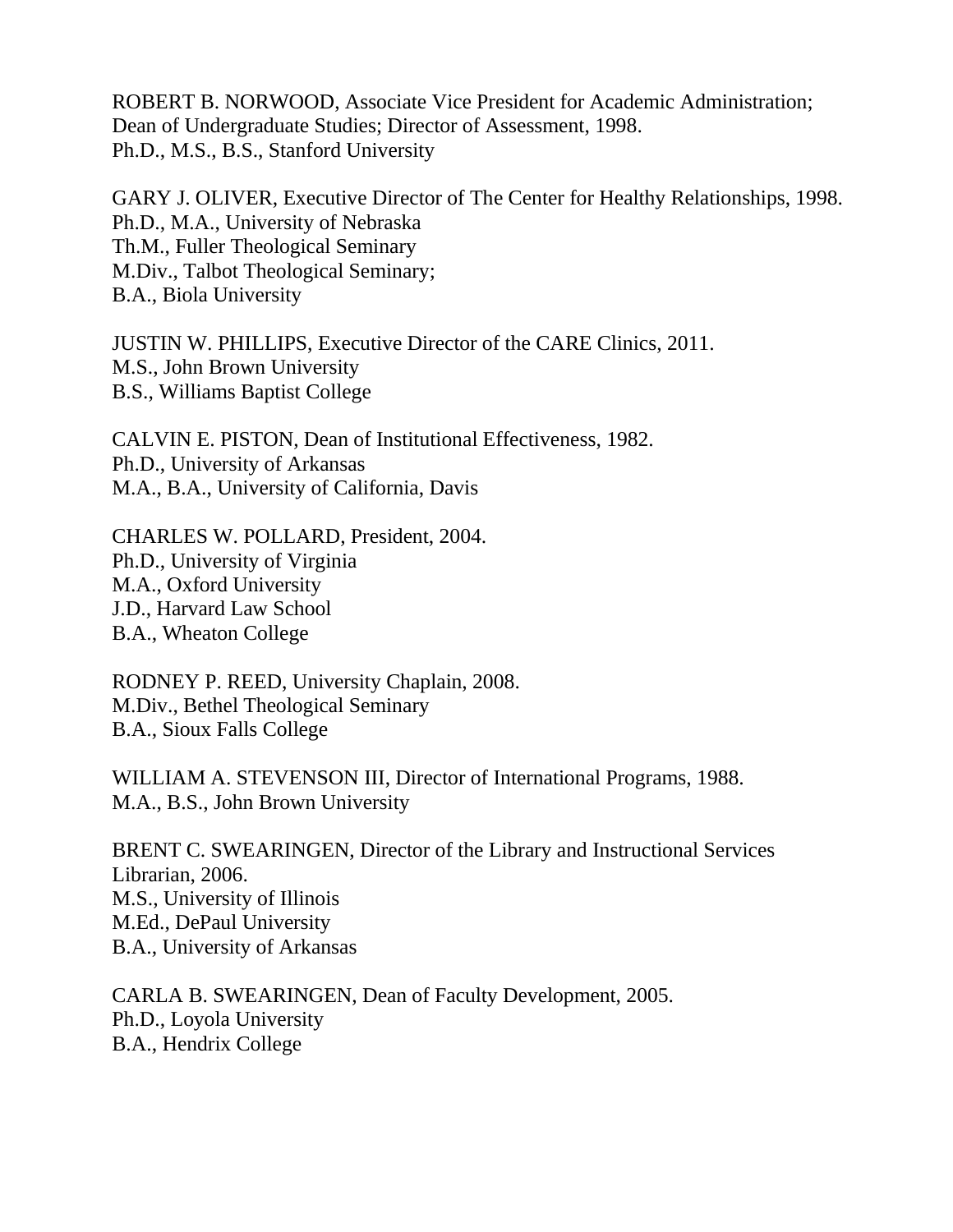ROBERT B. NORWOOD, Associate Vice President for Academic Administration; Dean of Undergraduate Studies; Director of Assessment, 1998.
Ph.D., M.S., B.S., Stanford University

GARY J. OLIVER, Executive Director of The Center for Healthy Relationships, 1998.
Ph.D., M.A., University of Nebraska
Th.M., Fuller Theological Seminary
M.Div., Talbot Theological Seminary;
B.A., Biola University

JUSTIN W. PHILLIPS, Executive Director of the CARE Clinics, 2011.
M.S., John Brown University
B.S., Williams Baptist College

CALVIN E. PISTON, Dean of Institutional Effectiveness, 1982.
Ph.D., University of Arkansas
M.A., B.A., University of California, Davis

CHARLES W. POLLARD, President, 2004.
Ph.D., University of Virginia
M.A., Oxford University
J.D., Harvard Law School
B.A., Wheaton College

RODNEY P. REED, University Chaplain, 2008.
M.Div., Bethel Theological Seminary
B.A., Sioux Falls College

WILLIAM A. STEVENSON III, Director of International Programs, 1988.
M.A., B.S., John Brown University

BRENT C. SWEARINGEN, Director of the Library and Instructional Services Librarian, 2006.
M.S., University of Illinois
M.Ed., DePaul University
B.A., University of Arkansas

CARLA B. SWEARINGEN, Dean of Faculty Development, 2005.
Ph.D., Loyola University
B.A., Hendrix College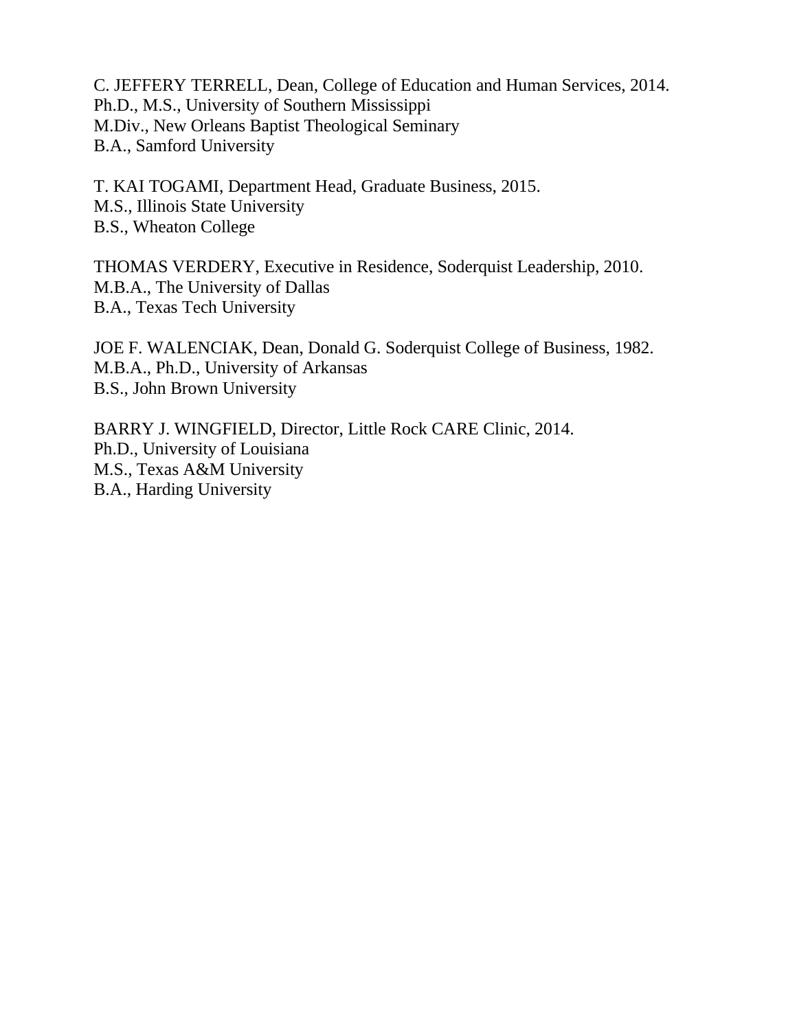C. JEFFERY TERRELL, Dean, College of Education and Human Services, 2014.
Ph.D., M.S., University of Southern Mississippi
M.Div., New Orleans Baptist Theological Seminary
B.A., Samford University

T. KAI TOGAMI, Department Head, Graduate Business, 2015.
M.S., Illinois State University
B.S., Wheaton College

THOMAS VERDERY, Executive in Residence, Soderquist Leadership, 2010.
M.B.A., The University of Dallas
B.A., Texas Tech University

JOE F. WALENCIAK, Dean, Donald G. Soderquist College of Business, 1982.
M.B.A., Ph.D., University of Arkansas
B.S., John Brown University

BARRY J. WINGFIELD, Director, Little Rock CARE Clinic, 2014.
Ph.D., University of Louisiana
M.S., Texas A&M University
B.A., Harding University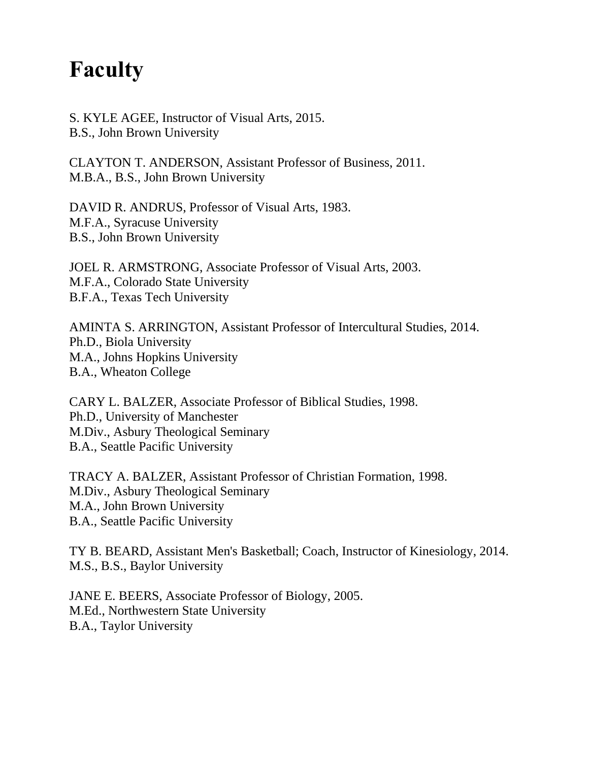# Faculty

S. KYLE AGEE, Instructor of Visual Arts, 2015.
B.S., John Brown University

CLAYTON T. ANDERSON, Assistant Professor of Business, 2011.
M.B.A., B.S., John Brown University

DAVID R. ANDRUS, Professor of Visual Arts, 1983.
M.F.A., Syracuse University
B.S., John Brown University

JOEL R. ARMSTRONG, Associate Professor of Visual Arts, 2003.
M.F.A., Colorado State University
B.F.A., Texas Tech University

AMINTA S. ARRINGTON, Assistant Professor of Intercultural Studies, 2014.
Ph.D., Biola University
M.A., Johns Hopkins University
B.A., Wheaton College

CARY L. BALZER, Associate Professor of Biblical Studies, 1998.
Ph.D., University of Manchester
M.Div., Asbury Theological Seminary
B.A., Seattle Pacific University

TRACY A. BALZER, Assistant Professor of Christian Formation, 1998.
M.Div., Asbury Theological Seminary
M.A., John Brown University
B.A., Seattle Pacific University

TY B. BEARD, Assistant Men's Basketball; Coach, Instructor of Kinesiology, 2014.
M.S., B.S., Baylor University

JANE E. BEERS, Associate Professor of Biology, 2005.
M.Ed., Northwestern State University
B.A., Taylor University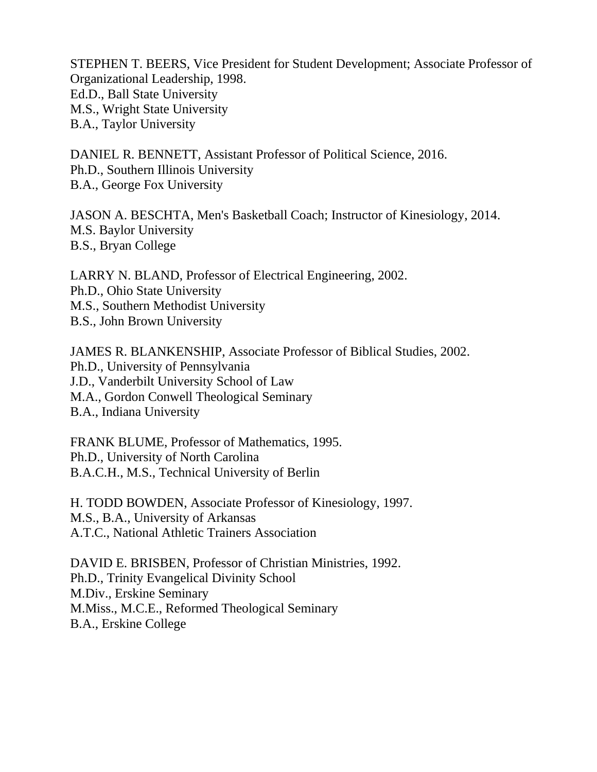STEPHEN T. BEERS, Vice President for Student Development; Associate Professor of Organizational Leadership, 1998.
Ed.D., Ball State University
M.S., Wright State University
B.A., Taylor University

DANIEL R. BENNETT, Assistant Professor of Political Science, 2016.
Ph.D., Southern Illinois University
B.A., George Fox University

JASON A. BESCHTA, Men's Basketball Coach; Instructor of Kinesiology, 2014.
M.S. Baylor University
B.S., Bryan College

LARRY N. BLAND, Professor of Electrical Engineering, 2002.
Ph.D., Ohio State University
M.S., Southern Methodist University
B.S., John Brown University

JAMES R. BLANKENSHIP, Associate Professor of Biblical Studies, 2002.
Ph.D., University of Pennsylvania
J.D., Vanderbilt University School of Law
M.A., Gordon Conwell Theological Seminary
B.A., Indiana University

FRANK BLUME, Professor of Mathematics, 1995.
Ph.D., University of North Carolina
B.A.C.H., M.S., Technical University of Berlin

H. TODD BOWDEN, Associate Professor of Kinesiology, 1997.
M.S., B.A., University of Arkansas
A.T.C., National Athletic Trainers Association

DAVID E. BRISBEN, Professor of Christian Ministries, 1992.
Ph.D., Trinity Evangelical Divinity School
M.Div., Erskine Seminary
M.Miss., M.C.E., Reformed Theological Seminary
B.A., Erskine College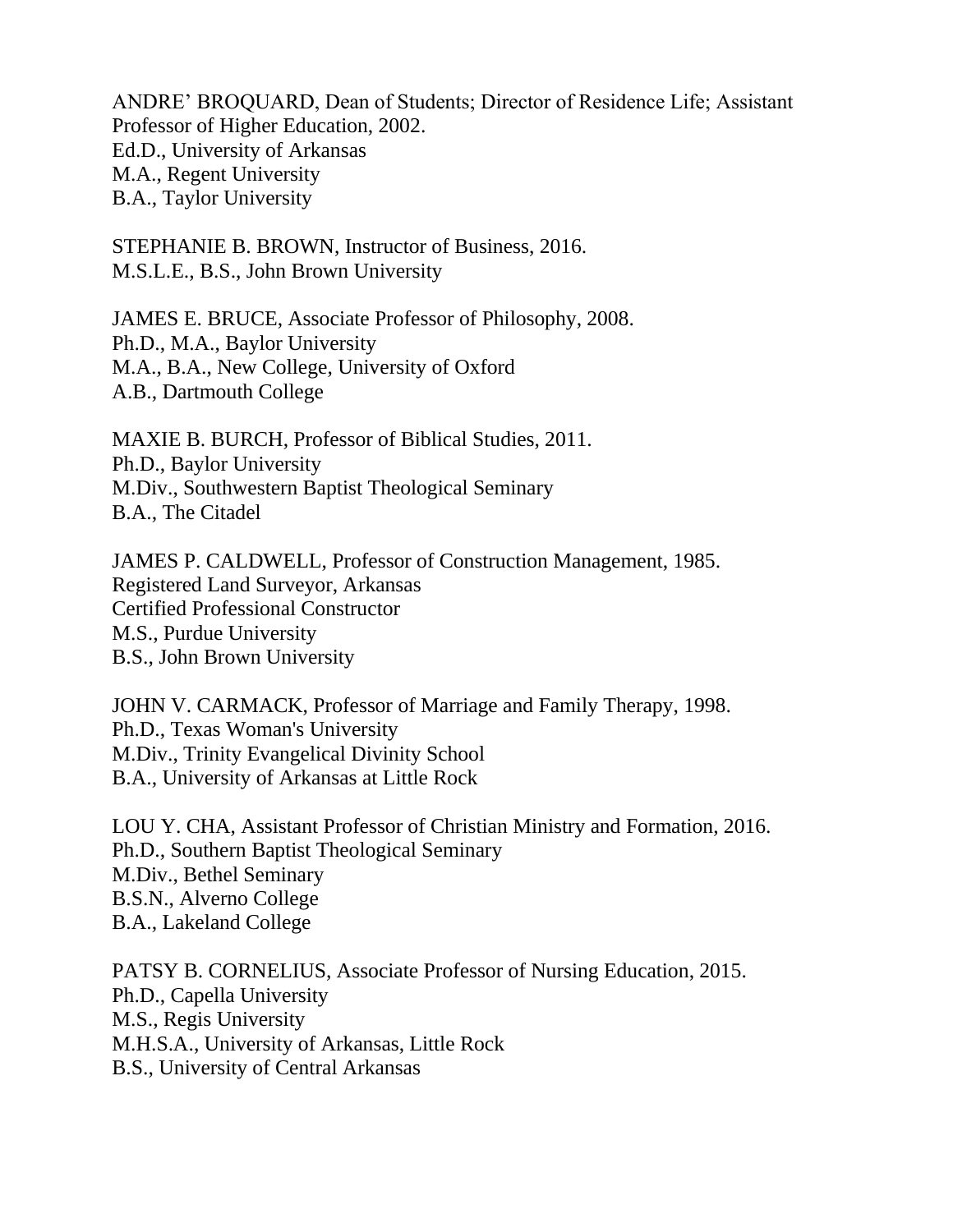ANDRE' BROQUARD, Dean of Students; Director of Residence Life; Assistant Professor of Higher Education, 2002.
Ed.D., University of Arkansas
M.A., Regent University
B.A., Taylor University

STEPHANIE B. BROWN, Instructor of Business, 2016.
M.S.L.E., B.S., John Brown University

JAMES E. BRUCE, Associate Professor of Philosophy, 2008.
Ph.D., M.A., Baylor University
M.A., B.A., New College, University of Oxford
A.B., Dartmouth College

MAXIE B. BURCH, Professor of Biblical Studies, 2011.
Ph.D., Baylor University
M.Div., Southwestern Baptist Theological Seminary
B.A., The Citadel

JAMES P. CALDWELL, Professor of Construction Management, 1985.
Registered Land Surveyor, Arkansas
Certified Professional Constructor
M.S., Purdue University
B.S., John Brown University

JOHN V. CARMACK, Professor of Marriage and Family Therapy, 1998.
Ph.D., Texas Woman's University
M.Div., Trinity Evangelical Divinity School
B.A., University of Arkansas at Little Rock

LOU Y. CHA, Assistant Professor of Christian Ministry and Formation, 2016.
Ph.D., Southern Baptist Theological Seminary
M.Div., Bethel Seminary
B.S.N., Alverno College
B.A., Lakeland College

PATSY B. CORNELIUS, Associate Professor of Nursing Education, 2015.
Ph.D., Capella University
M.S., Regis University
M.H.S.A., University of Arkansas, Little Rock
B.S., University of Central Arkansas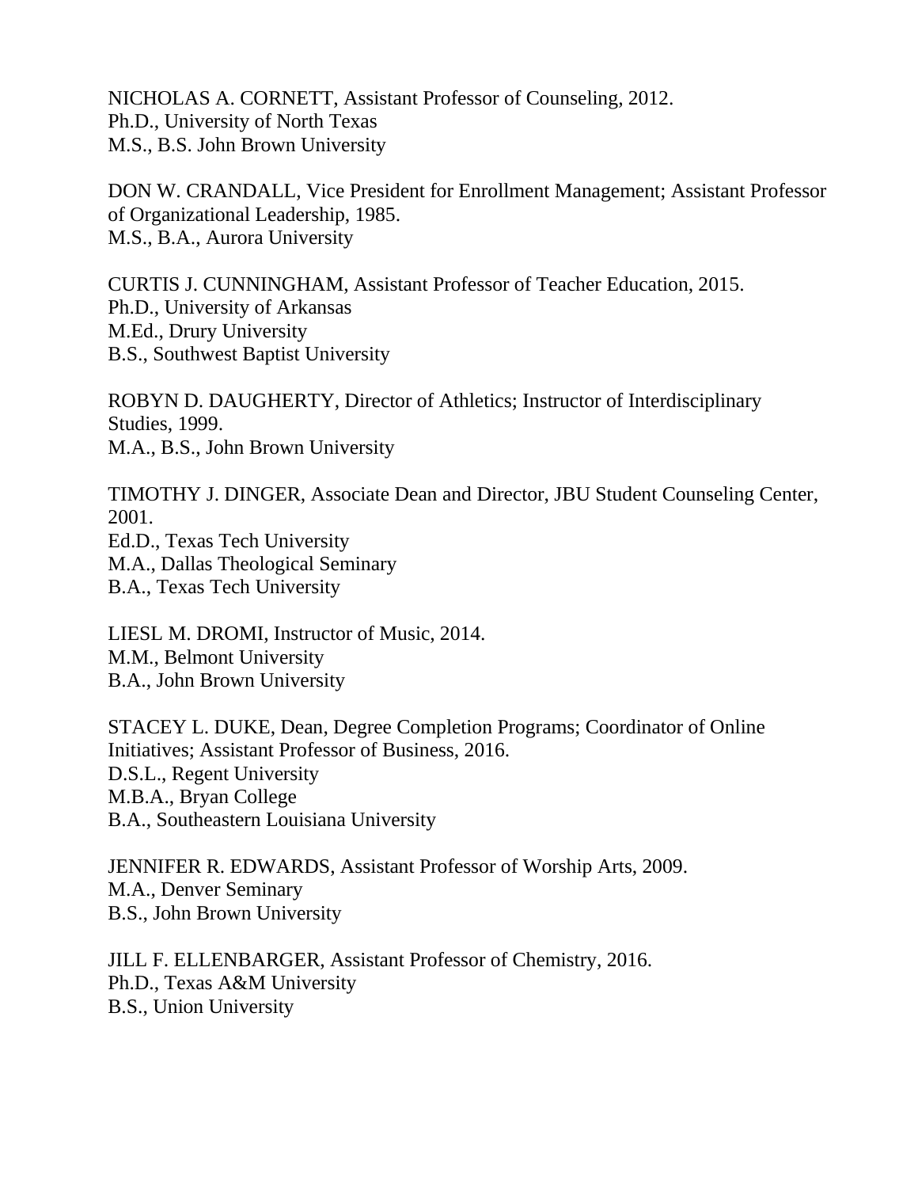NICHOLAS A. CORNETT, Assistant Professor of Counseling, 2012.
Ph.D., University of North Texas
M.S., B.S. John Brown University

DON W. CRANDALL, Vice President for Enrollment Management; Assistant Professor of Organizational Leadership, 1985.
M.S., B.A., Aurora University

CURTIS J. CUNNINGHAM, Assistant Professor of Teacher Education, 2015.
Ph.D., University of Arkansas
M.Ed., Drury University
B.S., Southwest Baptist University

ROBYN D. DAUGHERTY, Director of Athletics; Instructor of Interdisciplinary Studies, 1999.
M.A., B.S., John Brown University

TIMOTHY J. DINGER, Associate Dean and Director, JBU Student Counseling Center, 2001.
Ed.D., Texas Tech University
M.A., Dallas Theological Seminary
B.A., Texas Tech University

LIESL M. DROMI, Instructor of Music, 2014.
M.M., Belmont University
B.A., John Brown University

STACEY L. DUKE, Dean, Degree Completion Programs; Coordinator of Online Initiatives; Assistant Professor of Business, 2016.
D.S.L., Regent University
M.B.A., Bryan College
B.A., Southeastern Louisiana University

JENNIFER R. EDWARDS, Assistant Professor of Worship Arts, 2009.
M.A., Denver Seminary
B.S., John Brown University

JILL F. ELLENBARGER, Assistant Professor of Chemistry, 2016.
Ph.D., Texas A&M University
B.S., Union University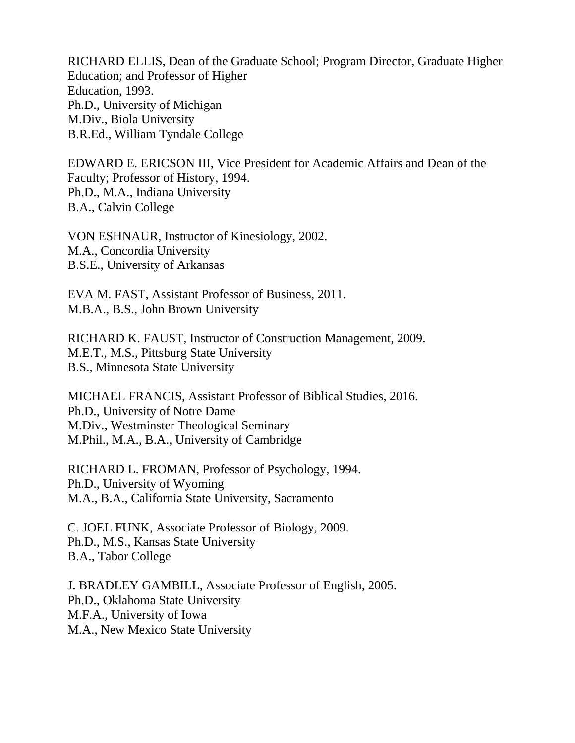RICHARD ELLIS, Dean of the Graduate School; Program Director, Graduate Higher Education; and Professor of Higher Education, 1993.
Ph.D., University of Michigan
M.Div., Biola University
B.R.Ed., William Tyndale College

EDWARD E. ERICSON III, Vice President for Academic Affairs and Dean of the Faculty; Professor of History, 1994.
Ph.D., M.A., Indiana University
B.A., Calvin College

VON ESHNAUR, Instructor of Kinesiology, 2002.
M.A., Concordia University
B.S.E., University of Arkansas

EVA M. FAST, Assistant Professor of Business, 2011.
M.B.A., B.S., John Brown University

RICHARD K. FAUST, Instructor of Construction Management, 2009.
M.E.T., M.S., Pittsburg State University
B.S., Minnesota State University

MICHAEL FRANCIS, Assistant Professor of Biblical Studies, 2016.
Ph.D., University of Notre Dame
M.Div., Westminster Theological Seminary
M.Phil., M.A., B.A., University of Cambridge

RICHARD L. FROMAN, Professor of Psychology, 1994.
Ph.D., University of Wyoming
M.A., B.A., California State University, Sacramento

C. JOEL FUNK, Associate Professor of Biology, 2009.
Ph.D., M.S., Kansas State University
B.A., Tabor College

J. BRADLEY GAMBILL, Associate Professor of English, 2005.
Ph.D., Oklahoma State University
M.F.A., University of Iowa
M.A., New Mexico State University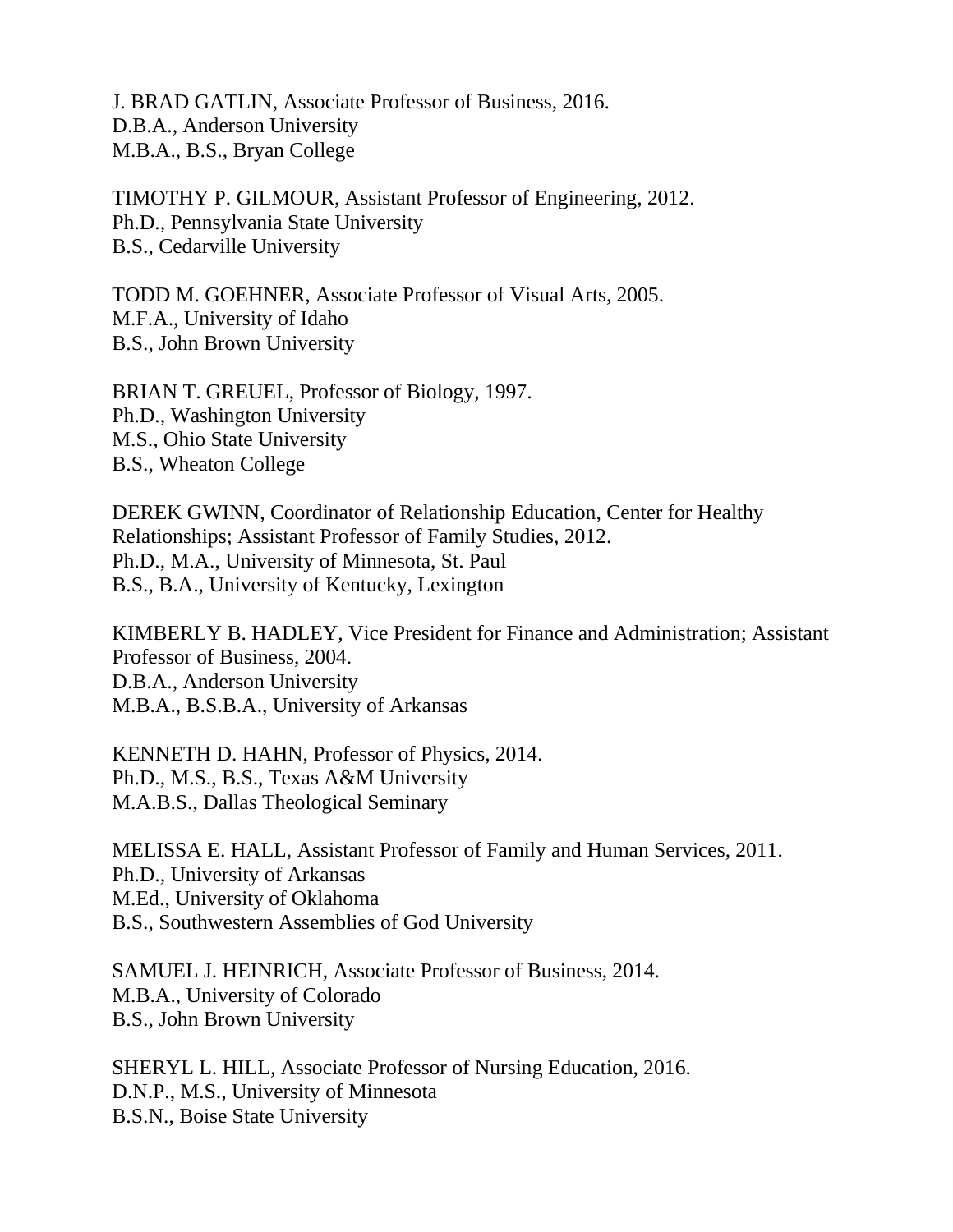J. BRAD GATLIN, Associate Professor of Business, 2016.
D.B.A., Anderson University
M.B.A., B.S., Bryan College

TIMOTHY P. GILMOUR, Assistant Professor of Engineering, 2012.
Ph.D., Pennsylvania State University
B.S., Cedarville University

TODD M. GOEHNER, Associate Professor of Visual Arts, 2005.
M.F.A., University of Idaho
B.S., John Brown University

BRIAN T. GREUEL, Professor of Biology, 1997.
Ph.D., Washington University
M.S., Ohio State University
B.S., Wheaton College

DEREK GWINN, Coordinator of Relationship Education, Center for Healthy Relationships; Assistant Professor of Family Studies, 2012.
Ph.D., M.A., University of Minnesota, St. Paul
B.S., B.A., University of Kentucky, Lexington

KIMBERLY B. HADLEY, Vice President for Finance and Administration; Assistant Professor of Business, 2004.
D.B.A., Anderson University
M.B.A., B.S.B.A., University of Arkansas

KENNETH D. HAHN, Professor of Physics, 2014.
Ph.D., M.S., B.S., Texas A&M University
M.A.B.S., Dallas Theological Seminary

MELISSA E. HALL, Assistant Professor of Family and Human Services, 2011.
Ph.D., University of Arkansas
M.Ed., University of Oklahoma
B.S., Southwestern Assemblies of God University

SAMUEL J. HEINRICH, Associate Professor of Business, 2014.
M.B.A., University of Colorado
B.S., John Brown University

SHERYL L. HILL, Associate Professor of Nursing Education, 2016.
D.N.P., M.S., University of Minnesota
B.S.N., Boise State University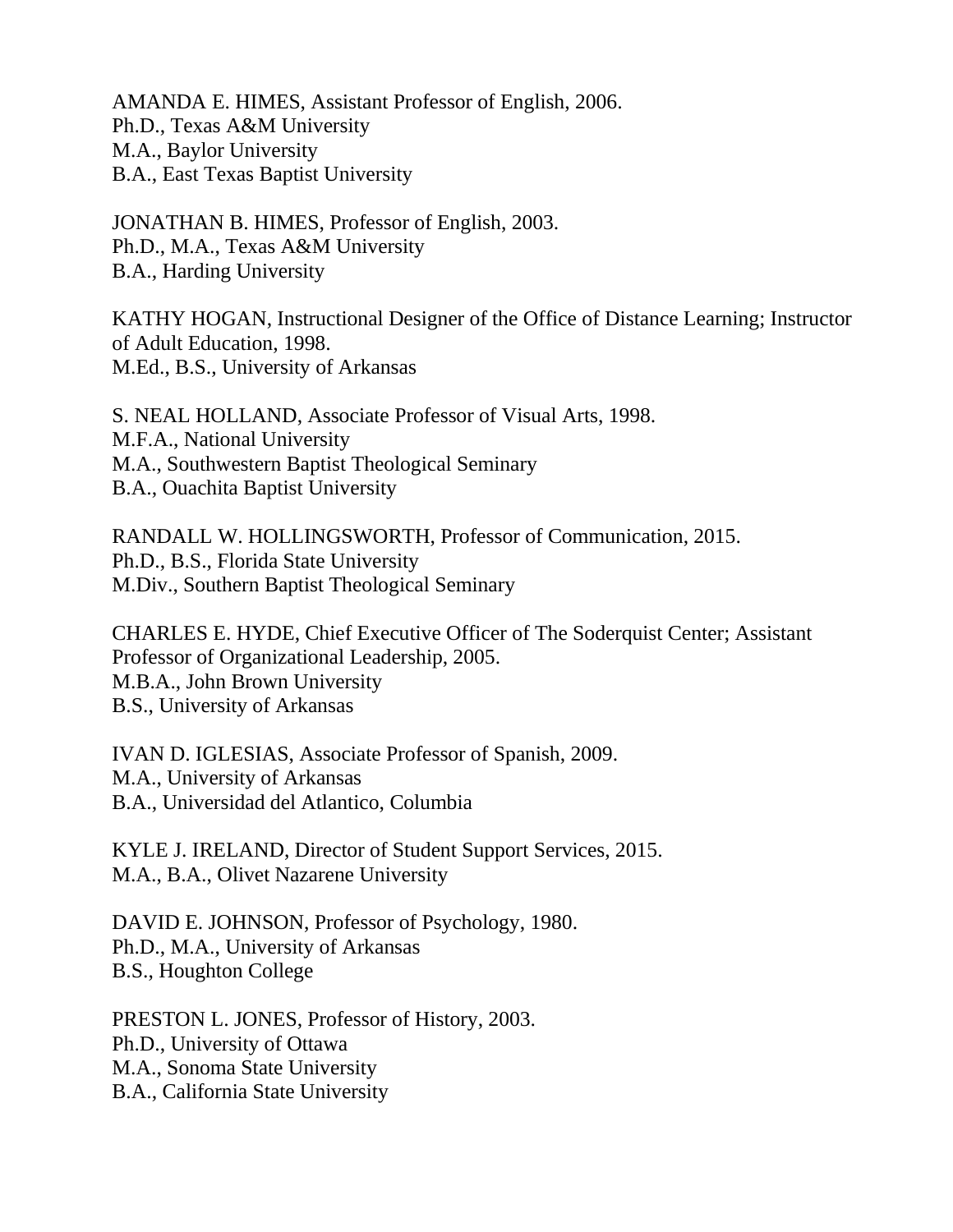AMANDA E. HIMES, Assistant Professor of English, 2006.
Ph.D., Texas A&M University
M.A., Baylor University
B.A., East Texas Baptist University

JONATHAN B. HIMES, Professor of English, 2003.
Ph.D., M.A., Texas A&M University
B.A., Harding University

KATHY HOGAN, Instructional Designer of the Office of Distance Learning; Instructor of Adult Education, 1998.
M.Ed., B.S., University of Arkansas

S. NEAL HOLLAND, Associate Professor of Visual Arts, 1998.
M.F.A., National University
M.A., Southwestern Baptist Theological Seminary
B.A., Ouachita Baptist University

RANDALL W. HOLLINGSWORTH, Professor of Communication, 2015.
Ph.D., B.S., Florida State University
M.Div., Southern Baptist Theological Seminary

CHARLES E. HYDE, Chief Executive Officer of The Soderquist Center; Assistant Professor of Organizational Leadership, 2005.
M.B.A., John Brown University
B.S., University of Arkansas

IVAN D. IGLESIAS, Associate Professor of Spanish, 2009.
M.A., University of Arkansas
B.A., Universidad del Atlantico, Columbia

KYLE J. IRELAND, Director of Student Support Services, 2015.
M.A., B.A., Olivet Nazarene University

DAVID E. JOHNSON, Professor of Psychology, 1980.
Ph.D., M.A., University of Arkansas
B.S., Houghton College

PRESTON L. JONES, Professor of History, 2003.
Ph.D., University of Ottawa
M.A., Sonoma State University
B.A., California State University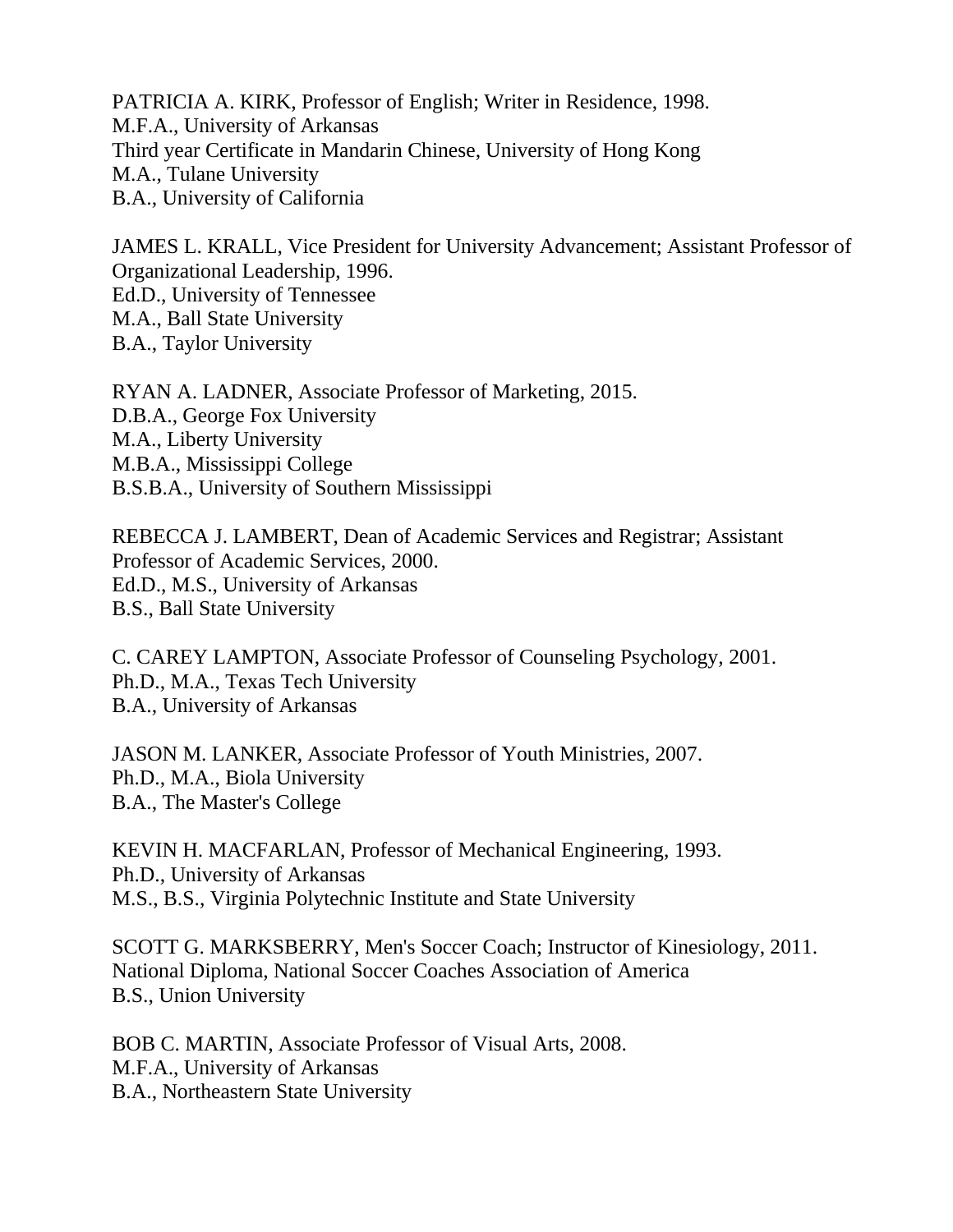PATRICIA A. KIRK, Professor of English; Writer in Residence, 1998.
M.F.A., University of Arkansas
Third year Certificate in Mandarin Chinese, University of Hong Kong
M.A., Tulane University
B.A., University of California

JAMES L. KRALL, Vice President for University Advancement; Assistant Professor of Organizational Leadership, 1996.
Ed.D., University of Tennessee
M.A., Ball State University
B.A., Taylor University

RYAN A. LADNER, Associate Professor of Marketing, 2015.
D.B.A., George Fox University
M.A., Liberty University
M.B.A., Mississippi College
B.S.B.A., University of Southern Mississippi

REBECCA J. LAMBERT, Dean of Academic Services and Registrar; Assistant Professor of Academic Services, 2000.
Ed.D., M.S., University of Arkansas
B.S., Ball State University

C. CAREY LAMPTON, Associate Professor of Counseling Psychology, 2001.
Ph.D., M.A., Texas Tech University
B.A., University of Arkansas

JASON M. LANKER, Associate Professor of Youth Ministries, 2007.
Ph.D., M.A., Biola University
B.A., The Master's College

KEVIN H. MACFARLAN, Professor of Mechanical Engineering, 1993.
Ph.D., University of Arkansas
M.S., B.S., Virginia Polytechnic Institute and State University

SCOTT G. MARKSBERRY, Men's Soccer Coach; Instructor of Kinesiology, 2011.
National Diploma, National Soccer Coaches Association of America
B.S., Union University

BOB C. MARTIN, Associate Professor of Visual Arts, 2008.
M.F.A., University of Arkansas
B.A., Northeastern State University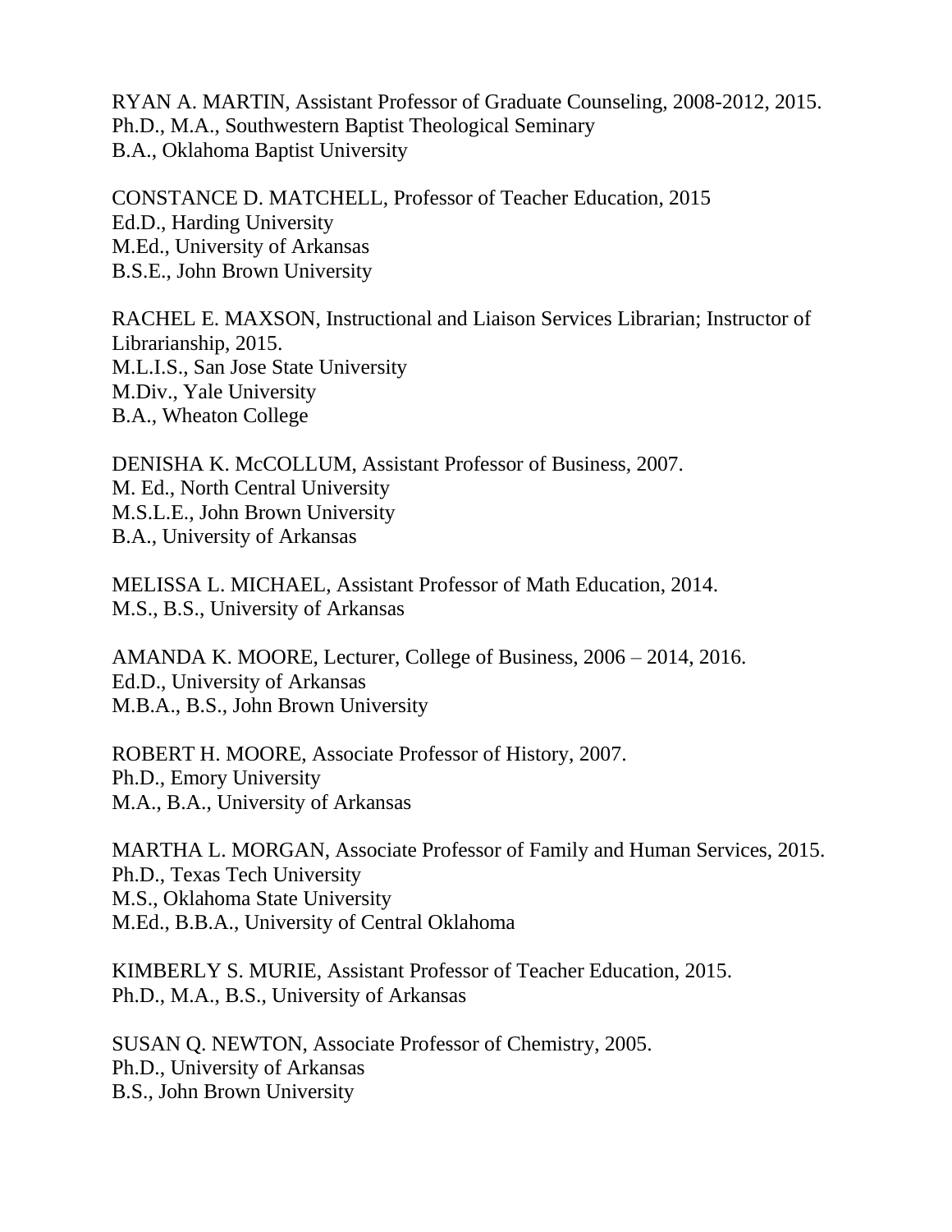RYAN A. MARTIN, Assistant Professor of Graduate Counseling, 2008-2012, 2015.
Ph.D., M.A., Southwestern Baptist Theological Seminary
B.A., Oklahoma Baptist University

CONSTANCE D. MATCHELL, Professor of Teacher Education, 2015
Ed.D., Harding University
M.Ed., University of Arkansas
B.S.E., John Brown University

RACHEL E. MAXSON, Instructional and Liaison Services Librarian; Instructor of Librarianship, 2015.
M.L.I.S., San Jose State University
M.Div., Yale University
B.A., Wheaton College

DENISHA K. McCOLLUM, Assistant Professor of Business, 2007.
M. Ed., North Central University
M.S.L.E., John Brown University
B.A., University of Arkansas

MELISSA L. MICHAEL, Assistant Professor of Math Education, 2014.
M.S., B.S., University of Arkansas

AMANDA K. MOORE, Lecturer, College of Business, 2006 – 2014, 2016.
Ed.D., University of Arkansas
M.B.A., B.S., John Brown University

ROBERT H. MOORE, Associate Professor of History, 2007.
Ph.D., Emory University
M.A., B.A., University of Arkansas

MARTHA L. MORGAN, Associate Professor of Family and Human Services, 2015.
Ph.D., Texas Tech University
M.S., Oklahoma State University
M.Ed., B.B.A., University of Central Oklahoma

KIMBERLY S. MURIE, Assistant Professor of Teacher Education, 2015.
Ph.D., M.A., B.S., University of Arkansas

SUSAN Q. NEWTON, Associate Professor of Chemistry, 2005.
Ph.D., University of Arkansas
B.S., John Brown University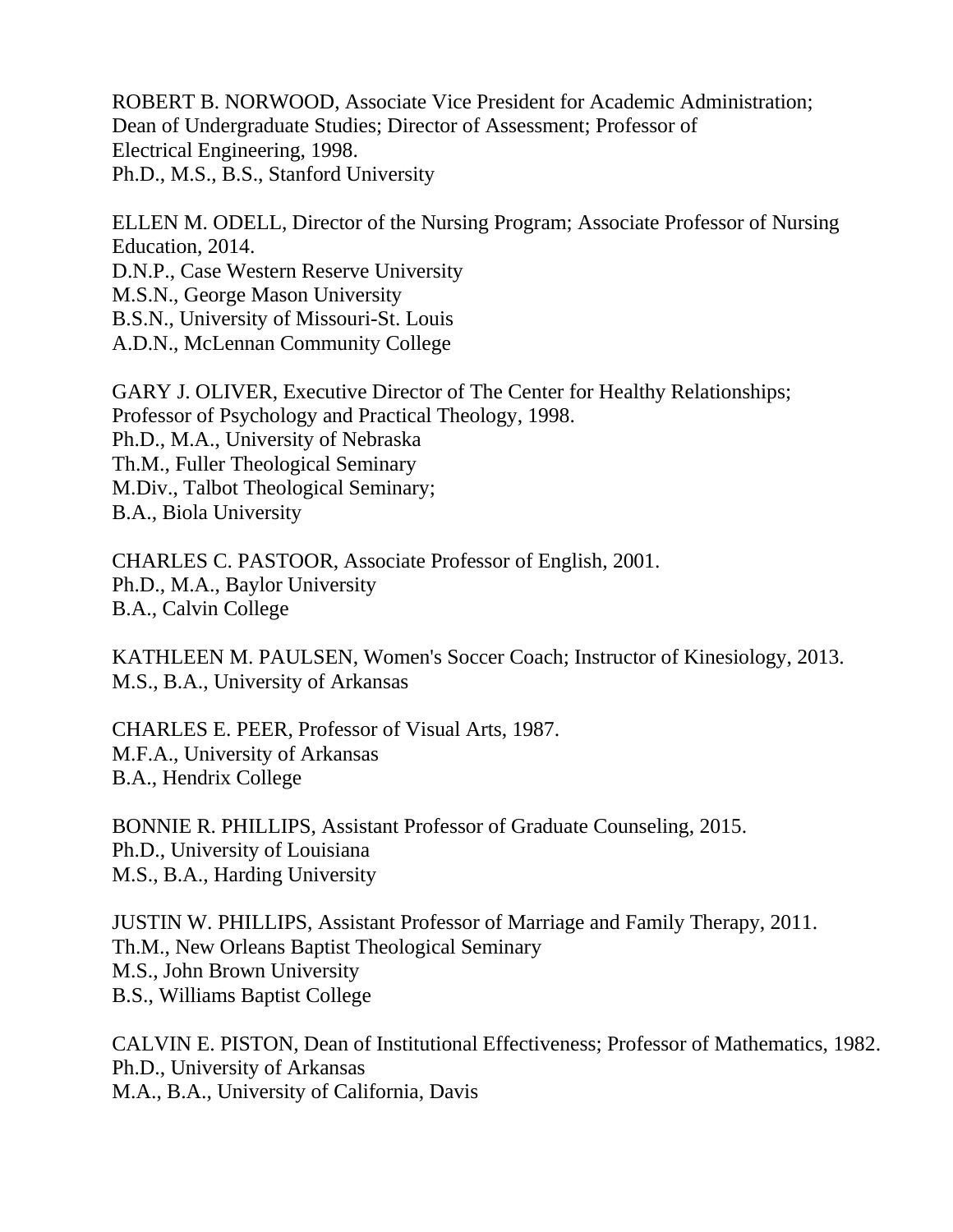ROBERT B. NORWOOD, Associate Vice President for Academic Administration; Dean of Undergraduate Studies; Director of Assessment; Professor of Electrical Engineering, 1998.
Ph.D., M.S., B.S., Stanford University

ELLEN M. ODELL, Director of the Nursing Program; Associate Professor of Nursing Education, 2014.
D.N.P., Case Western Reserve University
M.S.N., George Mason University
B.S.N., University of Missouri-St. Louis
A.D.N., McLennan Community College

GARY J. OLIVER, Executive Director of The Center for Healthy Relationships; Professor of Psychology and Practical Theology, 1998.
Ph.D., M.A., University of Nebraska
Th.M., Fuller Theological Seminary
M.Div., Talbot Theological Seminary;
B.A., Biola University

CHARLES C. PASTOOR, Associate Professor of English, 2001.
Ph.D., M.A., Baylor University
B.A., Calvin College

KATHLEEN M. PAULSEN, Women's Soccer Coach; Instructor of Kinesiology, 2013.
M.S., B.A., University of Arkansas

CHARLES E. PEER, Professor of Visual Arts, 1987.
M.F.A., University of Arkansas
B.A., Hendrix College

BONNIE R. PHILLIPS, Assistant Professor of Graduate Counseling, 2015.
Ph.D., University of Louisiana
M.S., B.A., Harding University

JUSTIN W. PHILLIPS, Assistant Professor of Marriage and Family Therapy, 2011.
Th.M., New Orleans Baptist Theological Seminary
M.S., John Brown University
B.S., Williams Baptist College

CALVIN E. PISTON, Dean of Institutional Effectiveness; Professor of Mathematics, 1982.
Ph.D., University of Arkansas
M.A., B.A., University of California, Davis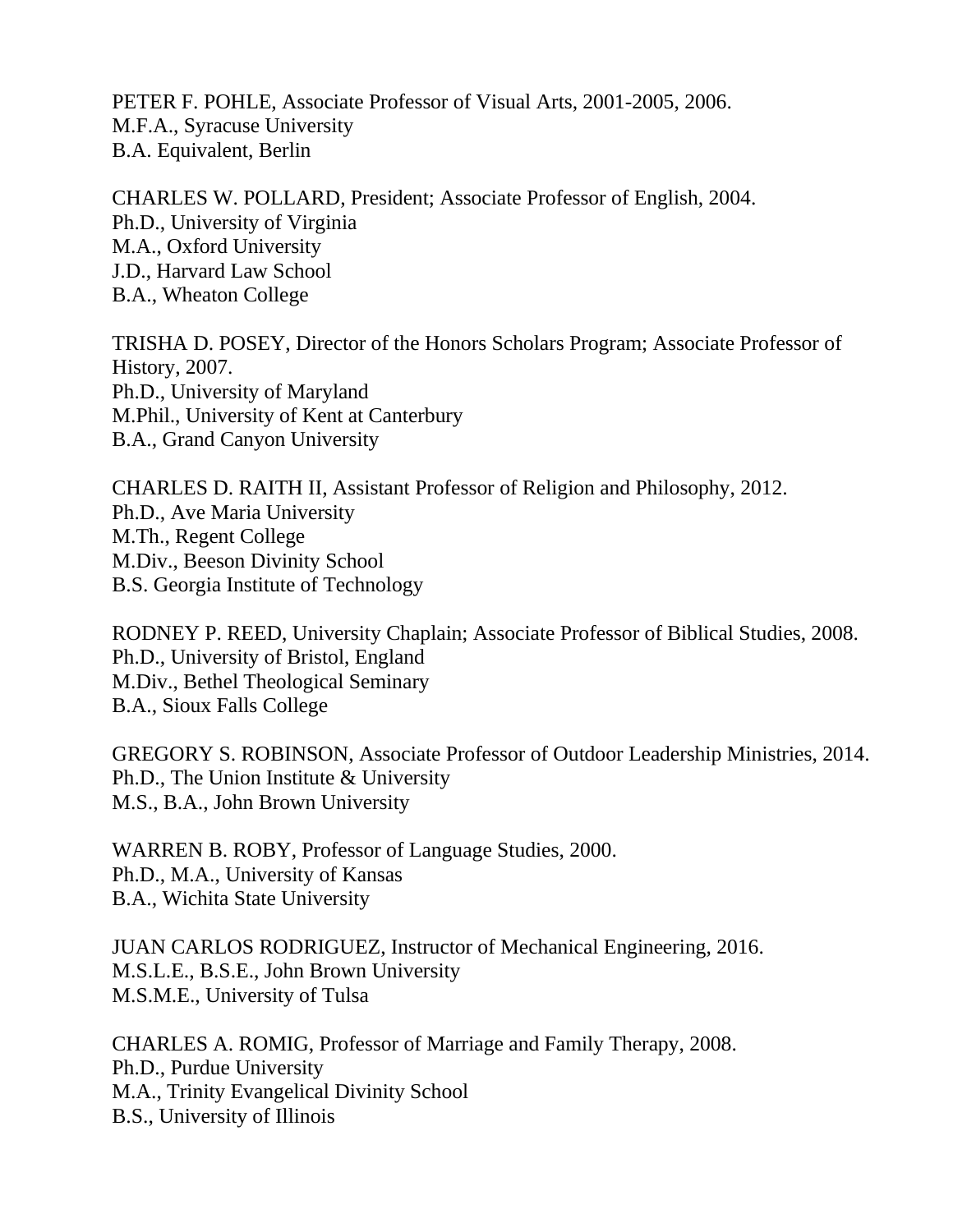PETER F. POHLE, Associate Professor of Visual Arts, 2001-2005, 2006.
M.F.A., Syracuse University
B.A. Equivalent, Berlin

CHARLES W. POLLARD, President; Associate Professor of English, 2004.
Ph.D., University of Virginia
M.A., Oxford University
J.D., Harvard Law School
B.A., Wheaton College

TRISHA D. POSEY, Director of the Honors Scholars Program; Associate Professor of History, 2007.
Ph.D., University of Maryland
M.Phil., University of Kent at Canterbury
B.A., Grand Canyon University

CHARLES D. RAITH II, Assistant Professor of Religion and Philosophy, 2012.
Ph.D., Ave Maria University
M.Th., Regent College
M.Div., Beeson Divinity School
B.S. Georgia Institute of Technology

RODNEY P. REED, University Chaplain; Associate Professor of Biblical Studies, 2008.
Ph.D., University of Bristol, England
M.Div., Bethel Theological Seminary
B.A., Sioux Falls College

GREGORY S. ROBINSON, Associate Professor of Outdoor Leadership Ministries, 2014.
Ph.D., The Union Institute & University
M.S., B.A., John Brown University

WARREN B. ROBY, Professor of Language Studies, 2000.
Ph.D., M.A., University of Kansas
B.A., Wichita State University

JUAN CARLOS RODRIGUEZ, Instructor of Mechanical Engineering, 2016.
M.S.L.E., B.S.E., John Brown University
M.S.M.E., University of Tulsa

CHARLES A. ROMIG, Professor of Marriage and Family Therapy, 2008.
Ph.D., Purdue University
M.A., Trinity Evangelical Divinity School
B.S., University of Illinois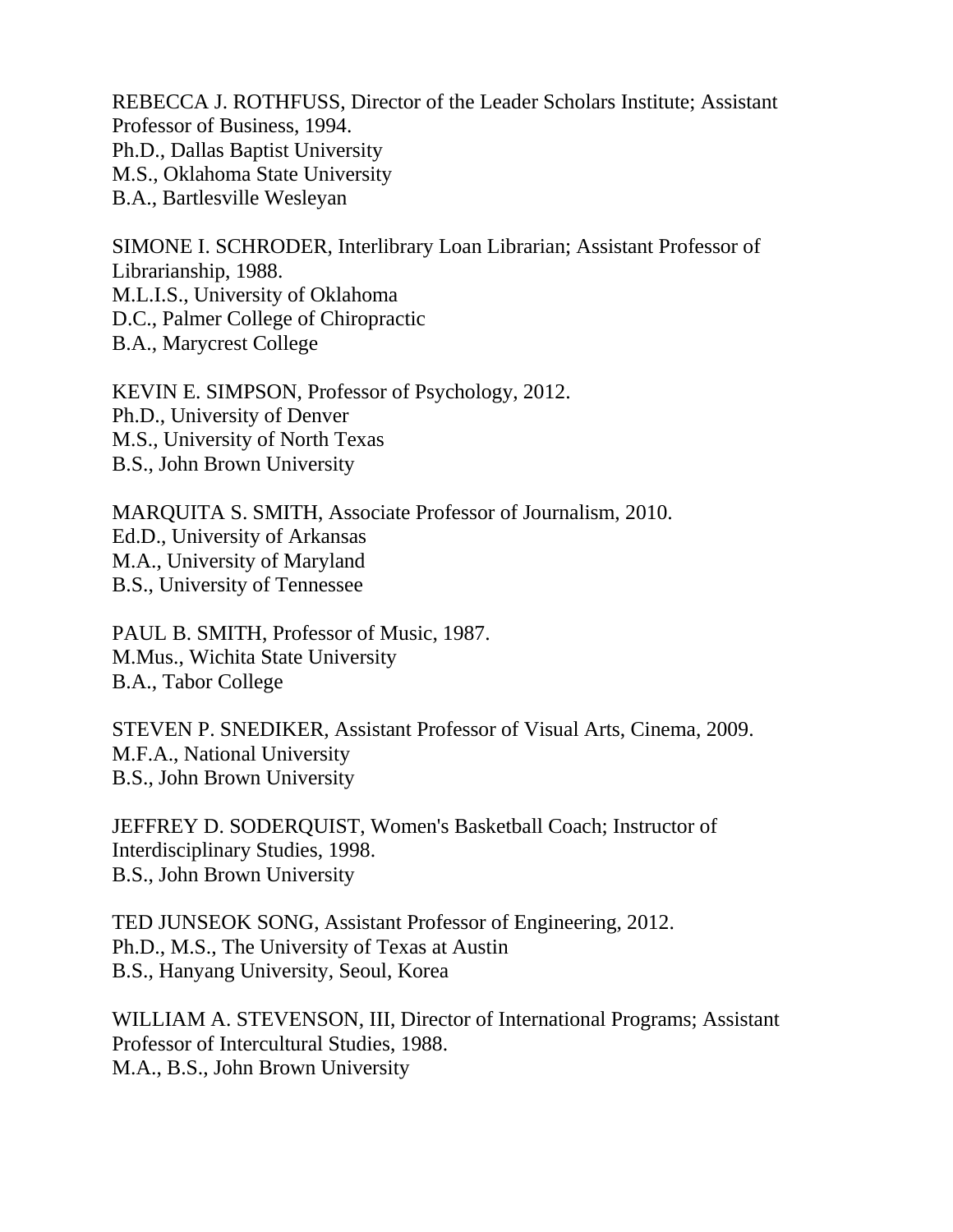REBECCA J. ROTHFUSS, Director of the Leader Scholars Institute; Assistant Professor of Business, 1994.
Ph.D., Dallas Baptist University
M.S., Oklahoma State University
B.A., Bartlesville Wesleyan

SIMONE I. SCHRODER, Interlibrary Loan Librarian; Assistant Professor of Librarianship, 1988.
M.L.I.S., University of Oklahoma
D.C., Palmer College of Chiropractic
B.A., Marycrest College

KEVIN E. SIMPSON, Professor of Psychology, 2012.
Ph.D., University of Denver
M.S., University of North Texas
B.S., John Brown University

MARQUITA S. SMITH, Associate Professor of Journalism, 2010.
Ed.D., University of Arkansas
M.A., University of Maryland
B.S., University of Tennessee

PAUL B. SMITH, Professor of Music, 1987.
M.Mus., Wichita State University
B.A., Tabor College

STEVEN P. SNEDIKER, Assistant Professor of Visual Arts, Cinema, 2009.
M.F.A., National University
B.S., John Brown University

JEFFREY D. SODERQUIST, Women's Basketball Coach; Instructor of Interdisciplinary Studies, 1998.
B.S., John Brown University

TED JUNSEOK SONG, Assistant Professor of Engineering, 2012.
Ph.D., M.S., The University of Texas at Austin
B.S., Hanyang University, Seoul, Korea

WILLIAM A. STEVENSON, III, Director of International Programs; Assistant Professor of Intercultural Studies, 1988.
M.A., B.S., John Brown University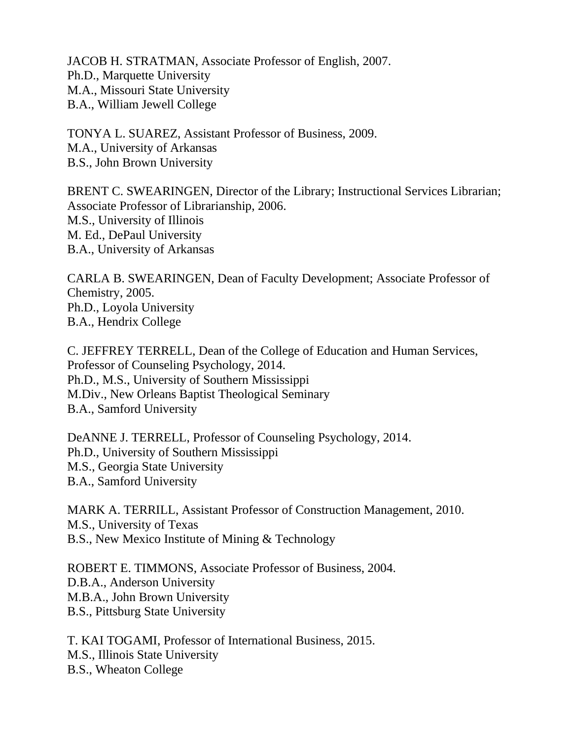JACOB H. STRATMAN, Associate Professor of English, 2007.
Ph.D., Marquette University
M.A., Missouri State University
B.A., William Jewell College

TONYA L. SUAREZ, Assistant Professor of Business, 2009.
M.A., University of Arkansas
B.S., John Brown University

BRENT C. SWEARINGEN, Director of the Library; Instructional Services Librarian; Associate Professor of Librarianship, 2006.
M.S., University of Illinois
M. Ed., DePaul University
B.A., University of Arkansas

CARLA B. SWEARINGEN, Dean of Faculty Development; Associate Professor of Chemistry, 2005.
Ph.D., Loyola University
B.A., Hendrix College

C. JEFFREY TERRELL, Dean of the College of Education and Human Services, Professor of Counseling Psychology, 2014.
Ph.D., M.S., University of Southern Mississippi
M.Div., New Orleans Baptist Theological Seminary
B.A., Samford University

DeANNE J. TERRELL, Professor of Counseling Psychology, 2014.
Ph.D., University of Southern Mississippi
M.S., Georgia State University
B.A., Samford University

MARK A. TERRILL, Assistant Professor of Construction Management, 2010.
M.S., University of Texas
B.S., New Mexico Institute of Mining & Technology

ROBERT E. TIMMONS, Associate Professor of Business, 2004.
D.B.A., Anderson University
M.B.A., John Brown University
B.S., Pittsburg State University

T. KAI TOGAMI, Professor of International Business, 2015.
M.S., Illinois State University
B.S., Wheaton College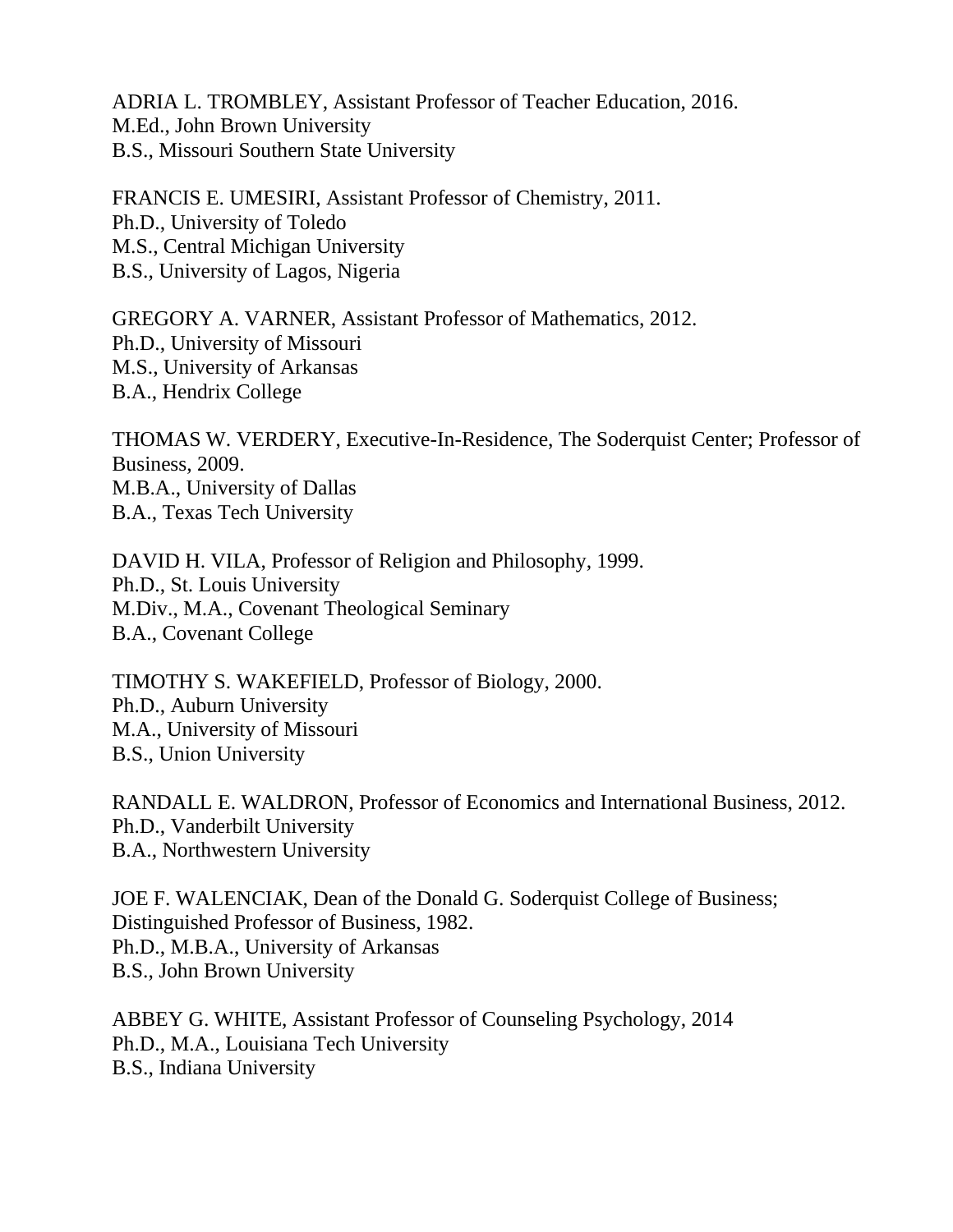ADRIA L. TROMBLEY, Assistant Professor of Teacher Education, 2016.
M.Ed., John Brown University
B.S., Missouri Southern State University

FRANCIS E. UMESIRI, Assistant Professor of Chemistry, 2011.
Ph.D., University of Toledo
M.S., Central Michigan University
B.S., University of Lagos, Nigeria

GREGORY A. VARNER, Assistant Professor of Mathematics, 2012.
Ph.D., University of Missouri
M.S., University of Arkansas
B.A., Hendrix College

THOMAS W. VERDERY, Executive-In-Residence, The Soderquist Center; Professor of Business, 2009.
M.B.A., University of Dallas
B.A., Texas Tech University

DAVID H. VILA, Professor of Religion and Philosophy, 1999.
Ph.D., St. Louis University
M.Div., M.A., Covenant Theological Seminary
B.A., Covenant College

TIMOTHY S. WAKEFIELD, Professor of Biology, 2000.
Ph.D., Auburn University
M.A., University of Missouri
B.S., Union University

RANDALL E. WALDRON, Professor of Economics and International Business, 2012.
Ph.D., Vanderbilt University
B.A., Northwestern University

JOE F. WALENCIAK, Dean of the Donald G. Soderquist College of Business; Distinguished Professor of Business, 1982.
Ph.D., M.B.A., University of Arkansas
B.S., John Brown University

ABBEY G. WHITE, Assistant Professor of Counseling Psychology, 2014
Ph.D., M.A., Louisiana Tech University
B.S., Indiana University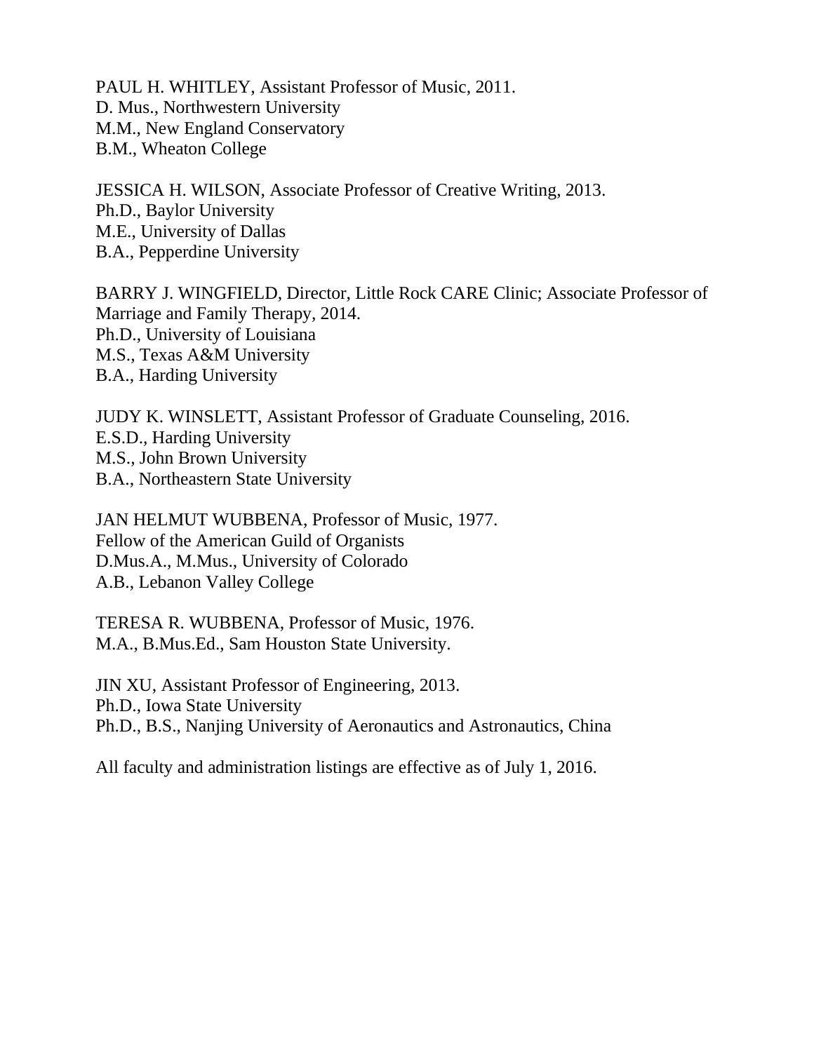PAUL H. WHITLEY, Assistant Professor of Music, 2011.
D. Mus., Northwestern University
M.M., New England Conservatory
B.M., Wheaton College

JESSICA H. WILSON, Associate Professor of Creative Writing, 2013.
Ph.D., Baylor University
M.E., University of Dallas
B.A., Pepperdine University

BARRY J. WINGFIELD, Director, Little Rock CARE Clinic; Associate Professor of Marriage and Family Therapy, 2014.
Ph.D., University of Louisiana
M.S., Texas A&M University
B.A., Harding University

JUDY K. WINSLETT, Assistant Professor of Graduate Counseling, 2016.
E.S.D., Harding University
M.S., John Brown University
B.A., Northeastern State University

JAN HELMUT WUBBENA, Professor of Music, 1977.
Fellow of the American Guild of Organists
D.Mus.A., M.Mus., University of Colorado
A.B., Lebanon Valley College

TERESA R. WUBBENA, Professor of Music, 1976.
M.A., B.Mus.Ed., Sam Houston State University.

JIN XU, Assistant Professor of Engineering, 2013.
Ph.D., Iowa State University
Ph.D., B.S., Nanjing University of Aeronautics and Astronautics, China

All faculty and administration listings are effective as of July 1, 2016.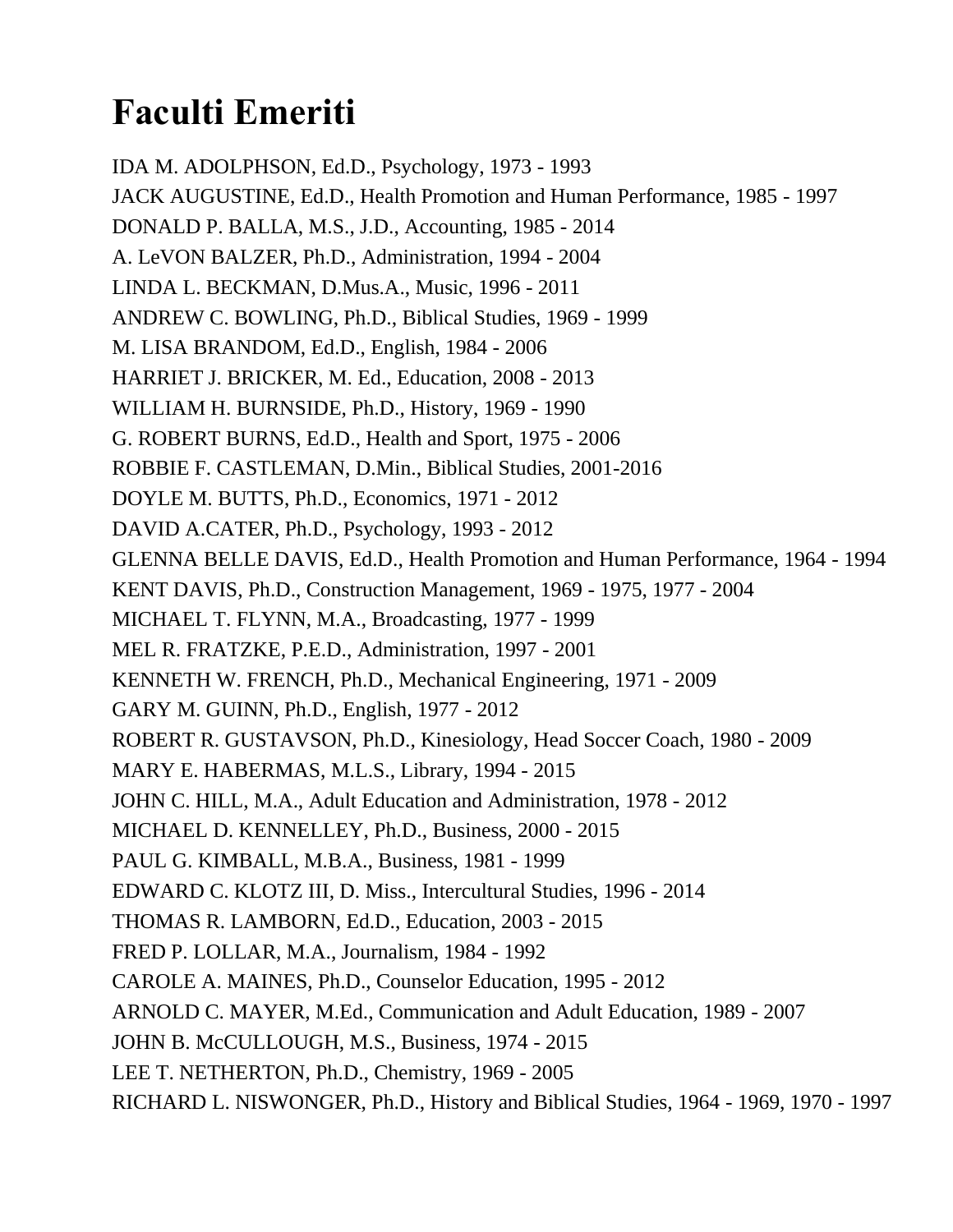# Faculti Emeriti

IDA M. ADOLPHSON, Ed.D., Psychology, 1973 - 1993
JACK AUGUSTINE, Ed.D., Health Promotion and Human Performance, 1985 - 1997
DONALD P. BALLA, M.S., J.D., Accounting, 1985 - 2014
A. LeVON BALZER, Ph.D., Administration, 1994 - 2004
LINDA L. BECKMAN, D.Mus.A., Music, 1996 - 2011
ANDREW C. BOWLING, Ph.D., Biblical Studies, 1969 - 1999
M. LISA BRANDOM, Ed.D., English, 1984 - 2006
HARRIET J. BRICKER, M. Ed., Education, 2008 - 2013
WILLIAM H. BURNSIDE, Ph.D., History, 1969 - 1990
G. ROBERT BURNS, Ed.D., Health and Sport, 1975 - 2006
ROBBIE F. CASTLEMAN, D.Min., Biblical Studies, 2001-2016
DOYLE M. BUTTS, Ph.D., Economics, 1971 - 2012
DAVID A.CATER, Ph.D., Psychology, 1993 - 2012
GLENNA BELLE DAVIS, Ed.D., Health Promotion and Human Performance, 1964 - 1994
KENT DAVIS, Ph.D., Construction Management, 1969 - 1975, 1977 - 2004
MICHAEL T. FLYNN, M.A., Broadcasting, 1977 - 1999
MEL R. FRATZKE, P.E.D., Administration, 1997 - 2001
KENNETH W. FRENCH, Ph.D., Mechanical Engineering, 1971 - 2009
GARY M. GUINN, Ph.D., English, 1977 - 2012
ROBERT R. GUSTAVSON, Ph.D., Kinesiology, Head Soccer Coach, 1980 - 2009
MARY E. HABERMAS, M.L.S., Library, 1994 - 2015
JOHN C. HILL, M.A., Adult Education and Administration, 1978 - 2012
MICHAEL D. KENNELLEY, Ph.D., Business, 2000 - 2015
PAUL G. KIMBALL, M.B.A., Business, 1981 - 1999
EDWARD C. KLOTZ III, D. Miss., Intercultural Studies, 1996 - 2014
THOMAS R. LAMBORN, Ed.D., Education, 2003 - 2015
FRED P. LOLLAR, M.A., Journalism, 1984 - 1992
CAROLE A. MAINES, Ph.D., Counselor Education, 1995 - 2012
ARNOLD C. MAYER, M.Ed., Communication and Adult Education, 1989 - 2007
JOHN B. McCULLOUGH, M.S., Business, 1974 - 2015
LEE T. NETHERTON, Ph.D., Chemistry, 1969 - 2005
RICHARD L. NISWONGER, Ph.D., History and Biblical Studies, 1964 - 1969, 1970 - 1997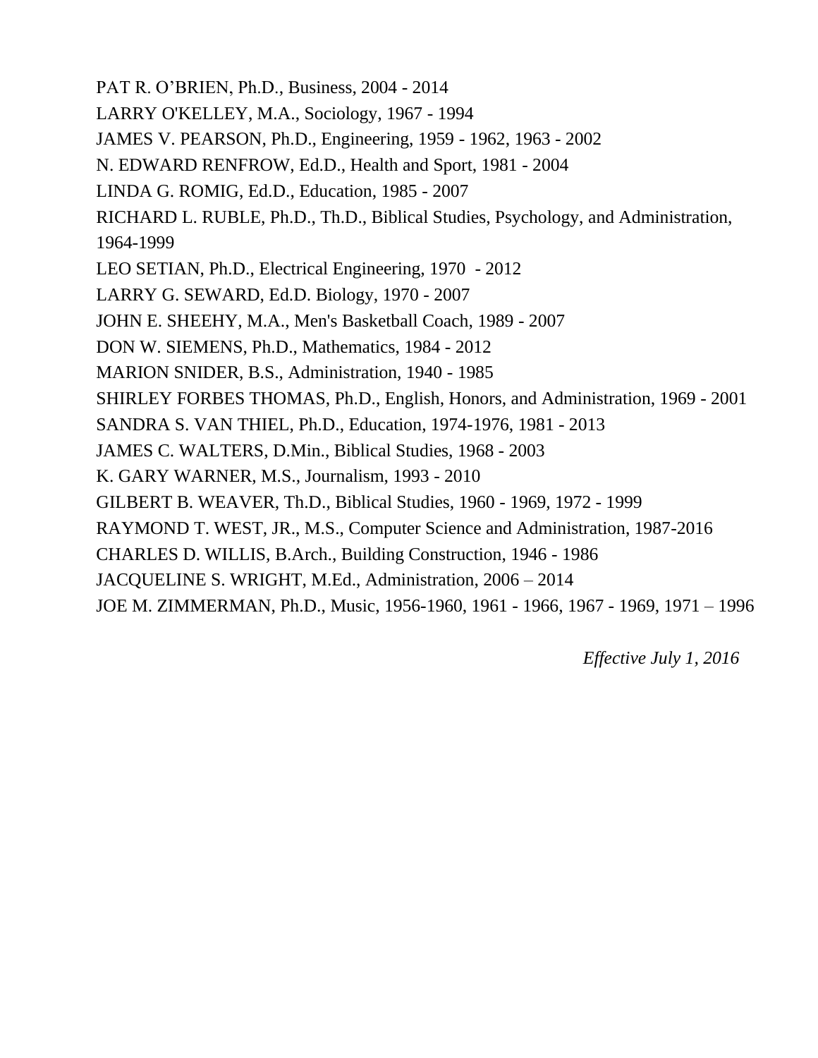PAT R. O'BRIEN, Ph.D., Business, 2004 - 2014

LARRY O'KELLEY, M.A., Sociology, 1967 - 1994

JAMES V. PEARSON, Ph.D., Engineering, 1959 - 1962, 1963 - 2002

N. EDWARD RENFROW, Ed.D., Health and Sport, 1981 - 2004

LINDA G. ROMIG, Ed.D., Education, 1985 - 2007

RICHARD L. RUBLE, Ph.D., Th.D., Biblical Studies, Psychology, and Administration, 1964-1999

LEO SETIAN, Ph.D., Electrical Engineering, 1970 - 2012

LARRY G. SEWARD, Ed.D. Biology, 1970 - 2007

JOHN E. SHEEHY, M.A., Men's Basketball Coach, 1989 - 2007

DON W. SIEMENS, Ph.D., Mathematics, 1984 - 2012

MARION SNIDER, B.S., Administration, 1940 - 1985

SHIRLEY FORBES THOMAS, Ph.D., English, Honors, and Administration, 1969 - 2001

SANDRA S. VAN THIEL, Ph.D., Education, 1974-1976, 1981 - 2013

JAMES C. WALTERS, D.Min., Biblical Studies, 1968 - 2003

K. GARY WARNER, M.S., Journalism, 1993 - 2010

GILBERT B. WEAVER, Th.D., Biblical Studies, 1960 - 1969, 1972 - 1999

RAYMOND T. WEST, JR., M.S., Computer Science and Administration, 1987-2016

CHARLES D. WILLIS, B.Arch., Building Construction, 1946 - 1986

JACQUELINE S. WRIGHT, M.Ed., Administration, 2006 – 2014

JOE M. ZIMMERMAN, Ph.D., Music, 1956-1960, 1961 - 1966, 1967 - 1969, 1971 – 1996

*Effective July 1, 2016*